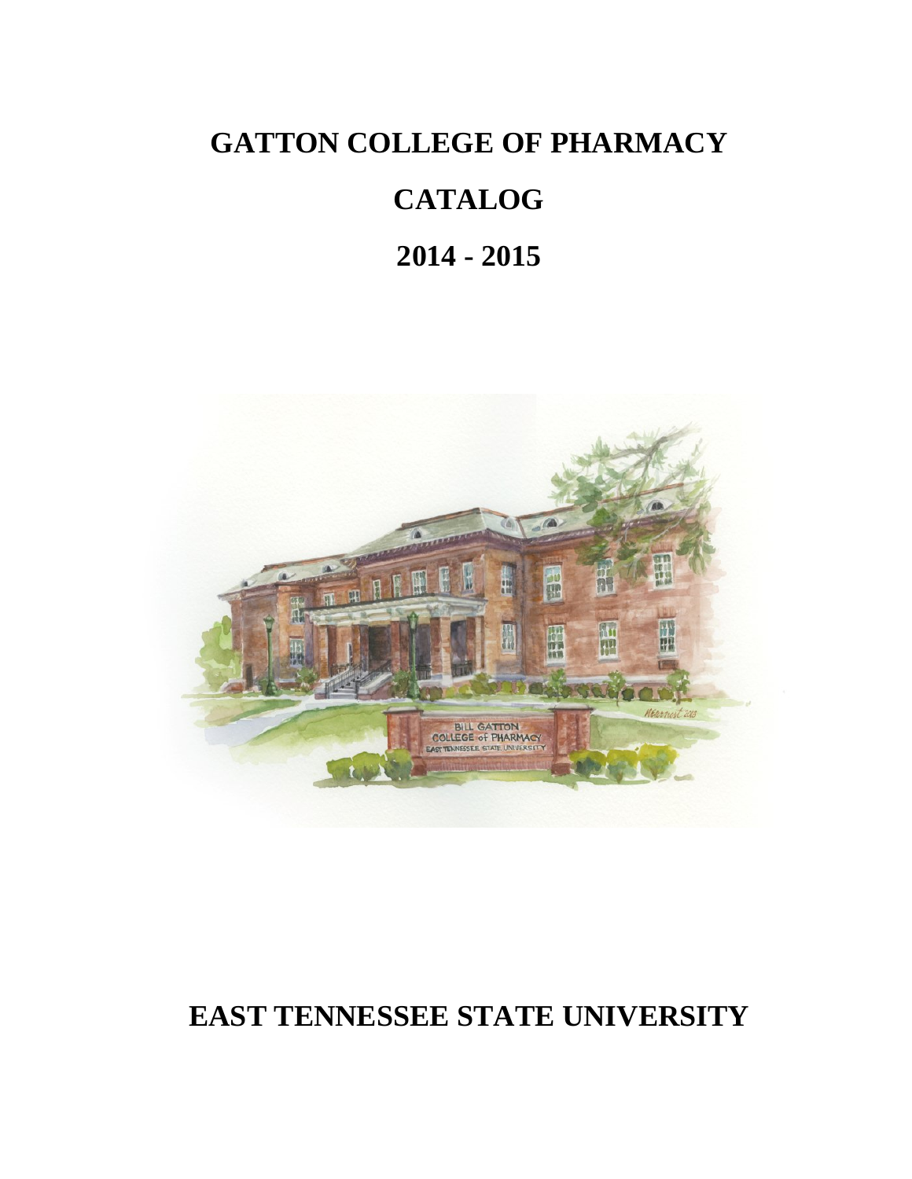# GATTON COLLEGE OF PHARMACY

# CATALOG

# 2014 - 2015

# EAST TENNESSEE STATE UNIVERSITY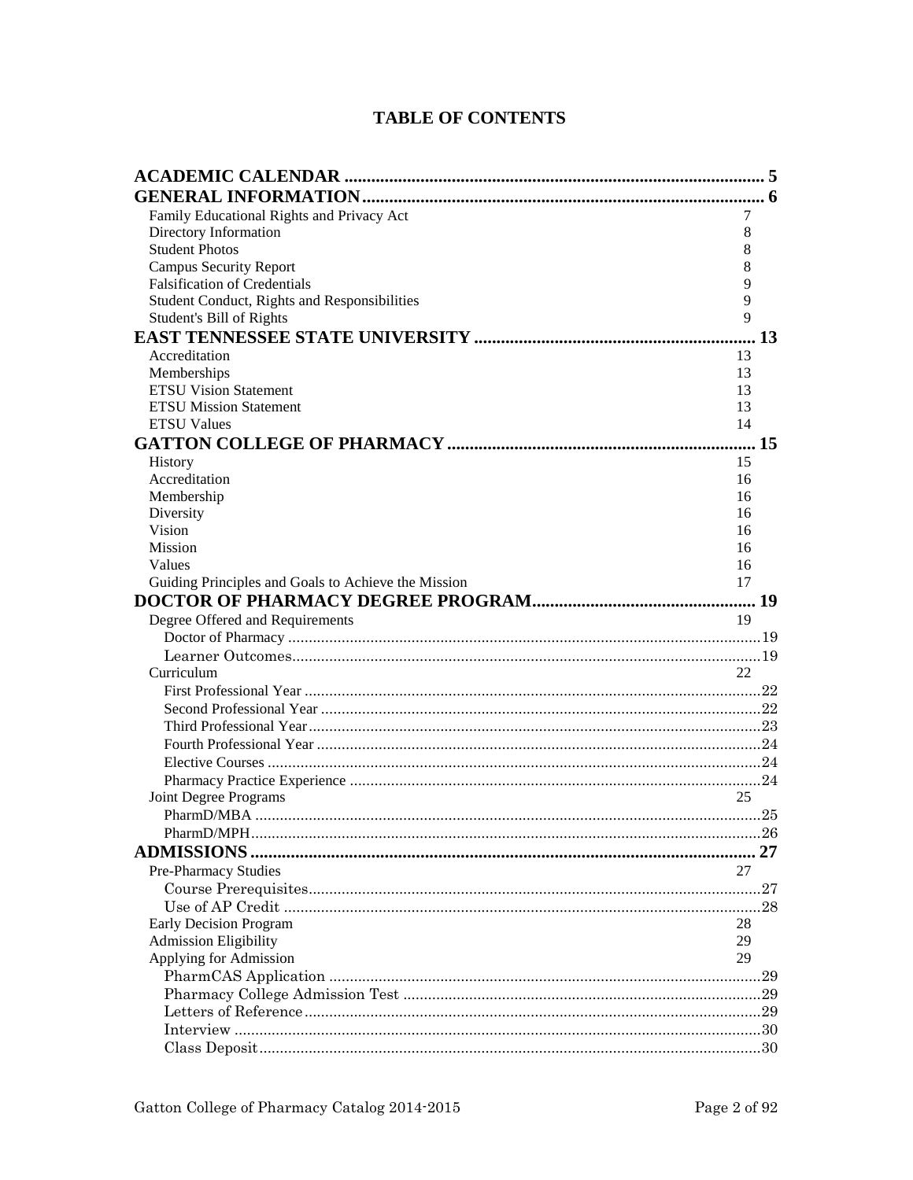# TABLE OF CONTENTS

**ACADEMIC CALENDAR** .......... 5

**GENERAL INFORMATION** .......... 6

- Family Educational Rights and Privacy Act 7
- Directory Information 8
- Student Photos 8
- Campus Security Report 8
- Falsification of Credentials 9
- Student Conduct, Rights and Responsibilities 9
- Student's Bill of Rights 9

**EAST TENNESSEE STATE UNIVERSITY** .......... 13

- Accreditation 13
- Memberships 13
- ETSU Vision Statement 13
- ETSU Mission Statement 13
- ETSU Values 14

**GATTON COLLEGE OF PHARMACY** .......... 15

- History 15
- Accreditation 16
- Membership 16
- Diversity 16
- Vision 16
- Mission 16
- Values 16
- Guiding Principles and Goals to Achieve the Mission 17

**DOCTOR OF PHARMACY DEGREE PROGRAM** .......... 19

- Degree Offered and Requirements 19
  - Doctor of Pharmacy .......... 19
  - Learner Outcomes .......... 19
- Curriculum 22
  - First Professional Year .......... 22
  - Second Professional Year .......... 22
  - Third Professional Year .......... 23
  - Fourth Professional Year .......... 24
  - Elective Courses .......... 24
  - Pharmacy Practice Experience .......... 24
- Joint Degree Programs 25
  - PharmD/MBA .......... 25
  - PharmD/MPH .......... 26

**ADMISSIONS** .......... 27

- Pre-Pharmacy Studies 27
  - Course Prerequisites .......... 27
  - Use of AP Credit .......... 28
- Early Decision Program 28
- Admission Eligibility 29
- Applying for Admission 29
  - PharmCAS Application .......... 29
  - Pharmacy College Admission Test .......... 29
  - Letters of Reference .......... 29
  - Interview .......... 30
  - Class Deposit .......... 30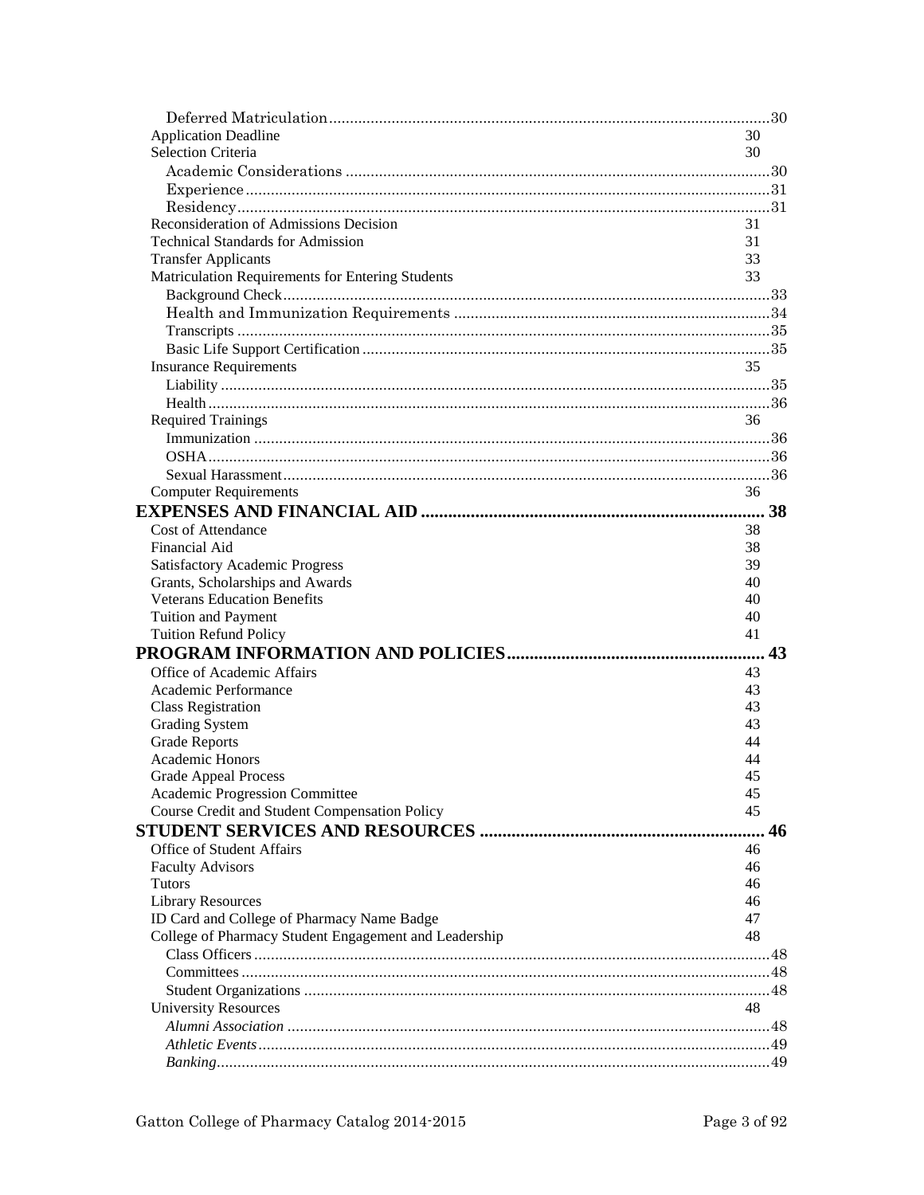Deferred Matriculation ..... 30
Application Deadline 30
Selection Criteria 30
Academic Considerations ..... 30
Experience ..... 31
Residency ..... 31
Reconsideration of Admissions Decision 31
Technical Standards for Admission 31
Transfer Applicants 33
Matriculation Requirements for Entering Students 33
Background Check ..... 33
Health and Immunization Requirements ..... 34
Transcripts ..... 35
Basic Life Support Certification ..... 35
Insurance Requirements 35
Liability ..... 35
Health ..... 36
Required Trainings 36
Immunization ..... 36
OSHA ..... 36
Sexual Harassment ..... 36
Computer Requirements 36

**EXPENSES AND FINANCIAL AID ..... 38**

Cost of Attendance 38
Financial Aid 38
Satisfactory Academic Progress 39
Grants, Scholarships and Awards 40
Veterans Education Benefits 40
Tuition and Payment 40
Tuition Refund Policy 41

**PROGRAM INFORMATION AND POLICIES ..... 43**

Office of Academic Affairs 43
Academic Performance 43
Class Registration 43
Grading System 43
Grade Reports 44
Academic Honors 44
Grade Appeal Process 45
Academic Progression Committee 45
Course Credit and Student Compensation Policy 45

**STUDENT SERVICES AND RESOURCES ..... 46**

Office of Student Affairs 46
Faculty Advisors 46
Tutors 46
Library Resources 46
ID Card and College of Pharmacy Name Badge 47
College of Pharmacy Student Engagement and Leadership 48
Class Officers ..... 48
Committees ..... 48
Student Organizations ..... 48
University Resources 48
*Alumni Association* ..... 48
*Athletic Events* ..... 49
*Banking* ..... 49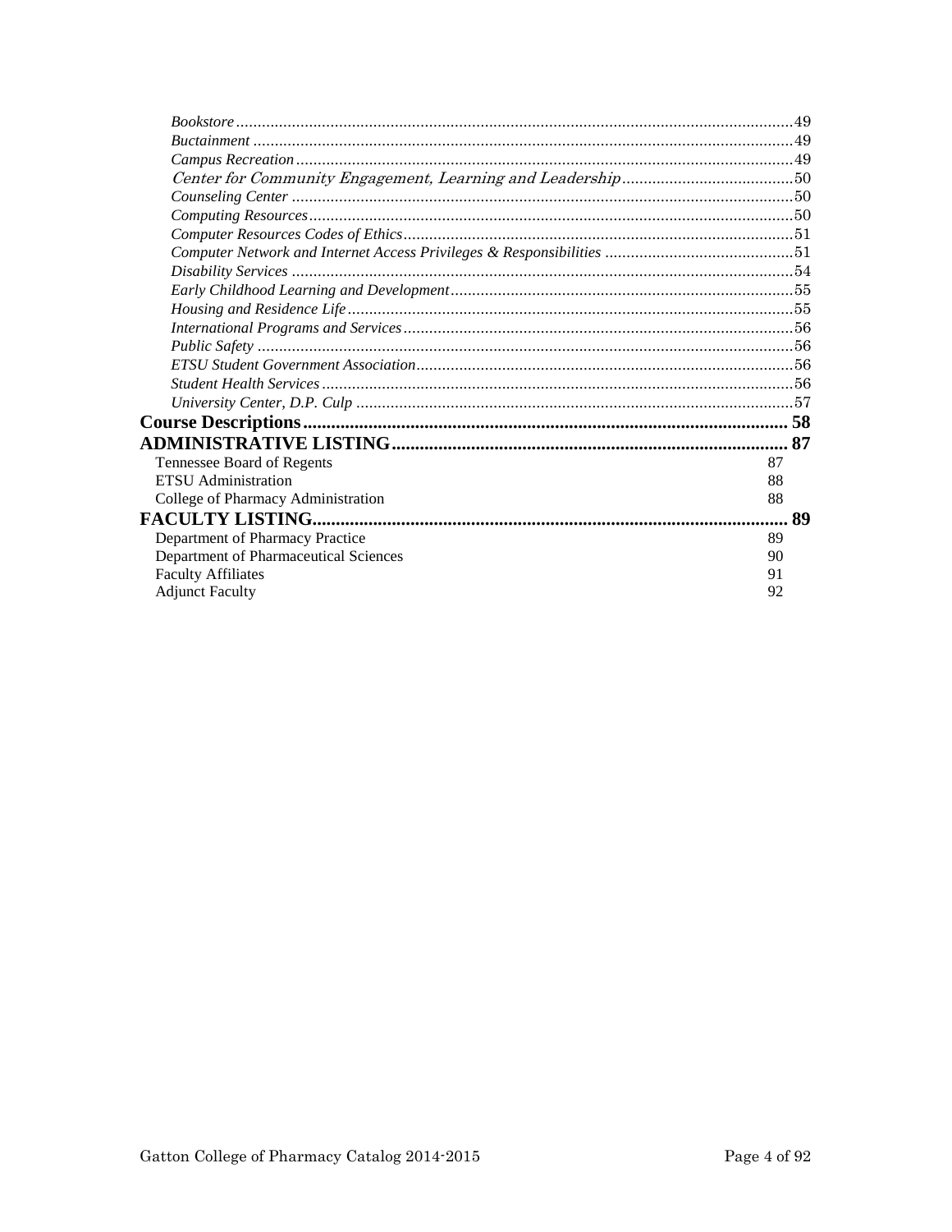*Bookstore* ..................................................................................................................49
*Buctainment* ..............................................................................................................49
*Campus Recreation* ....................................................................................................49
*Center for Community Engagement, Learning and Leadership* ........................................50
*Counseling Center* ......................................................................................................50
*Computing Resources* ..................................................................................................50
*Computer Resources Codes of Ethics* ............................................................................51
*Computer Network and Internet Access Privileges & Responsibilities* ..............................51
*Disability Services* .....................................................................................................54
*Early Childhood Learning and Development* ..................................................................55
*Housing and Residence Life* .........................................................................................55
*International Programs and Services* .............................................................................56
*Public Safety* ..............................................................................................................56
*ETSU Student Government Association* ..........................................................................56
*Student Health Services* ...............................................................................................56
*University Center, D.P. Culp* ........................................................................................57

**Course Descriptions** ........................................................................................................ **58**

**ADMINISTRATIVE LISTING** ...................................................................................... **87**

Tennessee Board of Regents 87
ETSU Administration 88
College of Pharmacy Administration 88

**FACULTY LISTING** ....................................................................................................... **89**

Department of Pharmacy Practice 89
Department of Pharmaceutical Sciences 90
Faculty Affiliates 91
Adjunct Faculty 92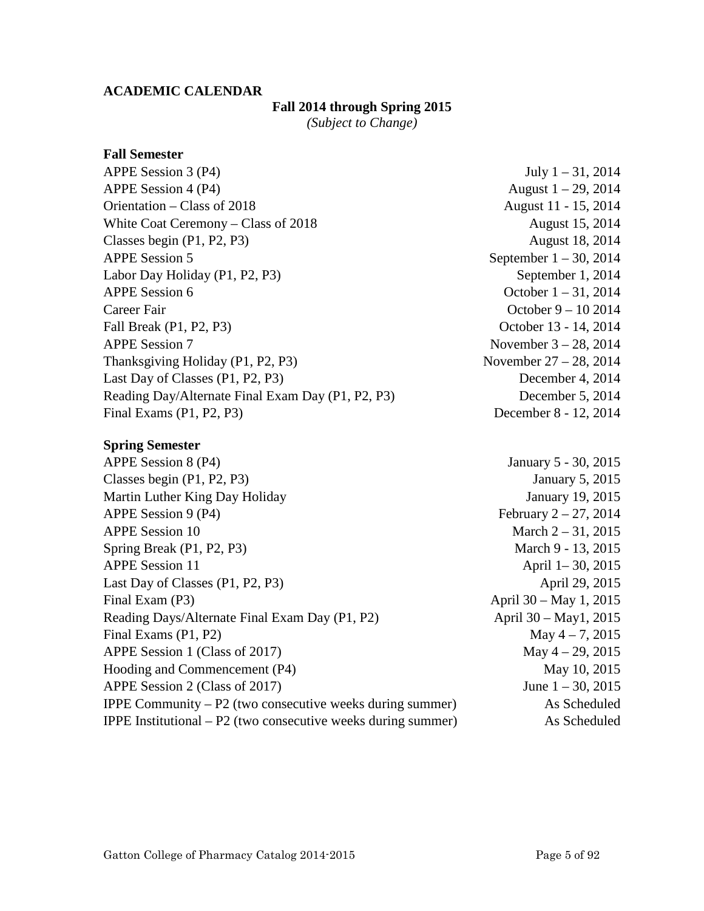## ACADEMIC CALENDAR

**Fall 2014 through Spring 2015**
*(Subject to Change)*

### Fall Semester

| | |
|---|---|
| APPE Session 3 (P4) | July 1 – 31, 2014 |
| APPE Session 4 (P4) | August 1 – 29, 2014 |
| Orientation – Class of 2018 | August 11 - 15, 2014 |
| White Coat Ceremony – Class of 2018 | August 15, 2014 |
| Classes begin (P1, P2, P3) | August 18, 2014 |
| APPE Session 5 | September 1 – 30, 2014 |
| Labor Day Holiday (P1, P2, P3) | September 1, 2014 |
| APPE Session 6 | October 1 – 31, 2014 |
| Career Fair | October 9 – 10 2014 |
| Fall Break (P1, P2, P3) | October 13 - 14, 2014 |
| APPE Session 7 | November 3 – 28, 2014 |
| Thanksgiving Holiday (P1, P2, P3) | November 27 – 28, 2014 |
| Last Day of Classes (P1, P2, P3) | December 4, 2014 |
| Reading Day/Alternate Final Exam Day (P1, P2, P3) | December 5, 2014 |
| Final Exams (P1, P2, P3) | December 8 - 12, 2014 |

### Spring Semester

| | |
|---|---|
| APPE Session 8 (P4) | January 5 - 30, 2015 |
| Classes begin (P1, P2, P3) | January 5, 2015 |
| Martin Luther King Day Holiday | January 19, 2015 |
| APPE Session 9 (P4) | February 2 – 27, 2014 |
| APPE Session 10 | March 2 – 31, 2015 |
| Spring Break (P1, P2, P3) | March 9 - 13, 2015 |
| APPE Session 11 | April 1– 30, 2015 |
| Last Day of Classes (P1, P2, P3) | April 29, 2015 |
| Final Exam (P3) | April 30 – May 1, 2015 |
| Reading Days/Alternate Final Exam Day (P1, P2) | April 30 – May1, 2015 |
| Final Exams (P1, P2) | May 4 – 7, 2015 |
| APPE Session 1 (Class of 2017) | May 4 – 29, 2015 |
| Hooding and Commencement (P4) | May 10, 2015 |
| APPE Session 2 (Class of 2017) | June 1 – 30, 2015 |
| IPPE Community – P2 (two consecutive weeks during summer) | As Scheduled |
| IPPE Institutional – P2 (two consecutive weeks during summer) | As Scheduled |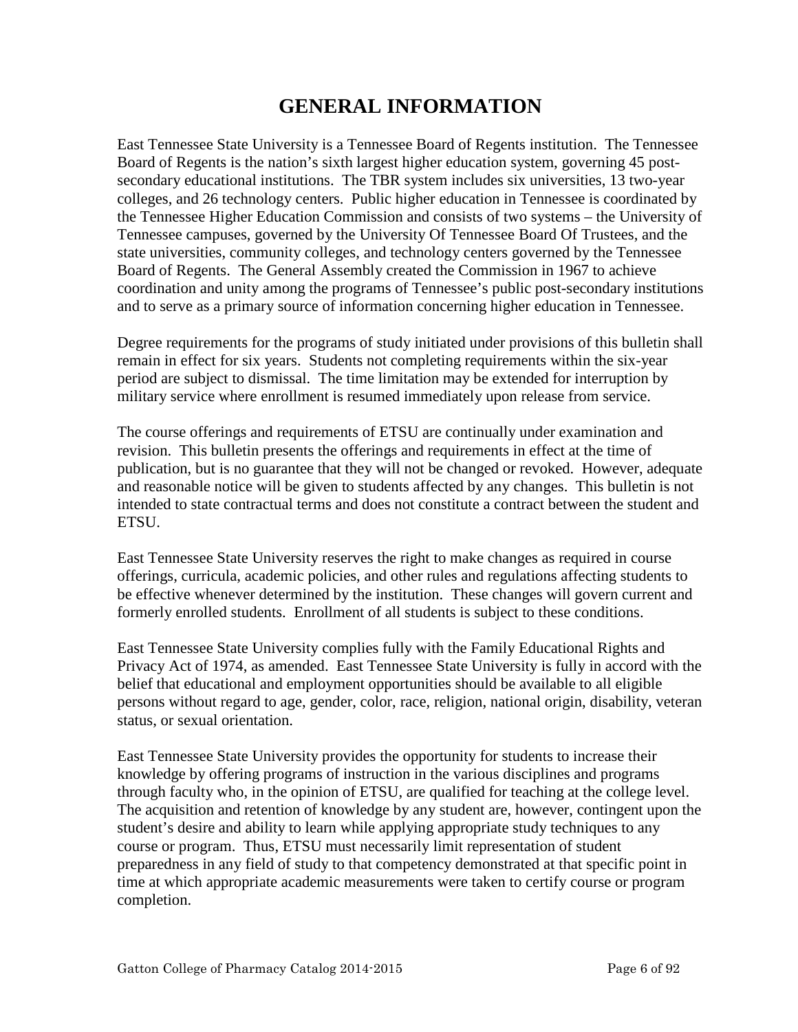# GENERAL INFORMATION

East Tennessee State University is a Tennessee Board of Regents institution. The Tennessee Board of Regents is the nation's sixth largest higher education system, governing 45 post-secondary educational institutions. The TBR system includes six universities, 13 two-year colleges, and 26 technology centers. Public higher education in Tennessee is coordinated by the Tennessee Higher Education Commission and consists of two systems – the University of Tennessee campuses, governed by the University Of Tennessee Board Of Trustees, and the state universities, community colleges, and technology centers governed by the Tennessee Board of Regents. The General Assembly created the Commission in 1967 to achieve coordination and unity among the programs of Tennessee's public post-secondary institutions and to serve as a primary source of information concerning higher education in Tennessee.

Degree requirements for the programs of study initiated under provisions of this bulletin shall remain in effect for six years. Students not completing requirements within the six-year period are subject to dismissal. The time limitation may be extended for interruption by military service where enrollment is resumed immediately upon release from service.

The course offerings and requirements of ETSU are continually under examination and revision. This bulletin presents the offerings and requirements in effect at the time of publication, but is no guarantee that they will not be changed or revoked. However, adequate and reasonable notice will be given to students affected by any changes. This bulletin is not intended to state contractual terms and does not constitute a contract between the student and ETSU.

East Tennessee State University reserves the right to make changes as required in course offerings, curricula, academic policies, and other rules and regulations affecting students to be effective whenever determined by the institution. These changes will govern current and formerly enrolled students. Enrollment of all students is subject to these conditions.

East Tennessee State University complies fully with the Family Educational Rights and Privacy Act of 1974, as amended. East Tennessee State University is fully in accord with the belief that educational and employment opportunities should be available to all eligible persons without regard to age, gender, color, race, religion, national origin, disability, veteran status, or sexual orientation.

East Tennessee State University provides the opportunity for students to increase their knowledge by offering programs of instruction in the various disciplines and programs through faculty who, in the opinion of ETSU, are qualified for teaching at the college level. The acquisition and retention of knowledge by any student are, however, contingent upon the student's desire and ability to learn while applying appropriate study techniques to any course or program. Thus, ETSU must necessarily limit representation of student preparedness in any field of study to that competency demonstrated at that specific point in time at which appropriate academic measurements were taken to certify course or program completion.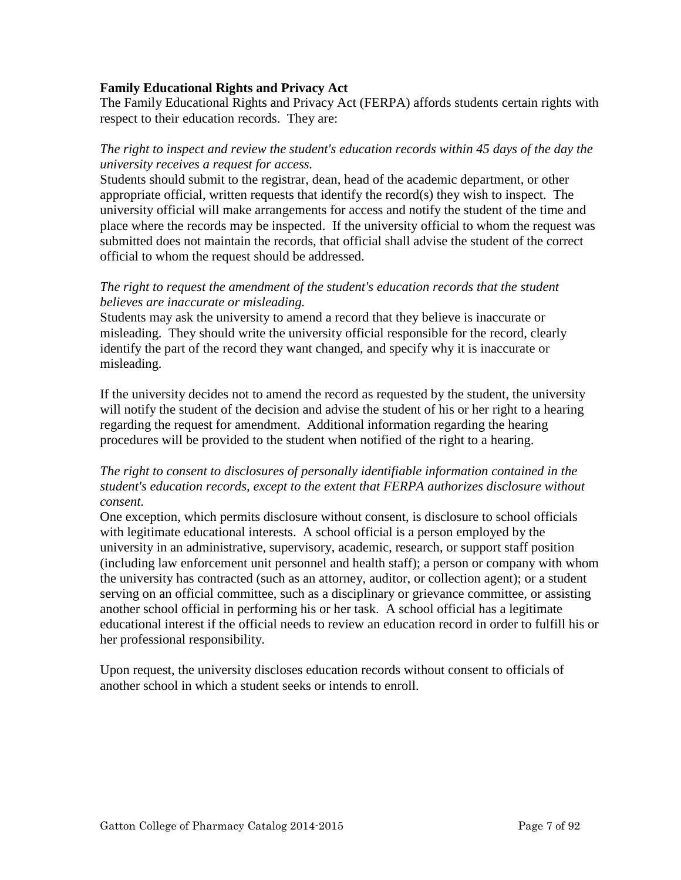**Family Educational Rights and Privacy Act**

The Family Educational Rights and Privacy Act (FERPA) affords students certain rights with respect to their education records. They are:

*The right to inspect and review the student's education records within 45 days of the day the university receives a request for access.*

Students should submit to the registrar, dean, head of the academic department, or other appropriate official, written requests that identify the record(s) they wish to inspect. The university official will make arrangements for access and notify the student of the time and place where the records may be inspected. If the university official to whom the request was submitted does not maintain the records, that official shall advise the student of the correct official to whom the request should be addressed.

*The right to request the amendment of the student's education records that the student believes are inaccurate or misleading.*

Students may ask the university to amend a record that they believe is inaccurate or misleading. They should write the university official responsible for the record, clearly identify the part of the record they want changed, and specify why it is inaccurate or misleading.

If the university decides not to amend the record as requested by the student, the university will notify the student of the decision and advise the student of his or her right to a hearing regarding the request for amendment. Additional information regarding the hearing procedures will be provided to the student when notified of the right to a hearing.

*The right to consent to disclosures of personally identifiable information contained in the student's education records, except to the extent that FERPA authorizes disclosure without consent.*

One exception, which permits disclosure without consent, is disclosure to school officials with legitimate educational interests. A school official is a person employed by the university in an administrative, supervisory, academic, research, or support staff position (including law enforcement unit personnel and health staff); a person or company with whom the university has contracted (such as an attorney, auditor, or collection agent); or a student serving on an official committee, such as a disciplinary or grievance committee, or assisting another school official in performing his or her task. A school official has a legitimate educational interest if the official needs to review an education record in order to fulfill his or her professional responsibility.

Upon request, the university discloses education records without consent to officials of another school in which a student seeks or intends to enroll.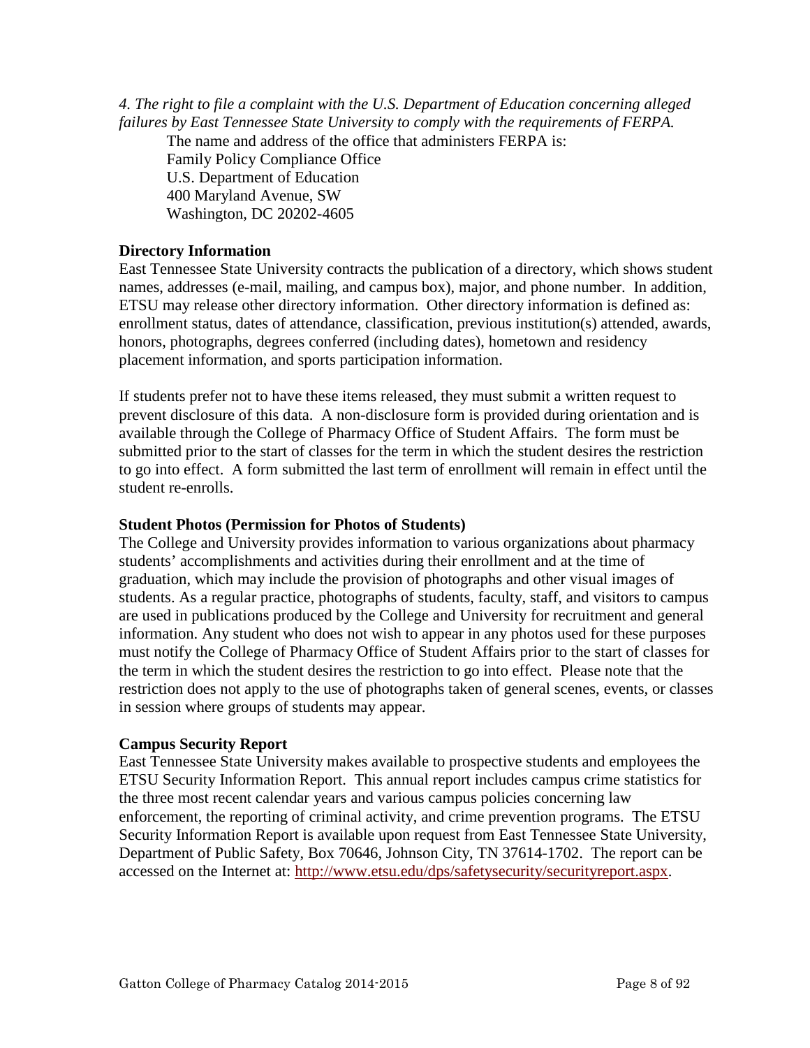*4. The right to file a complaint with the U.S. Department of Education concerning alleged failures by East Tennessee State University to comply with the requirements of FERPA.*

The name and address of the office that administers FERPA is:
Family Policy Compliance Office
U.S. Department of Education
400 Maryland Avenue, SW
Washington, DC 20202-4605

**Directory Information**

East Tennessee State University contracts the publication of a directory, which shows student names, addresses (e-mail, mailing, and campus box), major, and phone number. In addition, ETSU may release other directory information. Other directory information is defined as: enrollment status, dates of attendance, classification, previous institution(s) attended, awards, honors, photographs, degrees conferred (including dates), hometown and residency placement information, and sports participation information.

If students prefer not to have these items released, they must submit a written request to prevent disclosure of this data. A non-disclosure form is provided during orientation and is available through the College of Pharmacy Office of Student Affairs. The form must be submitted prior to the start of classes for the term in which the student desires the restriction to go into effect. A form submitted the last term of enrollment will remain in effect until the student re-enrolls.

**Student Photos (Permission for Photos of Students)**

The College and University provides information to various organizations about pharmacy students' accomplishments and activities during their enrollment and at the time of graduation, which may include the provision of photographs and other visual images of students. As a regular practice, photographs of students, faculty, staff, and visitors to campus are used in publications produced by the College and University for recruitment and general information. Any student who does not wish to appear in any photos used for these purposes must notify the College of Pharmacy Office of Student Affairs prior to the start of classes for the term in which the student desires the restriction to go into effect. Please note that the restriction does not apply to the use of photographs taken of general scenes, events, or classes in session where groups of students may appear.

**Campus Security Report**

East Tennessee State University makes available to prospective students and employees the ETSU Security Information Report. This annual report includes campus crime statistics for the three most recent calendar years and various campus policies concerning law enforcement, the reporting of criminal activity, and crime prevention programs. The ETSU Security Information Report is available upon request from East Tennessee State University, Department of Public Safety, Box 70646, Johnson City, TN 37614-1702. The report can be accessed on the Internet at: http://www.etsu.edu/dps/safetysecurity/securityreport.aspx.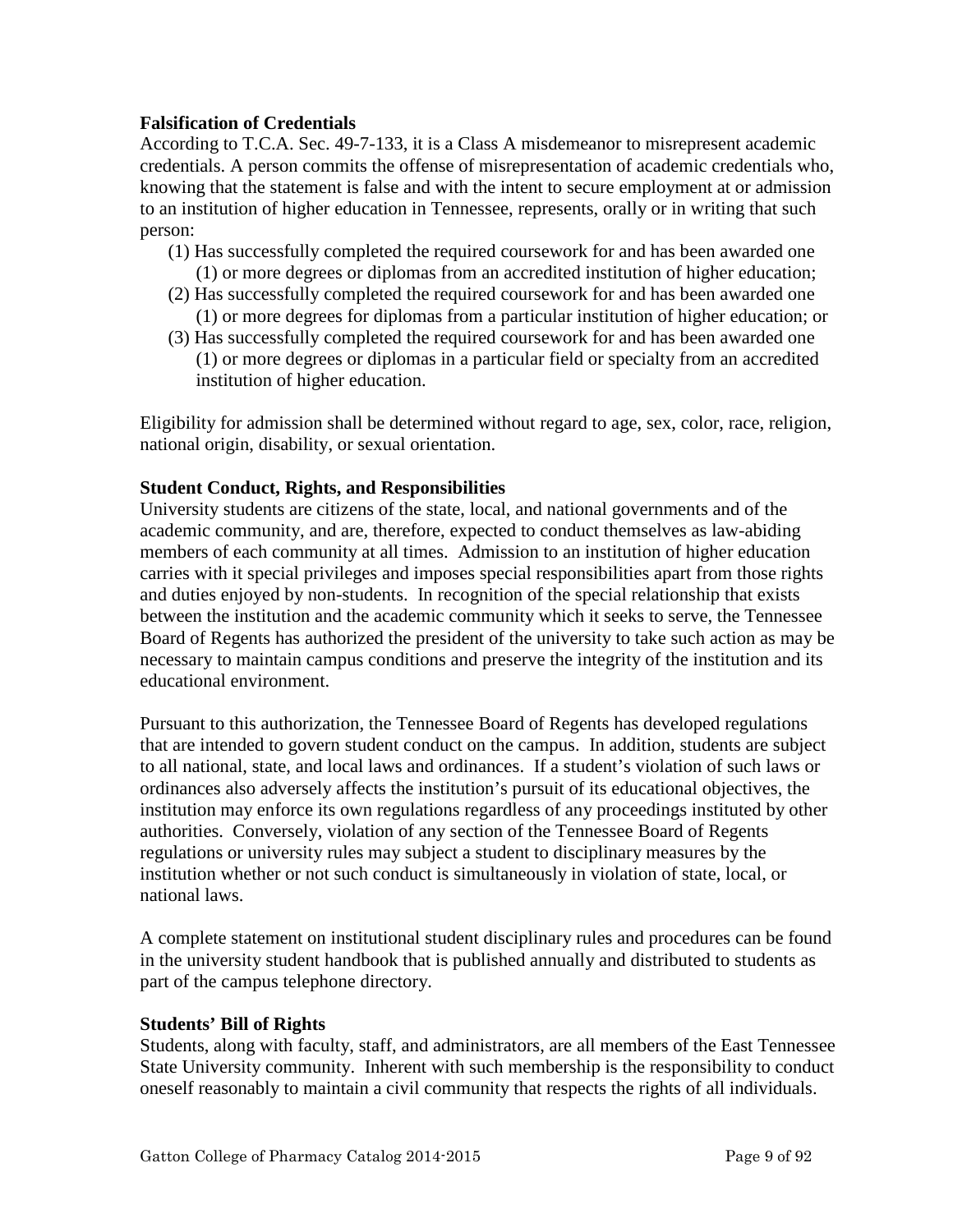**Falsification of Credentials**

According to T.C.A. Sec. 49-7-133, it is a Class A misdemeanor to misrepresent academic credentials. A person commits the offense of misrepresentation of academic credentials who, knowing that the statement is false and with the intent to secure employment at or admission to an institution of higher education in Tennessee, represents, orally or in writing that such person:

(1) Has successfully completed the required coursework for and has been awarded one (1) or more degrees or diplomas from an accredited institution of higher education;
(2) Has successfully completed the required coursework for and has been awarded one (1) or more degrees for diplomas from a particular institution of higher education; or
(3) Has successfully completed the required coursework for and has been awarded one (1) or more degrees or diplomas in a particular field or specialty from an accredited institution of higher education.

Eligibility for admission shall be determined without regard to age, sex, color, race, religion, national origin, disability, or sexual orientation.

**Student Conduct, Rights, and Responsibilities**

University students are citizens of the state, local, and national governments and of the academic community, and are, therefore, expected to conduct themselves as law-abiding members of each community at all times. Admission to an institution of higher education carries with it special privileges and imposes special responsibilities apart from those rights and duties enjoyed by non-students. In recognition of the special relationship that exists between the institution and the academic community which it seeks to serve, the Tennessee Board of Regents has authorized the president of the university to take such action as may be necessary to maintain campus conditions and preserve the integrity of the institution and its educational environment.

Pursuant to this authorization, the Tennessee Board of Regents has developed regulations that are intended to govern student conduct on the campus. In addition, students are subject to all national, state, and local laws and ordinances. If a student's violation of such laws or ordinances also adversely affects the institution's pursuit of its educational objectives, the institution may enforce its own regulations regardless of any proceedings instituted by other authorities. Conversely, violation of any section of the Tennessee Board of Regents regulations or university rules may subject a student to disciplinary measures by the institution whether or not such conduct is simultaneously in violation of state, local, or national laws.

A complete statement on institutional student disciplinary rules and procedures can be found in the university student handbook that is published annually and distributed to students as part of the campus telephone directory.

**Students' Bill of Rights**

Students, along with faculty, staff, and administrators, are all members of the East Tennessee State University community. Inherent with such membership is the responsibility to conduct oneself reasonably to maintain a civil community that respects the rights of all individuals.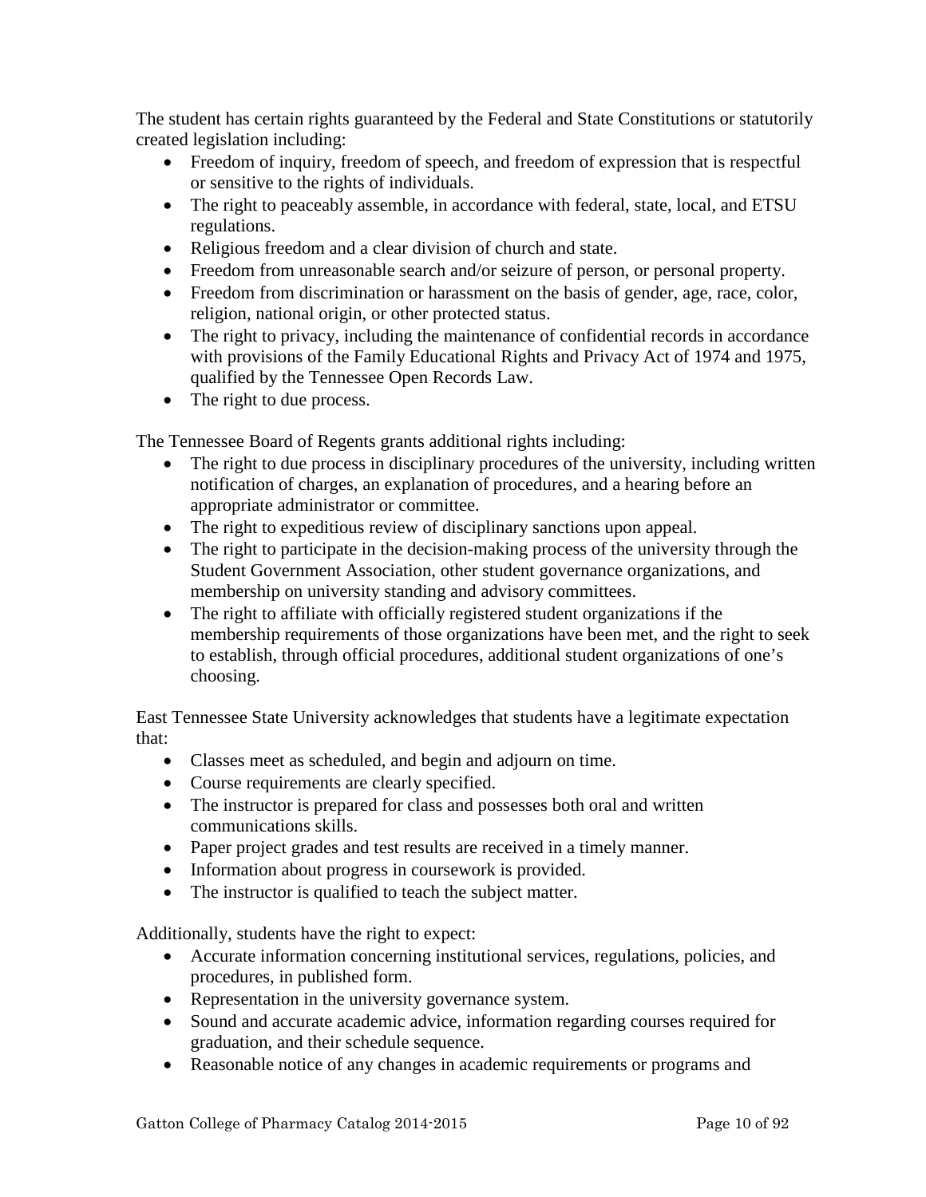The student has certain rights guaranteed by the Federal and State Constitutions or statutorily created legislation including:

- Freedom of inquiry, freedom of speech, and freedom of expression that is respectful or sensitive to the rights of individuals.
- The right to peaceably assemble, in accordance with federal, state, local, and ETSU regulations.
- Religious freedom and a clear division of church and state.
- Freedom from unreasonable search and/or seizure of person, or personal property.
- Freedom from discrimination or harassment on the basis of gender, age, race, color, religion, national origin, or other protected status.
- The right to privacy, including the maintenance of confidential records in accordance with provisions of the Family Educational Rights and Privacy Act of 1974 and 1975, qualified by the Tennessee Open Records Law.
- The right to due process.

The Tennessee Board of Regents grants additional rights including:

- The right to due process in disciplinary procedures of the university, including written notification of charges, an explanation of procedures, and a hearing before an appropriate administrator or committee.
- The right to expeditious review of disciplinary sanctions upon appeal.
- The right to participate in the decision-making process of the university through the Student Government Association, other student governance organizations, and membership on university standing and advisory committees.
- The right to affiliate with officially registered student organizations if the membership requirements of those organizations have been met, and the right to seek to establish, through official procedures, additional student organizations of one's choosing.

East Tennessee State University acknowledges that students have a legitimate expectation that:

- Classes meet as scheduled, and begin and adjourn on time.
- Course requirements are clearly specified.
- The instructor is prepared for class and possesses both oral and written communications skills.
- Paper project grades and test results are received in a timely manner.
- Information about progress in coursework is provided.
- The instructor is qualified to teach the subject matter.

Additionally, students have the right to expect:

- Accurate information concerning institutional services, regulations, policies, and procedures, in published form.
- Representation in the university governance system.
- Sound and accurate academic advice, information regarding courses required for graduation, and their schedule sequence.
- Reasonable notice of any changes in academic requirements or programs and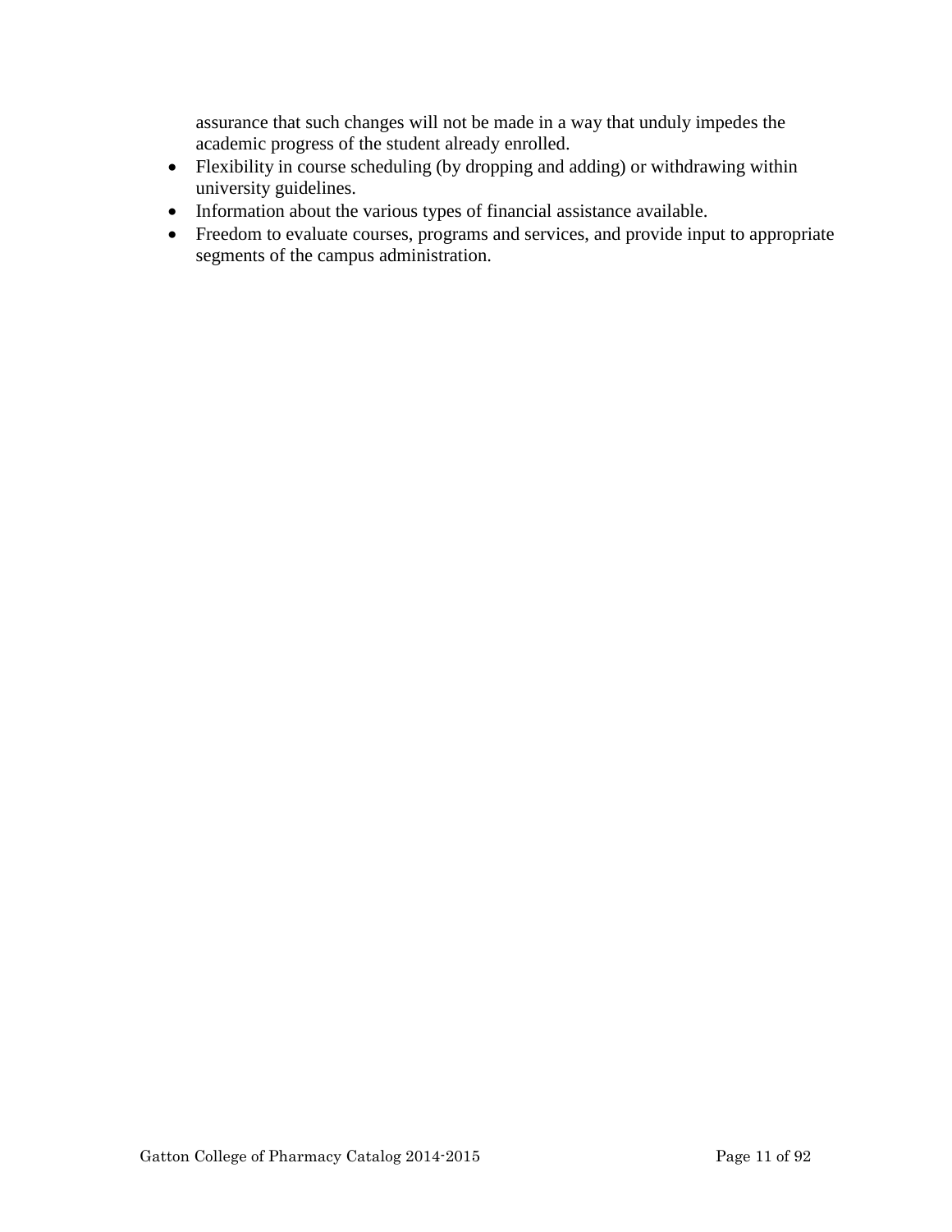assurance that such changes will not be made in a way that unduly impedes the academic progress of the student already enrolled.

- Flexibility in course scheduling (by dropping and adding) or withdrawing within university guidelines.
- Information about the various types of financial assistance available.
- Freedom to evaluate courses, programs and services, and provide input to appropriate segments of the campus administration.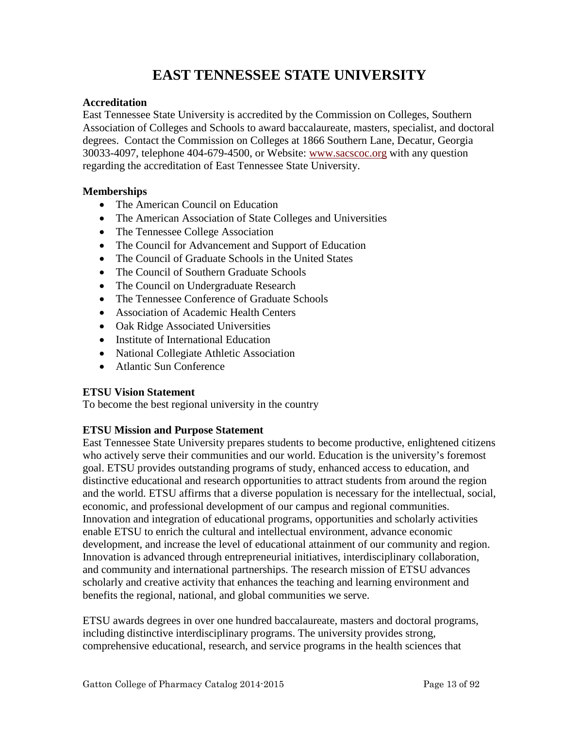# EAST TENNESSEE STATE UNIVERSITY

**Accreditation**

East Tennessee State University is accredited by the Commission on Colleges, Southern Association of Colleges and Schools to award baccalaureate, masters, specialist, and doctoral degrees. Contact the Commission on Colleges at 1866 Southern Lane, Decatur, Georgia 30033-4097, telephone 404-679-4500, or Website: www.sacscoc.org with any question regarding the accreditation of East Tennessee State University.

**Memberships**

- The American Council on Education
- The American Association of State Colleges and Universities
- The Tennessee College Association
- The Council for Advancement and Support of Education
- The Council of Graduate Schools in the United States
- The Council of Southern Graduate Schools
- The Council on Undergraduate Research
- The Tennessee Conference of Graduate Schools
- Association of Academic Health Centers
- Oak Ridge Associated Universities
- Institute of International Education
- National Collegiate Athletic Association
- Atlantic Sun Conference

**ETSU Vision Statement**

To become the best regional university in the country

**ETSU Mission and Purpose Statement**

East Tennessee State University prepares students to become productive, enlightened citizens who actively serve their communities and our world. Education is the university's foremost goal. ETSU provides outstanding programs of study, enhanced access to education, and distinctive educational and research opportunities to attract students from around the region and the world. ETSU affirms that a diverse population is necessary for the intellectual, social, economic, and professional development of our campus and regional communities. Innovation and integration of educational programs, opportunities and scholarly activities enable ETSU to enrich the cultural and intellectual environment, advance economic development, and increase the level of educational attainment of our community and region. Innovation is advanced through entrepreneurial initiatives, interdisciplinary collaboration, and community and international partnerships. The research mission of ETSU advances scholarly and creative activity that enhances the teaching and learning environment and benefits the regional, national, and global communities we serve.

ETSU awards degrees in over one hundred baccalaureate, masters and doctoral programs, including distinctive interdisciplinary programs. The university provides strong, comprehensive educational, research, and service programs in the health sciences that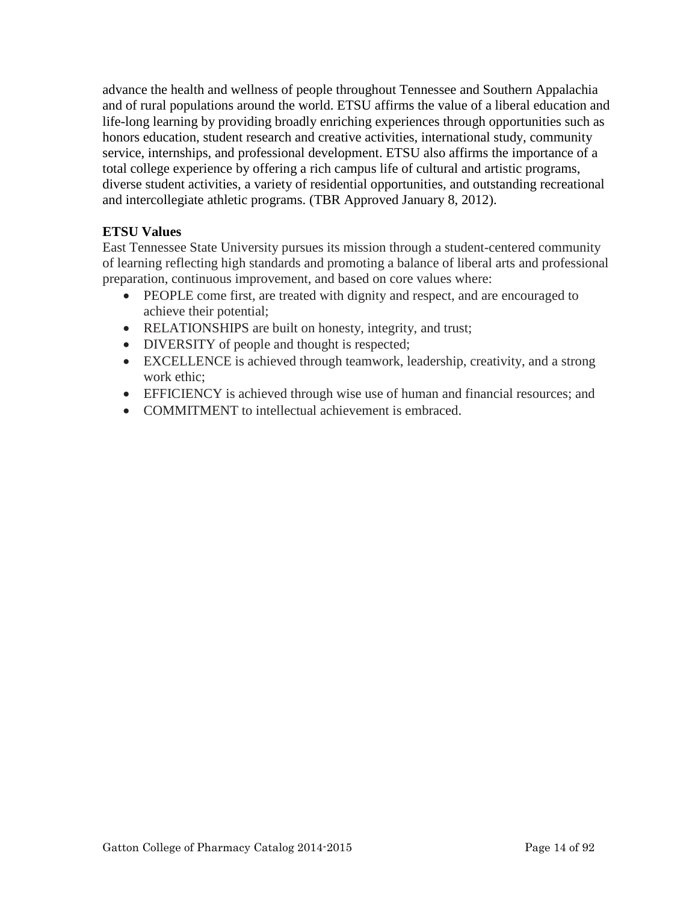advance the health and wellness of people throughout Tennessee and Southern Appalachia and of rural populations around the world. ETSU affirms the value of a liberal education and life-long learning by providing broadly enriching experiences through opportunities such as honors education, student research and creative activities, international study, community service, internships, and professional development. ETSU also affirms the importance of a total college experience by offering a rich campus life of cultural and artistic programs, diverse student activities, a variety of residential opportunities, and outstanding recreational and intercollegiate athletic programs. (TBR Approved January 8, 2012).

**ETSU Values**

East Tennessee State University pursues its mission through a student-centered community of learning reflecting high standards and promoting a balance of liberal arts and professional preparation, continuous improvement, and based on core values where:

- PEOPLE come first, are treated with dignity and respect, and are encouraged to achieve their potential;
- RELATIONSHIPS are built on honesty, integrity, and trust;
- DIVERSITY of people and thought is respected;
- EXCELLENCE is achieved through teamwork, leadership, creativity, and a strong work ethic;
- EFFICIENCY is achieved through wise use of human and financial resources; and
- COMMITMENT to intellectual achievement is embraced.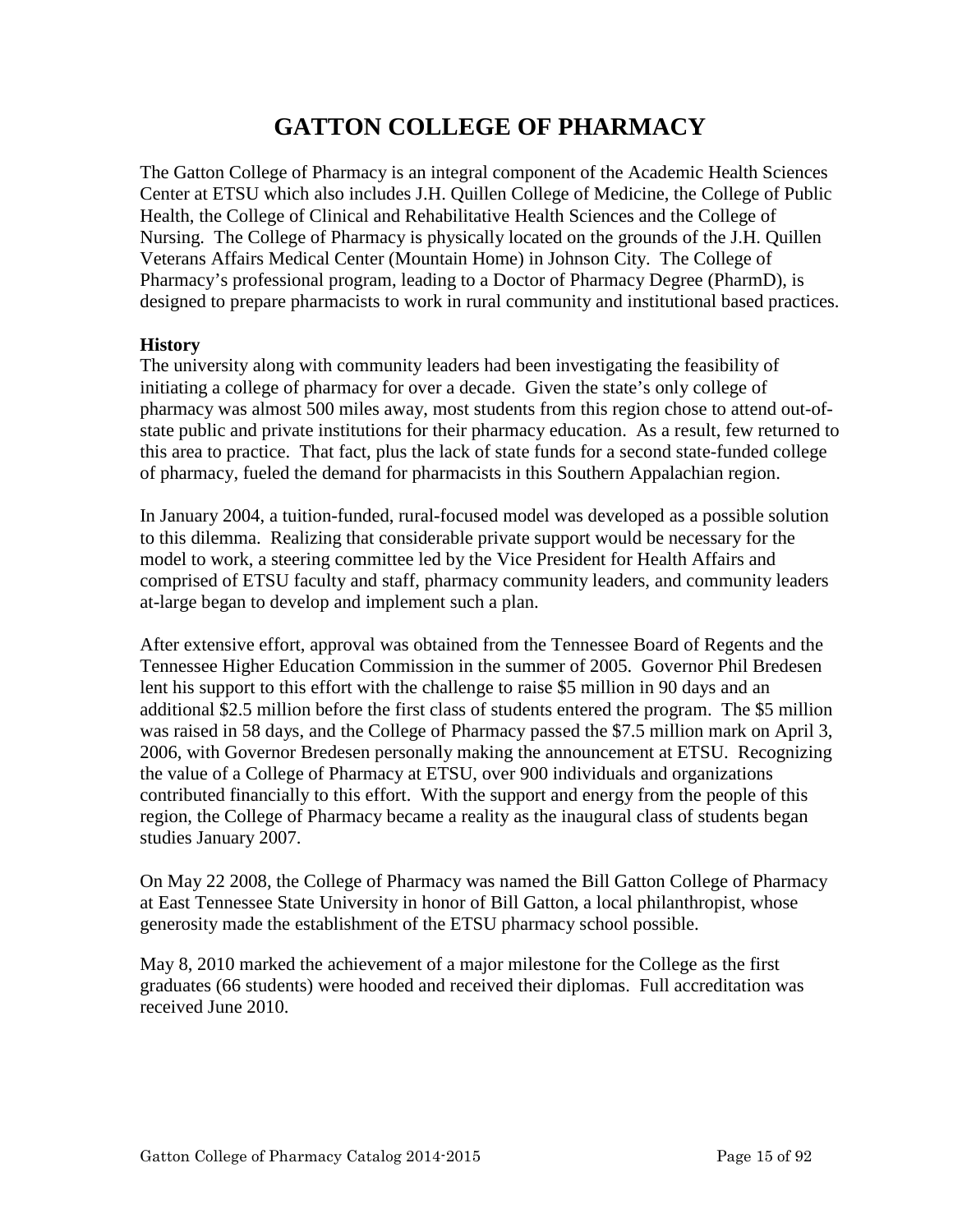# GATTON COLLEGE OF PHARMACY

The Gatton College of Pharmacy is an integral component of the Academic Health Sciences Center at ETSU which also includes J.H. Quillen College of Medicine, the College of Public Health, the College of Clinical and Rehabilitative Health Sciences and the College of Nursing. The College of Pharmacy is physically located on the grounds of the J.H. Quillen Veterans Affairs Medical Center (Mountain Home) in Johnson City. The College of Pharmacy's professional program, leading to a Doctor of Pharmacy Degree (PharmD), is designed to prepare pharmacists to work in rural community and institutional based practices.

**History**

The university along with community leaders had been investigating the feasibility of initiating a college of pharmacy for over a decade. Given the state's only college of pharmacy was almost 500 miles away, most students from this region chose to attend out-of-state public and private institutions for their pharmacy education. As a result, few returned to this area to practice. That fact, plus the lack of state funds for a second state-funded college of pharmacy, fueled the demand for pharmacists in this Southern Appalachian region.

In January 2004, a tuition-funded, rural-focused model was developed as a possible solution to this dilemma. Realizing that considerable private support would be necessary for the model to work, a steering committee led by the Vice President for Health Affairs and comprised of ETSU faculty and staff, pharmacy community leaders, and community leaders at-large began to develop and implement such a plan.

After extensive effort, approval was obtained from the Tennessee Board of Regents and the Tennessee Higher Education Commission in the summer of 2005. Governor Phil Bredesen lent his support to this effort with the challenge to raise $5 million in 90 days and an additional $2.5 million before the first class of students entered the program. The $5 million was raised in 58 days, and the College of Pharmacy passed the $7.5 million mark on April 3, 2006, with Governor Bredesen personally making the announcement at ETSU. Recognizing the value of a College of Pharmacy at ETSU, over 900 individuals and organizations contributed financially to this effort. With the support and energy from the people of this region, the College of Pharmacy became a reality as the inaugural class of students began studies January 2007.

On May 22 2008, the College of Pharmacy was named the Bill Gatton College of Pharmacy at East Tennessee State University in honor of Bill Gatton, a local philanthropist, whose generosity made the establishment of the ETSU pharmacy school possible.

May 8, 2010 marked the achievement of a major milestone for the College as the first graduates (66 students) were hooded and received their diplomas. Full accreditation was received June 2010.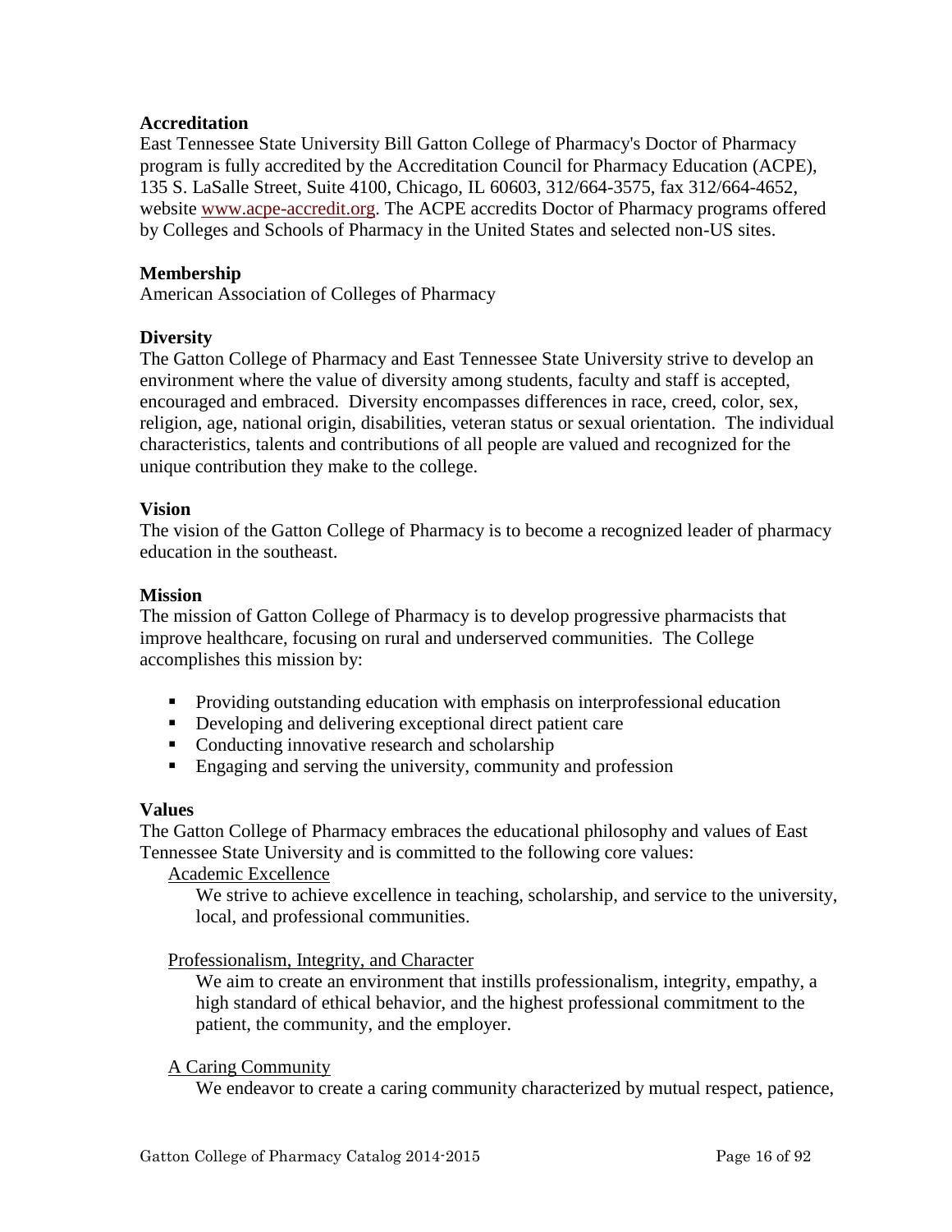**Accreditation**

East Tennessee State University Bill Gatton College of Pharmacy's Doctor of Pharmacy program is fully accredited by the Accreditation Council for Pharmacy Education (ACPE), 135 S. LaSalle Street, Suite 4100, Chicago, IL 60603, 312/664-3575, fax 312/664-4652, website [www.acpe-accredit.org](http://www.acpe-accredit.org). The ACPE accredits Doctor of Pharmacy programs offered by Colleges and Schools of Pharmacy in the United States and selected non-US sites.

**Membership**

American Association of Colleges of Pharmacy

**Diversity**

The Gatton College of Pharmacy and East Tennessee State University strive to develop an environment where the value of diversity among students, faculty and staff is accepted, encouraged and embraced. Diversity encompasses differences in race, creed, color, sex, religion, age, national origin, disabilities, veteran status or sexual orientation. The individual characteristics, talents and contributions of all people are valued and recognized for the unique contribution they make to the college.

**Vision**

The vision of the Gatton College of Pharmacy is to become a recognized leader of pharmacy education in the southeast.

**Mission**

The mission of Gatton College of Pharmacy is to develop progressive pharmacists that improve healthcare, focusing on rural and underserved communities. The College accomplishes this mission by:

- Providing outstanding education with emphasis on interprofessional education
- Developing and delivering exceptional direct patient care
- Conducting innovative research and scholarship
- Engaging and serving the university, community and profession

**Values**

The Gatton College of Pharmacy embraces the educational philosophy and values of East Tennessee State University and is committed to the following core values:

Academic Excellence

We strive to achieve excellence in teaching, scholarship, and service to the university, local, and professional communities.

Professionalism, Integrity, and Character

We aim to create an environment that instills professionalism, integrity, empathy, a high standard of ethical behavior, and the highest professional commitment to the patient, the community, and the employer.

A Caring Community

We endeavor to create a caring community characterized by mutual respect, patience,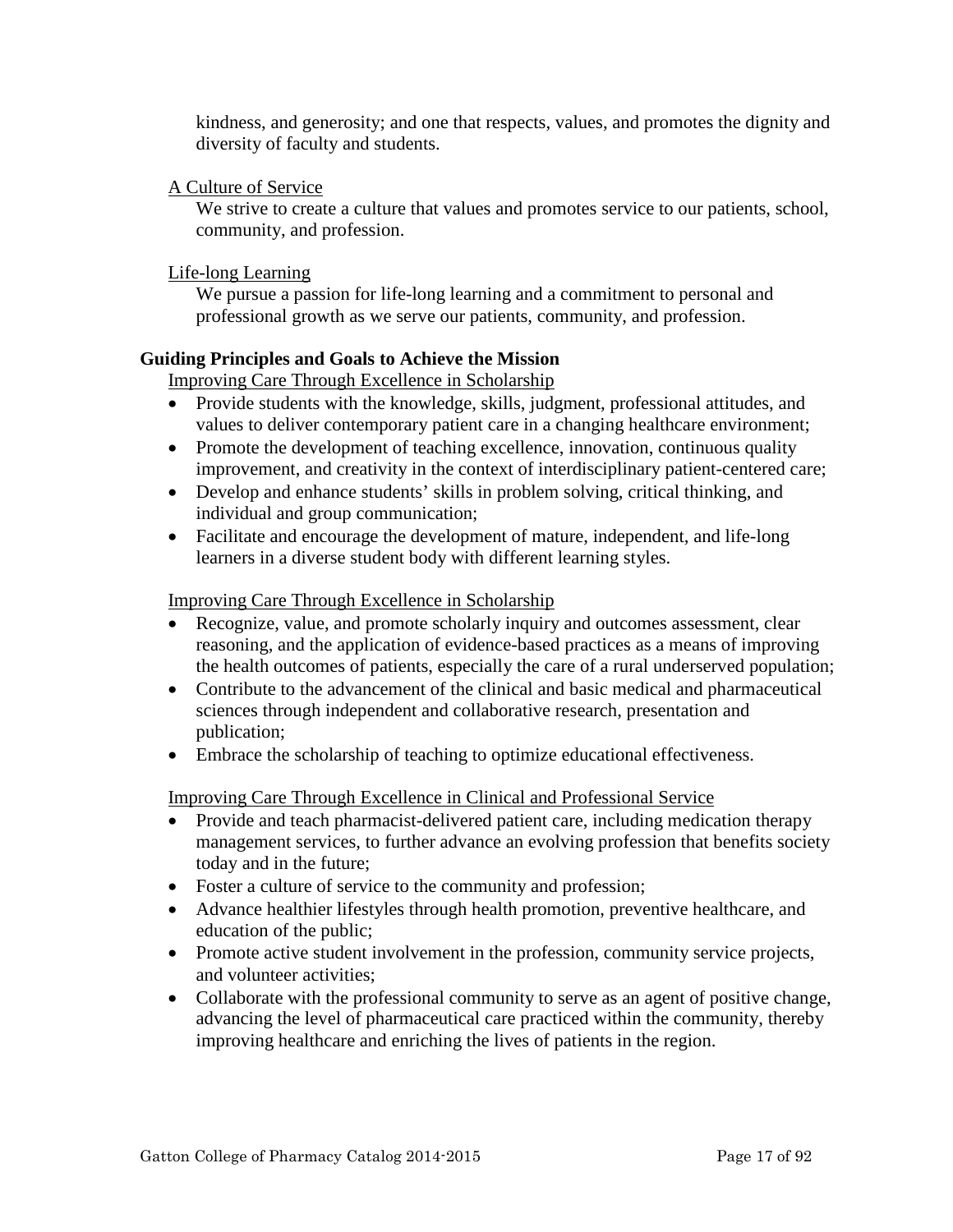kindness, and generosity; and one that respects, values, and promotes the dignity and diversity of faculty and students.

<u>A Culture of Service</u>

We strive to create a culture that values and promotes service to our patients, school, community, and profession.

<u>Life-long Learning</u>

We pursue a passion for life-long learning and a commitment to personal and professional growth as we serve our patients, community, and profession.

**Guiding Principles and Goals to Achieve the Mission**

<u>Improving Care Through Excellence in Scholarship</u>

- Provide students with the knowledge, skills, judgment, professional attitudes, and values to deliver contemporary patient care in a changing healthcare environment;
- Promote the development of teaching excellence, innovation, continuous quality improvement, and creativity in the context of interdisciplinary patient-centered care;
- Develop and enhance students' skills in problem solving, critical thinking, and individual and group communication;
- Facilitate and encourage the development of mature, independent, and life-long learners in a diverse student body with different learning styles.

<u>Improving Care Through Excellence in Scholarship</u>

- Recognize, value, and promote scholarly inquiry and outcomes assessment, clear reasoning, and the application of evidence-based practices as a means of improving the health outcomes of patients, especially the care of a rural underserved population;
- Contribute to the advancement of the clinical and basic medical and pharmaceutical sciences through independent and collaborative research, presentation and publication;
- Embrace the scholarship of teaching to optimize educational effectiveness.

<u>Improving Care Through Excellence in Clinical and Professional Service</u>

- Provide and teach pharmacist-delivered patient care, including medication therapy management services, to further advance an evolving profession that benefits society today and in the future;
- Foster a culture of service to the community and profession;
- Advance healthier lifestyles through health promotion, preventive healthcare, and education of the public;
- Promote active student involvement in the profession, community service projects, and volunteer activities;
- Collaborate with the professional community to serve as an agent of positive change, advancing the level of pharmaceutical care practiced within the community, thereby improving healthcare and enriching the lives of patients in the region.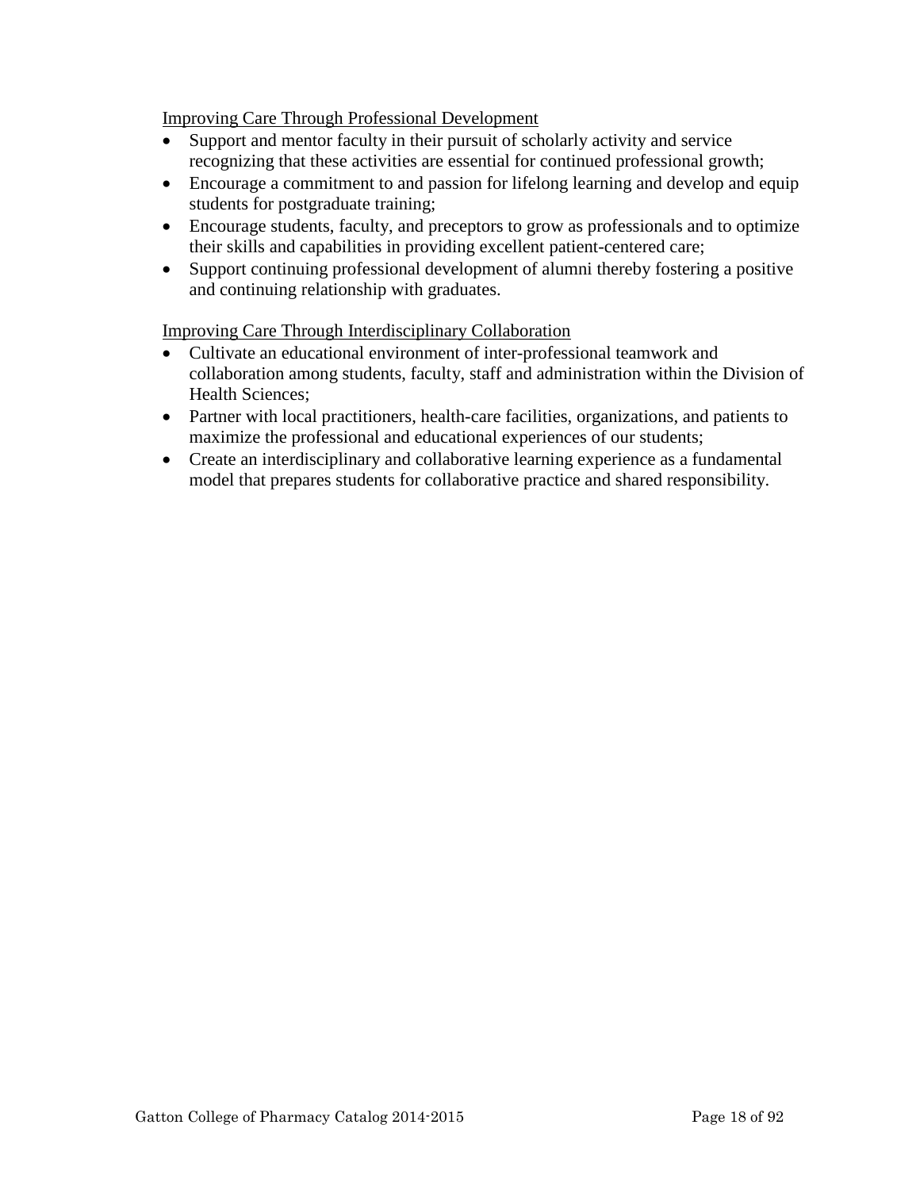Improving Care Through Professional Development

- Support and mentor faculty in their pursuit of scholarly activity and service recognizing that these activities are essential for continued professional growth;
- Encourage a commitment to and passion for lifelong learning and develop and equip students for postgraduate training;
- Encourage students, faculty, and preceptors to grow as professionals and to optimize their skills and capabilities in providing excellent patient-centered care;
- Support continuing professional development of alumni thereby fostering a positive and continuing relationship with graduates.

Improving Care Through Interdisciplinary Collaboration

- Cultivate an educational environment of inter-professional teamwork and collaboration among students, faculty, staff and administration within the Division of Health Sciences;
- Partner with local practitioners, health-care facilities, organizations, and patients to maximize the professional and educational experiences of our students;
- Create an interdisciplinary and collaborative learning experience as a fundamental model that prepares students for collaborative practice and shared responsibility.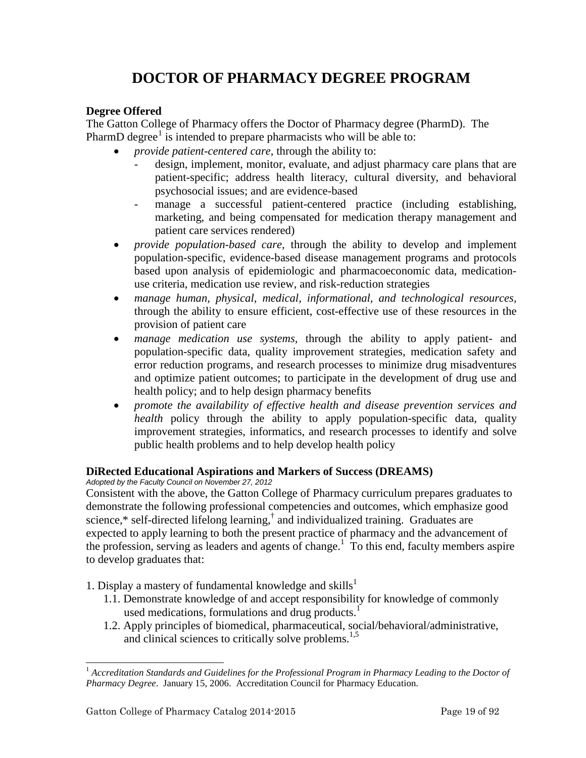# DOCTOR OF PHARMACY DEGREE PROGRAM

**Degree Offered**

The Gatton College of Pharmacy offers the Doctor of Pharmacy degree (PharmD). The PharmD degree[1] is intended to prepare pharmacists who will be able to:

- *provide patient-centered care*, through the ability to:
  - design, implement, monitor, evaluate, and adjust pharmacy care plans that are patient-specific; address health literacy, cultural diversity, and behavioral psychosocial issues; and are evidence-based
  - manage a successful patient-centered practice (including establishing, marketing, and being compensated for medication therapy management and patient care services rendered)
- *provide population-based care*, through the ability to develop and implement population-specific, evidence-based disease management programs and protocols based upon analysis of epidemiologic and pharmacoeconomic data, medication-use criteria, medication use review, and risk-reduction strategies
- *manage human, physical, medical, informational, and technological resources*, through the ability to ensure efficient, cost-effective use of these resources in the provision of patient care
- *manage medication use systems*, through the ability to apply patient- and population-specific data, quality improvement strategies, medication safety and error reduction programs, and research processes to minimize drug misadventures and optimize patient outcomes; to participate in the development of drug use and health policy; and to help design pharmacy benefits
- *promote the availability of effective health and disease prevention services and health* policy through the ability to apply population-specific data, quality improvement strategies, informatics, and research processes to identify and solve public health problems and to help develop health policy

**DiRected Educational Aspirations and Markers of Success (DREAMS)**

*Adopted by the Faculty Council on November 27, 2012*

Consistent with the above, the Gatton College of Pharmacy curriculum prepares graduates to demonstrate the following professional competencies and outcomes, which emphasize good science,* self-directed lifelong learning,[†] and individualized training. Graduates are expected to apply learning to both the present practice of pharmacy and the advancement of the profession, serving as leaders and agents of change.[1] To this end, faculty members aspire to develop graduates that:

1. Display a mastery of fundamental knowledge and skills[1]
   - 1.1. Demonstrate knowledge of and accept responsibility for knowledge of commonly used medications, formulations and drug products.[1]
   - 1.2. Apply principles of biomedical, pharmaceutical, social/behavioral/administrative, and clinical sciences to critically solve problems.[1,5]

---

[1] *Accreditation Standards and Guidelines for the Professional Program in Pharmacy Leading to the Doctor of Pharmacy Degree*. January 15, 2006. Accreditation Council for Pharmacy Education.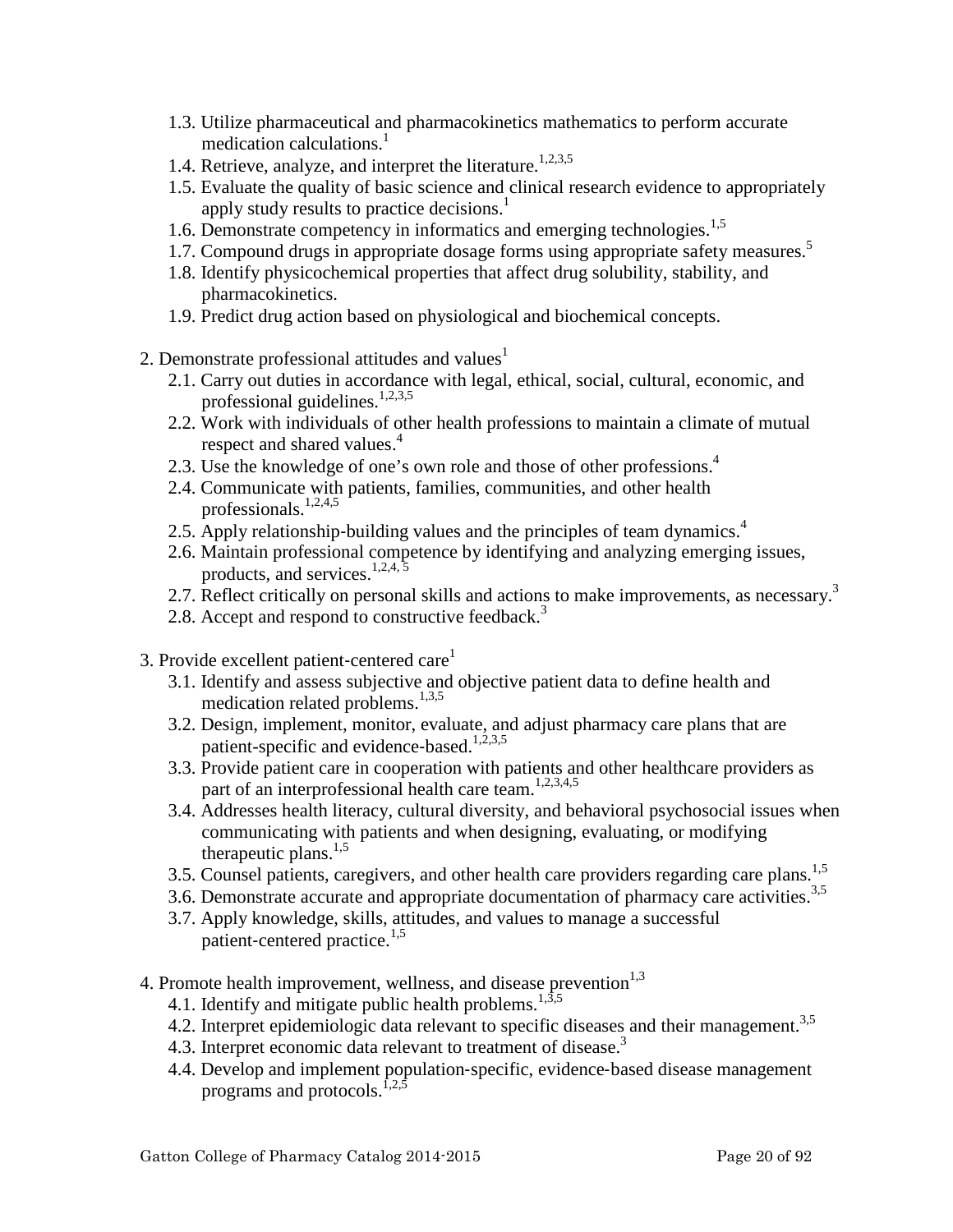1.3. Utilize pharmaceutical and pharmacokinetics mathematics to perform accurate medication calculations.[1]

1.4. Retrieve, analyze, and interpret the literature.[1,2,3,5]

1.5. Evaluate the quality of basic science and clinical research evidence to appropriately apply study results to practice decisions.[1]

1.6. Demonstrate competency in informatics and emerging technologies.[1,5]

1.7. Compound drugs in appropriate dosage forms using appropriate safety measures.[5]

1.8. Identify physicochemical properties that affect drug solubility, stability, and pharmacokinetics.

1.9. Predict drug action based on physiological and biochemical concepts.

2. Demonstrate professional attitudes and values[1]

   2.1. Carry out duties in accordance with legal, ethical, social, cultural, economic, and professional guidelines.[1,2,3,5]

   2.2. Work with individuals of other health professions to maintain a climate of mutual respect and shared values.[4]

   2.3. Use the knowledge of one's own role and those of other professions.[4]

   2.4. Communicate with patients, families, communities, and other health professionals.[1,2,4,5]

   2.5. Apply relationship-building values and the principles of team dynamics.[4]

   2.6. Maintain professional competence by identifying and analyzing emerging issues, products, and services.[1,2,4,5]

   2.7. Reflect critically on personal skills and actions to make improvements, as necessary.[3]

   2.8. Accept and respond to constructive feedback.[3]

3. Provide excellent patient-centered care[1]

   3.1. Identify and assess subjective and objective patient data to define health and medication related problems.[1,3,5]

   3.2. Design, implement, monitor, evaluate, and adjust pharmacy care plans that are patient-specific and evidence-based.[1,2,3,5]

   3.3. Provide patient care in cooperation with patients and other healthcare providers as part of an interprofessional health care team.[1,2,3,4,5]

   3.4. Addresses health literacy, cultural diversity, and behavioral psychosocial issues when communicating with patients and when designing, evaluating, or modifying therapeutic plans.[1,5]

   3.5. Counsel patients, caregivers, and other health care providers regarding care plans.[1,5]

   3.6. Demonstrate accurate and appropriate documentation of pharmacy care activities.[3,5]

   3.7. Apply knowledge, skills, attitudes, and values to manage a successful patient-centered practice.[1,5]

4. Promote health improvement, wellness, and disease prevention[1,3]

   4.1. Identify and mitigate public health problems.[1,3,5]

   4.2. Interpret epidemiologic data relevant to specific diseases and their management.[3,5]

   4.3. Interpret economic data relevant to treatment of disease.[3]

   4.4. Develop and implement population-specific, evidence-based disease management programs and protocols.[1,2,5]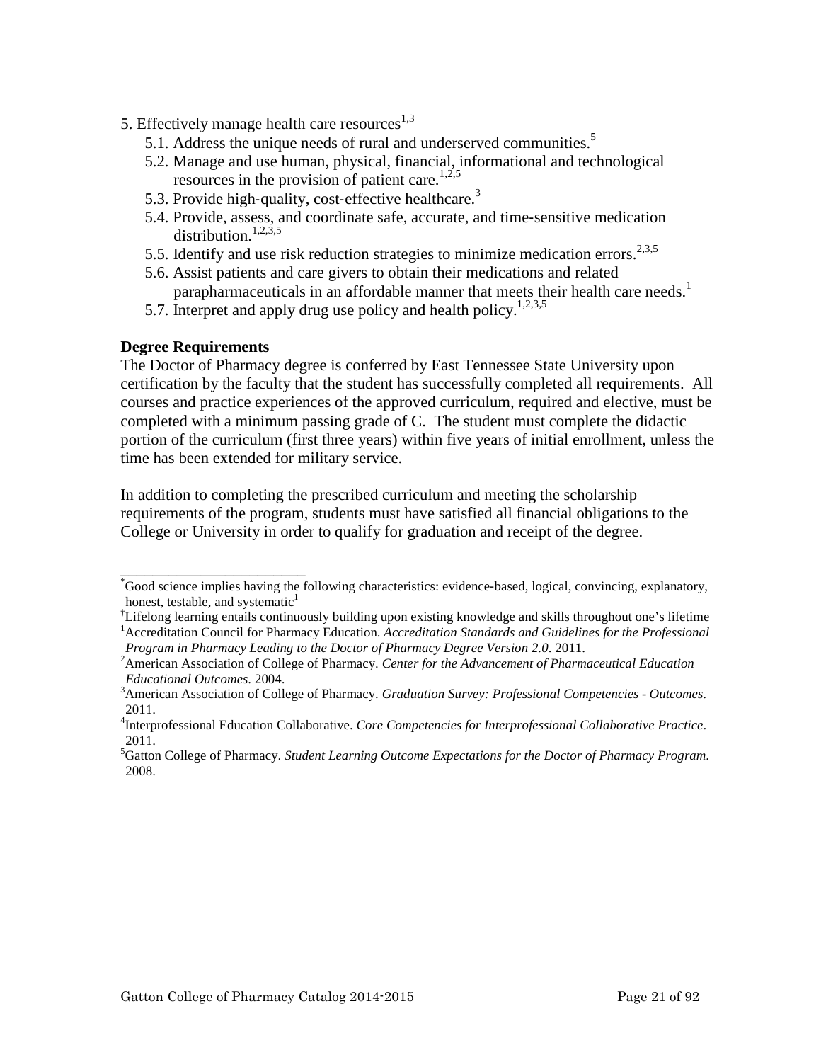5. Effectively manage health care resources[1,3]
   - 5.1. Address the unique needs of rural and underserved communities.[5]
   - 5.2. Manage and use human, physical, financial, informational and technological resources in the provision of patient care.[1,2,5]
   - 5.3. Provide high-quality, cost-effective healthcare.[3]
   - 5.4. Provide, assess, and coordinate safe, accurate, and time-sensitive medication distribution.[1,2,3,5]
   - 5.5. Identify and use risk reduction strategies to minimize medication errors.[2,3,5]
   - 5.6. Assist patients and care givers to obtain their medications and related parapharmaceuticals in an affordable manner that meets their health care needs.[1]
   - 5.7. Interpret and apply drug use policy and health policy.[1,2,3,5]

**Degree Requirements**

The Doctor of Pharmacy degree is conferred by East Tennessee State University upon certification by the faculty that the student has successfully completed all requirements. All courses and practice experiences of the approved curriculum, required and elective, must be completed with a minimum passing grade of C. The student must complete the didactic portion of the curriculum (first three years) within five years of initial enrollment, unless the time has been extended for military service.

In addition to completing the prescribed curriculum and meeting the scholarship requirements of the program, students must have satisfied all financial obligations to the College or University in order to qualify for graduation and receipt of the degree.

---

[*] Good science implies having the following characteristics: evidence-based, logical, convincing, explanatory, honest, testable, and systematic[1]

[†] Lifelong learning entails continuously building upon existing knowledge and skills throughout one's lifetime

[1] Accreditation Council for Pharmacy Education. *Accreditation Standards and Guidelines for the Professional Program in Pharmacy Leading to the Doctor of Pharmacy Degree Version 2.0*. 2011.

[2] American Association of College of Pharmacy. *Center for the Advancement of Pharmaceutical Education Educational Outcomes*. 2004.

[3] American Association of College of Pharmacy. *Graduation Survey: Professional Competencies - Outcomes*. 2011.

[4] Interprofessional Education Collaborative. *Core Competencies for Interprofessional Collaborative Practice*. 2011.

[5] Gatton College of Pharmacy. *Student Learning Outcome Expectations for the Doctor of Pharmacy Program*. 2008.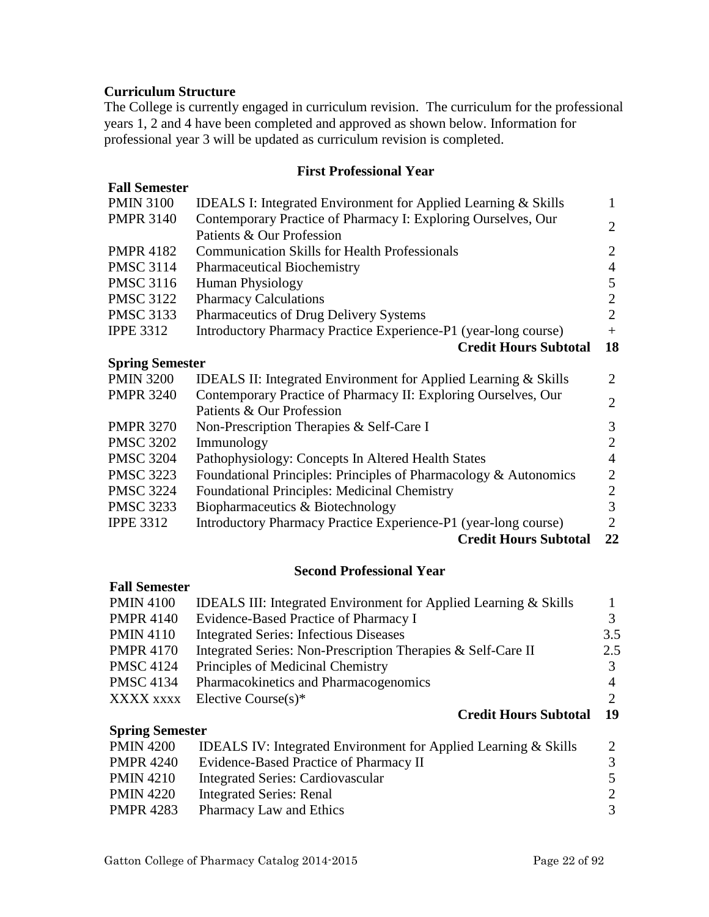**Curriculum Structure**

The College is currently engaged in curriculum revision. The curriculum for the professional years 1, 2 and 4 have been completed and approved as shown below. Information for professional year 3 will be updated as curriculum revision is completed.

### First Professional Year

**Fall Semester**

| | | |
|---|---|---|
| PMIN 3100 | IDEALS I: Integrated Environment for Applied Learning & Skills | 1 |
| PMPR 3140 | Contemporary Practice of Pharmacy I: Exploring Ourselves, Our Patients & Our Profession | 2 |
| PMPR 4182 | Communication Skills for Health Professionals | 2 |
| PMSC 3114 | Pharmaceutical Biochemistry | 4 |
| PMSC 3116 | Human Physiology | 5 |
| PMSC 3122 | Pharmacy Calculations | 2 |
| PMSC 3133 | Pharmaceutics of Drug Delivery Systems | 2 |
| IPPE 3312 | Introductory Pharmacy Practice Experience-P1 (year-long course) | + |
| | **Credit Hours Subtotal** | **18** |

**Spring Semester**

| | | |
|---|---|---|
| PMIN 3200 | IDEALS II: Integrated Environment for Applied Learning & Skills | 2 |
| PMPR 3240 | Contemporary Practice of Pharmacy II: Exploring Ourselves, Our Patients & Our Profession | 2 |
| PMPR 3270 | Non-Prescription Therapies & Self-Care I | 3 |
| PMSC 3202 | Immunology | 2 |
| PMSC 3204 | Pathophysiology: Concepts In Altered Health States | 4 |
| PMSC 3223 | Foundational Principles: Principles of Pharmacology & Autonomics | 2 |
| PMSC 3224 | Foundational Principles: Medicinal Chemistry | 2 |
| PMSC 3233 | Biopharmaceutics & Biotechnology | 3 |
| IPPE 3312 | Introductory Pharmacy Practice Experience-P1 (year-long course) | 2 |
| | **Credit Hours Subtotal** | **22** |

### Second Professional Year

**Fall Semester**

| | | |
|---|---|---|
| PMIN 4100 | IDEALS III: Integrated Environment for Applied Learning & Skills | 1 |
| PMPR 4140 | Evidence-Based Practice of Pharmacy I | 3 |
| PMIN 4110 | Integrated Series: Infectious Diseases | 3.5 |
| PMPR 4170 | Integrated Series: Non-Prescription Therapies & Self-Care II | 2.5 |
| PMSC 4124 | Principles of Medicinal Chemistry | 3 |
| PMSC 4134 | Pharmacokinetics and Pharmacogenomics | 4 |
| XXXX xxxx | Elective Course(s)* | 2 |
| | **Credit Hours Subtotal** | **19** |

**Spring Semester**

| | | |
|---|---|---|
| PMIN 4200 | IDEALS IV: Integrated Environment for Applied Learning & Skills | 2 |
| PMPR 4240 | Evidence-Based Practice of Pharmacy II | 3 |
| PMIN 4210 | Integrated Series: Cardiovascular | 5 |
| PMIN 4220 | Integrated Series: Renal | 2 |
| PMPR 4283 | Pharmacy Law and Ethics | 3 |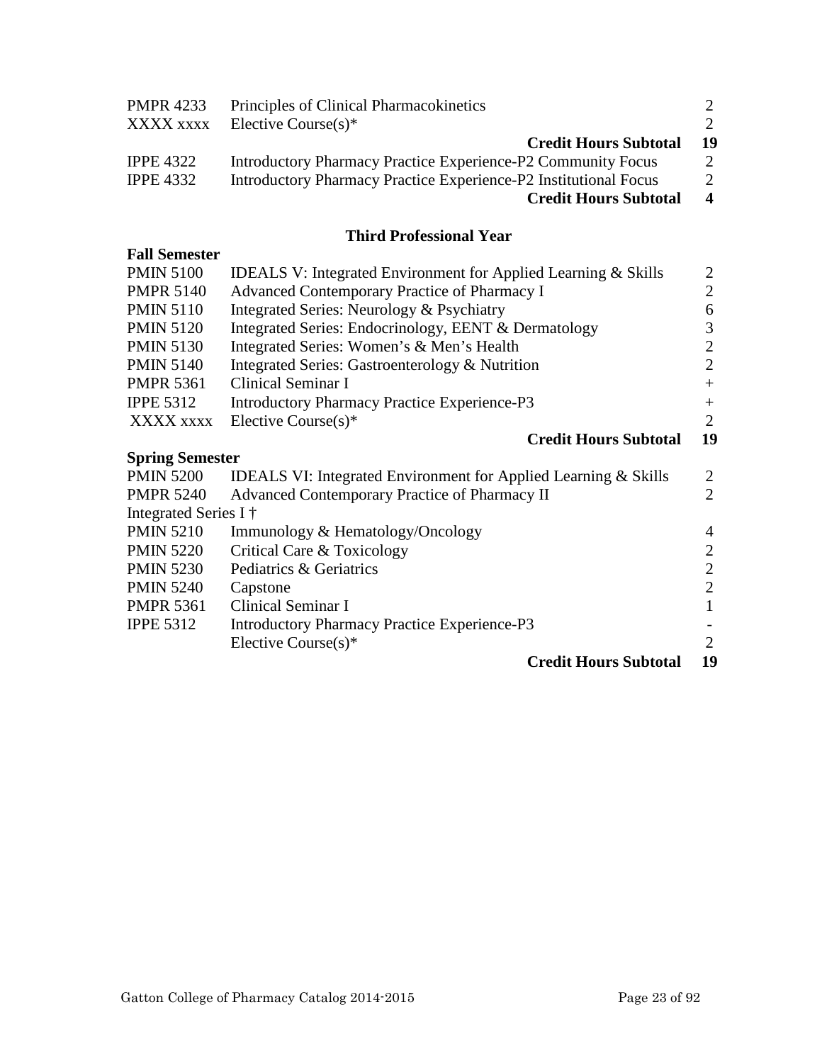| | | |
|---|---|---|
| PMPR 4233 | Principles of Clinical Pharmacokinetics | 2 |
| XXXX xxxx | Elective Course(s)* | 2 |
| | **Credit Hours Subtotal** | **19** |
| IPPE 4322 | Introductory Pharmacy Practice Experience-P2 Community Focus | 2 |
| IPPE 4332 | Introductory Pharmacy Practice Experience-P2 Institutional Focus | 2 |
| | **Credit Hours Subtotal** | **4** |

## Third Professional Year

**Fall Semester**

| | | |
|---|---|---|
| PMIN 5100 | IDEALS V: Integrated Environment for Applied Learning & Skills | 2 |
| PMPR 5140 | Advanced Contemporary Practice of Pharmacy I | 2 |
| PMIN 5110 | Integrated Series: Neurology & Psychiatry | 6 |
| PMIN 5120 | Integrated Series: Endocrinology, EENT & Dermatology | 3 |
| PMIN 5130 | Integrated Series: Women's & Men's Health | 2 |
| PMIN 5140 | Integrated Series: Gastroenterology & Nutrition | 2 |
| PMPR 5361 | Clinical Seminar I | + |
| IPPE 5312 | Introductory Pharmacy Practice Experience-P3 | + |
| XXXX xxxx | Elective Course(s)* | 2 |
| | **Credit Hours Subtotal** | **19** |

**Spring Semester**

| | | |
|---|---|---|
| PMIN 5200 | IDEALS VI: Integrated Environment for Applied Learning & Skills | 2 |
| PMPR 5240 | Advanced Contemporary Practice of Pharmacy II | 2 |
| Integrated Series I † | | |
| PMIN 5210 | Immunology & Hematology/Oncology | 4 |
| PMIN 5220 | Critical Care & Toxicology | 2 |
| PMIN 5230 | Pediatrics & Geriatrics | 2 |
| PMIN 5240 | Capstone | 2 |
| PMPR 5361 | Clinical Seminar I | 1 |
| IPPE 5312 | Introductory Pharmacy Practice Experience-P3 | - |
| | Elective Course(s)* | 2 |
| | **Credit Hours Subtotal** | **19** |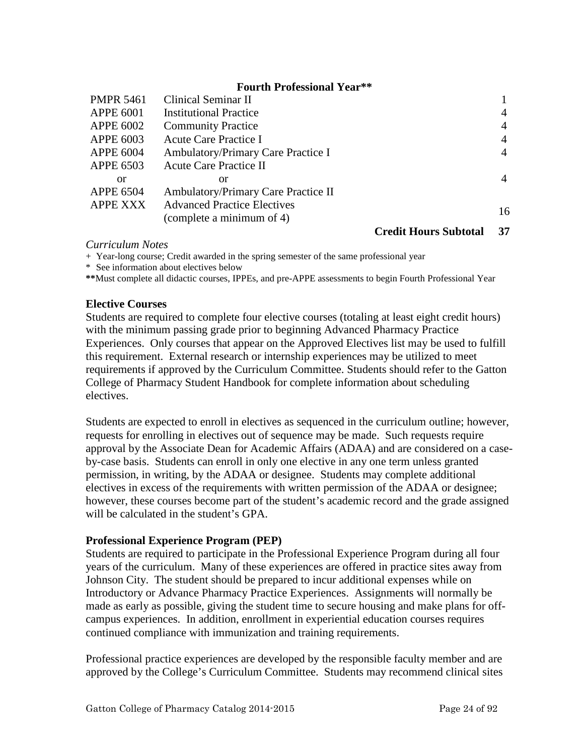**Fourth Professional Year****

| | | |
|---|---|---|
| PMPR 5461 | Clinical Seminar II | 1 |
| APPE 6001 | Institutional Practice | 4 |
| APPE 6002 | Community Practice | 4 |
| APPE 6003 | Acute Care Practice I | 4 |
| APPE 6004 | Ambulatory/Primary Care Practice I | 4 |
| APPE 6503 or APPE 6504 | Acute Care Practice II or Ambulatory/Primary Care Practice II | 4 |
| APPE XXX | Advanced Practice Electives (complete a minimum of 4) | 16 |
| | **Credit Hours Subtotal** | **37** |

*Curriculum Notes*

\+ Year-long course; Credit awarded in the spring semester of the same professional year

\* See information about electives below

**Must complete all didactic courses, IPPEs, and pre-APPE assessments to begin Fourth Professional Year

**Elective Courses**

Students are required to complete four elective courses (totaling at least eight credit hours) with the minimum passing grade prior to beginning Advanced Pharmacy Practice Experiences. Only courses that appear on the Approved Electives list may be used to fulfill this requirement. External research or internship experiences may be utilized to meet requirements if approved by the Curriculum Committee. Students should refer to the Gatton College of Pharmacy Student Handbook for complete information about scheduling electives.

Students are expected to enroll in electives as sequenced in the curriculum outline; however, requests for enrolling in electives out of sequence may be made. Such requests require approval by the Associate Dean for Academic Affairs (ADAA) and are considered on a case-by-case basis. Students can enroll in only one elective in any one term unless granted permission, in writing, by the ADAA or designee. Students may complete additional electives in excess of the requirements with written permission of the ADAA or designee; however, these courses become part of the student's academic record and the grade assigned will be calculated in the student's GPA.

**Professional Experience Program (PEP)**

Students are required to participate in the Professional Experience Program during all four years of the curriculum. Many of these experiences are offered in practice sites away from Johnson City. The student should be prepared to incur additional expenses while on Introductory or Advance Pharmacy Practice Experiences. Assignments will normally be made as early as possible, giving the student time to secure housing and make plans for off-campus experiences. In addition, enrollment in experiential education courses requires continued compliance with immunization and training requirements.

Professional practice experiences are developed by the responsible faculty member and are approved by the College's Curriculum Committee. Students may recommend clinical sites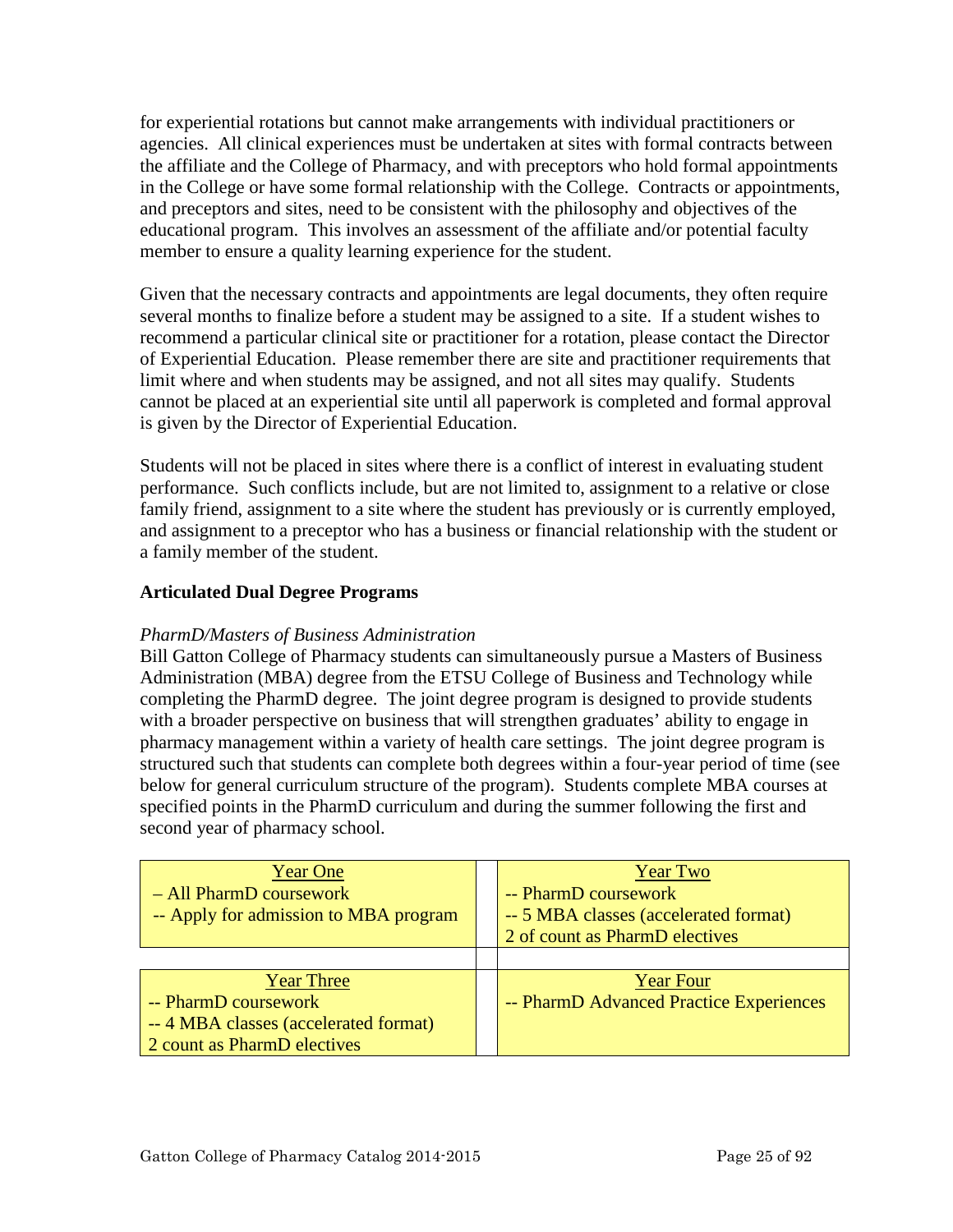for experiential rotations but cannot make arrangements with individual practitioners or agencies. All clinical experiences must be undertaken at sites with formal contracts between the affiliate and the College of Pharmacy, and with preceptors who hold formal appointments in the College or have some formal relationship with the College. Contracts or appointments, and preceptors and sites, need to be consistent with the philosophy and objectives of the educational program. This involves an assessment of the affiliate and/or potential faculty member to ensure a quality learning experience for the student.

Given that the necessary contracts and appointments are legal documents, they often require several months to finalize before a student may be assigned to a site. If a student wishes to recommend a particular clinical site or practitioner for a rotation, please contact the Director of Experiential Education. Please remember there are site and practitioner requirements that limit where and when students may be assigned, and not all sites may qualify. Students cannot be placed at an experiential site until all paperwork is completed and formal approval is given by the Director of Experiential Education.

Students will not be placed in sites where there is a conflict of interest in evaluating student performance. Such conflicts include, but are not limited to, assignment to a relative or close family friend, assignment to a site where the student has previously or is currently employed, and assignment to a preceptor who has a business or financial relationship with the student or a family member of the student.

### Articulated Dual Degree Programs

*PharmD/Masters of Business Administration*

Bill Gatton College of Pharmacy students can simultaneously pursue a Masters of Business Administration (MBA) degree from the ETSU College of Business and Technology while completing the PharmD degree. The joint degree program is designed to provide students with a broader perspective on business that will strengthen graduates' ability to engage in pharmacy management within a variety of health care settings. The joint degree program is structured such that students can complete both degrees within a four-year period of time (see below for general curriculum structure of the program). Students complete MBA courses at specified points in the PharmD curriculum and during the summer following the first and second year of pharmacy school.

| Year One | | Year Two |
|---|---|---|
| – All PharmD coursework<br>-- Apply for admission to MBA program | | -- PharmD coursework<br>-- 5 MBA classes (accelerated format)<br>2 of count as PharmD electives |
| | | |
| **Year Three** | | **Year Four** |
| -- PharmD coursework<br>-- 4 MBA classes (accelerated format)<br>2 count as PharmD electives | | -- PharmD Advanced Practice Experiences |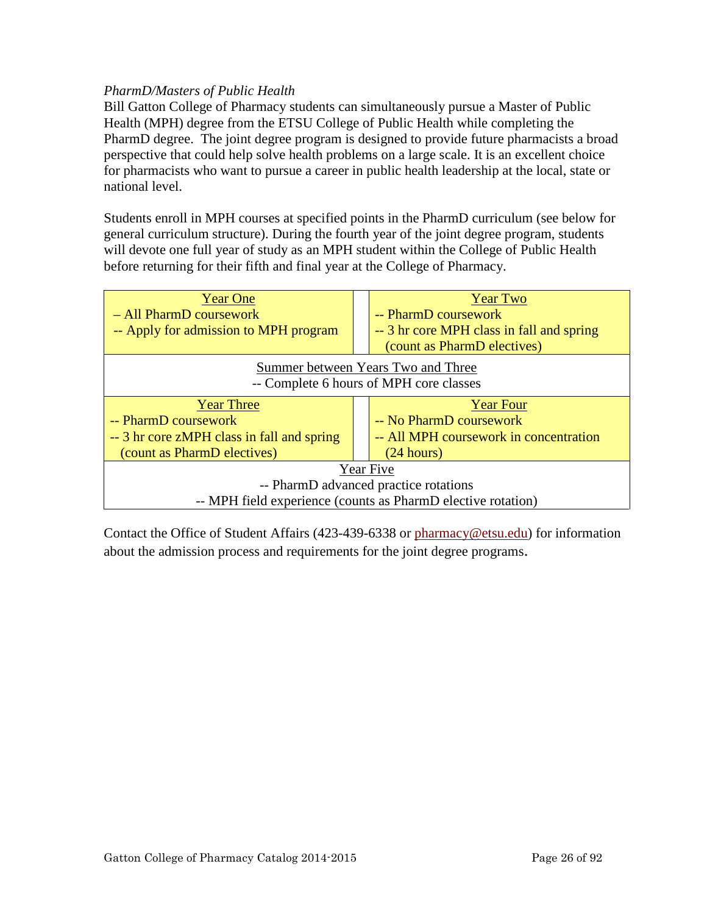*PharmD/Masters of Public Health*

Bill Gatton College of Pharmacy students can simultaneously pursue a Master of Public Health (MPH) degree from the ETSU College of Public Health while completing the PharmD degree. The joint degree program is designed to provide future pharmacists a broad perspective that could help solve health problems on a large scale. It is an excellent choice for pharmacists who want to pursue a career in public health leadership at the local, state or national level.

Students enroll in MPH courses at specified points in the PharmD curriculum (see below for general curriculum structure). During the fourth year of the joint degree program, students will devote one full year of study as an MPH student within the College of Public Health before returning for their fifth and final year at the College of Pharmacy.

| Year One | Year Two |
|---|---|
| – All PharmD coursework<br>-- Apply for admission to MPH program | -- PharmD coursework<br>-- 3 hr core MPH class in fall and spring (count as PharmD electives) |
| **Summer between Years Two and Three**<br>-- Complete 6 hours of MPH core classes | |
| **Year Three**<br>-- PharmD coursework<br>-- 3 hr core zMPH class in fall and spring (count as PharmD electives) | **Year Four**<br>-- No PharmD coursework<br>-- All MPH coursework in concentration (24 hours) |
| **Year Five**<br>-- PharmD advanced practice rotations<br>-- MPH field experience (counts as PharmD elective rotation) | |

Contact the Office of Student Affairs (423-439-6338 or pharmacy@etsu.edu) for information about the admission process and requirements for the joint degree programs.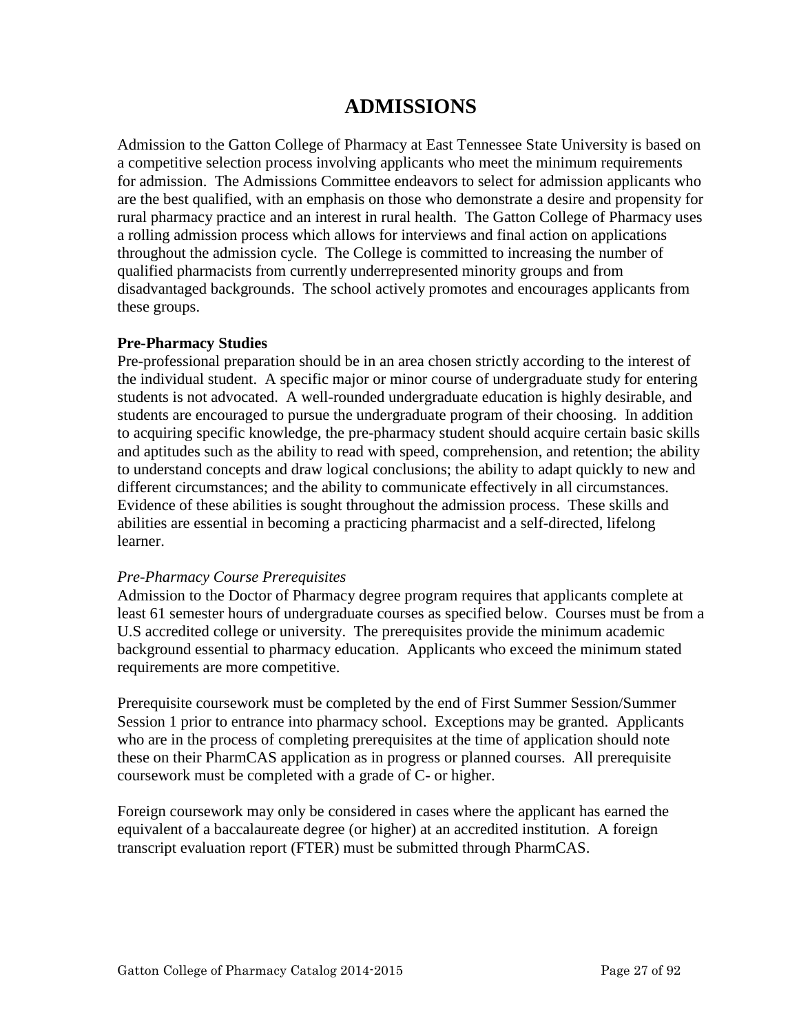# ADMISSIONS

Admission to the Gatton College of Pharmacy at East Tennessee State University is based on a competitive selection process involving applicants who meet the minimum requirements for admission. The Admissions Committee endeavors to select for admission applicants who are the best qualified, with an emphasis on those who demonstrate a desire and propensity for rural pharmacy practice and an interest in rural health. The Gatton College of Pharmacy uses a rolling admission process which allows for interviews and final action on applications throughout the admission cycle. The College is committed to increasing the number of qualified pharmacists from currently underrepresented minority groups and from disadvantaged backgrounds. The school actively promotes and encourages applicants from these groups.

**Pre-Pharmacy Studies**

Pre-professional preparation should be in an area chosen strictly according to the interest of the individual student. A specific major or minor course of undergraduate study for entering students is not advocated. A well-rounded undergraduate education is highly desirable, and students are encouraged to pursue the undergraduate program of their choosing. In addition to acquiring specific knowledge, the pre-pharmacy student should acquire certain basic skills and aptitudes such as the ability to read with speed, comprehension, and retention; the ability to understand concepts and draw logical conclusions; the ability to adapt quickly to new and different circumstances; and the ability to communicate effectively in all circumstances. Evidence of these abilities is sought throughout the admission process. These skills and abilities are essential in becoming a practicing pharmacist and a self-directed, lifelong learner.

*Pre-Pharmacy Course Prerequisites*

Admission to the Doctor of Pharmacy degree program requires that applicants complete at least 61 semester hours of undergraduate courses as specified below. Courses must be from a U.S accredited college or university. The prerequisites provide the minimum academic background essential to pharmacy education. Applicants who exceed the minimum stated requirements are more competitive.

Prerequisite coursework must be completed by the end of First Summer Session/Summer Session 1 prior to entrance into pharmacy school. Exceptions may be granted. Applicants who are in the process of completing prerequisites at the time of application should note these on their PharmCAS application as in progress or planned courses. All prerequisite coursework must be completed with a grade of C- or higher.

Foreign coursework may only be considered in cases where the applicant has earned the equivalent of a baccalaureate degree (or higher) at an accredited institution. A foreign transcript evaluation report (FTER) must be submitted through PharmCAS.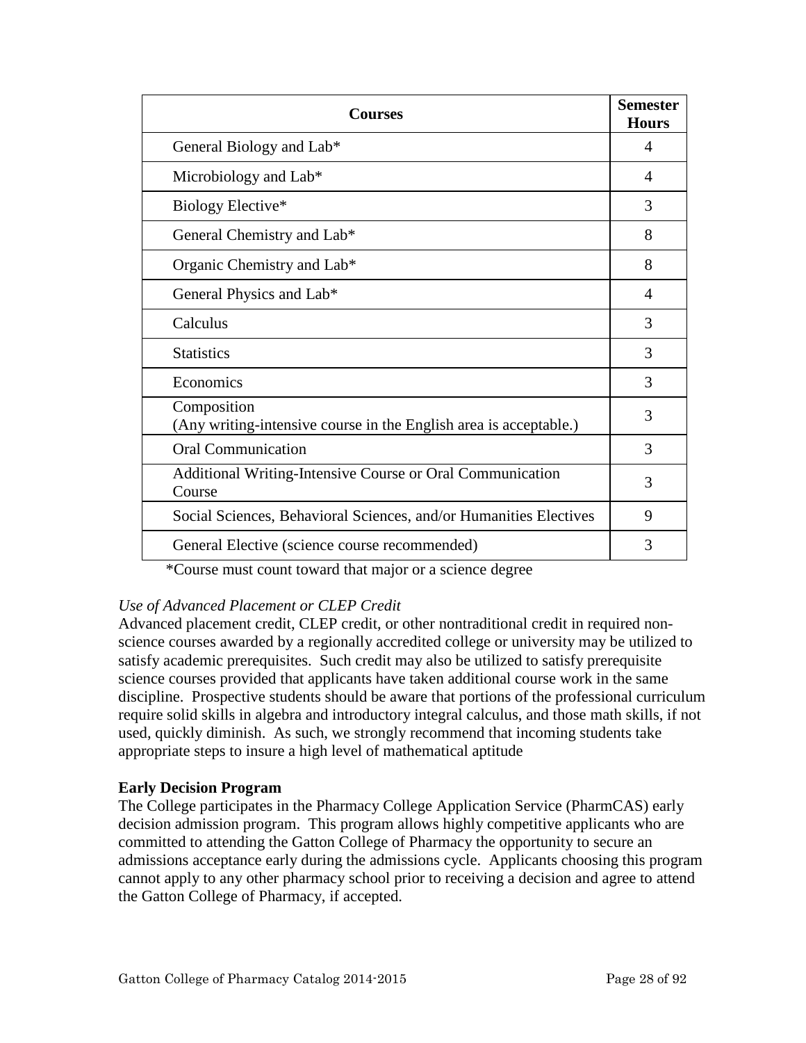| Courses | Semester Hours |
|---|---|
| General Biology and Lab* | 4 |
| Microbiology and Lab* | 4 |
| Biology Elective* | 3 |
| General Chemistry and Lab* | 8 |
| Organic Chemistry and Lab* | 8 |
| General Physics and Lab* | 4 |
| Calculus | 3 |
| Statistics | 3 |
| Economics | 3 |
| Composition (Any writing-intensive course in the English area is acceptable.) | 3 |
| Oral Communication | 3 |
| Additional Writing-Intensive Course or Oral Communication Course | 3 |
| Social Sciences, Behavioral Sciences, and/or Humanities Electives | 9 |
| General Elective (science course recommended) | 3 |

*Course must count toward that major or a science degree

*Use of Advanced Placement or CLEP Credit*

Advanced placement credit, CLEP credit, or other nontraditional credit in required non-science courses awarded by a regionally accredited college or university may be utilized to satisfy academic prerequisites. Such credit may also be utilized to satisfy prerequisite science courses provided that applicants have taken additional course work in the same discipline. Prospective students should be aware that portions of the professional curriculum require solid skills in algebra and introductory integral calculus, and those math skills, if not used, quickly diminish. As such, we strongly recommend that incoming students take appropriate steps to insure a high level of mathematical aptitude

**Early Decision Program**

The College participates in the Pharmacy College Application Service (PharmCAS) early decision admission program. This program allows highly competitive applicants who are committed to attending the Gatton College of Pharmacy the opportunity to secure an admissions acceptance early during the admissions cycle. Applicants choosing this program cannot apply to any other pharmacy school prior to receiving a decision and agree to attend the Gatton College of Pharmacy, if accepted.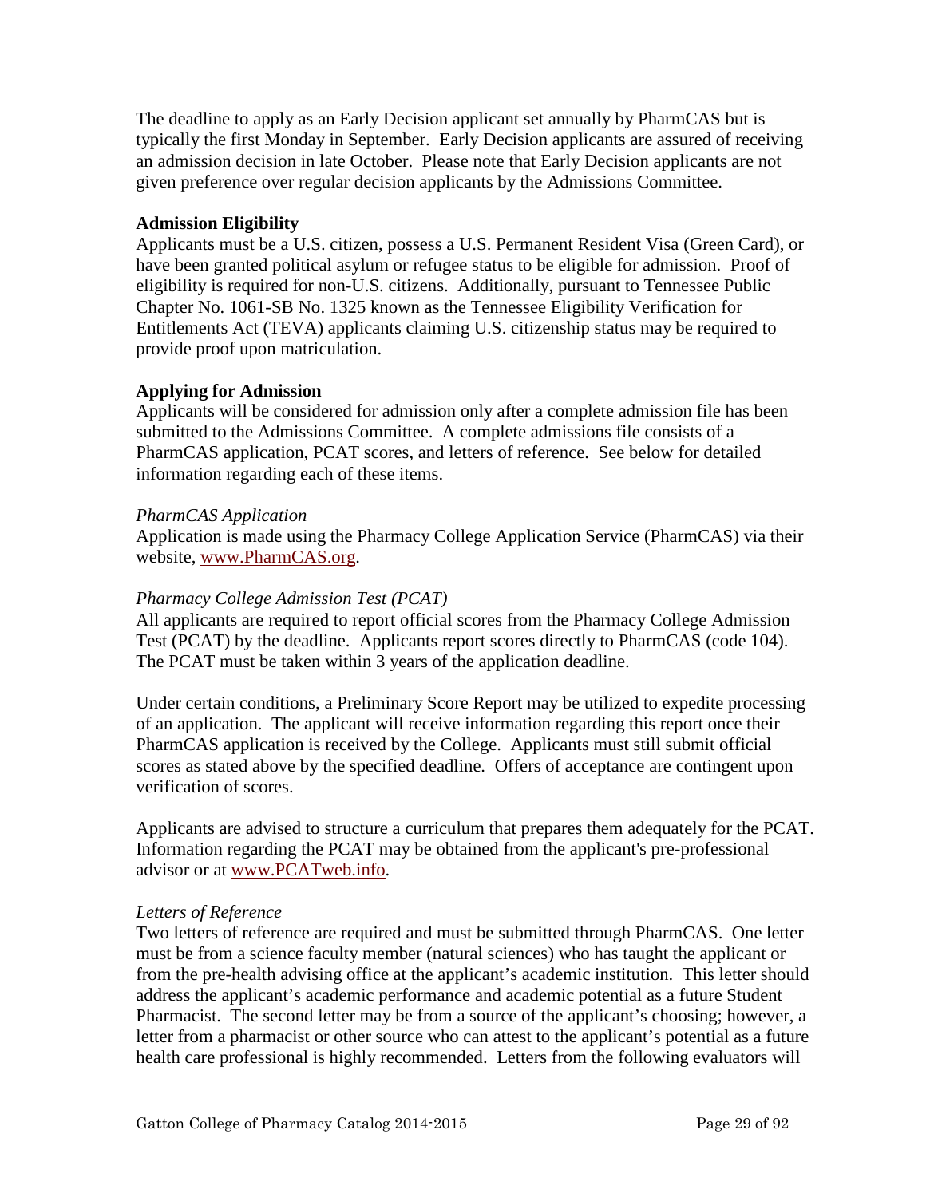The deadline to apply as an Early Decision applicant set annually by PharmCAS but is typically the first Monday in September. Early Decision applicants are assured of receiving an admission decision in late October. Please note that Early Decision applicants are not given preference over regular decision applicants by the Admissions Committee.

**Admission Eligibility**

Applicants must be a U.S. citizen, possess a U.S. Permanent Resident Visa (Green Card), or have been granted political asylum or refugee status to be eligible for admission. Proof of eligibility is required for non-U.S. citizens. Additionally, pursuant to Tennessee Public Chapter No. 1061-SB No. 1325 known as the Tennessee Eligibility Verification for Entitlements Act (TEVA) applicants claiming U.S. citizenship status may be required to provide proof upon matriculation.

**Applying for Admission**

Applicants will be considered for admission only after a complete admission file has been submitted to the Admissions Committee. A complete admissions file consists of a PharmCAS application, PCAT scores, and letters of reference. See below for detailed information regarding each of these items.

*PharmCAS Application*

Application is made using the Pharmacy College Application Service (PharmCAS) via their website, www.PharmCAS.org.

*Pharmacy College Admission Test (PCAT)*

All applicants are required to report official scores from the Pharmacy College Admission Test (PCAT) by the deadline. Applicants report scores directly to PharmCAS (code 104). The PCAT must be taken within 3 years of the application deadline.

Under certain conditions, a Preliminary Score Report may be utilized to expedite processing of an application. The applicant will receive information regarding this report once their PharmCAS application is received by the College. Applicants must still submit official scores as stated above by the specified deadline. Offers of acceptance are contingent upon verification of scores.

Applicants are advised to structure a curriculum that prepares them adequately for the PCAT. Information regarding the PCAT may be obtained from the applicant's pre-professional advisor or at www.PCATweb.info.

*Letters of Reference*

Two letters of reference are required and must be submitted through PharmCAS. One letter must be from a science faculty member (natural sciences) who has taught the applicant or from the pre-health advising office at the applicant's academic institution. This letter should address the applicant's academic performance and academic potential as a future Student Pharmacist. The second letter may be from a source of the applicant's choosing; however, a letter from a pharmacist or other source who can attest to the applicant's potential as a future health care professional is highly recommended. Letters from the following evaluators will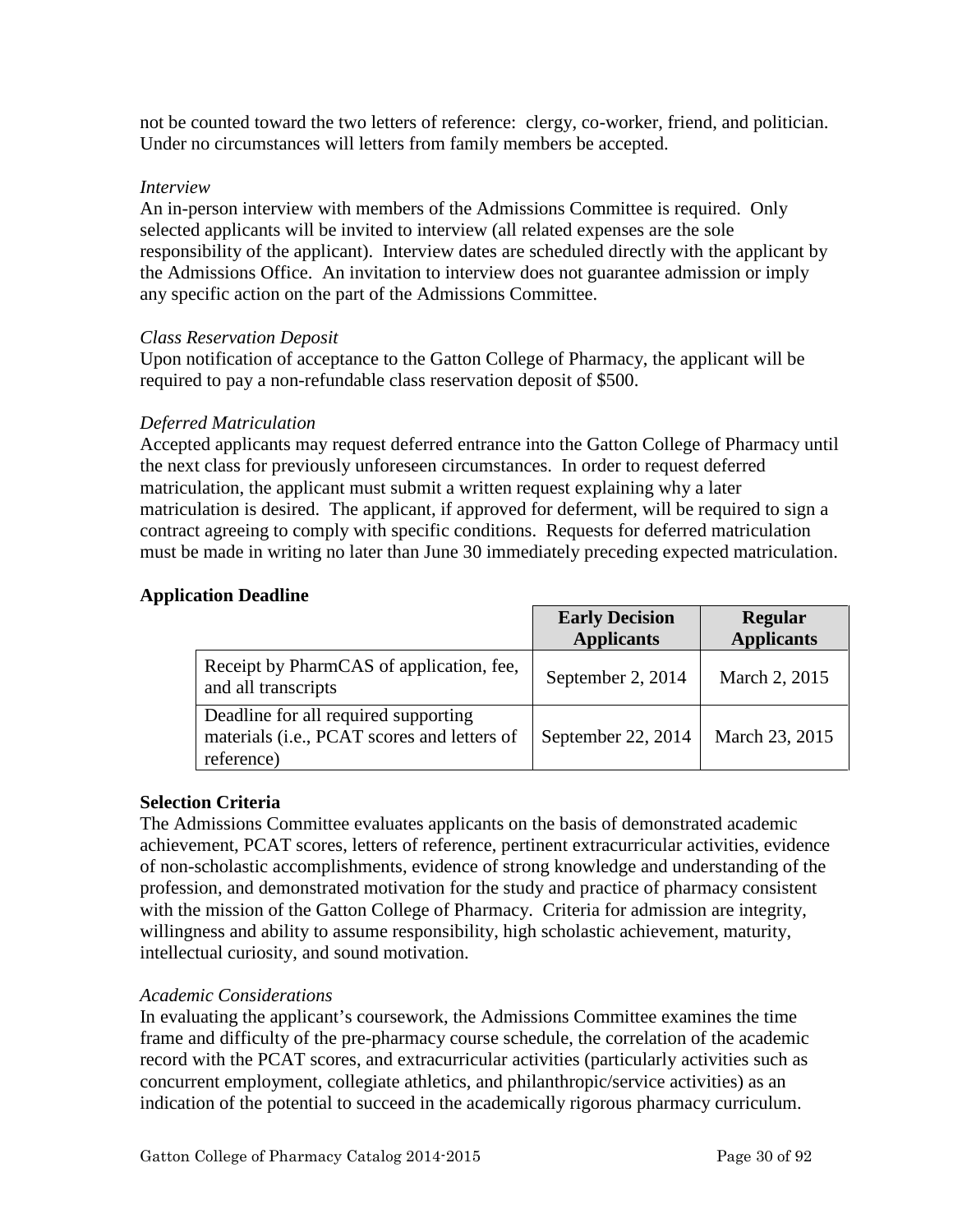not be counted toward the two letters of reference: clergy, co-worker, friend, and politician. Under no circumstances will letters from family members be accepted.

*Interview*

An in-person interview with members of the Admissions Committee is required. Only selected applicants will be invited to interview (all related expenses are the sole responsibility of the applicant). Interview dates are scheduled directly with the applicant by the Admissions Office. An invitation to interview does not guarantee admission or imply any specific action on the part of the Admissions Committee.

*Class Reservation Deposit*

Upon notification of acceptance to the Gatton College of Pharmacy, the applicant will be required to pay a non-refundable class reservation deposit of $500.

*Deferred Matriculation*

Accepted applicants may request deferred entrance into the Gatton College of Pharmacy until the next class for previously unforeseen circumstances. In order to request deferred matriculation, the applicant must submit a written request explaining why a later matriculation is desired. The applicant, if approved for deferment, will be required to sign a contract agreeing to comply with specific conditions. Requests for deferred matriculation must be made in writing no later than June 30 immediately preceding expected matriculation.

**Application Deadline**

| | **Early Decision Applicants** | **Regular Applicants** |
|---|---|---|
| Receipt by PharmCAS of application, fee, and all transcripts | September 2, 2014 | March 2, 2015 |
| Deadline for all required supporting materials (i.e., PCAT scores and letters of reference) | September 22, 2014 | March 23, 2015 |

**Selection Criteria**

The Admissions Committee evaluates applicants on the basis of demonstrated academic achievement, PCAT scores, letters of reference, pertinent extracurricular activities, evidence of non-scholastic accomplishments, evidence of strong knowledge and understanding of the profession, and demonstrated motivation for the study and practice of pharmacy consistent with the mission of the Gatton College of Pharmacy. Criteria for admission are integrity, willingness and ability to assume responsibility, high scholastic achievement, maturity, intellectual curiosity, and sound motivation.

*Academic Considerations*

In evaluating the applicant's coursework, the Admissions Committee examines the time frame and difficulty of the pre-pharmacy course schedule, the correlation of the academic record with the PCAT scores, and extracurricular activities (particularly activities such as concurrent employment, collegiate athletics, and philanthropic/service activities) as an indication of the potential to succeed in the academically rigorous pharmacy curriculum.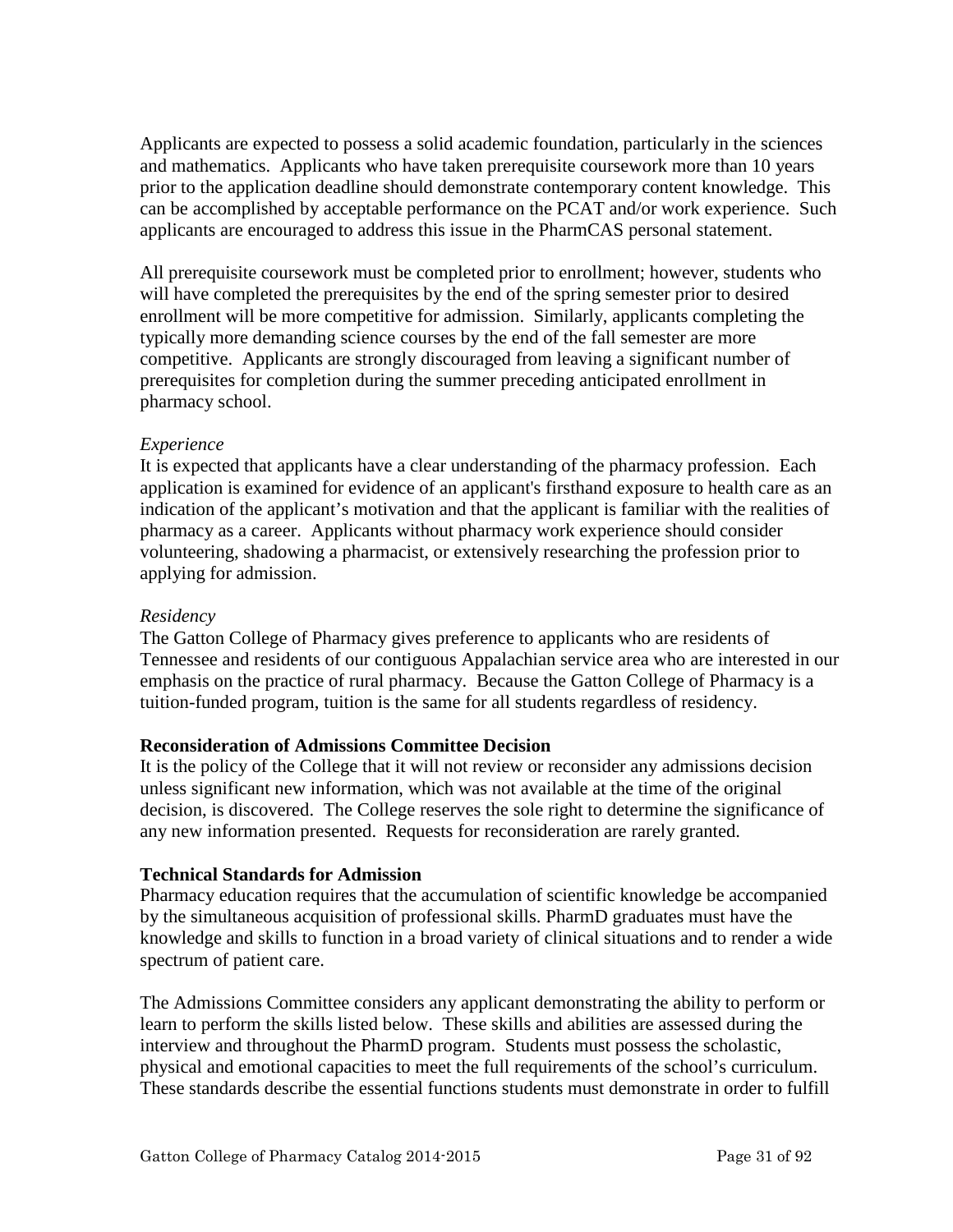Applicants are expected to possess a solid academic foundation, particularly in the sciences and mathematics. Applicants who have taken prerequisite coursework more than 10 years prior to the application deadline should demonstrate contemporary content knowledge. This can be accomplished by acceptable performance on the PCAT and/or work experience. Such applicants are encouraged to address this issue in the PharmCAS personal statement.

All prerequisite coursework must be completed prior to enrollment; however, students who will have completed the prerequisites by the end of the spring semester prior to desired enrollment will be more competitive for admission. Similarly, applicants completing the typically more demanding science courses by the end of the fall semester are more competitive. Applicants are strongly discouraged from leaving a significant number of prerequisites for completion during the summer preceding anticipated enrollment in pharmacy school.

*Experience*

It is expected that applicants have a clear understanding of the pharmacy profession. Each application is examined for evidence of an applicant's firsthand exposure to health care as an indication of the applicant's motivation and that the applicant is familiar with the realities of pharmacy as a career. Applicants without pharmacy work experience should consider volunteering, shadowing a pharmacist, or extensively researching the profession prior to applying for admission.

*Residency*

The Gatton College of Pharmacy gives preference to applicants who are residents of Tennessee and residents of our contiguous Appalachian service area who are interested in our emphasis on the practice of rural pharmacy. Because the Gatton College of Pharmacy is a tuition-funded program, tuition is the same for all students regardless of residency.

**Reconsideration of Admissions Committee Decision**

It is the policy of the College that it will not review or reconsider any admissions decision unless significant new information, which was not available at the time of the original decision, is discovered. The College reserves the sole right to determine the significance of any new information presented. Requests for reconsideration are rarely granted.

**Technical Standards for Admission**

Pharmacy education requires that the accumulation of scientific knowledge be accompanied by the simultaneous acquisition of professional skills. PharmD graduates must have the knowledge and skills to function in a broad variety of clinical situations and to render a wide spectrum of patient care.

The Admissions Committee considers any applicant demonstrating the ability to perform or learn to perform the skills listed below. These skills and abilities are assessed during the interview and throughout the PharmD program. Students must possess the scholastic, physical and emotional capacities to meet the full requirements of the school's curriculum. These standards describe the essential functions students must demonstrate in order to fulfill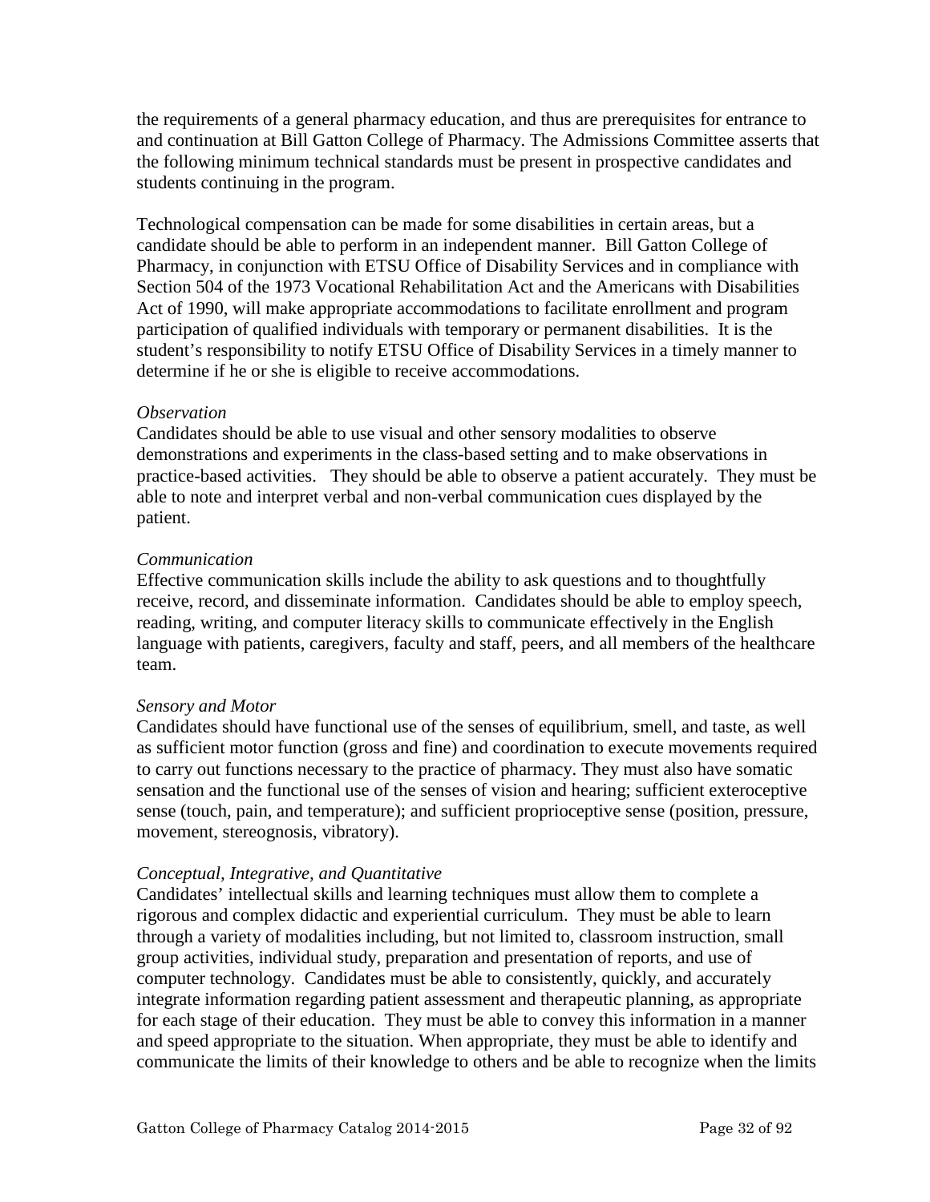the requirements of a general pharmacy education, and thus are prerequisites for entrance to and continuation at Bill Gatton College of Pharmacy. The Admissions Committee asserts that the following minimum technical standards must be present in prospective candidates and students continuing in the program.

Technological compensation can be made for some disabilities in certain areas, but a candidate should be able to perform in an independent manner. Bill Gatton College of Pharmacy, in conjunction with ETSU Office of Disability Services and in compliance with Section 504 of the 1973 Vocational Rehabilitation Act and the Americans with Disabilities Act of 1990, will make appropriate accommodations to facilitate enrollment and program participation of qualified individuals with temporary or permanent disabilities. It is the student's responsibility to notify ETSU Office of Disability Services in a timely manner to determine if he or she is eligible to receive accommodations.

*Observation*

Candidates should be able to use visual and other sensory modalities to observe demonstrations and experiments in the class-based setting and to make observations in practice-based activities. They should be able to observe a patient accurately. They must be able to note and interpret verbal and non-verbal communication cues displayed by the patient.

*Communication*

Effective communication skills include the ability to ask questions and to thoughtfully receive, record, and disseminate information. Candidates should be able to employ speech, reading, writing, and computer literacy skills to communicate effectively in the English language with patients, caregivers, faculty and staff, peers, and all members of the healthcare team.

*Sensory and Motor*

Candidates should have functional use of the senses of equilibrium, smell, and taste, as well as sufficient motor function (gross and fine) and coordination to execute movements required to carry out functions necessary to the practice of pharmacy. They must also have somatic sensation and the functional use of the senses of vision and hearing; sufficient exteroceptive sense (touch, pain, and temperature); and sufficient proprioceptive sense (position, pressure, movement, stereognosis, vibratory).

*Conceptual, Integrative, and Quantitative*

Candidates' intellectual skills and learning techniques must allow them to complete a rigorous and complex didactic and experiential curriculum. They must be able to learn through a variety of modalities including, but not limited to, classroom instruction, small group activities, individual study, preparation and presentation of reports, and use of computer technology. Candidates must be able to consistently, quickly, and accurately integrate information regarding patient assessment and therapeutic planning, as appropriate for each stage of their education. They must be able to convey this information in a manner and speed appropriate to the situation. When appropriate, they must be able to identify and communicate the limits of their knowledge to others and be able to recognize when the limits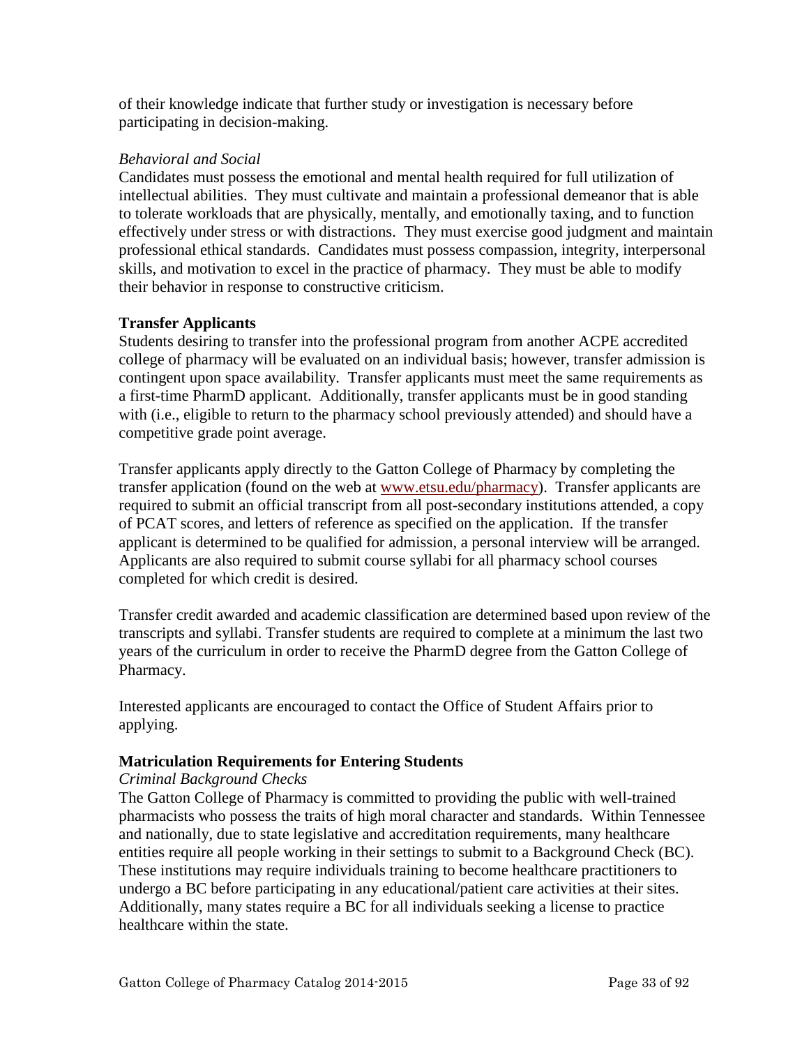of their knowledge indicate that further study or investigation is necessary before participating in decision-making.

*Behavioral and Social*

Candidates must possess the emotional and mental health required for full utilization of intellectual abilities. They must cultivate and maintain a professional demeanor that is able to tolerate workloads that are physically, mentally, and emotionally taxing, and to function effectively under stress or with distractions. They must exercise good judgment and maintain professional ethical standards. Candidates must possess compassion, integrity, interpersonal skills, and motivation to excel in the practice of pharmacy. They must be able to modify their behavior in response to constructive criticism.

**Transfer Applicants**

Students desiring to transfer into the professional program from another ACPE accredited college of pharmacy will be evaluated on an individual basis; however, transfer admission is contingent upon space availability. Transfer applicants must meet the same requirements as a first-time PharmD applicant. Additionally, transfer applicants must be in good standing with (i.e., eligible to return to the pharmacy school previously attended) and should have a competitive grade point average.

Transfer applicants apply directly to the Gatton College of Pharmacy by completing the transfer application (found on the web at [www.etsu.edu/pharmacy](www.etsu.edu/pharmacy)). Transfer applicants are required to submit an official transcript from all post-secondary institutions attended, a copy of PCAT scores, and letters of reference as specified on the application. If the transfer applicant is determined to be qualified for admission, a personal interview will be arranged. Applicants are also required to submit course syllabi for all pharmacy school courses completed for which credit is desired.

Transfer credit awarded and academic classification are determined based upon review of the transcripts and syllabi. Transfer students are required to complete at a minimum the last two years of the curriculum in order to receive the PharmD degree from the Gatton College of Pharmacy.

Interested applicants are encouraged to contact the Office of Student Affairs prior to applying.

**Matriculation Requirements for Entering Students**

*Criminal Background Checks*

The Gatton College of Pharmacy is committed to providing the public with well-trained pharmacists who possess the traits of high moral character and standards. Within Tennessee and nationally, due to state legislative and accreditation requirements, many healthcare entities require all people working in their settings to submit to a Background Check (BC). These institutions may require individuals training to become healthcare practitioners to undergo a BC before participating in any educational/patient care activities at their sites. Additionally, many states require a BC for all individuals seeking a license to practice healthcare within the state.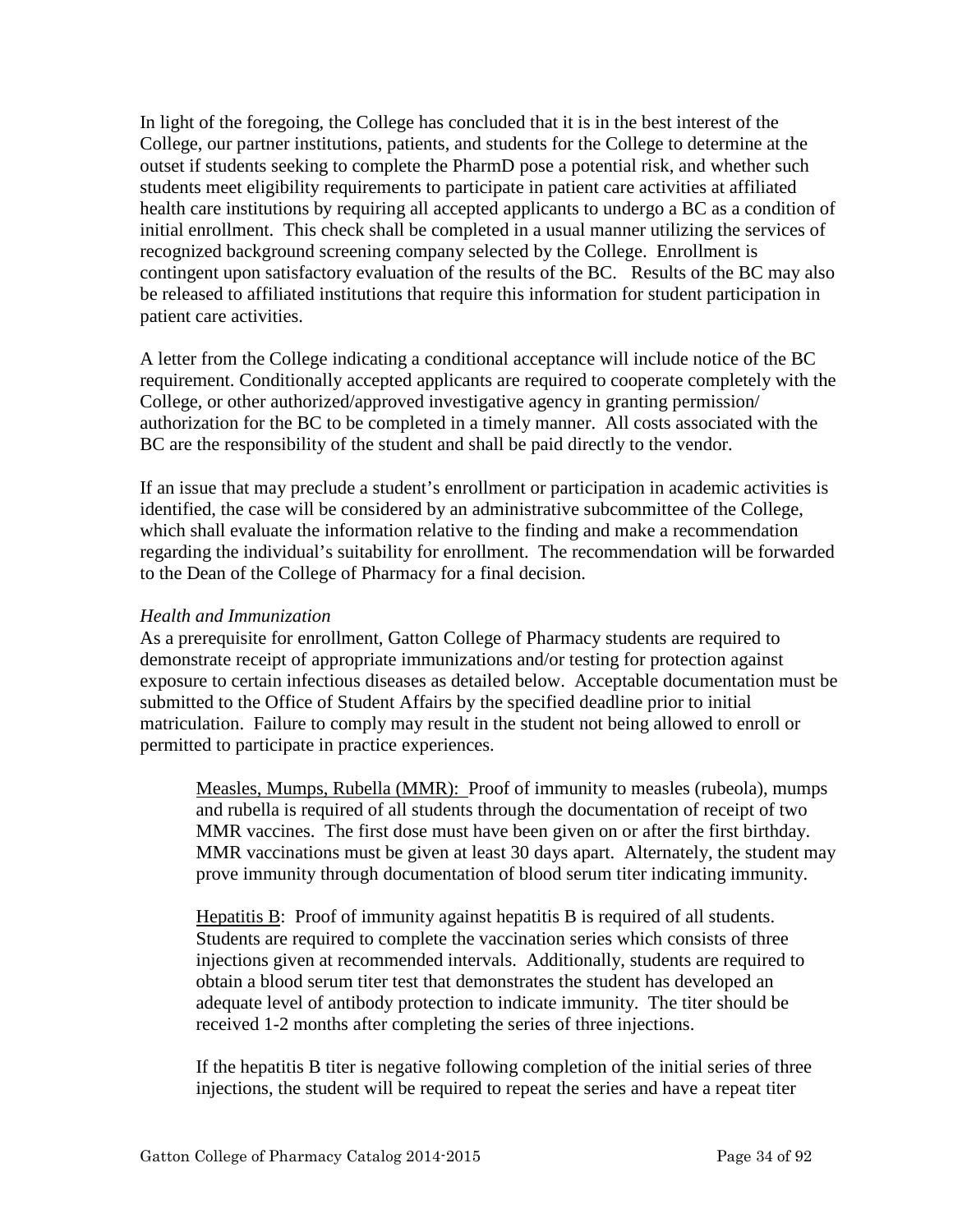In light of the foregoing, the College has concluded that it is in the best interest of the College, our partner institutions, patients, and students for the College to determine at the outset if students seeking to complete the PharmD pose a potential risk, and whether such students meet eligibility requirements to participate in patient care activities at affiliated health care institutions by requiring all accepted applicants to undergo a BC as a condition of initial enrollment. This check shall be completed in a usual manner utilizing the services of recognized background screening company selected by the College. Enrollment is contingent upon satisfactory evaluation of the results of the BC. Results of the BC may also be released to affiliated institutions that require this information for student participation in patient care activities.

A letter from the College indicating a conditional acceptance will include notice of the BC requirement. Conditionally accepted applicants are required to cooperate completely with the College, or other authorized/approved investigative agency in granting permission/ authorization for the BC to be completed in a timely manner. All costs associated with the BC are the responsibility of the student and shall be paid directly to the vendor.

If an issue that may preclude a student's enrollment or participation in academic activities is identified, the case will be considered by an administrative subcommittee of the College, which shall evaluate the information relative to the finding and make a recommendation regarding the individual's suitability for enrollment. The recommendation will be forwarded to the Dean of the College of Pharmacy for a final decision.

*Health and Immunization*

As a prerequisite for enrollment, Gatton College of Pharmacy students are required to demonstrate receipt of appropriate immunizations and/or testing for protection against exposure to certain infectious diseases as detailed below. Acceptable documentation must be submitted to the Office of Student Affairs by the specified deadline prior to initial matriculation. Failure to comply may result in the student not being allowed to enroll or permitted to participate in practice experiences.

> <u>Measles, Mumps, Rubella (MMR):</u> Proof of immunity to measles (rubeola), mumps and rubella is required of all students through the documentation of receipt of two MMR vaccines. The first dose must have been given on or after the first birthday. MMR vaccinations must be given at least 30 days apart. Alternately, the student may prove immunity through documentation of blood serum titer indicating immunity.
>
> <u>Hepatitis B</u>: Proof of immunity against hepatitis B is required of all students. Students are required to complete the vaccination series which consists of three injections given at recommended intervals. Additionally, students are required to obtain a blood serum titer test that demonstrates the student has developed an adequate level of antibody protection to indicate immunity. The titer should be received 1-2 months after completing the series of three injections.
>
> If the hepatitis B titer is negative following completion of the initial series of three injections, the student will be required to repeat the series and have a repeat titer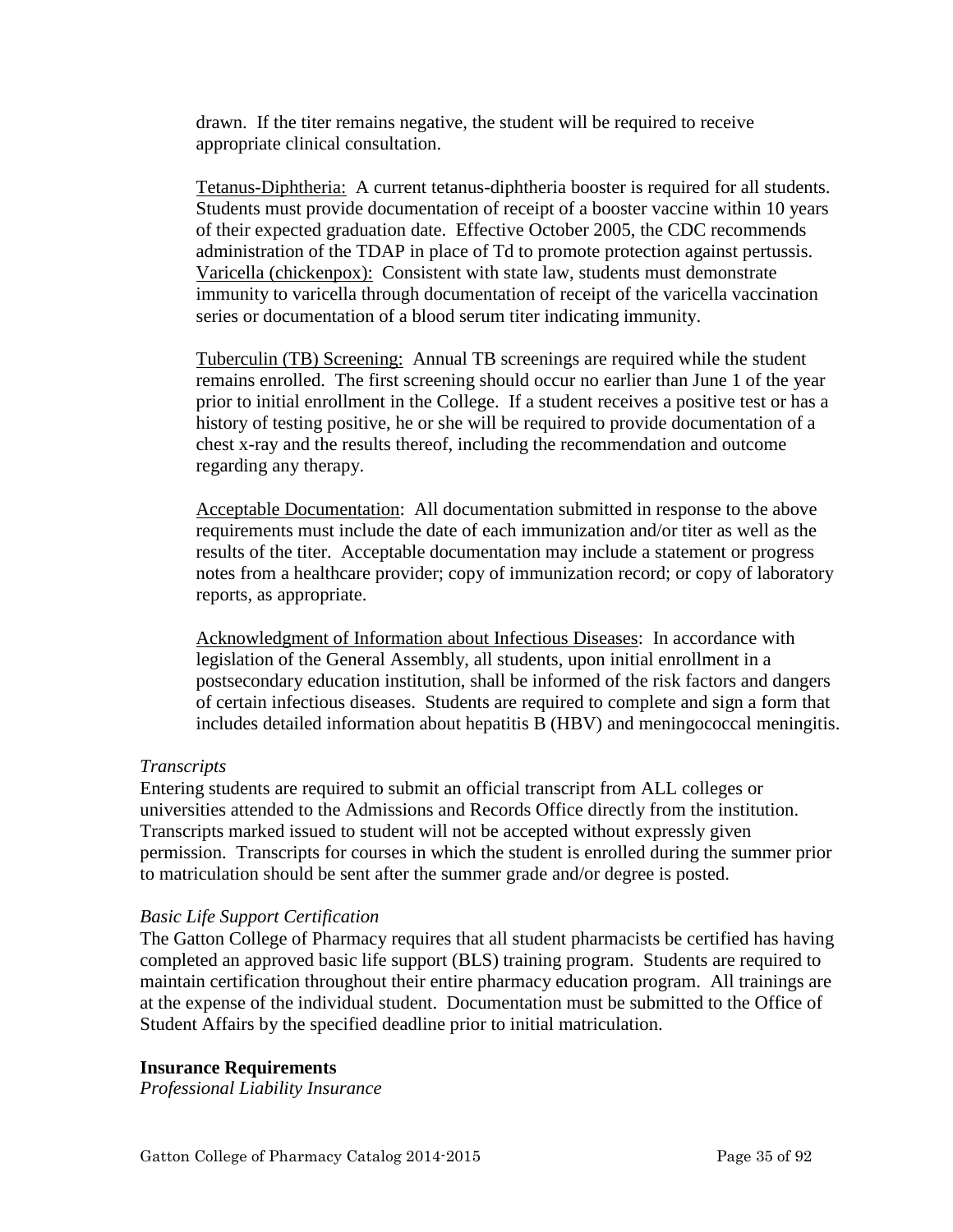drawn. If the titer remains negative, the student will be required to receive appropriate clinical consultation.

Tetanus-Diphtheria: A current tetanus-diphtheria booster is required for all students. Students must provide documentation of receipt of a booster vaccine within 10 years of their expected graduation date. Effective October 2005, the CDC recommends administration of the TDAP in place of Td to promote protection against pertussis.
Varicella (chickenpox): Consistent with state law, students must demonstrate immunity to varicella through documentation of receipt of the varicella vaccination series or documentation of a blood serum titer indicating immunity.

Tuberculin (TB) Screening: Annual TB screenings are required while the student remains enrolled. The first screening should occur no earlier than June 1 of the year prior to initial enrollment in the College. If a student receives a positive test or has a history of testing positive, he or she will be required to provide documentation of a chest x-ray and the results thereof, including the recommendation and outcome regarding any therapy.

Acceptable Documentation: All documentation submitted in response to the above requirements must include the date of each immunization and/or titer as well as the results of the titer. Acceptable documentation may include a statement or progress notes from a healthcare provider; copy of immunization record; or copy of laboratory reports, as appropriate.

Acknowledgment of Information about Infectious Diseases: In accordance with legislation of the General Assembly, all students, upon initial enrollment in a postsecondary education institution, shall be informed of the risk factors and dangers of certain infectious diseases. Students are required to complete and sign a form that includes detailed information about hepatitis B (HBV) and meningococcal meningitis.

*Transcripts*

Entering students are required to submit an official transcript from ALL colleges or universities attended to the Admissions and Records Office directly from the institution. Transcripts marked issued to student will not be accepted without expressly given permission. Transcripts for courses in which the student is enrolled during the summer prior to matriculation should be sent after the summer grade and/or degree is posted.

*Basic Life Support Certification*

The Gatton College of Pharmacy requires that all student pharmacists be certified has having completed an approved basic life support (BLS) training program. Students are required to maintain certification throughout their entire pharmacy education program. All trainings are at the expense of the individual student. Documentation must be submitted to the Office of Student Affairs by the specified deadline prior to initial matriculation.

**Insurance Requirements**

*Professional Liability Insurance*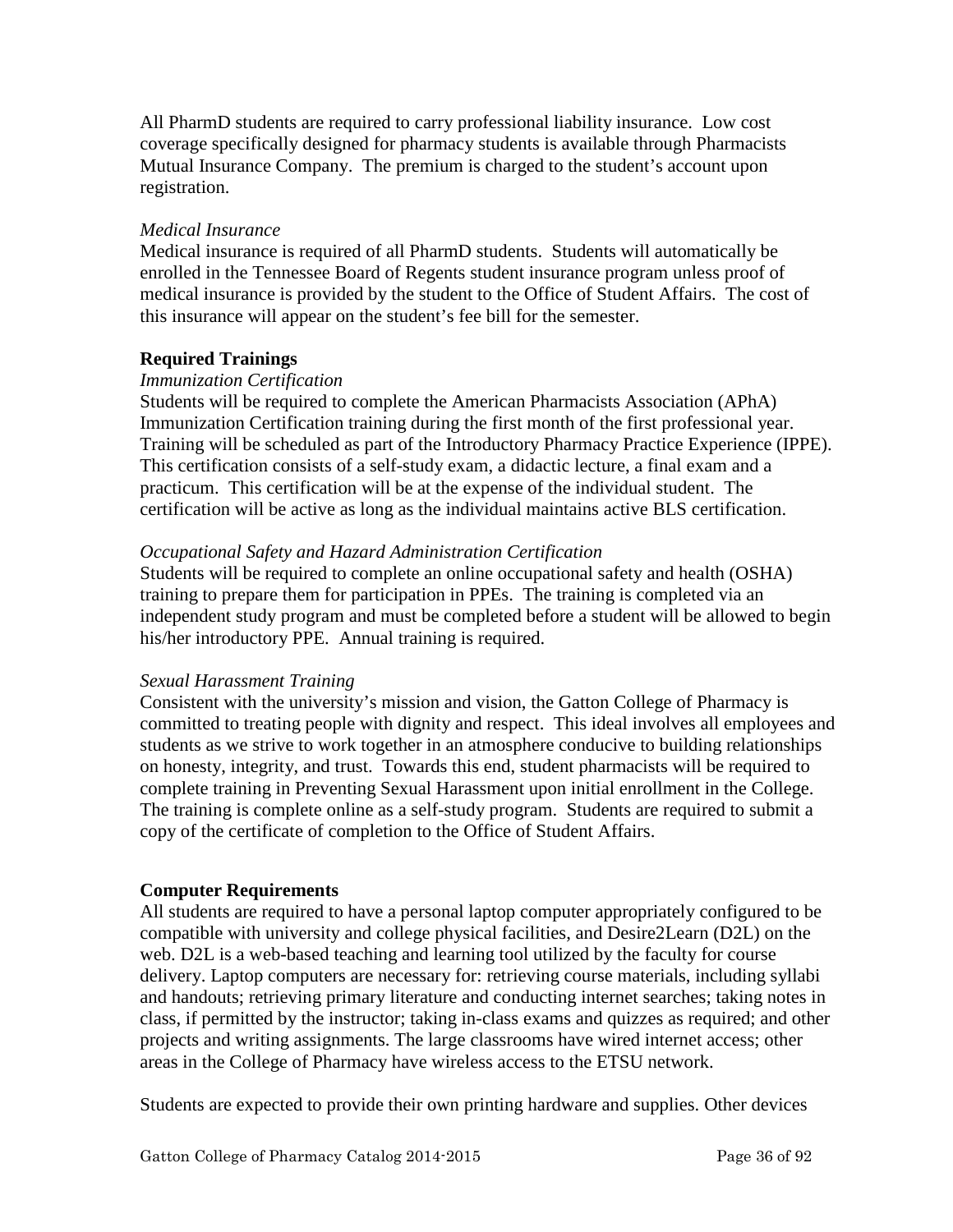All PharmD students are required to carry professional liability insurance. Low cost coverage specifically designed for pharmacy students is available through Pharmacists Mutual Insurance Company. The premium is charged to the student's account upon registration.

*Medical Insurance*

Medical insurance is required of all PharmD students. Students will automatically be enrolled in the Tennessee Board of Regents student insurance program unless proof of medical insurance is provided by the student to the Office of Student Affairs. The cost of this insurance will appear on the student's fee bill for the semester.

**Required Trainings**

*Immunization Certification*

Students will be required to complete the American Pharmacists Association (APhA) Immunization Certification training during the first month of the first professional year. Training will be scheduled as part of the Introductory Pharmacy Practice Experience (IPPE). This certification consists of a self-study exam, a didactic lecture, a final exam and a practicum. This certification will be at the expense of the individual student. The certification will be active as long as the individual maintains active BLS certification.

*Occupational Safety and Hazard Administration Certification*

Students will be required to complete an online occupational safety and health (OSHA) training to prepare them for participation in PPEs. The training is completed via an independent study program and must be completed before a student will be allowed to begin his/her introductory PPE. Annual training is required.

*Sexual Harassment Training*

Consistent with the university's mission and vision, the Gatton College of Pharmacy is committed to treating people with dignity and respect. This ideal involves all employees and students as we strive to work together in an atmosphere conducive to building relationships on honesty, integrity, and trust. Towards this end, student pharmacists will be required to complete training in Preventing Sexual Harassment upon initial enrollment in the College. The training is complete online as a self-study program. Students are required to submit a copy of the certificate of completion to the Office of Student Affairs.

**Computer Requirements**

All students are required to have a personal laptop computer appropriately configured to be compatible with university and college physical facilities, and Desire2Learn (D2L) on the web. D2L is a web-based teaching and learning tool utilized by the faculty for course delivery. Laptop computers are necessary for: retrieving course materials, including syllabi and handouts; retrieving primary literature and conducting internet searches; taking notes in class, if permitted by the instructor; taking in-class exams and quizzes as required; and other projects and writing assignments. The large classrooms have wired internet access; other areas in the College of Pharmacy have wireless access to the ETSU network.

Students are expected to provide their own printing hardware and supplies. Other devices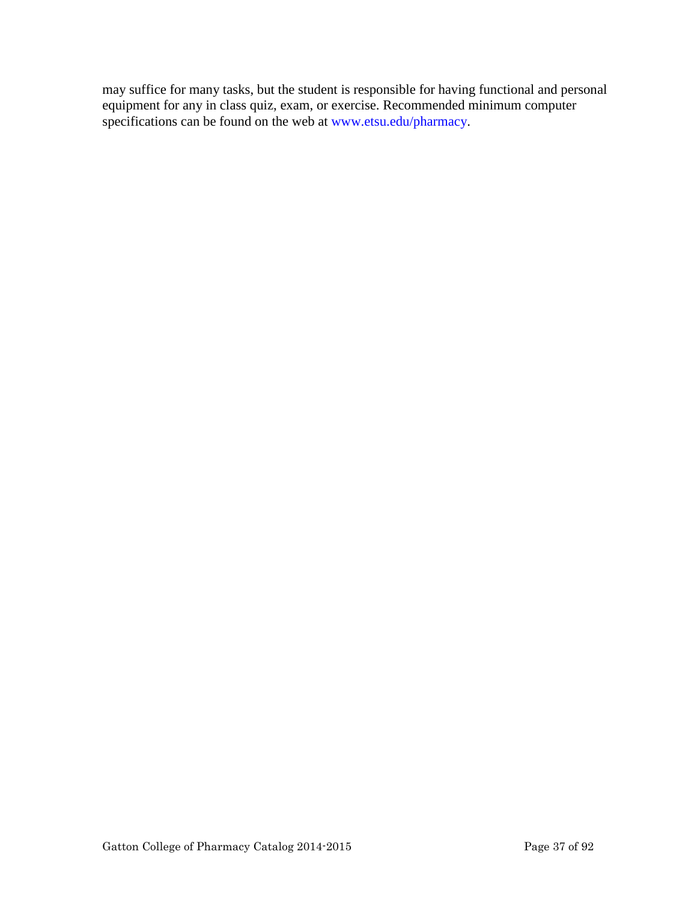may suffice for many tasks, but the student is responsible for having functional and personal equipment for any in class quiz, exam, or exercise. Recommended minimum computer specifications can be found on the web at www.etsu.edu/pharmacy.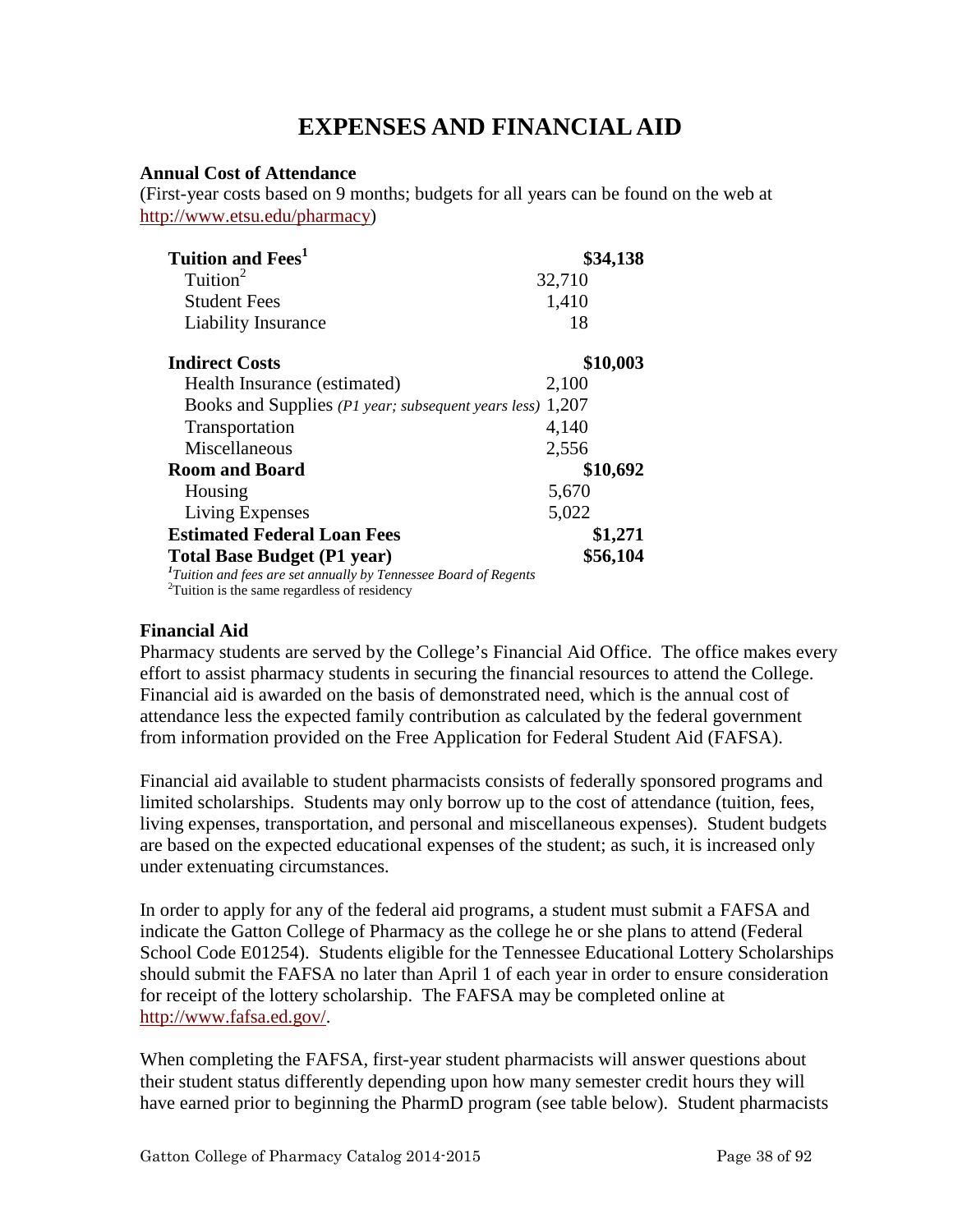# EXPENSES AND FINANCIAL AID

**Annual Cost of Attendance**

(First-year costs based on 9 months; budgets for all years can be found on the web at http://www.etsu.edu/pharmacy)

| | | |
|---|---|---|
| **Tuition and Fees**[1] | | **$34,138** |
| Tuition[2] | 32,710 | |
| Student Fees | 1,410 | |
| Liability Insurance | 18 | |
| **Indirect Costs** | | **$10,003** |
| Health Insurance (estimated) | 2,100 | |
| Books and Supplies *(P1 year; subsequent years less)* | 1,207 | |
| Transportation | 4,140 | |
| Miscellaneous | 2,556 | |
| **Room and Board** | | **$10,692** |
| Housing | 5,670 | |
| Living Expenses | 5,022 | |
| **Estimated Federal Loan Fees** | | **$1,271** |
| **Total Base Budget (P1 year)** | | **$56,104** |

[1]*Tuition and fees are set annually by Tennessee Board of Regents*
[2]Tuition is the same regardless of residency

**Financial Aid**

Pharmacy students are served by the College's Financial Aid Office. The office makes every effort to assist pharmacy students in securing the financial resources to attend the College. Financial aid is awarded on the basis of demonstrated need, which is the annual cost of attendance less the expected family contribution as calculated by the federal government from information provided on the Free Application for Federal Student Aid (FAFSA).

Financial aid available to student pharmacists consists of federally sponsored programs and limited scholarships. Students may only borrow up to the cost of attendance (tuition, fees, living expenses, transportation, and personal and miscellaneous expenses). Student budgets are based on the expected educational expenses of the student; as such, it is increased only under extenuating circumstances.

In order to apply for any of the federal aid programs, a student must submit a FAFSA and indicate the Gatton College of Pharmacy as the college he or she plans to attend (Federal School Code E01254). Students eligible for the Tennessee Educational Lottery Scholarships should submit the FAFSA no later than April 1 of each year in order to ensure consideration for receipt of the lottery scholarship. The FAFSA may be completed online at http://www.fafsa.ed.gov/.

When completing the FAFSA, first-year student pharmacists will answer questions about their student status differently depending upon how many semester credit hours they will have earned prior to beginning the PharmD program (see table below). Student pharmacists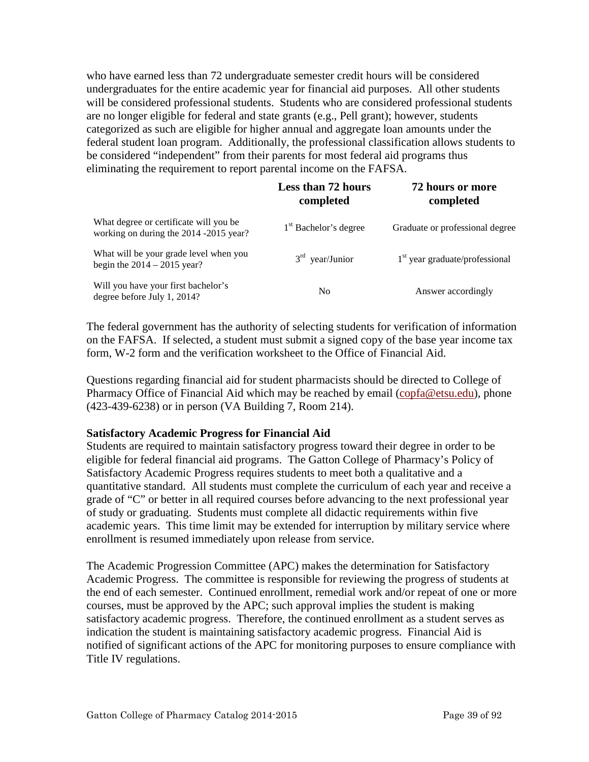who have earned less than 72 undergraduate semester credit hours will be considered undergraduates for the entire academic year for financial aid purposes. All other students will be considered professional students. Students who are considered professional students are no longer eligible for federal and state grants (e.g., Pell grant); however, students categorized as such are eligible for higher annual and aggregate loan amounts under the federal student loan program. Additionally, the professional classification allows students to be considered "independent" from their parents for most federal aid programs thus eliminating the requirement to report parental income on the FAFSA.

| | **Less than 72 hours completed** | **72 hours or more completed** |
|---|---|---|
| What degree or certificate will you be working on during the 2014 -2015 year? | 1st Bachelor's degree | Graduate or professional degree |
| What will be your grade level when you begin the 2014 – 2015 year? | 3rd year/Junior | 1st year graduate/professional |
| Will you have your first bachelor's degree before July 1, 2014? | No | Answer accordingly |

The federal government has the authority of selecting students for verification of information on the FAFSA. If selected, a student must submit a signed copy of the base year income tax form, W-2 form and the verification worksheet to the Office of Financial Aid.

Questions regarding financial aid for student pharmacists should be directed to College of Pharmacy Office of Financial Aid which may be reached by email (copfa@etsu.edu), phone (423-439-6238) or in person (VA Building 7, Room 214).

**Satisfactory Academic Progress for Financial Aid**

Students are required to maintain satisfactory progress toward their degree in order to be eligible for federal financial aid programs. The Gatton College of Pharmacy's Policy of Satisfactory Academic Progress requires students to meet both a qualitative and a quantitative standard. All students must complete the curriculum of each year and receive a grade of "C" or better in all required courses before advancing to the next professional year of study or graduating. Students must complete all didactic requirements within five academic years. This time limit may be extended for interruption by military service where enrollment is resumed immediately upon release from service.

The Academic Progression Committee (APC) makes the determination for Satisfactory Academic Progress. The committee is responsible for reviewing the progress of students at the end of each semester. Continued enrollment, remedial work and/or repeat of one or more courses, must be approved by the APC; such approval implies the student is making satisfactory academic progress. Therefore, the continued enrollment as a student serves as indication the student is maintaining satisfactory academic progress. Financial Aid is notified of significant actions of the APC for monitoring purposes to ensure compliance with Title IV regulations.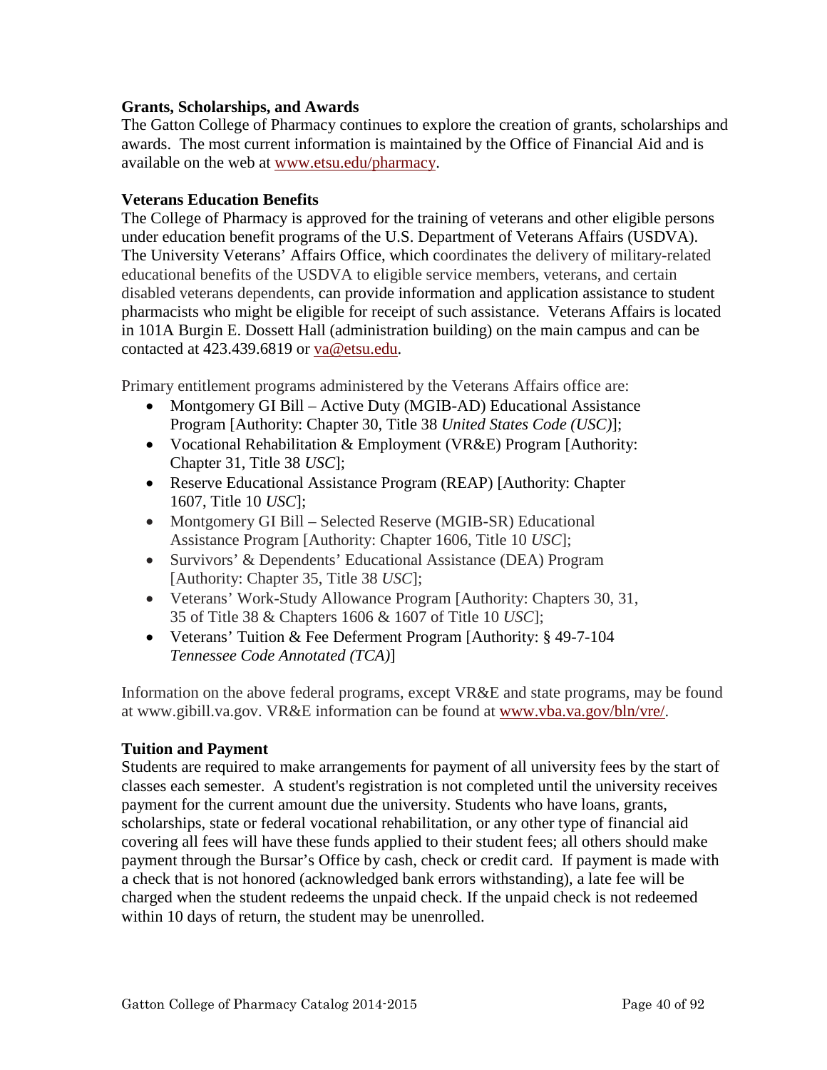### Grants, Scholarships, and Awards

The Gatton College of Pharmacy continues to explore the creation of grants, scholarships and awards. The most current information is maintained by the Office of Financial Aid and is available on the web at [www.etsu.edu/pharmacy](www.etsu.edu/pharmacy).

### Veterans Education Benefits

The College of Pharmacy is approved for the training of veterans and other eligible persons under education benefit programs of the U.S. Department of Veterans Affairs (USDVA). The University Veterans' Affairs Office, which coordinates the delivery of military-related educational benefits of the USDVA to eligible service members, veterans, and certain disabled veterans dependents, can provide information and application assistance to student pharmacists who might be eligible for receipt of such assistance. Veterans Affairs is located in 101A Burgin E. Dossett Hall (administration building) on the main campus and can be contacted at 423.439.6819 or [va@etsu.edu](mailto:va@etsu.edu).

Primary entitlement programs administered by the Veterans Affairs office are:

- Montgomery GI Bill – Active Duty (MGIB-AD) Educational Assistance Program [Authority: Chapter 30, Title 38 *United States Code (USC)*];
- Vocational Rehabilitation & Employment (VR&E) Program [Authority: Chapter 31, Title 38 *USC*];
- Reserve Educational Assistance Program (REAP) [Authority: Chapter 1607, Title 10 *USC*];
- Montgomery GI Bill – Selected Reserve (MGIB-SR) Educational Assistance Program [Authority: Chapter 1606, Title 10 *USC*];
- Survivors' & Dependents' Educational Assistance (DEA) Program [Authority: Chapter 35, Title 38 *USC*];
- Veterans' Work-Study Allowance Program [Authority: Chapters 30, 31, 35 of Title 38 & Chapters 1606 & 1607 of Title 10 *USC*];
- Veterans' Tuition & Fee Deferment Program [Authority: § 49-7-104 *Tennessee Code Annotated (TCA)*]

Information on the above federal programs, except VR&E and state programs, may be found at www.gibill.va.gov. VR&E information can be found at [www.vba.va.gov/bln/vre/](www.vba.va.gov/bln/vre/).

### Tuition and Payment

Students are required to make arrangements for payment of all university fees by the start of classes each semester. A student's registration is not completed until the university receives payment for the current amount due the university. Students who have loans, grants, scholarships, state or federal vocational rehabilitation, or any other type of financial aid covering all fees will have these funds applied to their student fees; all others should make payment through the Bursar's Office by cash, check or credit card. If payment is made with a check that is not honored (acknowledged bank errors withstanding), a late fee will be charged when the student redeems the unpaid check. If the unpaid check is not redeemed within 10 days of return, the student may be unenrolled.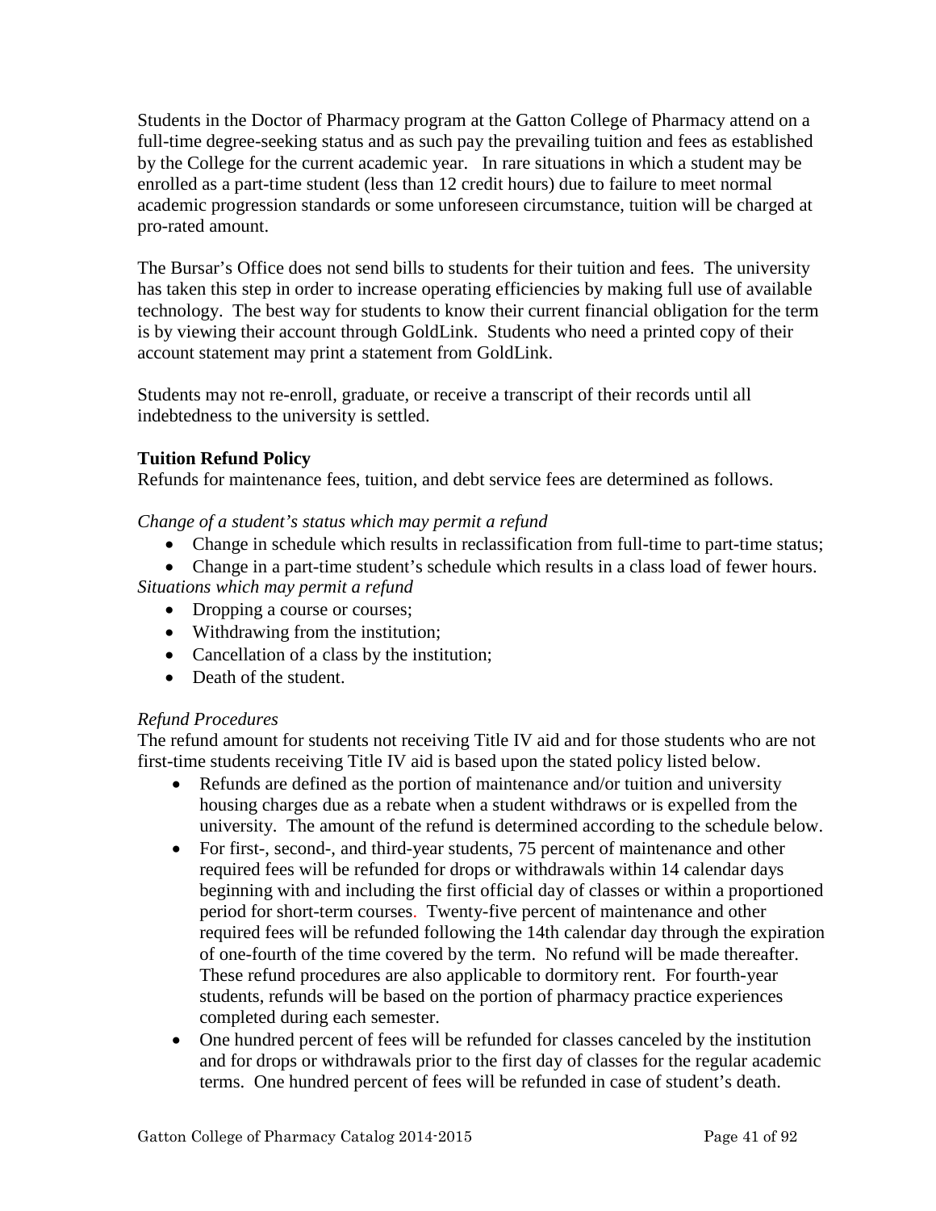Students in the Doctor of Pharmacy program at the Gatton College of Pharmacy attend on a full-time degree-seeking status and as such pay the prevailing tuition and fees as established by the College for the current academic year. In rare situations in which a student may be enrolled as a part-time student (less than 12 credit hours) due to failure to meet normal academic progression standards or some unforeseen circumstance, tuition will be charged at pro-rated amount.

The Bursar's Office does not send bills to students for their tuition and fees. The university has taken this step in order to increase operating efficiencies by making full use of available technology. The best way for students to know their current financial obligation for the term is by viewing their account through GoldLink. Students who need a printed copy of their account statement may print a statement from GoldLink.

Students may not re-enroll, graduate, or receive a transcript of their records until all indebtedness to the university is settled.

**Tuition Refund Policy**

Refunds for maintenance fees, tuition, and debt service fees are determined as follows.

*Change of a student's status which may permit a refund*

- Change in schedule which results in reclassification from full-time to part-time status;
- Change in a part-time student's schedule which results in a class load of fewer hours.

*Situations which may permit a refund*

- Dropping a course or courses;
- Withdrawing from the institution;
- Cancellation of a class by the institution;
- Death of the student.

*Refund Procedures*

The refund amount for students not receiving Title IV aid and for those students who are not first-time students receiving Title IV aid is based upon the stated policy listed below.

- Refunds are defined as the portion of maintenance and/or tuition and university housing charges due as a rebate when a student withdraws or is expelled from the university. The amount of the refund is determined according to the schedule below.
- For first-, second-, and third-year students, 75 percent of maintenance and other required fees will be refunded for drops or withdrawals within 14 calendar days beginning with and including the first official day of classes or within a proportioned period for short-term courses. Twenty-five percent of maintenance and other required fees will be refunded following the 14th calendar day through the expiration of one-fourth of the time covered by the term. No refund will be made thereafter. These refund procedures are also applicable to dormitory rent. For fourth-year students, refunds will be based on the portion of pharmacy practice experiences completed during each semester.
- One hundred percent of fees will be refunded for classes canceled by the institution and for drops or withdrawals prior to the first day of classes for the regular academic terms. One hundred percent of fees will be refunded in case of student's death.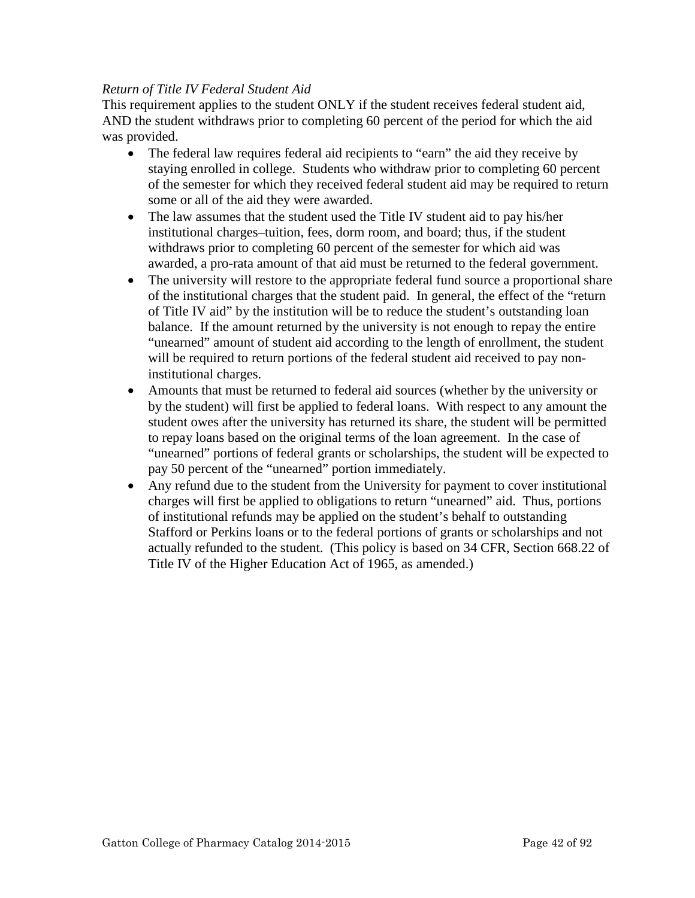*Return of Title IV Federal Student Aid*

This requirement applies to the student ONLY if the student receives federal student aid, AND the student withdraws prior to completing 60 percent of the period for which the aid was provided.

- The federal law requires federal aid recipients to "earn" the aid they receive by staying enrolled in college. Students who withdraw prior to completing 60 percent of the semester for which they received federal student aid may be required to return some or all of the aid they were awarded.
- The law assumes that the student used the Title IV student aid to pay his/her institutional charges–tuition, fees, dorm room, and board; thus, if the student withdraws prior to completing 60 percent of the semester for which aid was awarded, a pro-rata amount of that aid must be returned to the federal government.
- The university will restore to the appropriate federal fund source a proportional share of the institutional charges that the student paid. In general, the effect of the "return of Title IV aid" by the institution will be to reduce the student's outstanding loan balance. If the amount returned by the university is not enough to repay the entire "unearned" amount of student aid according to the length of enrollment, the student will be required to return portions of the federal student aid received to pay non-institutional charges.
- Amounts that must be returned to federal aid sources (whether by the university or by the student) will first be applied to federal loans. With respect to any amount the student owes after the university has returned its share, the student will be permitted to repay loans based on the original terms of the loan agreement. In the case of "unearned" portions of federal grants or scholarships, the student will be expected to pay 50 percent of the "unearned" portion immediately.
- Any refund due to the student from the University for payment to cover institutional charges will first be applied to obligations to return "unearned" aid. Thus, portions of institutional refunds may be applied on the student's behalf to outstanding Stafford or Perkins loans or to the federal portions of grants or scholarships and not actually refunded to the student. (This policy is based on 34 CFR, Section 668.22 of Title IV of the Higher Education Act of 1965, as amended.)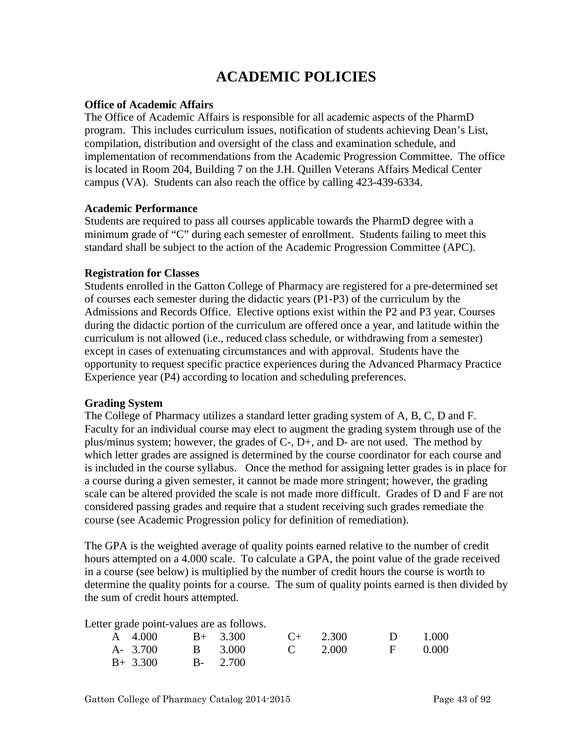# ACADEMIC POLICIES

**Office of Academic Affairs**
The Office of Academic Affairs is responsible for all academic aspects of the PharmD program. This includes curriculum issues, notification of students achieving Dean's List, compilation, distribution and oversight of the class and examination schedule, and implementation of recommendations from the Academic Progression Committee. The office is located in Room 204, Building 7 on the J.H. Quillen Veterans Affairs Medical Center campus (VA). Students can also reach the office by calling 423-439-6334.

**Academic Performance**
Students are required to pass all courses applicable towards the PharmD degree with a minimum grade of "C" during each semester of enrollment. Students failing to meet this standard shall be subject to the action of the Academic Progression Committee (APC).

**Registration for Classes**
Students enrolled in the Gatton College of Pharmacy are registered for a pre-determined set of courses each semester during the didactic years (P1-P3) of the curriculum by the Admissions and Records Office. Elective options exist within the P2 and P3 year. Courses during the didactic portion of the curriculum are offered once a year, and latitude within the curriculum is not allowed (i.e., reduced class schedule, or withdrawing from a semester) except in cases of extenuating circumstances and with approval. Students have the opportunity to request specific practice experiences during the Advanced Pharmacy Practice Experience year (P4) according to location and scheduling preferences.

**Grading System**
The College of Pharmacy utilizes a standard letter grading system of A, B, C, D and F. Faculty for an individual course may elect to augment the grading system through use of the plus/minus system; however, the grades of C-, D+, and D- are not used. The method by which letter grades are assigned is determined by the course coordinator for each course and is included in the course syllabus. Once the method for assigning letter grades is in place for a course during a given semester, it cannot be made more stringent; however, the grading scale can be altered provided the scale is not made more difficult. Grades of D and F are not considered passing grades and require that a student receiving such grades remediate the course (see Academic Progression policy for definition of remediation).

The GPA is the weighted average of quality points earned relative to the number of credit hours attempted on a 4.000 scale. To calculate a GPA, the point value of the grade received in a course (see below) is multiplied by the number of credit hours the course is worth to determine the quality points for a course. The sum of quality points earned is then divided by the sum of credit hours attempted.

Letter grade point-values are as follows.

| | | | | | | | |
|---|---|---|---|---|---|---|---|
| A | 4.000 | B+ | 3.300 | C+ | 2.300 | D | 1.000 |
| A- | 3.700 | B | 3.000 | C | 2.000 | F | 0.000 |
| B+ | 3.300 | B- | 2.700 | | | | |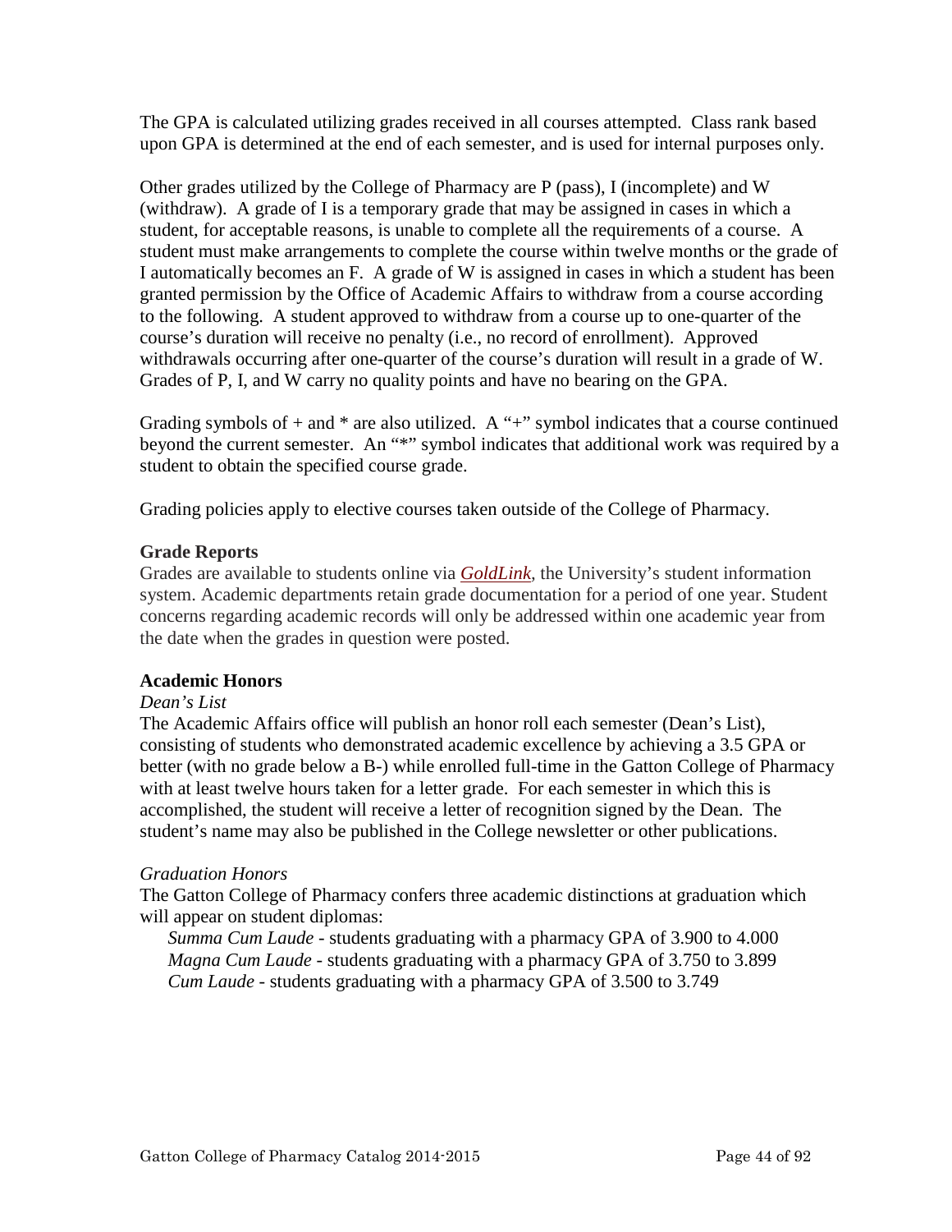The GPA is calculated utilizing grades received in all courses attempted. Class rank based upon GPA is determined at the end of each semester, and is used for internal purposes only.

Other grades utilized by the College of Pharmacy are P (pass), I (incomplete) and W (withdraw). A grade of I is a temporary grade that may be assigned in cases in which a student, for acceptable reasons, is unable to complete all the requirements of a course. A student must make arrangements to complete the course within twelve months or the grade of I automatically becomes an F. A grade of W is assigned in cases in which a student has been granted permission by the Office of Academic Affairs to withdraw from a course according to the following. A student approved to withdraw from a course up to one-quarter of the course's duration will receive no penalty (i.e., no record of enrollment). Approved withdrawals occurring after one-quarter of the course's duration will result in a grade of W. Grades of P, I, and W carry no quality points and have no bearing on the GPA.

Grading symbols of + and * are also utilized. A "+" symbol indicates that a course continued beyond the current semester. An "*" symbol indicates that additional work was required by a student to obtain the specified course grade.

Grading policies apply to elective courses taken outside of the College of Pharmacy.

### Grade Reports

Grades are available to students online via *GoldLink*, the University's student information system. Academic departments retain grade documentation for a period of one year. Student concerns regarding academic records will only be addressed within one academic year from the date when the grades in question were posted.

### Academic Honors

*Dean's List*

The Academic Affairs office will publish an honor roll each semester (Dean's List), consisting of students who demonstrated academic excellence by achieving a 3.5 GPA or better (with no grade below a B-) while enrolled full-time in the Gatton College of Pharmacy with at least twelve hours taken for a letter grade. For each semester in which this is accomplished, the student will receive a letter of recognition signed by the Dean. The student's name may also be published in the College newsletter or other publications.

*Graduation Honors*

The Gatton College of Pharmacy confers three academic distinctions at graduation which will appear on student diplomas:

- *Summa Cum Laude* - students graduating with a pharmacy GPA of 3.900 to 4.000
- *Magna Cum Laude* - students graduating with a pharmacy GPA of 3.750 to 3.899
- *Cum Laude* - students graduating with a pharmacy GPA of 3.500 to 3.749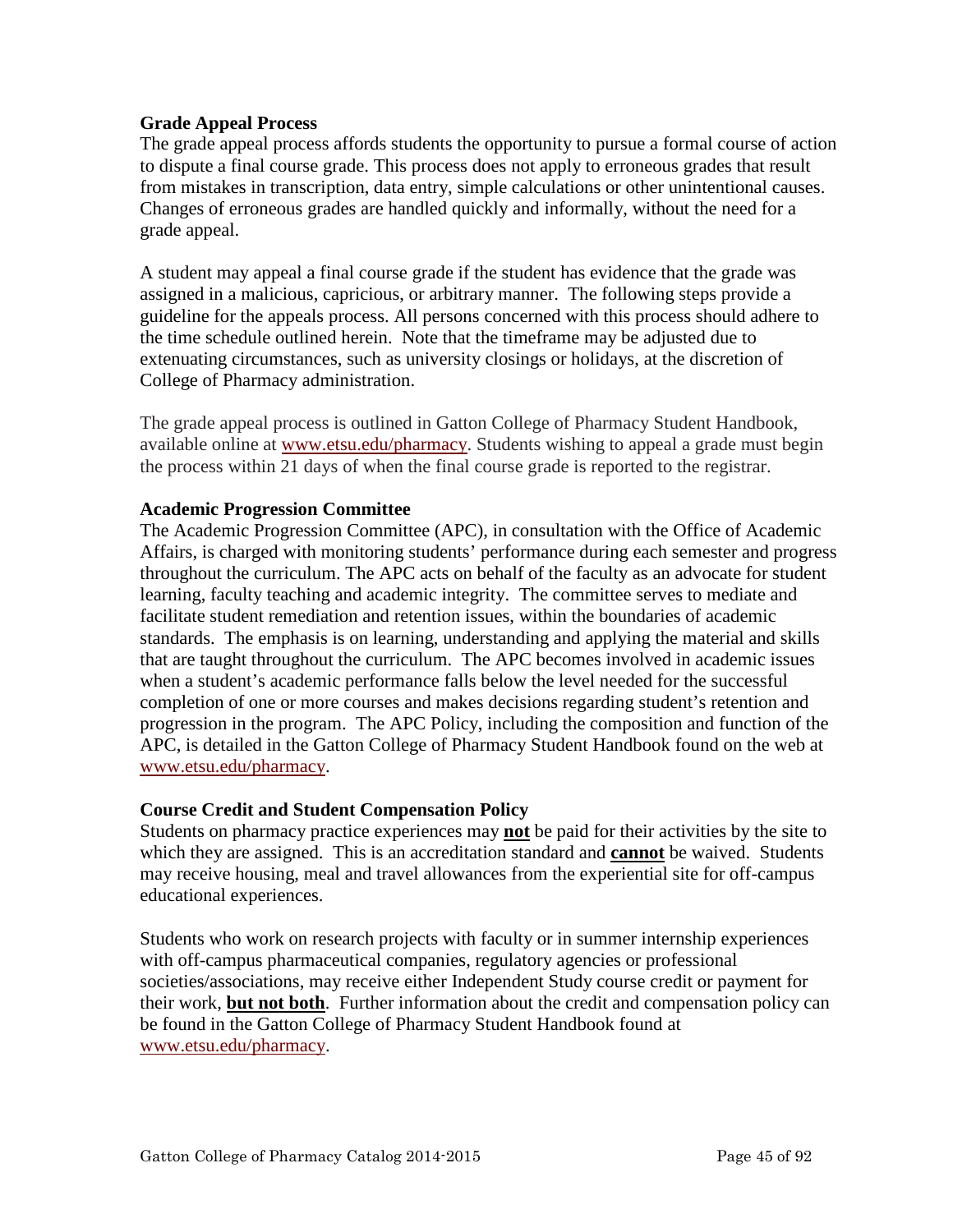### Grade Appeal Process

The grade appeal process affords students the opportunity to pursue a formal course of action to dispute a final course grade. This process does not apply to erroneous grades that result from mistakes in transcription, data entry, simple calculations or other unintentional causes. Changes of erroneous grades are handled quickly and informally, without the need for a grade appeal.

A student may appeal a final course grade if the student has evidence that the grade was assigned in a malicious, capricious, or arbitrary manner. The following steps provide a guideline for the appeals process. All persons concerned with this process should adhere to the time schedule outlined herein. Note that the timeframe may be adjusted due to extenuating circumstances, such as university closings or holidays, at the discretion of College of Pharmacy administration.

The grade appeal process is outlined in Gatton College of Pharmacy Student Handbook, available online at www.etsu.edu/pharmacy. Students wishing to appeal a grade must begin the process within 21 days of when the final course grade is reported to the registrar.

### Academic Progression Committee

The Academic Progression Committee (APC), in consultation with the Office of Academic Affairs, is charged with monitoring students' performance during each semester and progress throughout the curriculum. The APC acts on behalf of the faculty as an advocate for student learning, faculty teaching and academic integrity. The committee serves to mediate and facilitate student remediation and retention issues, within the boundaries of academic standards. The emphasis is on learning, understanding and applying the material and skills that are taught throughout the curriculum. The APC becomes involved in academic issues when a student's academic performance falls below the level needed for the successful completion of one or more courses and makes decisions regarding student's retention and progression in the program. The APC Policy, including the composition and function of the APC, is detailed in the Gatton College of Pharmacy Student Handbook found on the web at www.etsu.edu/pharmacy.

### Course Credit and Student Compensation Policy

Students on pharmacy practice experiences may **not** be paid for their activities by the site to which they are assigned. This is an accreditation standard and **cannot** be waived. Students may receive housing, meal and travel allowances from the experiential site for off-campus educational experiences.

Students who work on research projects with faculty or in summer internship experiences with off-campus pharmaceutical companies, regulatory agencies or professional societies/associations, may receive either Independent Study course credit or payment for their work, **but not both**. Further information about the credit and compensation policy can be found in the Gatton College of Pharmacy Student Handbook found at www.etsu.edu/pharmacy.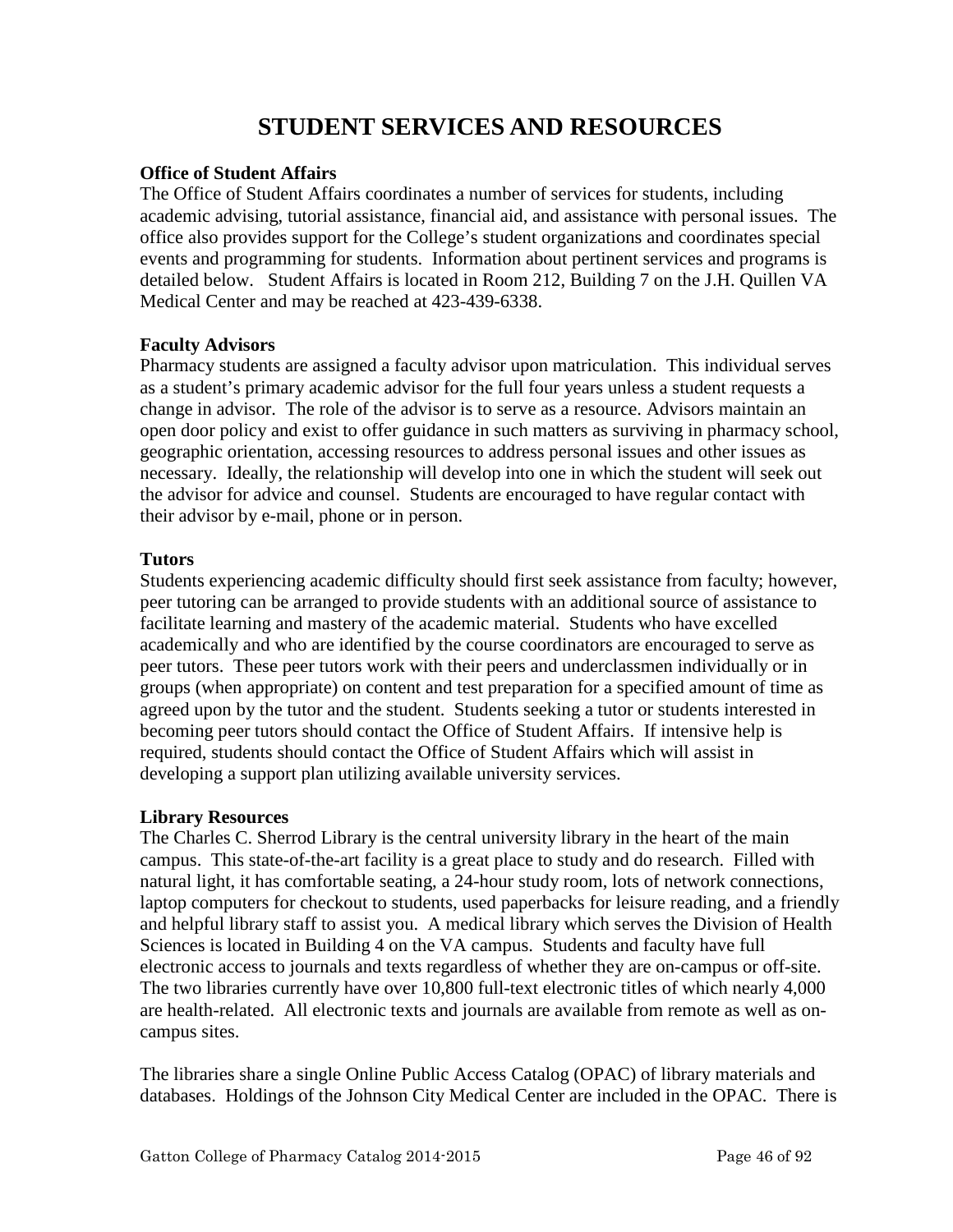# STUDENT SERVICES AND RESOURCES

**Office of Student Affairs**

The Office of Student Affairs coordinates a number of services for students, including academic advising, tutorial assistance, financial aid, and assistance with personal issues. The office also provides support for the College's student organizations and coordinates special events and programming for students. Information about pertinent services and programs is detailed below. Student Affairs is located in Room 212, Building 7 on the J.H. Quillen VA Medical Center and may be reached at 423-439-6338.

**Faculty Advisors**

Pharmacy students are assigned a faculty advisor upon matriculation. This individual serves as a student's primary academic advisor for the full four years unless a student requests a change in advisor. The role of the advisor is to serve as a resource. Advisors maintain an open door policy and exist to offer guidance in such matters as surviving in pharmacy school, geographic orientation, accessing resources to address personal issues and other issues as necessary. Ideally, the relationship will develop into one in which the student will seek out the advisor for advice and counsel. Students are encouraged to have regular contact with their advisor by e-mail, phone or in person.

**Tutors**

Students experiencing academic difficulty should first seek assistance from faculty; however, peer tutoring can be arranged to provide students with an additional source of assistance to facilitate learning and mastery of the academic material. Students who have excelled academically and who are identified by the course coordinators are encouraged to serve as peer tutors. These peer tutors work with their peers and underclassmen individually or in groups (when appropriate) on content and test preparation for a specified amount of time as agreed upon by the tutor and the student. Students seeking a tutor or students interested in becoming peer tutors should contact the Office of Student Affairs. If intensive help is required, students should contact the Office of Student Affairs which will assist in developing a support plan utilizing available university services.

**Library Resources**

The Charles C. Sherrod Library is the central university library in the heart of the main campus. This state-of-the-art facility is a great place to study and do research. Filled with natural light, it has comfortable seating, a 24-hour study room, lots of network connections, laptop computers for checkout to students, used paperbacks for leisure reading, and a friendly and helpful library staff to assist you. A medical library which serves the Division of Health Sciences is located in Building 4 on the VA campus. Students and faculty have full electronic access to journals and texts regardless of whether they are on-campus or off-site. The two libraries currently have over 10,800 full-text electronic titles of which nearly 4,000 are health-related. All electronic texts and journals are available from remote as well as on-campus sites.

The libraries share a single Online Public Access Catalog (OPAC) of library materials and databases. Holdings of the Johnson City Medical Center are included in the OPAC. There is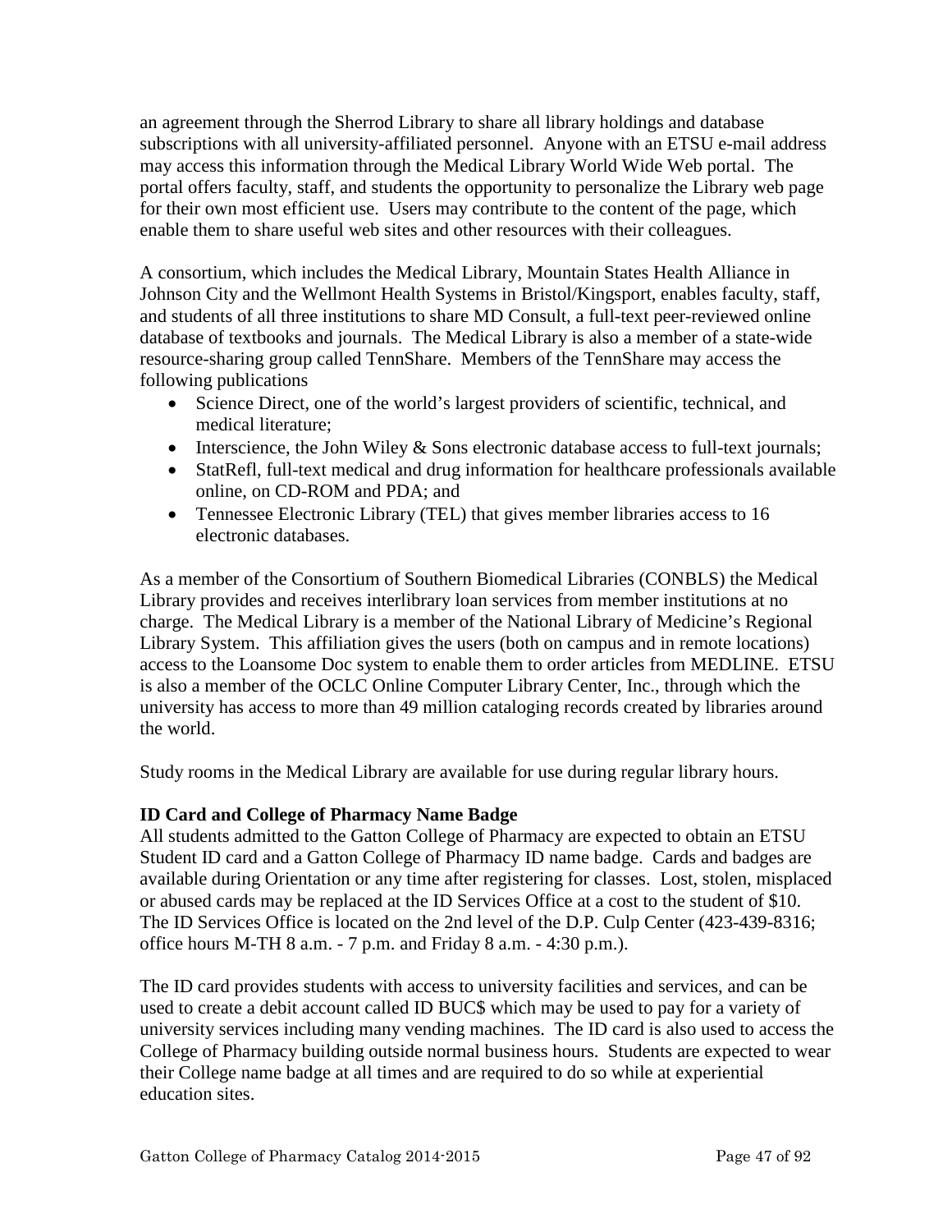an agreement through the Sherrod Library to share all library holdings and database subscriptions with all university-affiliated personnel. Anyone with an ETSU e-mail address may access this information through the Medical Library World Wide Web portal. The portal offers faculty, staff, and students the opportunity to personalize the Library web page for their own most efficient use. Users may contribute to the content of the page, which enable them to share useful web sites and other resources with their colleagues.

A consortium, which includes the Medical Library, Mountain States Health Alliance in Johnson City and the Wellmont Health Systems in Bristol/Kingsport, enables faculty, staff, and students of all three institutions to share MD Consult, a full-text peer-reviewed online database of textbooks and journals. The Medical Library is also a member of a state-wide resource-sharing group called TennShare. Members of the TennShare may access the following publications

- Science Direct, one of the world's largest providers of scientific, technical, and medical literature;
- Interscience, the John Wiley & Sons electronic database access to full-text journals;
- StatRefl, full-text medical and drug information for healthcare professionals available online, on CD-ROM and PDA; and
- Tennessee Electronic Library (TEL) that gives member libraries access to 16 electronic databases.

As a member of the Consortium of Southern Biomedical Libraries (CONBLS) the Medical Library provides and receives interlibrary loan services from member institutions at no charge. The Medical Library is a member of the National Library of Medicine's Regional Library System. This affiliation gives the users (both on campus and in remote locations) access to the Loansome Doc system to enable them to order articles from MEDLINE. ETSU is also a member of the OCLC Online Computer Library Center, Inc., through which the university has access to more than 49 million cataloging records created by libraries around the world.

Study rooms in the Medical Library are available for use during regular library hours.

**ID Card and College of Pharmacy Name Badge**

All students admitted to the Gatton College of Pharmacy are expected to obtain an ETSU Student ID card and a Gatton College of Pharmacy ID name badge. Cards and badges are available during Orientation or any time after registering for classes. Lost, stolen, misplaced or abused cards may be replaced at the ID Services Office at a cost to the student of $10. The ID Services Office is located on the 2nd level of the D.P. Culp Center (423-439-8316; office hours M-TH 8 a.m. - 7 p.m. and Friday 8 a.m. - 4:30 p.m.).

The ID card provides students with access to university facilities and services, and can be used to create a debit account called ID BUC$ which may be used to pay for a variety of university services including many vending machines. The ID card is also used to access the College of Pharmacy building outside normal business hours. Students are expected to wear their College name badge at all times and are required to do so while at experiential education sites.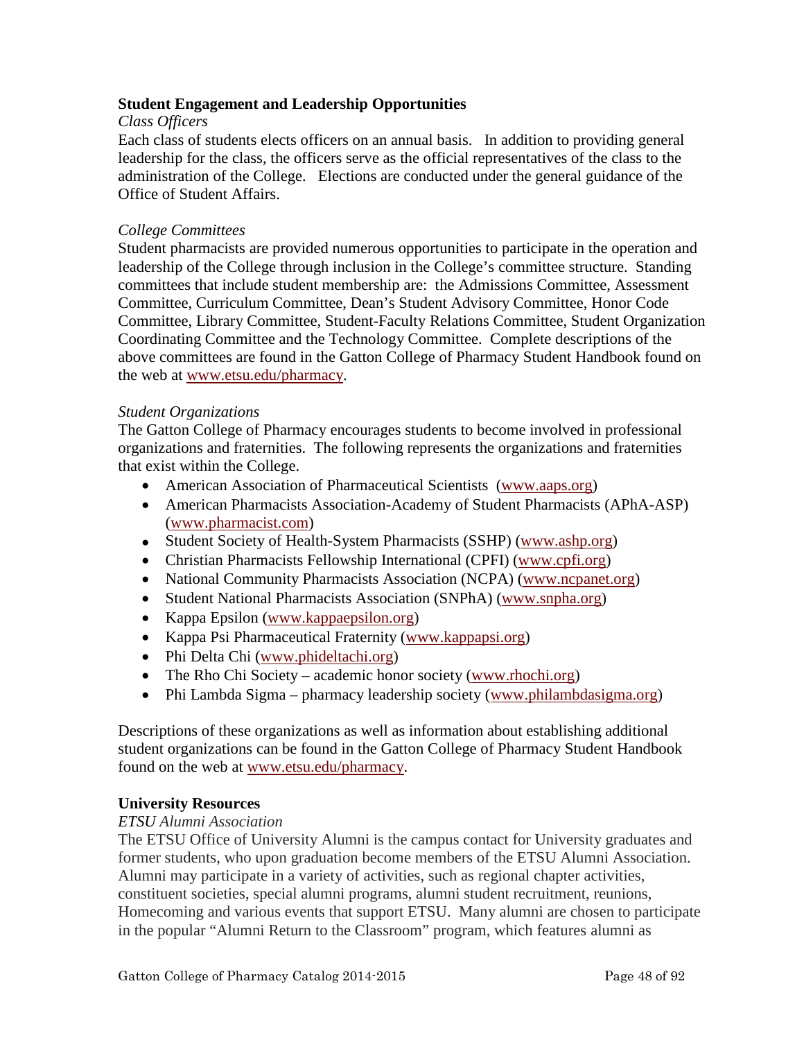**Student Engagement and Leadership Opportunities**

*Class Officers*

Each class of students elects officers on an annual basis. In addition to providing general leadership for the class, the officers serve as the official representatives of the class to the administration of the College. Elections are conducted under the general guidance of the Office of Student Affairs.

*College Committees*

Student pharmacists are provided numerous opportunities to participate in the operation and leadership of the College through inclusion in the College's committee structure. Standing committees that include student membership are: the Admissions Committee, Assessment Committee, Curriculum Committee, Dean's Student Advisory Committee, Honor Code Committee, Library Committee, Student-Faculty Relations Committee, Student Organization Coordinating Committee and the Technology Committee. Complete descriptions of the above committees are found in the Gatton College of Pharmacy Student Handbook found on the web at www.etsu.edu/pharmacy.

*Student Organizations*

The Gatton College of Pharmacy encourages students to become involved in professional organizations and fraternities. The following represents the organizations and fraternities that exist within the College.

- American Association of Pharmaceutical Scientists (www.aaps.org)
- American Pharmacists Association-Academy of Student Pharmacists (APhA-ASP) (www.pharmacist.com)
- Student Society of Health-System Pharmacists (SSHP) (www.ashp.org)
- Christian Pharmacists Fellowship International (CPFI) (www.cpfi.org)
- National Community Pharmacists Association (NCPA) (www.ncpanet.org)
- Student National Pharmacists Association (SNPhA) (www.snpha.org)
- Kappa Epsilon (www.kappaepsilon.org)
- Kappa Psi Pharmaceutical Fraternity (www.kappapsi.org)
- Phi Delta Chi (www.phideltachi.org)
- The Rho Chi Society – academic honor society (www.rhochi.org)
- Phi Lambda Sigma – pharmacy leadership society (www.philambdasigma.org)

Descriptions of these organizations as well as information about establishing additional student organizations can be found in the Gatton College of Pharmacy Student Handbook found on the web at www.etsu.edu/pharmacy.

**University Resources**

*ETSU Alumni Association*

The ETSU Office of University Alumni is the campus contact for University graduates and former students, who upon graduation become members of the ETSU Alumni Association. Alumni may participate in a variety of activities, such as regional chapter activities, constituent societies, special alumni programs, alumni student recruitment, reunions, Homecoming and various events that support ETSU. Many alumni are chosen to participate in the popular "Alumni Return to the Classroom" program, which features alumni as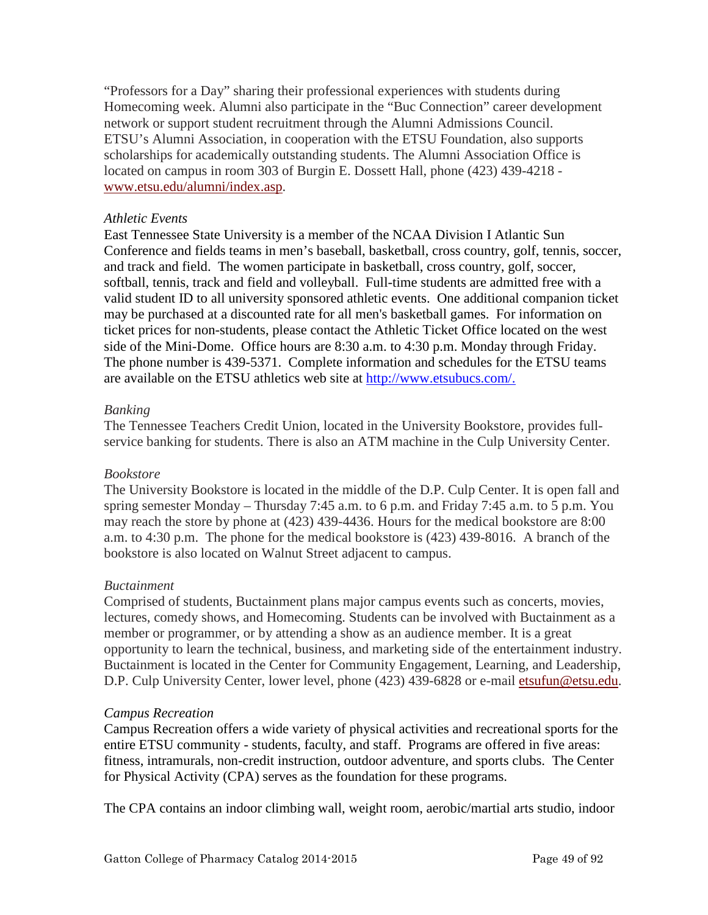"Professors for a Day" sharing their professional experiences with students during Homecoming week. Alumni also participate in the "Buc Connection" career development network or support student recruitment through the Alumni Admissions Council. ETSU's Alumni Association, in cooperation with the ETSU Foundation, also supports scholarships for academically outstanding students. The Alumni Association Office is located on campus in room 303 of Burgin E. Dossett Hall, phone (423) 439-4218 - www.etsu.edu/alumni/index.asp.

*Athletic Events*

East Tennessee State University is a member of the NCAA Division I Atlantic Sun Conference and fields teams in men's baseball, basketball, cross country, golf, tennis, soccer, and track and field. The women participate in basketball, cross country, golf, soccer, softball, tennis, track and field and volleyball. Full-time students are admitted free with a valid student ID to all university sponsored athletic events. One additional companion ticket may be purchased at a discounted rate for all men's basketball games. For information on ticket prices for non-students, please contact the Athletic Ticket Office located on the west side of the Mini-Dome. Office hours are 8:30 a.m. to 4:30 p.m. Monday through Friday. The phone number is 439-5371. Complete information and schedules for the ETSU teams are available on the ETSU athletics web site at http://www.etsubucs.com/.

*Banking*

The Tennessee Teachers Credit Union, located in the University Bookstore, provides full-service banking for students. There is also an ATM machine in the Culp University Center.

*Bookstore*

The University Bookstore is located in the middle of the D.P. Culp Center. It is open fall and spring semester Monday – Thursday 7:45 a.m. to 6 p.m. and Friday 7:45 a.m. to 5 p.m. You may reach the store by phone at (423) 439-4436. Hours for the medical bookstore are 8:00 a.m. to 4:30 p.m. The phone for the medical bookstore is (423) 439-8016. A branch of the bookstore is also located on Walnut Street adjacent to campus.

*Buctainment*

Comprised of students, Buctainment plans major campus events such as concerts, movies, lectures, comedy shows, and Homecoming. Students can be involved with Buctainment as a member or programmer, or by attending a show as an audience member. It is a great opportunity to learn the technical, business, and marketing side of the entertainment industry. Buctainment is located in the Center for Community Engagement, Learning, and Leadership, D.P. Culp University Center, lower level, phone (423) 439-6828 or e-mail etsufun@etsu.edu.

*Campus Recreation*

Campus Recreation offers a wide variety of physical activities and recreational sports for the entire ETSU community - students, faculty, and staff. Programs are offered in five areas: fitness, intramurals, non-credit instruction, outdoor adventure, and sports clubs. The Center for Physical Activity (CPA) serves as the foundation for these programs.

The CPA contains an indoor climbing wall, weight room, aerobic/martial arts studio, indoor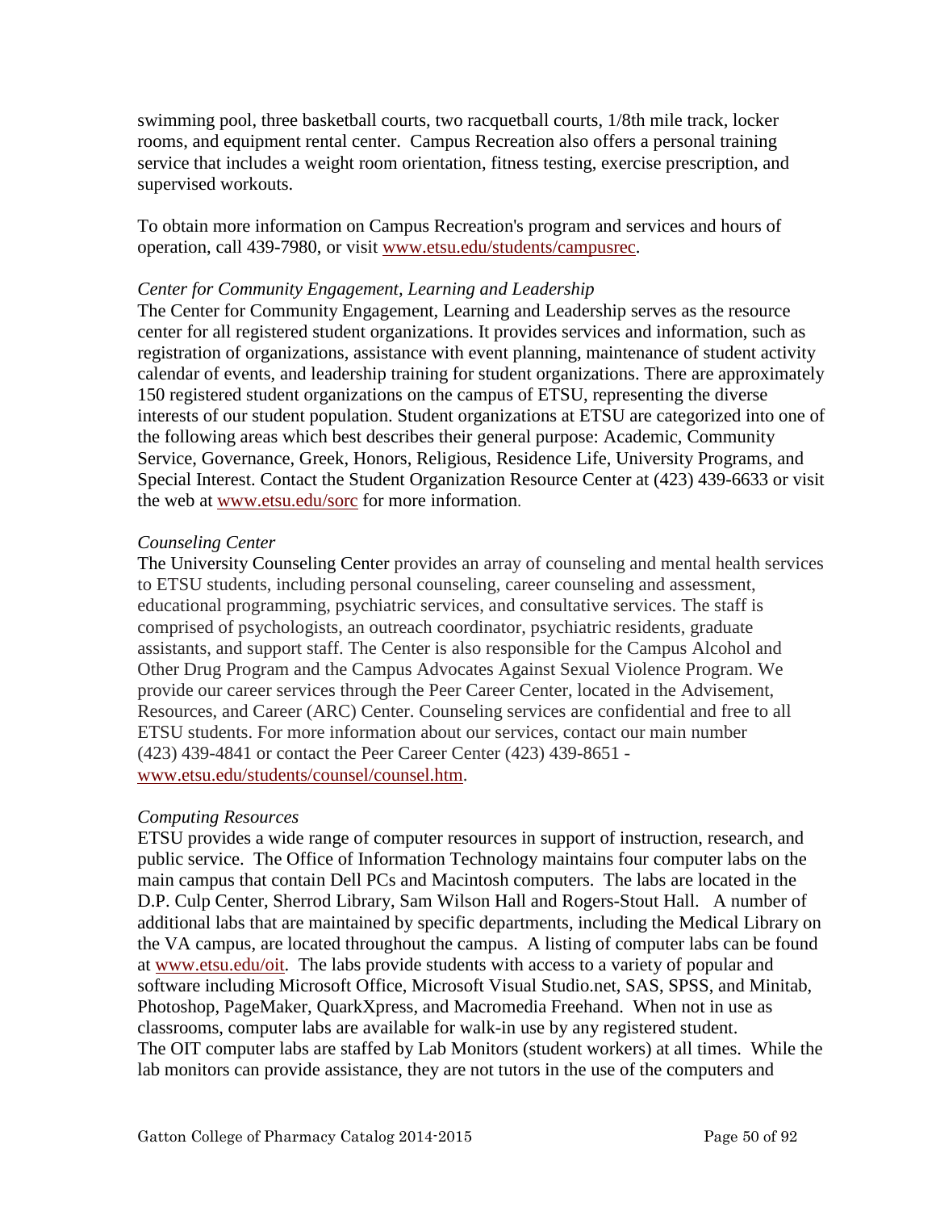swimming pool, three basketball courts, two racquetball courts, 1/8th mile track, locker rooms, and equipment rental center. Campus Recreation also offers a personal training service that includes a weight room orientation, fitness testing, exercise prescription, and supervised workouts.

To obtain more information on Campus Recreation's program and services and hours of operation, call 439-7980, or visit [www.etsu.edu/students/campusrec](www.etsu.edu/students/campusrec).

*Center for Community Engagement, Learning and Leadership*

The Center for Community Engagement, Learning and Leadership serves as the resource center for all registered student organizations. It provides services and information, such as registration of organizations, assistance with event planning, maintenance of student activity calendar of events, and leadership training for student organizations. There are approximately 150 registered student organizations on the campus of ETSU, representing the diverse interests of our student population. Student organizations at ETSU are categorized into one of the following areas which best describes their general purpose: Academic, Community Service, Governance, Greek, Honors, Religious, Residence Life, University Programs, and Special Interest. Contact the Student Organization Resource Center at (423) 439-6633 or visit the web at [www.etsu.edu/sorc](www.etsu.edu/sorc) for more information.

*Counseling Center*

The University Counseling Center provides an array of counseling and mental health services to ETSU students, including personal counseling, career counseling and assessment, educational programming, psychiatric services, and consultative services. The staff is comprised of psychologists, an outreach coordinator, psychiatric residents, graduate assistants, and support staff. The Center is also responsible for the Campus Alcohol and Other Drug Program and the Campus Advocates Against Sexual Violence Program. We provide our career services through the Peer Career Center, located in the Advisement, Resources, and Career (ARC) Center. Counseling services are confidential and free to all ETSU students. For more information about our services, contact our main number (423) 439-4841 or contact the Peer Career Center (423) 439-8651 - [www.etsu.edu/students/counsel/counsel.htm](www.etsu.edu/students/counsel/counsel.htm).

*Computing Resources*

ETSU provides a wide range of computer resources in support of instruction, research, and public service. The Office of Information Technology maintains four computer labs on the main campus that contain Dell PCs and Macintosh computers. The labs are located in the D.P. Culp Center, Sherrod Library, Sam Wilson Hall and Rogers-Stout Hall. A number of additional labs that are maintained by specific departments, including the Medical Library on the VA campus, are located throughout the campus. A listing of computer labs can be found at [www.etsu.edu/oit](www.etsu.edu/oit). The labs provide students with access to a variety of popular and software including Microsoft Office, Microsoft Visual Studio.net, SAS, SPSS, and Minitab, Photoshop, PageMaker, QuarkXpress, and Macromedia Freehand. When not in use as classrooms, computer labs are available for walk-in use by any registered student.
The OIT computer labs are staffed by Lab Monitors (student workers) at all times. While the lab monitors can provide assistance, they are not tutors in the use of the computers and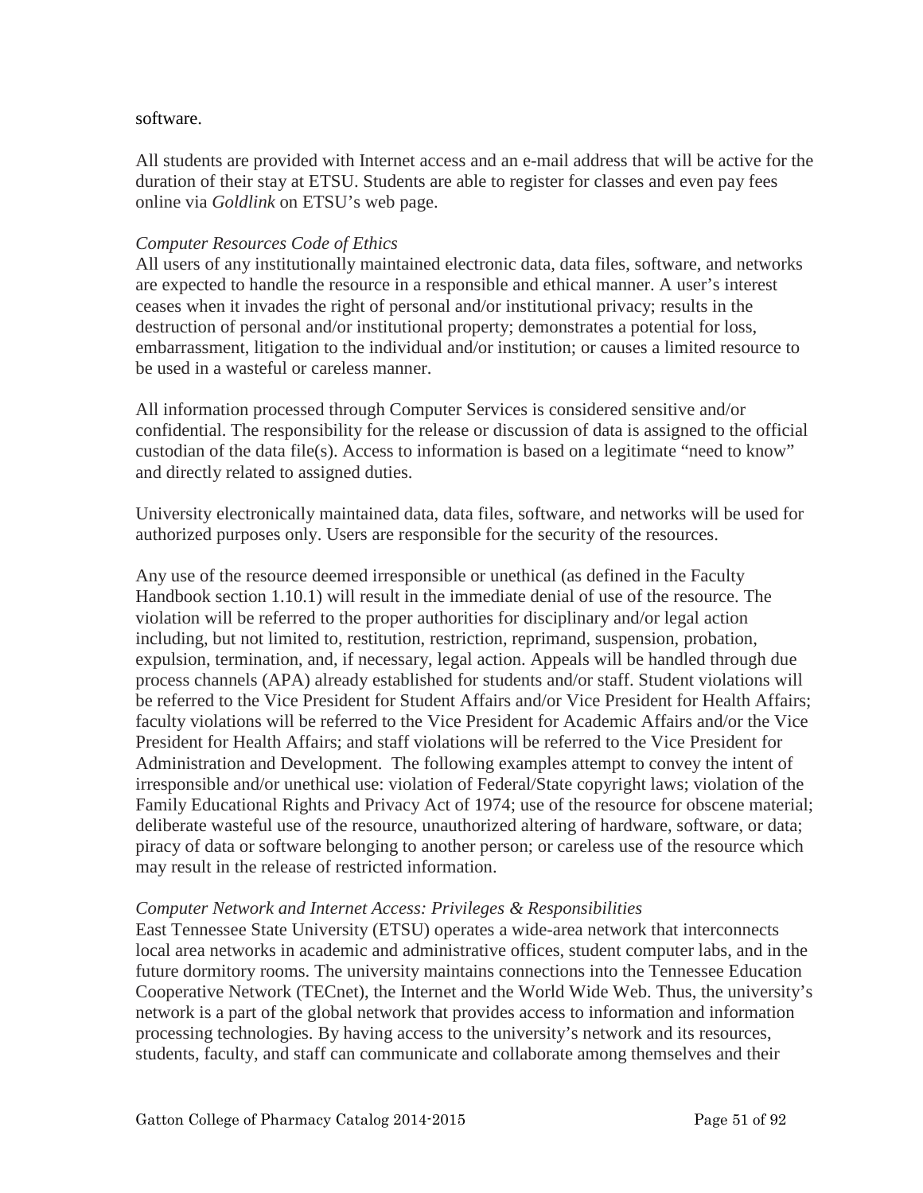software.

All students are provided with Internet access and an e-mail address that will be active for the duration of their stay at ETSU. Students are able to register for classes and even pay fees online via *Goldlink* on ETSU's web page.

*Computer Resources Code of Ethics*

All users of any institutionally maintained electronic data, data files, software, and networks are expected to handle the resource in a responsible and ethical manner. A user's interest ceases when it invades the right of personal and/or institutional privacy; results in the destruction of personal and/or institutional property; demonstrates a potential for loss, embarrassment, litigation to the individual and/or institution; or causes a limited resource to be used in a wasteful or careless manner.

All information processed through Computer Services is considered sensitive and/or confidential. The responsibility for the release or discussion of data is assigned to the official custodian of the data file(s). Access to information is based on a legitimate "need to know" and directly related to assigned duties.

University electronically maintained data, data files, software, and networks will be used for authorized purposes only. Users are responsible for the security of the resources.

Any use of the resource deemed irresponsible or unethical (as defined in the Faculty Handbook section 1.10.1) will result in the immediate denial of use of the resource. The violation will be referred to the proper authorities for disciplinary and/or legal action including, but not limited to, restitution, restriction, reprimand, suspension, probation, expulsion, termination, and, if necessary, legal action. Appeals will be handled through due process channels (APA) already established for students and/or staff. Student violations will be referred to the Vice President for Student Affairs and/or Vice President for Health Affairs; faculty violations will be referred to the Vice President for Academic Affairs and/or the Vice President for Health Affairs; and staff violations will be referred to the Vice President for Administration and Development. The following examples attempt to convey the intent of irresponsible and/or unethical use: violation of Federal/State copyright laws; violation of the Family Educational Rights and Privacy Act of 1974; use of the resource for obscene material; deliberate wasteful use of the resource, unauthorized altering of hardware, software, or data; piracy of data or software belonging to another person; or careless use of the resource which may result in the release of restricted information.

*Computer Network and Internet Access: Privileges & Responsibilities*

East Tennessee State University (ETSU) operates a wide-area network that interconnects local area networks in academic and administrative offices, student computer labs, and in the future dormitory rooms. The university maintains connections into the Tennessee Education Cooperative Network (TECnet), the Internet and the World Wide Web. Thus, the university's network is a part of the global network that provides access to information and information processing technologies. By having access to the university's network and its resources, students, faculty, and staff can communicate and collaborate among themselves and their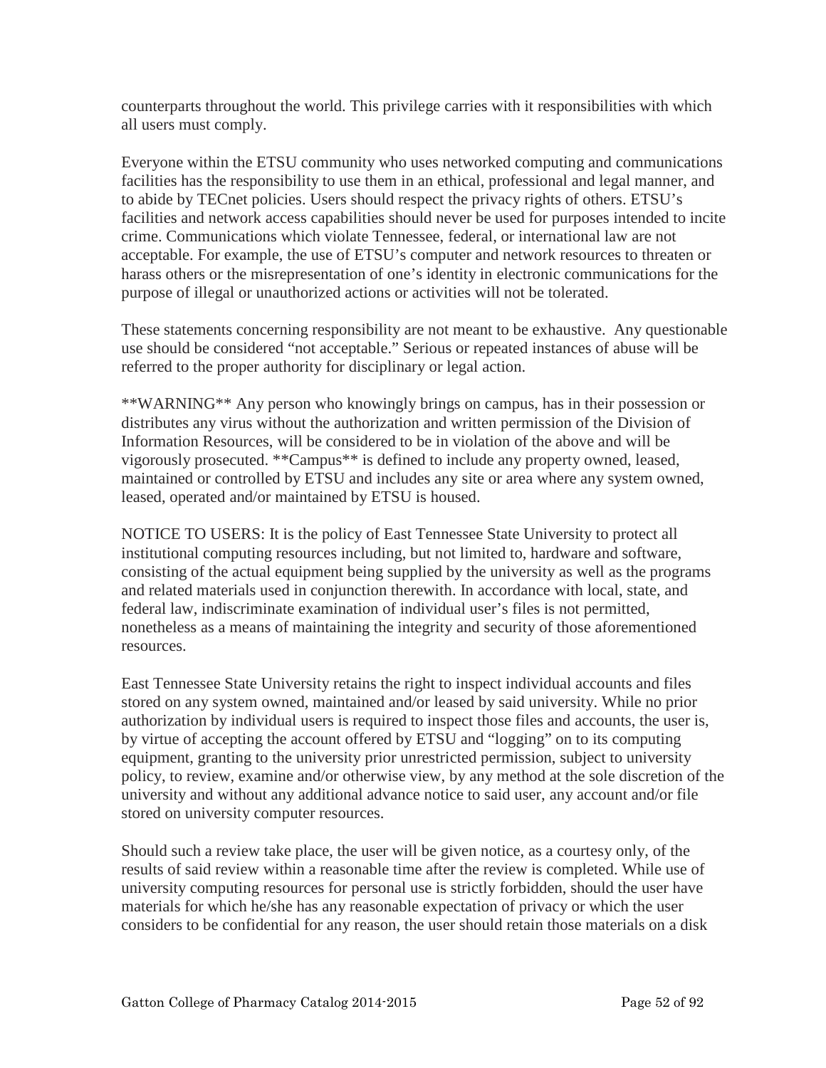counterparts throughout the world. This privilege carries with it responsibilities with which all users must comply.

Everyone within the ETSU community who uses networked computing and communications facilities has the responsibility to use them in an ethical, professional and legal manner, and to abide by TECnet policies. Users should respect the privacy rights of others. ETSU's facilities and network access capabilities should never be used for purposes intended to incite crime. Communications which violate Tennessee, federal, or international law are not acceptable. For example, the use of ETSU's computer and network resources to threaten or harass others or the misrepresentation of one's identity in electronic communications for the purpose of illegal or unauthorized actions or activities will not be tolerated.

These statements concerning responsibility are not meant to be exhaustive. Any questionable use should be considered "not acceptable." Serious or repeated instances of abuse will be referred to the proper authority for disciplinary or legal action.

\*\*WARNING\*\* Any person who knowingly brings on campus, has in their possession or distributes any virus without the authorization and written permission of the Division of Information Resources, will be considered to be in violation of the above and will be vigorously prosecuted. \*\*Campus\*\* is defined to include any property owned, leased, maintained or controlled by ETSU and includes any site or area where any system owned, leased, operated and/or maintained by ETSU is housed.

NOTICE TO USERS: It is the policy of East Tennessee State University to protect all institutional computing resources including, but not limited to, hardware and software, consisting of the actual equipment being supplied by the university as well as the programs and related materials used in conjunction therewith. In accordance with local, state, and federal law, indiscriminate examination of individual user's files is not permitted, nonetheless as a means of maintaining the integrity and security of those aforementioned resources.

East Tennessee State University retains the right to inspect individual accounts and files stored on any system owned, maintained and/or leased by said university. While no prior authorization by individual users is required to inspect those files and accounts, the user is, by virtue of accepting the account offered by ETSU and "logging" on to its computing equipment, granting to the university prior unrestricted permission, subject to university policy, to review, examine and/or otherwise view, by any method at the sole discretion of the university and without any additional advance notice to said user, any account and/or file stored on university computer resources.

Should such a review take place, the user will be given notice, as a courtesy only, of the results of said review within a reasonable time after the review is completed. While use of university computing resources for personal use is strictly forbidden, should the user have materials for which he/she has any reasonable expectation of privacy or which the user considers to be confidential for any reason, the user should retain those materials on a disk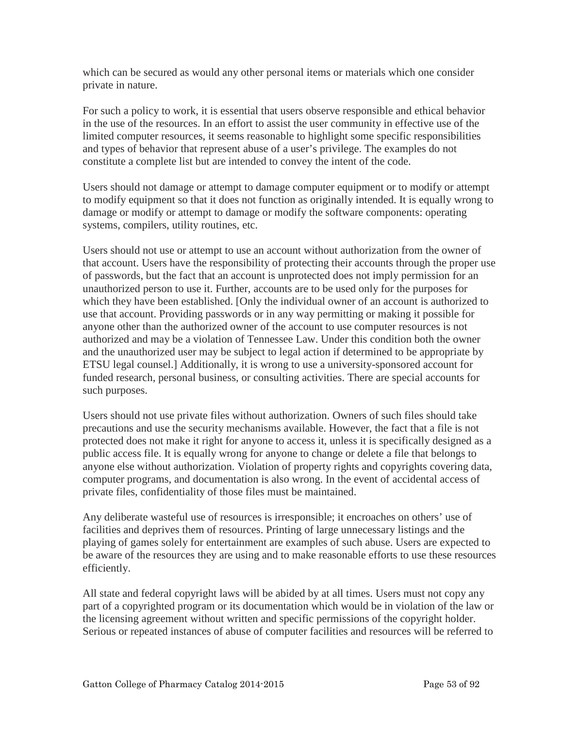which can be secured as would any other personal items or materials which one consider private in nature.

For such a policy to work, it is essential that users observe responsible and ethical behavior in the use of the resources. In an effort to assist the user community in effective use of the limited computer resources, it seems reasonable to highlight some specific responsibilities and types of behavior that represent abuse of a user's privilege. The examples do not constitute a complete list but are intended to convey the intent of the code.

Users should not damage or attempt to damage computer equipment or to modify or attempt to modify equipment so that it does not function as originally intended. It is equally wrong to damage or modify or attempt to damage or modify the software components: operating systems, compilers, utility routines, etc.

Users should not use or attempt to use an account without authorization from the owner of that account. Users have the responsibility of protecting their accounts through the proper use of passwords, but the fact that an account is unprotected does not imply permission for an unauthorized person to use it. Further, accounts are to be used only for the purposes for which they have been established. [Only the individual owner of an account is authorized to use that account. Providing passwords or in any way permitting or making it possible for anyone other than the authorized owner of the account to use computer resources is not authorized and may be a violation of Tennessee Law. Under this condition both the owner and the unauthorized user may be subject to legal action if determined to be appropriate by ETSU legal counsel.] Additionally, it is wrong to use a university-sponsored account for funded research, personal business, or consulting activities. There are special accounts for such purposes.

Users should not use private files without authorization. Owners of such files should take precautions and use the security mechanisms available. However, the fact that a file is not protected does not make it right for anyone to access it, unless it is specifically designed as a public access file. It is equally wrong for anyone to change or delete a file that belongs to anyone else without authorization. Violation of property rights and copyrights covering data, computer programs, and documentation is also wrong. In the event of accidental access of private files, confidentiality of those files must be maintained.

Any deliberate wasteful use of resources is irresponsible; it encroaches on others' use of facilities and deprives them of resources. Printing of large unnecessary listings and the playing of games solely for entertainment are examples of such abuse. Users are expected to be aware of the resources they are using and to make reasonable efforts to use these resources efficiently.

All state and federal copyright laws will be abided by at all times. Users must not copy any part of a copyrighted program or its documentation which would be in violation of the law or the licensing agreement without written and specific permissions of the copyright holder. Serious or repeated instances of abuse of computer facilities and resources will be referred to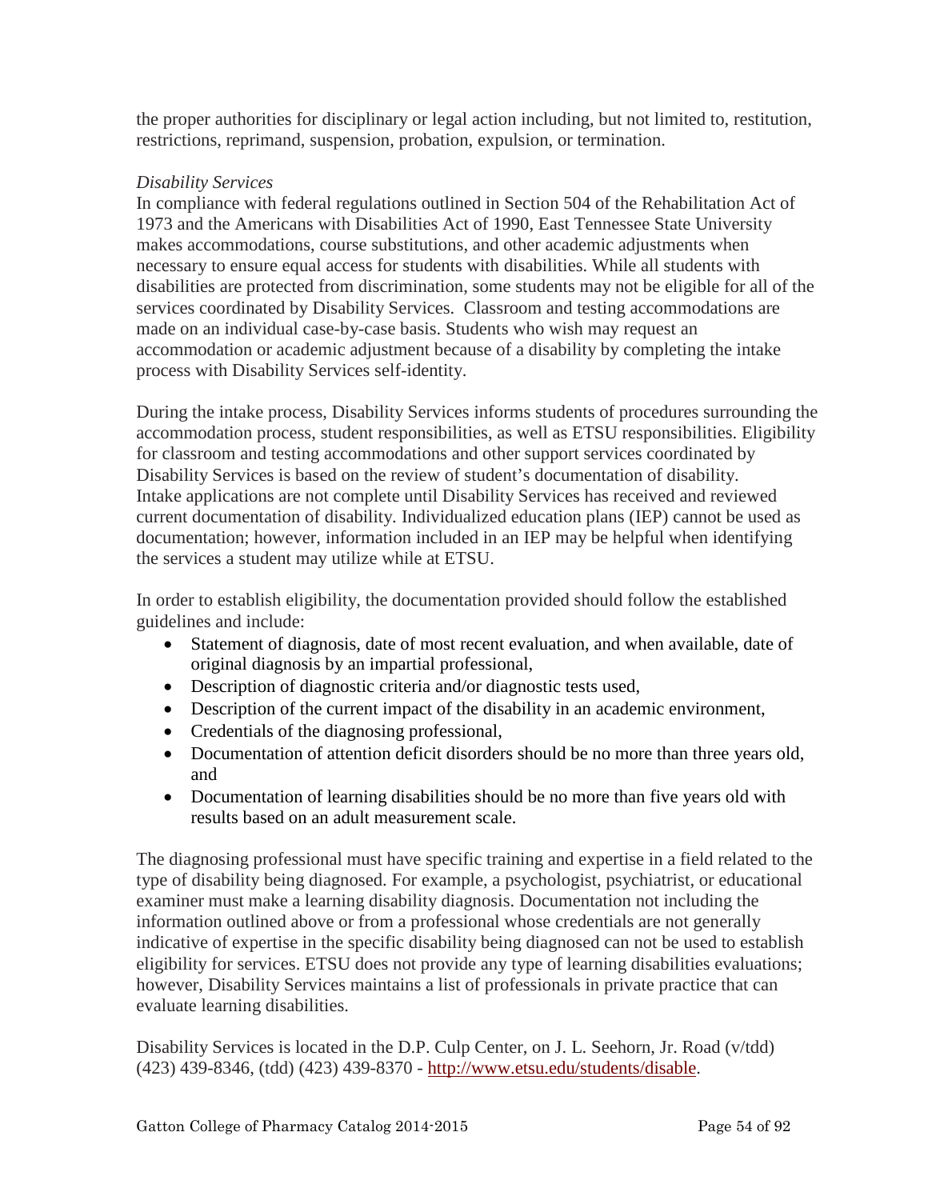the proper authorities for disciplinary or legal action including, but not limited to, restitution, restrictions, reprimand, suspension, probation, expulsion, or termination.

*Disability Services*

In compliance with federal regulations outlined in Section 504 of the Rehabilitation Act of 1973 and the Americans with Disabilities Act of 1990, East Tennessee State University makes accommodations, course substitutions, and other academic adjustments when necessary to ensure equal access for students with disabilities. While all students with disabilities are protected from discrimination, some students may not be eligible for all of the services coordinated by Disability Services. Classroom and testing accommodations are made on an individual case-by-case basis. Students who wish may request an accommodation or academic adjustment because of a disability by completing the intake process with Disability Services self-identity.

During the intake process, Disability Services informs students of procedures surrounding the accommodation process, student responsibilities, as well as ETSU responsibilities. Eligibility for classroom and testing accommodations and other support services coordinated by Disability Services is based on the review of student's documentation of disability. Intake applications are not complete until Disability Services has received and reviewed current documentation of disability. Individualized education plans (IEP) cannot be used as documentation; however, information included in an IEP may be helpful when identifying the services a student may utilize while at ETSU.

In order to establish eligibility, the documentation provided should follow the established guidelines and include:

- Statement of diagnosis, date of most recent evaluation, and when available, date of original diagnosis by an impartial professional,
- Description of diagnostic criteria and/or diagnostic tests used,
- Description of the current impact of the disability in an academic environment,
- Credentials of the diagnosing professional,
- Documentation of attention deficit disorders should be no more than three years old, and
- Documentation of learning disabilities should be no more than five years old with results based on an adult measurement scale.

The diagnosing professional must have specific training and expertise in a field related to the type of disability being diagnosed. For example, a psychologist, psychiatrist, or educational examiner must make a learning disability diagnosis. Documentation not including the information outlined above or from a professional whose credentials are not generally indicative of expertise in the specific disability being diagnosed can not be used to establish eligibility for services. ETSU does not provide any type of learning disabilities evaluations; however, Disability Services maintains a list of professionals in private practice that can evaluate learning disabilities.

Disability Services is located in the D.P. Culp Center, on J. L. Seehorn, Jr. Road (v/tdd) (423) 439-8346, (tdd) (423) 439-8370 - [http://www.etsu.edu/students/disable](http://www.etsu.edu/students/disable).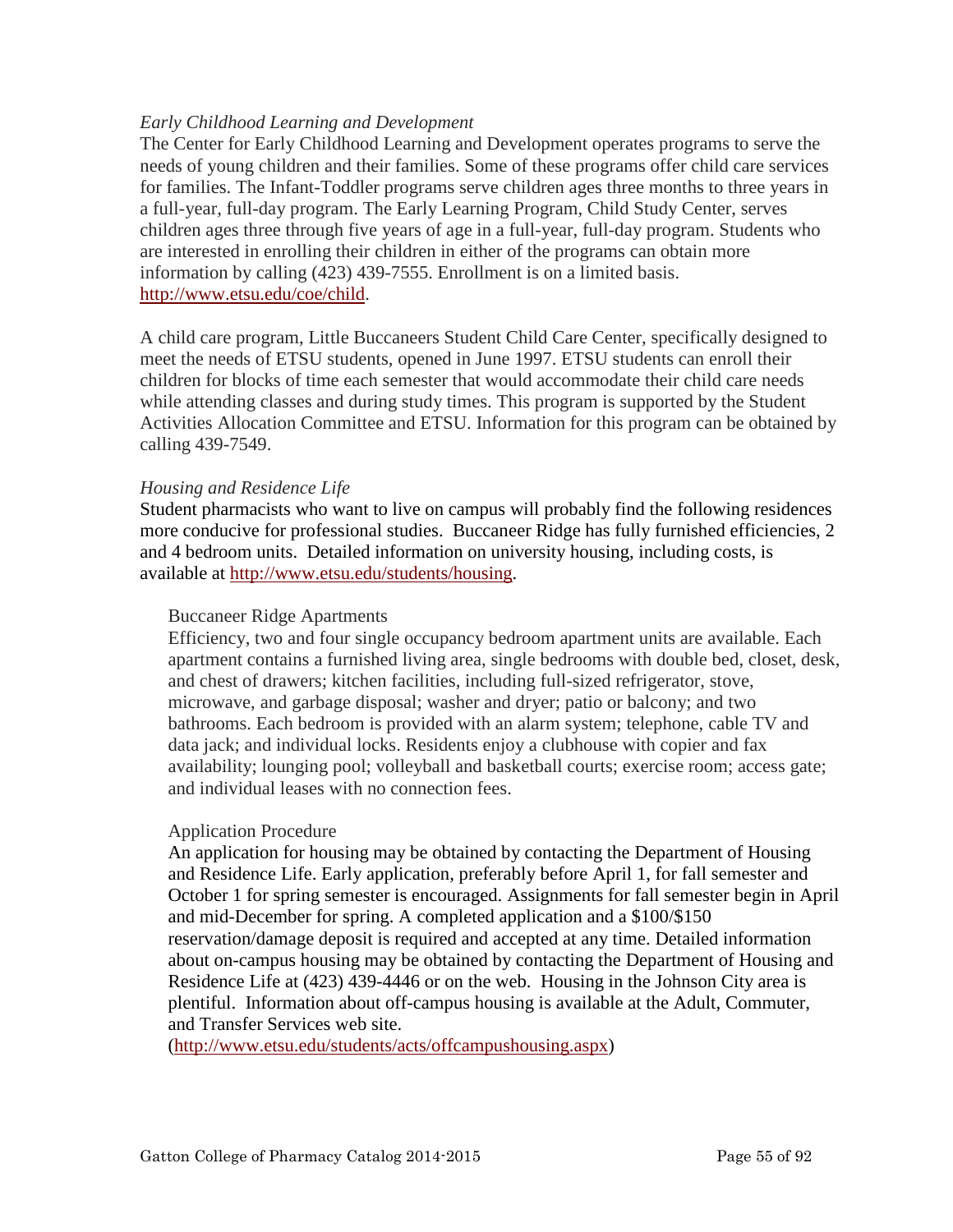*Early Childhood Learning and Development*

The Center for Early Childhood Learning and Development operates programs to serve the needs of young children and their families. Some of these programs offer child care services for families. The Infant-Toddler programs serve children ages three months to three years in a full-year, full-day program. The Early Learning Program, Child Study Center, serves children ages three through five years of age in a full-year, full-day program. Students who are interested in enrolling their children in either of the programs can obtain more information by calling (423) 439-7555. Enrollment is on a limited basis. http://www.etsu.edu/coe/child.

A child care program, Little Buccaneers Student Child Care Center, specifically designed to meet the needs of ETSU students, opened in June 1997. ETSU students can enroll their children for blocks of time each semester that would accommodate their child care needs while attending classes and during study times. This program is supported by the Student Activities Allocation Committee and ETSU. Information for this program can be obtained by calling 439-7549.

*Housing and Residence Life*

Student pharmacists who want to live on campus will probably find the following residences more conducive for professional studies. Buccaneer Ridge has fully furnished efficiencies, 2 and 4 bedroom units. Detailed information on university housing, including costs, is available at http://www.etsu.edu/students/housing.

Buccaneer Ridge Apartments

Efficiency, two and four single occupancy bedroom apartment units are available. Each apartment contains a furnished living area, single bedrooms with double bed, closet, desk, and chest of drawers; kitchen facilities, including full-sized refrigerator, stove, microwave, and garbage disposal; washer and dryer; patio or balcony; and two bathrooms. Each bedroom is provided with an alarm system; telephone, cable TV and data jack; and individual locks. Residents enjoy a clubhouse with copier and fax availability; lounging pool; volleyball and basketball courts; exercise room; access gate; and individual leases with no connection fees.

Application Procedure

An application for housing may be obtained by contacting the Department of Housing and Residence Life. Early application, preferably before April 1, for fall semester and October 1 for spring semester is encouraged. Assignments for fall semester begin in April and mid-December for spring. A completed application and a $100/$150 reservation/damage deposit is required and accepted at any time. Detailed information about on-campus housing may be obtained by contacting the Department of Housing and Residence Life at (423) 439-4446 or on the web. Housing in the Johnson City area is plentiful. Information about off-campus housing is available at the Adult, Commuter, and Transfer Services web site.
(http://www.etsu.edu/students/acts/offcampushousing.aspx)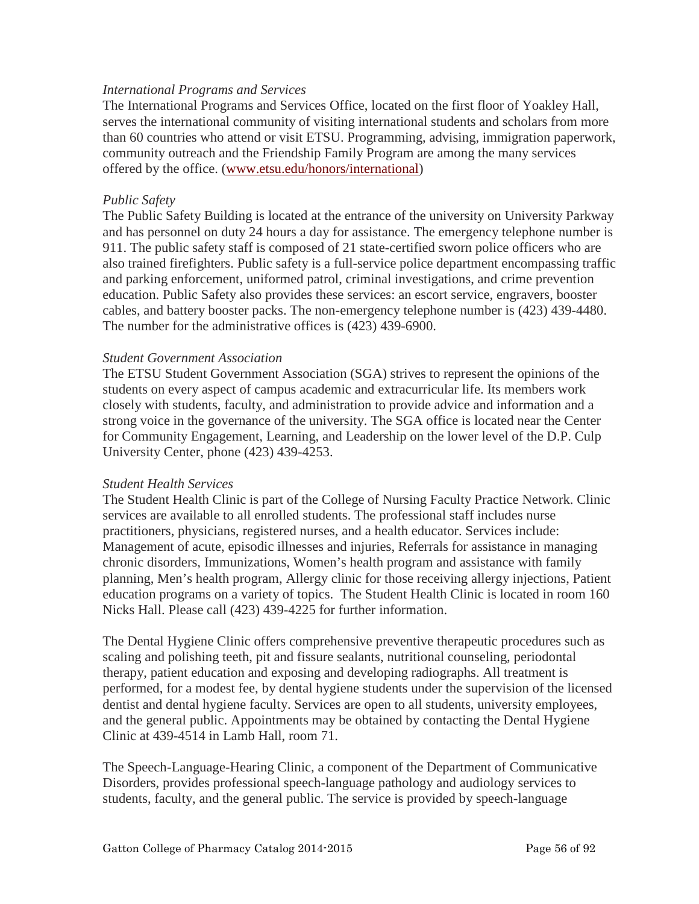*International Programs and Services*

The International Programs and Services Office, located on the first floor of Yoakley Hall, serves the international community of visiting international students and scholars from more than 60 countries who attend or visit ETSU. Programming, advising, immigration paperwork, community outreach and the Friendship Family Program are among the many services offered by the office. ([www.etsu.edu/honors/international](www.etsu.edu/honors/international))

*Public Safety*

The Public Safety Building is located at the entrance of the university on University Parkway and has personnel on duty 24 hours a day for assistance. The emergency telephone number is 911. The public safety staff is composed of 21 state-certified sworn police officers who are also trained firefighters. Public safety is a full-service police department encompassing traffic and parking enforcement, uniformed patrol, criminal investigations, and crime prevention education. Public Safety also provides these services: an escort service, engravers, booster cables, and battery booster packs. The non-emergency telephone number is (423) 439-4480. The number for the administrative offices is (423) 439-6900.

*Student Government Association*

The ETSU Student Government Association (SGA) strives to represent the opinions of the students on every aspect of campus academic and extracurricular life. Its members work closely with students, faculty, and administration to provide advice and information and a strong voice in the governance of the university. The SGA office is located near the Center for Community Engagement, Learning, and Leadership on the lower level of the D.P. Culp University Center, phone (423) 439-4253.

*Student Health Services*

The Student Health Clinic is part of the College of Nursing Faculty Practice Network. Clinic services are available to all enrolled students. The professional staff includes nurse practitioners, physicians, registered nurses, and a health educator. Services include: Management of acute, episodic illnesses and injuries, Referrals for assistance in managing chronic disorders, Immunizations, Women's health program and assistance with family planning, Men's health program, Allergy clinic for those receiving allergy injections, Patient education programs on a variety of topics. The Student Health Clinic is located in room 160 Nicks Hall. Please call (423) 439-4225 for further information.

The Dental Hygiene Clinic offers comprehensive preventive therapeutic procedures such as scaling and polishing teeth, pit and fissure sealants, nutritional counseling, periodontal therapy, patient education and exposing and developing radiographs. All treatment is performed, for a modest fee, by dental hygiene students under the supervision of the licensed dentist and dental hygiene faculty. Services are open to all students, university employees, and the general public. Appointments may be obtained by contacting the Dental Hygiene Clinic at 439-4514 in Lamb Hall, room 71.

The Speech-Language-Hearing Clinic, a component of the Department of Communicative Disorders, provides professional speech-language pathology and audiology services to students, faculty, and the general public. The service is provided by speech-language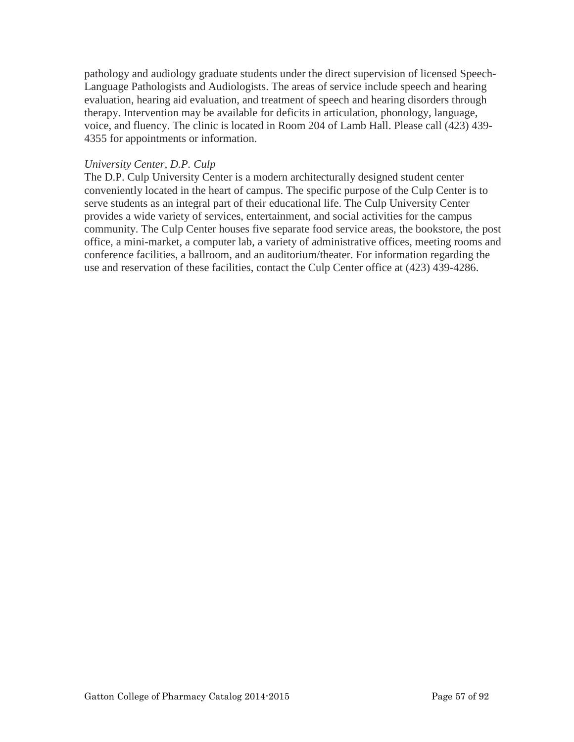pathology and audiology graduate students under the direct supervision of licensed Speech-Language Pathologists and Audiologists. The areas of service include speech and hearing evaluation, hearing aid evaluation, and treatment of speech and hearing disorders through therapy. Intervention may be available for deficits in articulation, phonology, language, voice, and fluency. The clinic is located in Room 204 of Lamb Hall. Please call (423) 439-4355 for appointments or information.

*University Center, D.P. Culp*

The D.P. Culp University Center is a modern architecturally designed student center conveniently located in the heart of campus. The specific purpose of the Culp Center is to serve students as an integral part of their educational life. The Culp University Center provides a wide variety of services, entertainment, and social activities for the campus community. The Culp Center houses five separate food service areas, the bookstore, the post office, a mini-market, a computer lab, a variety of administrative offices, meeting rooms and conference facilities, a ballroom, and an auditorium/theater. For information regarding the use and reservation of these facilities, contact the Culp Center office at (423) 439-4286.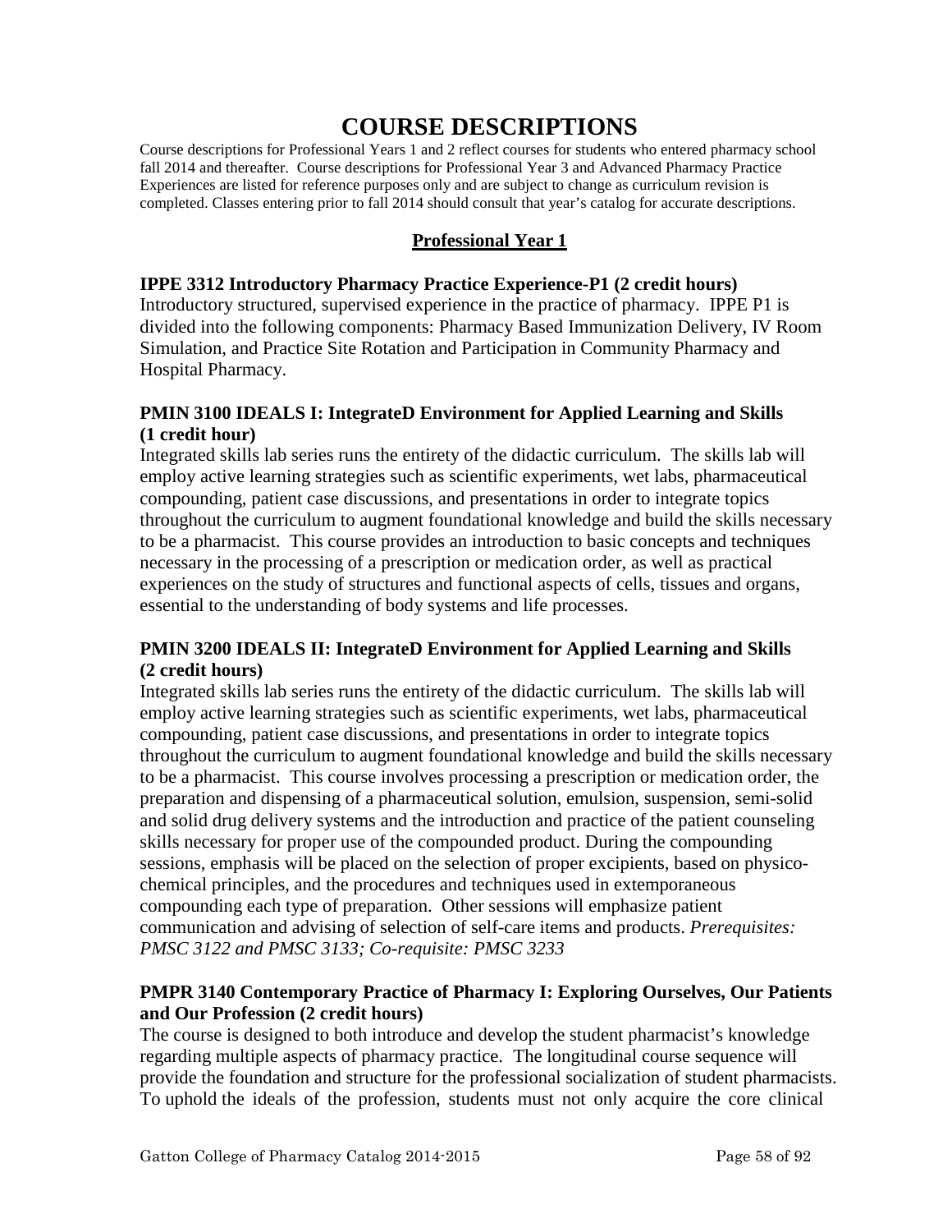# COURSE DESCRIPTIONS

Course descriptions for Professional Years 1 and 2 reflect courses for students who entered pharmacy school fall 2014 and thereafter. Course descriptions for Professional Year 3 and Advanced Pharmacy Practice Experiences are listed for reference purposes only and are subject to change as curriculum revision is completed. Classes entering prior to fall 2014 should consult that year's catalog for accurate descriptions.

## Professional Year 1

**IPPE 3312 Introductory Pharmacy Practice Experience-P1 (2 credit hours)**
Introductory structured, supervised experience in the practice of pharmacy. IPPE P1 is divided into the following components: Pharmacy Based Immunization Delivery, IV Room Simulation, and Practice Site Rotation and Participation in Community Pharmacy and Hospital Pharmacy.

**PMIN 3100 IDEALS I: IntegrateD Environment for Applied Learning and Skills (1 credit hour)**
Integrated skills lab series runs the entirety of the didactic curriculum. The skills lab will employ active learning strategies such as scientific experiments, wet labs, pharmaceutical compounding, patient case discussions, and presentations in order to integrate topics throughout the curriculum to augment foundational knowledge and build the skills necessary to be a pharmacist. This course provides an introduction to basic concepts and techniques necessary in the processing of a prescription or medication order, as well as practical experiences on the study of structures and functional aspects of cells, tissues and organs, essential to the understanding of body systems and life processes.

**PMIN 3200 IDEALS II: IntegrateD Environment for Applied Learning and Skills (2 credit hours)**
Integrated skills lab series runs the entirety of the didactic curriculum. The skills lab will employ active learning strategies such as scientific experiments, wet labs, pharmaceutical compounding, patient case discussions, and presentations in order to integrate topics throughout the curriculum to augment foundational knowledge and build the skills necessary to be a pharmacist. This course involves processing a prescription or medication order, the preparation and dispensing of a pharmaceutical solution, emulsion, suspension, semi-solid and solid drug delivery systems and the introduction and practice of the patient counseling skills necessary for proper use of the compounded product. During the compounding sessions, emphasis will be placed on the selection of proper excipients, based on physico-chemical principles, and the procedures and techniques used in extemporaneous compounding each type of preparation. Other sessions will emphasize patient communication and advising of selection of self-care items and products. *Prerequisites: PMSC 3122 and PMSC 3133; Co-requisite: PMSC 3233*

**PMPR 3140 Contemporary Practice of Pharmacy I: Exploring Ourselves, Our Patients and Our Profession (2 credit hours)**
The course is designed to both introduce and develop the student pharmacist's knowledge regarding multiple aspects of pharmacy practice. The longitudinal course sequence will provide the foundation and structure for the professional socialization of student pharmacists. To uphold the ideals of the profession, students must not only acquire the core clinical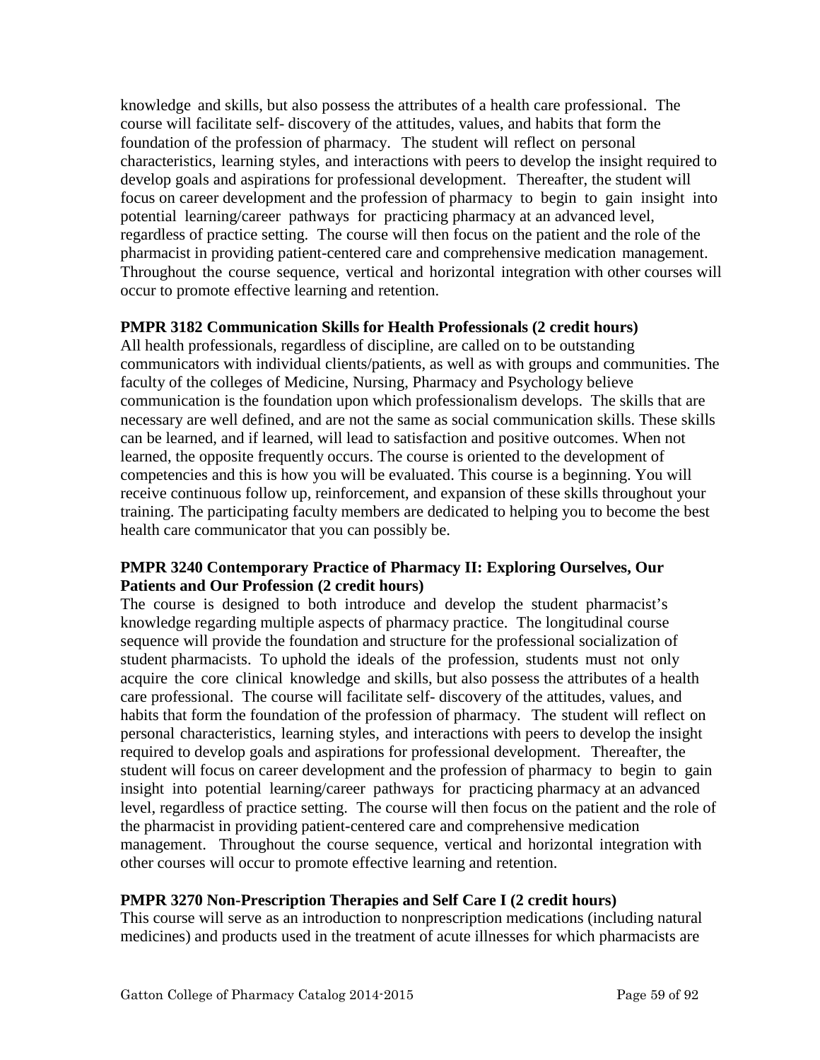knowledge and skills, but also possess the attributes of a health care professional. The course will facilitate self- discovery of the attitudes, values, and habits that form the foundation of the profession of pharmacy. The student will reflect on personal characteristics, learning styles, and interactions with peers to develop the insight required to develop goals and aspirations for professional development. Thereafter, the student will focus on career development and the profession of pharmacy to begin to gain insight into potential learning/career pathways for practicing pharmacy at an advanced level, regardless of practice setting. The course will then focus on the patient and the role of the pharmacist in providing patient-centered care and comprehensive medication management. Throughout the course sequence, vertical and horizontal integration with other courses will occur to promote effective learning and retention.

**PMPR 3182 Communication Skills for Health Professionals (2 credit hours)**
All health professionals, regardless of discipline, are called on to be outstanding communicators with individual clients/patients, as well as with groups and communities. The faculty of the colleges of Medicine, Nursing, Pharmacy and Psychology believe communication is the foundation upon which professionalism develops. The skills that are necessary are well defined, and are not the same as social communication skills. These skills can be learned, and if learned, will lead to satisfaction and positive outcomes. When not learned, the opposite frequently occurs. The course is oriented to the development of competencies and this is how you will be evaluated. This course is a beginning. You will receive continuous follow up, reinforcement, and expansion of these skills throughout your training. The participating faculty members are dedicated to helping you to become the best health care communicator that you can possibly be.

**PMPR 3240 Contemporary Practice of Pharmacy II: Exploring Ourselves, Our Patients and Our Profession (2 credit hours)**
The course is designed to both introduce and develop the student pharmacist's knowledge regarding multiple aspects of pharmacy practice. The longitudinal course sequence will provide the foundation and structure for the professional socialization of student pharmacists. To uphold the ideals of the profession, students must not only acquire the core clinical knowledge and skills, but also possess the attributes of a health care professional. The course will facilitate self- discovery of the attitudes, values, and habits that form the foundation of the profession of pharmacy. The student will reflect on personal characteristics, learning styles, and interactions with peers to develop the insight required to develop goals and aspirations for professional development. Thereafter, the student will focus on career development and the profession of pharmacy to begin to gain insight into potential learning/career pathways for practicing pharmacy at an advanced level, regardless of practice setting. The course will then focus on the patient and the role of the pharmacist in providing patient-centered care and comprehensive medication management. Throughout the course sequence, vertical and horizontal integration with other courses will occur to promote effective learning and retention.

**PMPR 3270 Non-Prescription Therapies and Self Care I (2 credit hours)**
This course will serve as an introduction to nonprescription medications (including natural medicines) and products used in the treatment of acute illnesses for which pharmacists are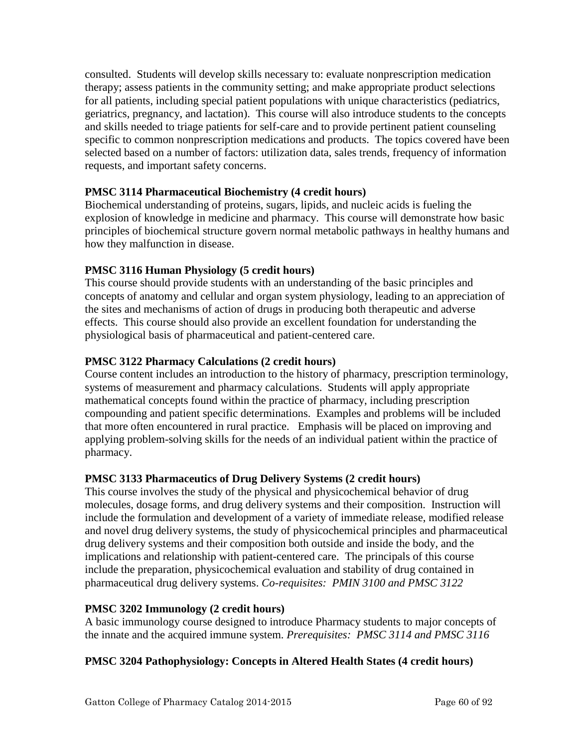consulted. Students will develop skills necessary to: evaluate nonprescription medication therapy; assess patients in the community setting; and make appropriate product selections for all patients, including special patient populations with unique characteristics (pediatrics, geriatrics, pregnancy, and lactation). This course will also introduce students to the concepts and skills needed to triage patients for self-care and to provide pertinent patient counseling specific to common nonprescription medications and products. The topics covered have been selected based on a number of factors: utilization data, sales trends, frequency of information requests, and important safety concerns.

**PMSC 3114 Pharmaceutical Biochemistry (4 credit hours)**
Biochemical understanding of proteins, sugars, lipids, and nucleic acids is fueling the explosion of knowledge in medicine and pharmacy. This course will demonstrate how basic principles of biochemical structure govern normal metabolic pathways in healthy humans and how they malfunction in disease.

**PMSC 3116 Human Physiology (5 credit hours)**
This course should provide students with an understanding of the basic principles and concepts of anatomy and cellular and organ system physiology, leading to an appreciation of the sites and mechanisms of action of drugs in producing both therapeutic and adverse effects. This course should also provide an excellent foundation for understanding the physiological basis of pharmaceutical and patient-centered care.

**PMSC 3122 Pharmacy Calculations (2 credit hours)**
Course content includes an introduction to the history of pharmacy, prescription terminology, systems of measurement and pharmacy calculations. Students will apply appropriate mathematical concepts found within the practice of pharmacy, including prescription compounding and patient specific determinations. Examples and problems will be included that more often encountered in rural practice. Emphasis will be placed on improving and applying problem-solving skills for the needs of an individual patient within the practice of pharmacy.

**PMSC 3133 Pharmaceutics of Drug Delivery Systems (2 credit hours)**
This course involves the study of the physical and physicochemical behavior of drug molecules, dosage forms, and drug delivery systems and their composition. Instruction will include the formulation and development of a variety of immediate release, modified release and novel drug delivery systems, the study of physicochemical principles and pharmaceutical drug delivery systems and their composition both outside and inside the body, and the implications and relationship with patient-centered care. The principals of this course include the preparation, physicochemical evaluation and stability of drug contained in pharmaceutical drug delivery systems. *Co-requisites: PMIN 3100 and PMSC 3122*

**PMSC 3202 Immunology (2 credit hours)**
A basic immunology course designed to introduce Pharmacy students to major concepts of the innate and the acquired immune system. *Prerequisites: PMSC 3114 and PMSC 3116*

**PMSC 3204 Pathophysiology: Concepts in Altered Health States (4 credit hours)**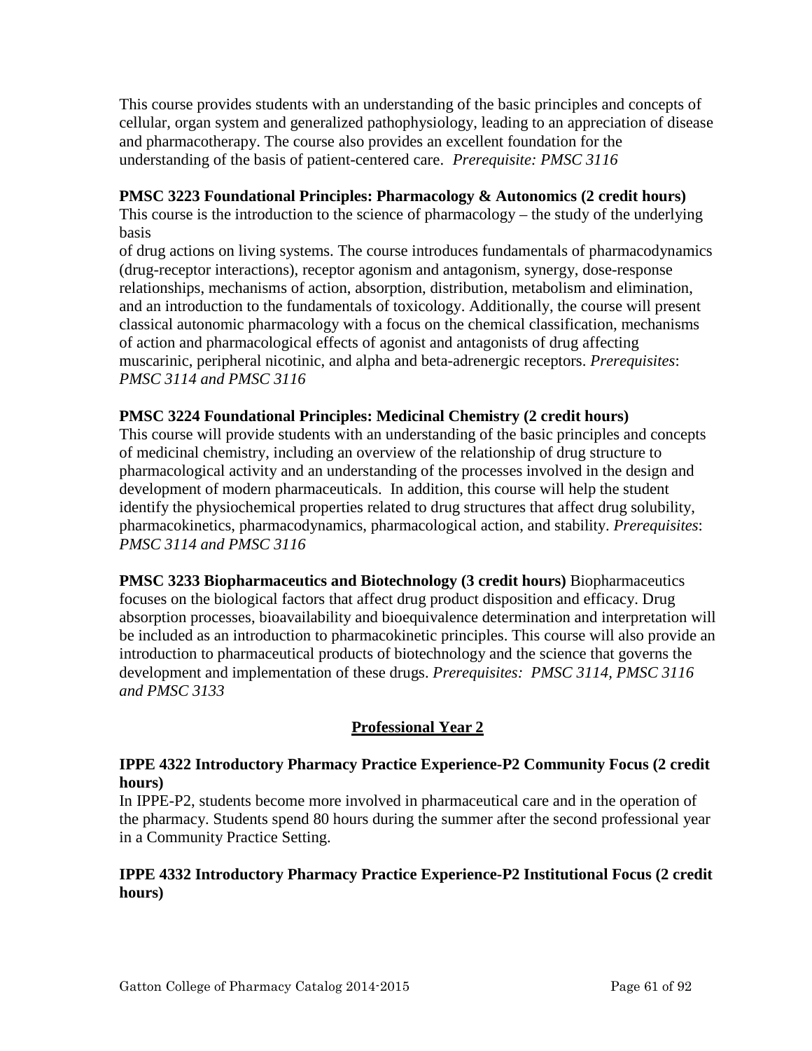This course provides students with an understanding of the basic principles and concepts of cellular, organ system and generalized pathophysiology, leading to an appreciation of disease and pharmacotherapy. The course also provides an excellent foundation for the understanding of the basis of patient-centered care. *Prerequisite: PMSC 3116*

**PMSC 3223 Foundational Principles: Pharmacology & Autonomics (2 credit hours)**
This course is the introduction to the science of pharmacology – the study of the underlying basis
of drug actions on living systems. The course introduces fundamentals of pharmacodynamics (drug-receptor interactions), receptor agonism and antagonism, synergy, dose-response relationships, mechanisms of action, absorption, distribution, metabolism and elimination, and an introduction to the fundamentals of toxicology. Additionally, the course will present classical autonomic pharmacology with a focus on the chemical classification, mechanisms of action and pharmacological effects of agonist and antagonists of drug affecting muscarinic, peripheral nicotinic, and alpha and beta-adrenergic receptors. *Prerequisites*: *PMSC 3114 and PMSC 3116*

**PMSC 3224 Foundational Principles: Medicinal Chemistry (2 credit hours)**
This course will provide students with an understanding of the basic principles and concepts of medicinal chemistry, including an overview of the relationship of drug structure to pharmacological activity and an understanding of the processes involved in the design and development of modern pharmaceuticals. In addition, this course will help the student identify the physiochemical properties related to drug structures that affect drug solubility, pharmacokinetics, pharmacodynamics, pharmacological action, and stability. *Prerequisites*: *PMSC 3114 and PMSC 3116*

**PMSC 3233 Biopharmaceutics and Biotechnology (3 credit hours)** Biopharmaceutics focuses on the biological factors that affect drug product disposition and efficacy. Drug absorption processes, bioavailability and bioequivalence determination and interpretation will be included as an introduction to pharmacokinetic principles. This course will also provide an introduction to pharmaceutical products of biotechnology and the science that governs the development and implementation of these drugs. *Prerequisites: PMSC 3114, PMSC 3116 and PMSC 3133*

## Professional Year 2

**IPPE 4322 Introductory Pharmacy Practice Experience-P2 Community Focus (2 credit hours)**
In IPPE-P2, students become more involved in pharmaceutical care and in the operation of the pharmacy. Students spend 80 hours during the summer after the second professional year in a Community Practice Setting.

**IPPE 4332 Introductory Pharmacy Practice Experience-P2 Institutional Focus (2 credit hours)**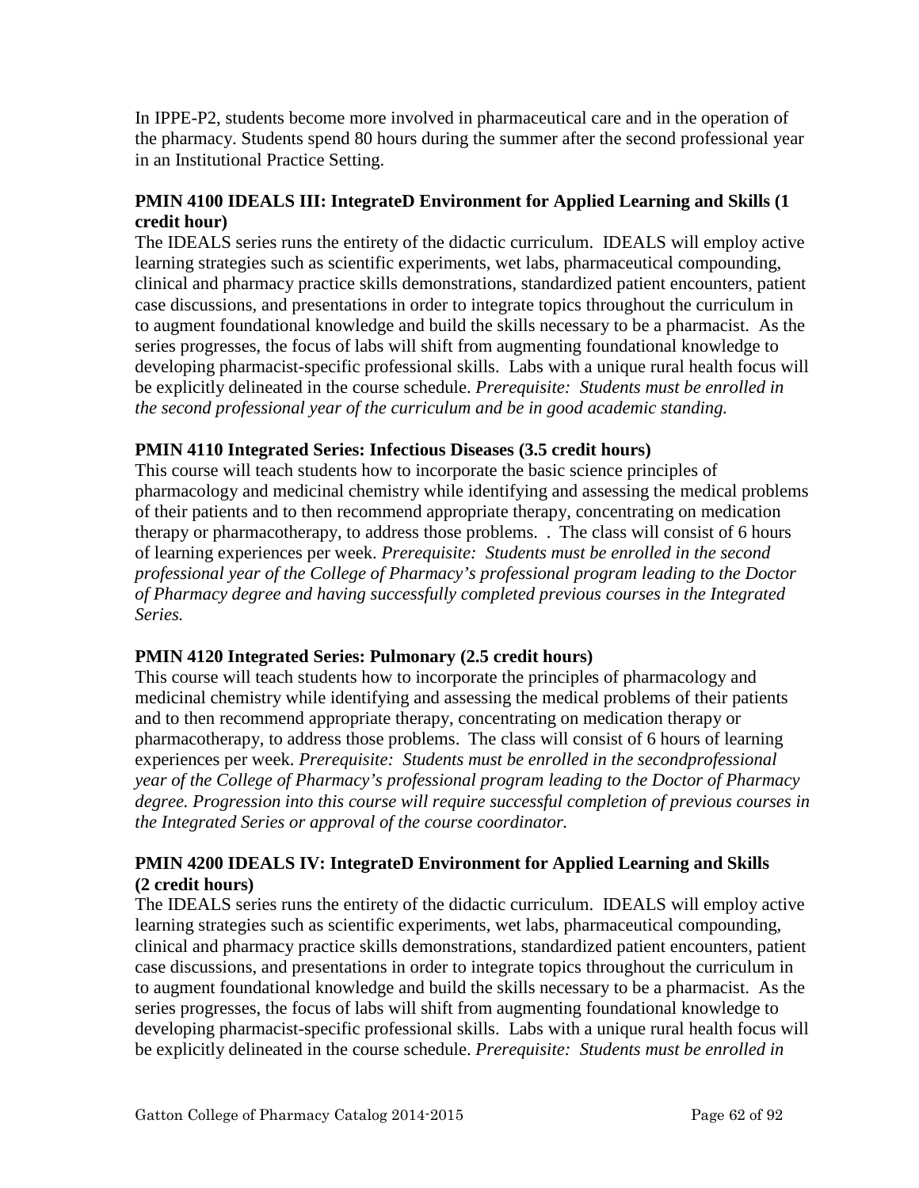In IPPE-P2, students become more involved in pharmaceutical care and in the operation of the pharmacy. Students spend 80 hours during the summer after the second professional year in an Institutional Practice Setting.

**PMIN 4100 IDEALS III: IntegrateD Environment for Applied Learning and Skills (1 credit hour)**

The IDEALS series runs the entirety of the didactic curriculum. IDEALS will employ active learning strategies such as scientific experiments, wet labs, pharmaceutical compounding, clinical and pharmacy practice skills demonstrations, standardized patient encounters, patient case discussions, and presentations in order to integrate topics throughout the curriculum in to augment foundational knowledge and build the skills necessary to be a pharmacist. As the series progresses, the focus of labs will shift from augmenting foundational knowledge to developing pharmacist-specific professional skills. Labs with a unique rural health focus will be explicitly delineated in the course schedule. *Prerequisite: Students must be enrolled in the second professional year of the curriculum and be in good academic standing.*

**PMIN 4110 Integrated Series: Infectious Diseases (3.5 credit hours)**

This course will teach students how to incorporate the basic science principles of pharmacology and medicinal chemistry while identifying and assessing the medical problems of their patients and to then recommend appropriate therapy, concentrating on medication therapy or pharmacotherapy, to address those problems. . The class will consist of 6 hours of learning experiences per week. *Prerequisite: Students must be enrolled in the second professional year of the College of Pharmacy's professional program leading to the Doctor of Pharmacy degree and having successfully completed previous courses in the Integrated Series.*

**PMIN 4120 Integrated Series: Pulmonary (2.5 credit hours)**

This course will teach students how to incorporate the principles of pharmacology and medicinal chemistry while identifying and assessing the medical problems of their patients and to then recommend appropriate therapy, concentrating on medication therapy or pharmacotherapy, to address those problems. The class will consist of 6 hours of learning experiences per week. *Prerequisite: Students must be enrolled in the secondprofessional year of the College of Pharmacy's professional program leading to the Doctor of Pharmacy degree. Progression into this course will require successful completion of previous courses in the Integrated Series or approval of the course coordinator.*

**PMIN 4200 IDEALS IV: IntegrateD Environment for Applied Learning and Skills (2 credit hours)**

The IDEALS series runs the entirety of the didactic curriculum. IDEALS will employ active learning strategies such as scientific experiments, wet labs, pharmaceutical compounding, clinical and pharmacy practice skills demonstrations, standardized patient encounters, patient case discussions, and presentations in order to integrate topics throughout the curriculum in to augment foundational knowledge and build the skills necessary to be a pharmacist. As the series progresses, the focus of labs will shift from augmenting foundational knowledge to developing pharmacist-specific professional skills. Labs with a unique rural health focus will be explicitly delineated in the course schedule. *Prerequisite: Students must be enrolled in*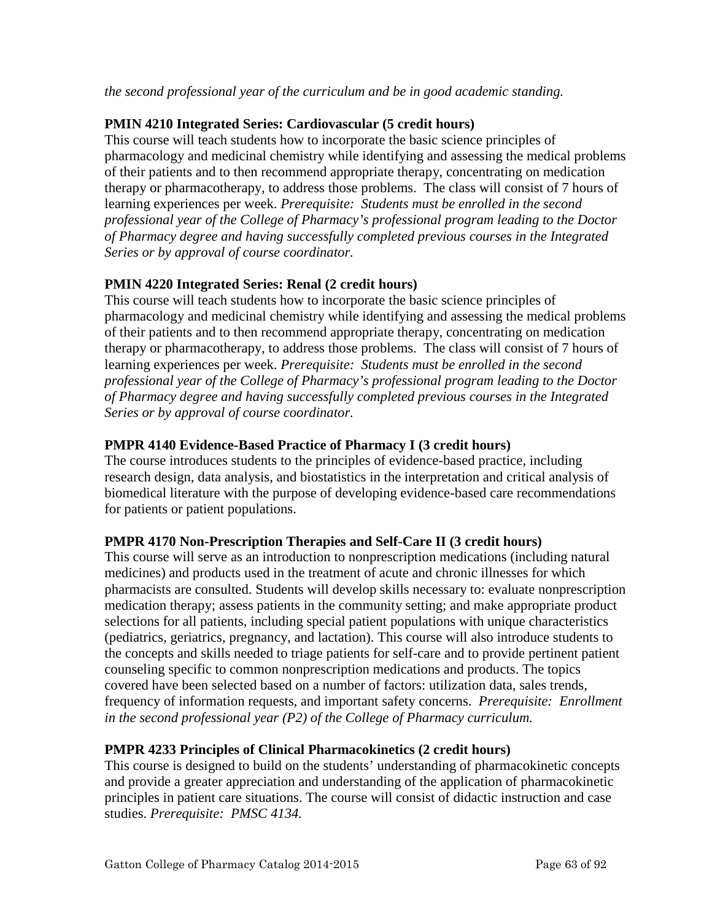*the second professional year of the curriculum and be in good academic standing.*

**PMIN 4210 Integrated Series: Cardiovascular (5 credit hours)**
This course will teach students how to incorporate the basic science principles of pharmacology and medicinal chemistry while identifying and assessing the medical problems of their patients and to then recommend appropriate therapy, concentrating on medication therapy or pharmacotherapy, to address those problems. The class will consist of 7 hours of learning experiences per week. *Prerequisite: Students must be enrolled in the second professional year of the College of Pharmacy's professional program leading to the Doctor of Pharmacy degree and having successfully completed previous courses in the Integrated Series or by approval of course coordinator.*

**PMIN 4220 Integrated Series: Renal (2 credit hours)**
This course will teach students how to incorporate the basic science principles of pharmacology and medicinal chemistry while identifying and assessing the medical problems of their patients and to then recommend appropriate therapy, concentrating on medication therapy or pharmacotherapy, to address those problems. The class will consist of 7 hours of learning experiences per week. *Prerequisite: Students must be enrolled in the second professional year of the College of Pharmacy's professional program leading to the Doctor of Pharmacy degree and having successfully completed previous courses in the Integrated Series or by approval of course coordinator.*

**PMPR 4140 Evidence-Based Practice of Pharmacy I (3 credit hours)**
The course introduces students to the principles of evidence-based practice, including research design, data analysis, and biostatistics in the interpretation and critical analysis of biomedical literature with the purpose of developing evidence-based care recommendations for patients or patient populations.

**PMPR 4170 Non-Prescription Therapies and Self-Care II (3 credit hours)**
This course will serve as an introduction to nonprescription medications (including natural medicines) and products used in the treatment of acute and chronic illnesses for which pharmacists are consulted. Students will develop skills necessary to: evaluate nonprescription medication therapy; assess patients in the community setting; and make appropriate product selections for all patients, including special patient populations with unique characteristics (pediatrics, geriatrics, pregnancy, and lactation). This course will also introduce students to the concepts and skills needed to triage patients for self-care and to provide pertinent patient counseling specific to common nonprescription medications and products. The topics covered have been selected based on a number of factors: utilization data, sales trends, frequency of information requests, and important safety concerns. *Prerequisite: Enrollment in the second professional year (P2) of the College of Pharmacy curriculum.*

**PMPR 4233 Principles of Clinical Pharmacokinetics (2 credit hours)**
This course is designed to build on the students' understanding of pharmacokinetic concepts and provide a greater appreciation and understanding of the application of pharmacokinetic principles in patient care situations. The course will consist of didactic instruction and case studies. *Prerequisite: PMSC 4134.*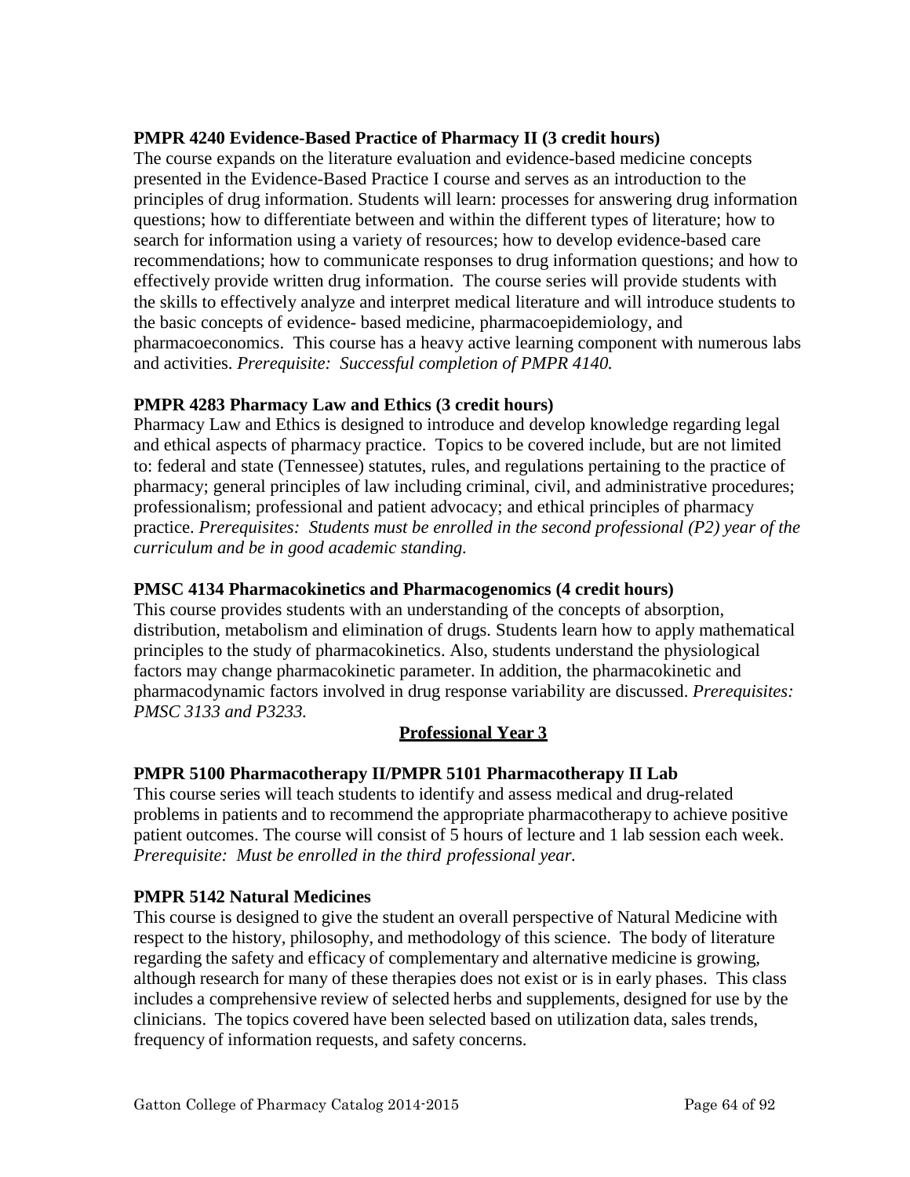**PMPR 4240 Evidence-Based Practice of Pharmacy II (3 credit hours)**

The course expands on the literature evaluation and evidence-based medicine concepts presented in the Evidence-Based Practice I course and serves as an introduction to the principles of drug information. Students will learn: processes for answering drug information questions; how to differentiate between and within the different types of literature; how to search for information using a variety of resources; how to develop evidence-based care recommendations; how to communicate responses to drug information questions; and how to effectively provide written drug information. The course series will provide students with the skills to effectively analyze and interpret medical literature and will introduce students to the basic concepts of evidence- based medicine, pharmacoepidemiology, and pharmacoeconomics. This course has a heavy active learning component with numerous labs and activities. *Prerequisite: Successful completion of PMPR 4140.*

**PMPR 4283 Pharmacy Law and Ethics (3 credit hours)**

Pharmacy Law and Ethics is designed to introduce and develop knowledge regarding legal and ethical aspects of pharmacy practice. Topics to be covered include, but are not limited to: federal and state (Tennessee) statutes, rules, and regulations pertaining to the practice of pharmacy; general principles of law including criminal, civil, and administrative procedures; professionalism; professional and patient advocacy; and ethical principles of pharmacy practice. *Prerequisites: Students must be enrolled in the second professional (P2) year of the curriculum and be in good academic standing.*

**PMSC 4134 Pharmacokinetics and Pharmacogenomics (4 credit hours)**

This course provides students with an understanding of the concepts of absorption, distribution, metabolism and elimination of drugs. Students learn how to apply mathematical principles to the study of pharmacokinetics. Also, students understand the physiological factors may change pharmacokinetic parameter. In addition, the pharmacokinetic and pharmacodynamic factors involved in drug response variability are discussed. *Prerequisites: PMSC 3133 and P3233.*

## Professional Year 3

**PMPR 5100 Pharmacotherapy II/PMPR 5101 Pharmacotherapy II Lab**

This course series will teach students to identify and assess medical and drug-related problems in patients and to recommend the appropriate pharmacotherapy to achieve positive patient outcomes. The course will consist of 5 hours of lecture and 1 lab session each week. *Prerequisite: Must be enrolled in the third professional year.*

**PMPR 5142 Natural Medicines**

This course is designed to give the student an overall perspective of Natural Medicine with respect to the history, philosophy, and methodology of this science. The body of literature regarding the safety and efficacy of complementary and alternative medicine is growing, although research for many of these therapies does not exist or is in early phases. This class includes a comprehensive review of selected herbs and supplements, designed for use by the clinicians. The topics covered have been selected based on utilization data, sales trends, frequency of information requests, and safety concerns.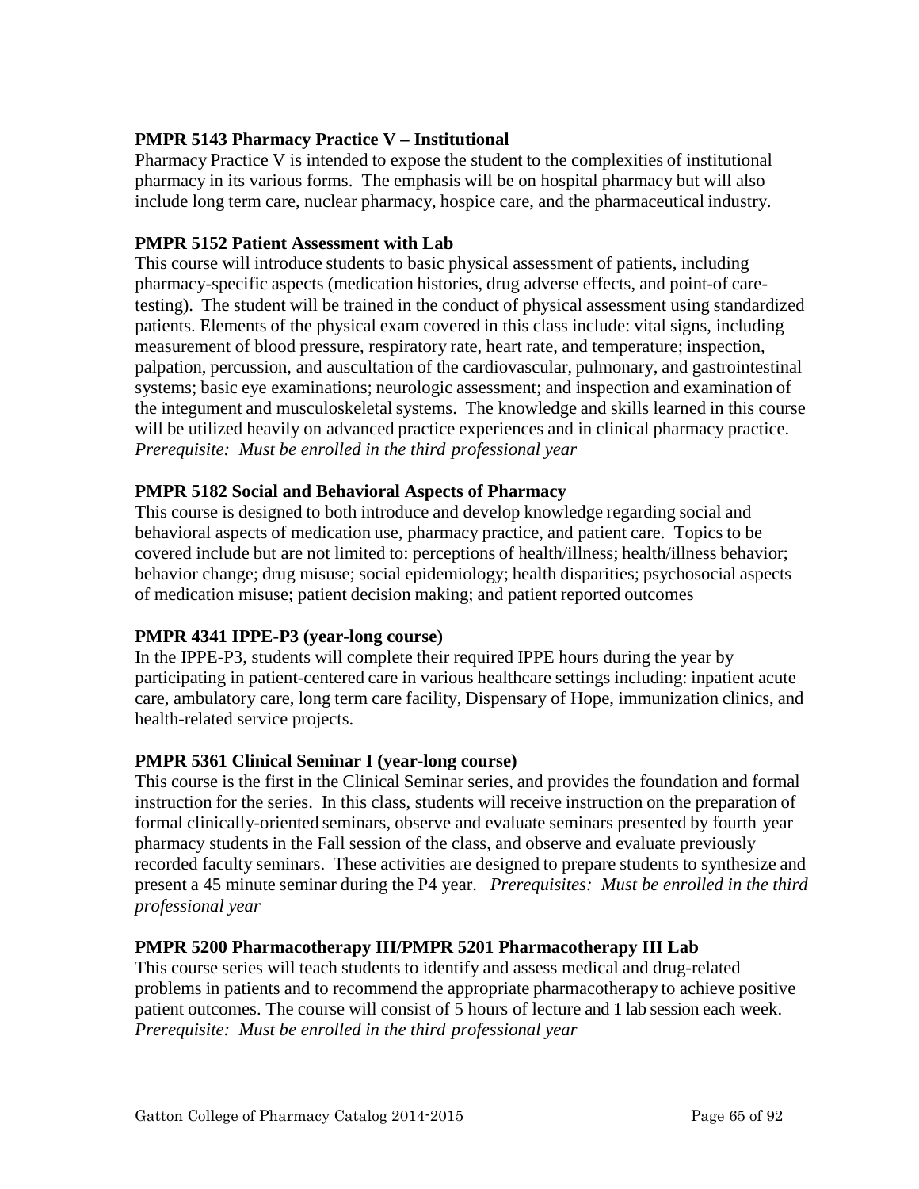**PMPR 5143 Pharmacy Practice V – Institutional**

Pharmacy Practice V is intended to expose the student to the complexities of institutional pharmacy in its various forms. The emphasis will be on hospital pharmacy but will also include long term care, nuclear pharmacy, hospice care, and the pharmaceutical industry.

**PMPR 5152 Patient Assessment with Lab**

This course will introduce students to basic physical assessment of patients, including pharmacy-specific aspects (medication histories, drug adverse effects, and point-of care-testing). The student will be trained in the conduct of physical assessment using standardized patients. Elements of the physical exam covered in this class include: vital signs, including measurement of blood pressure, respiratory rate, heart rate, and temperature; inspection, palpation, percussion, and auscultation of the cardiovascular, pulmonary, and gastrointestinal systems; basic eye examinations; neurologic assessment; and inspection and examination of the integument and musculoskeletal systems. The knowledge and skills learned in this course will be utilized heavily on advanced practice experiences and in clinical pharmacy practice. *Prerequisite: Must be enrolled in the third professional year*

**PMPR 5182 Social and Behavioral Aspects of Pharmacy**

This course is designed to both introduce and develop knowledge regarding social and behavioral aspects of medication use, pharmacy practice, and patient care. Topics to be covered include but are not limited to: perceptions of health/illness; health/illness behavior; behavior change; drug misuse; social epidemiology; health disparities; psychosocial aspects of medication misuse; patient decision making; and patient reported outcomes

**PMPR 4341 IPPE-P3 (year-long course)**

In the IPPE-P3, students will complete their required IPPE hours during the year by participating in patient-centered care in various healthcare settings including: inpatient acute care, ambulatory care, long term care facility, Dispensary of Hope, immunization clinics, and health-related service projects.

**PMPR 5361 Clinical Seminar I (year-long course)**

This course is the first in the Clinical Seminar series, and provides the foundation and formal instruction for the series. In this class, students will receive instruction on the preparation of formal clinically-oriented seminars, observe and evaluate seminars presented by fourth year pharmacy students in the Fall session of the class, and observe and evaluate previously recorded faculty seminars. These activities are designed to prepare students to synthesize and present a 45 minute seminar during the P4 year. *Prerequisites: Must be enrolled in the third professional year*

**PMPR 5200 Pharmacotherapy III/PMPR 5201 Pharmacotherapy III Lab**

This course series will teach students to identify and assess medical and drug-related problems in patients and to recommend the appropriate pharmacotherapy to achieve positive patient outcomes. The course will consist of 5 hours of lecture and 1 lab session each week. *Prerequisite: Must be enrolled in the third professional year*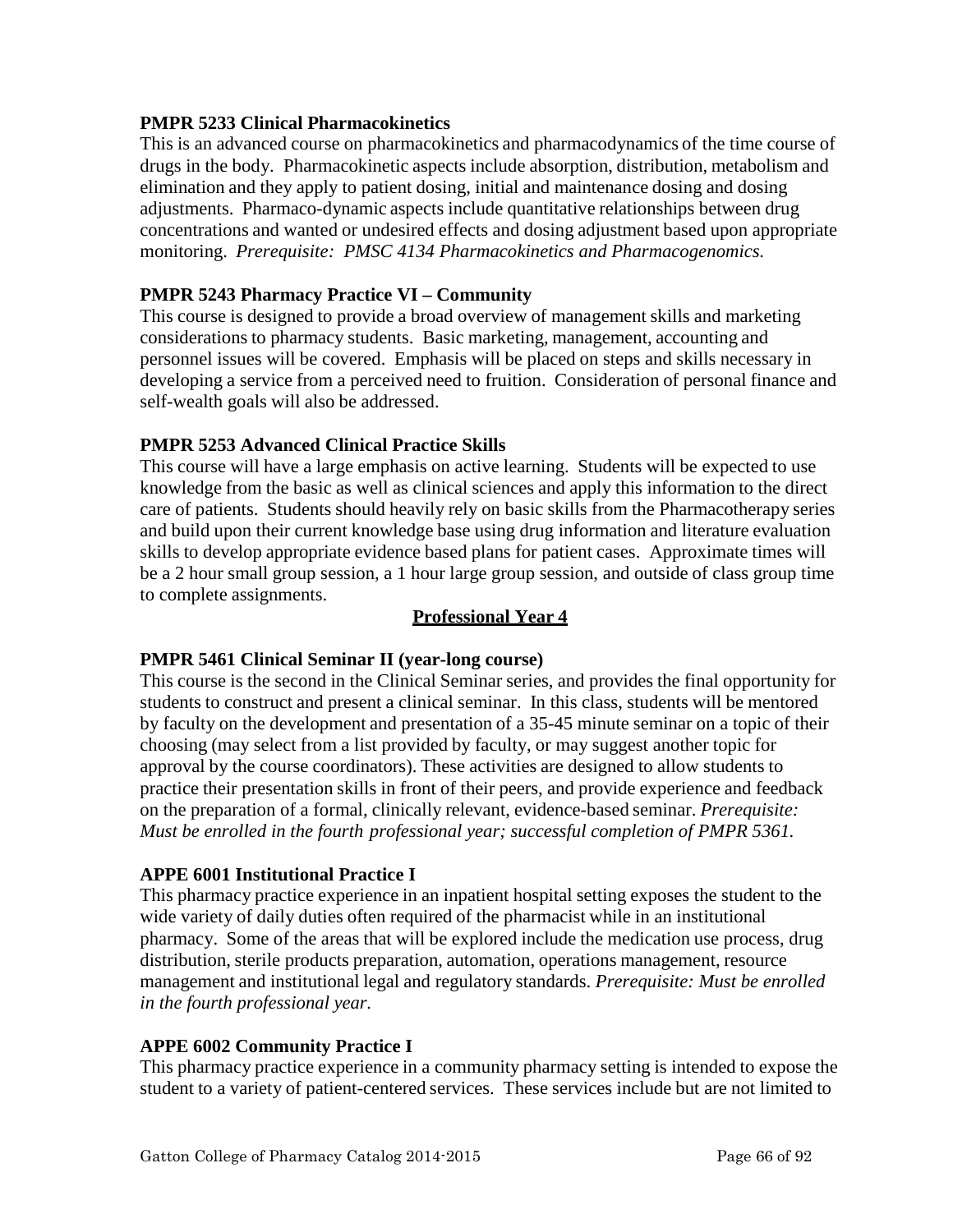### PMPR 5233 Clinical Pharmacokinetics

This is an advanced course on pharmacokinetics and pharmacodynamics of the time course of drugs in the body. Pharmacokinetic aspects include absorption, distribution, metabolism and elimination and they apply to patient dosing, initial and maintenance dosing and dosing adjustments. Pharmaco-dynamic aspects include quantitative relationships between drug concentrations and wanted or undesired effects and dosing adjustment based upon appropriate monitoring. *Prerequisite: PMSC 4134 Pharmacokinetics and Pharmacogenomics.*

### PMPR 5243 Pharmacy Practice VI – Community

This course is designed to provide a broad overview of management skills and marketing considerations to pharmacy students. Basic marketing, management, accounting and personnel issues will be covered. Emphasis will be placed on steps and skills necessary in developing a service from a perceived need to fruition. Consideration of personal finance and self-wealth goals will also be addressed.

### PMPR 5253 Advanced Clinical Practice Skills

This course will have a large emphasis on active learning. Students will be expected to use knowledge from the basic as well as clinical sciences and apply this information to the direct care of patients. Students should heavily rely on basic skills from the Pharmacotherapy series and build upon their current knowledge base using drug information and literature evaluation skills to develop appropriate evidence based plans for patient cases. Approximate times will be a 2 hour small group session, a 1 hour large group session, and outside of class group time to complete assignments.

## Professional Year 4

### PMPR 5461 Clinical Seminar II (year-long course)

This course is the second in the Clinical Seminar series, and provides the final opportunity for students to construct and present a clinical seminar. In this class, students will be mentored by faculty on the development and presentation of a 35-45 minute seminar on a topic of their choosing (may select from a list provided by faculty, or may suggest another topic for approval by the course coordinators). These activities are designed to allow students to practice their presentation skills in front of their peers, and provide experience and feedback on the preparation of a formal, clinically relevant, evidence-based seminar. *Prerequisite: Must be enrolled in the fourth professional year; successful completion of PMPR 5361.*

### APPE 6001 Institutional Practice I

This pharmacy practice experience in an inpatient hospital setting exposes the student to the wide variety of daily duties often required of the pharmacist while in an institutional pharmacy. Some of the areas that will be explored include the medication use process, drug distribution, sterile products preparation, automation, operations management, resource management and institutional legal and regulatory standards. *Prerequisite: Must be enrolled in the fourth professional year.*

### APPE 6002 Community Practice I

This pharmacy practice experience in a community pharmacy setting is intended to expose the student to a variety of patient-centered services. These services include but are not limited to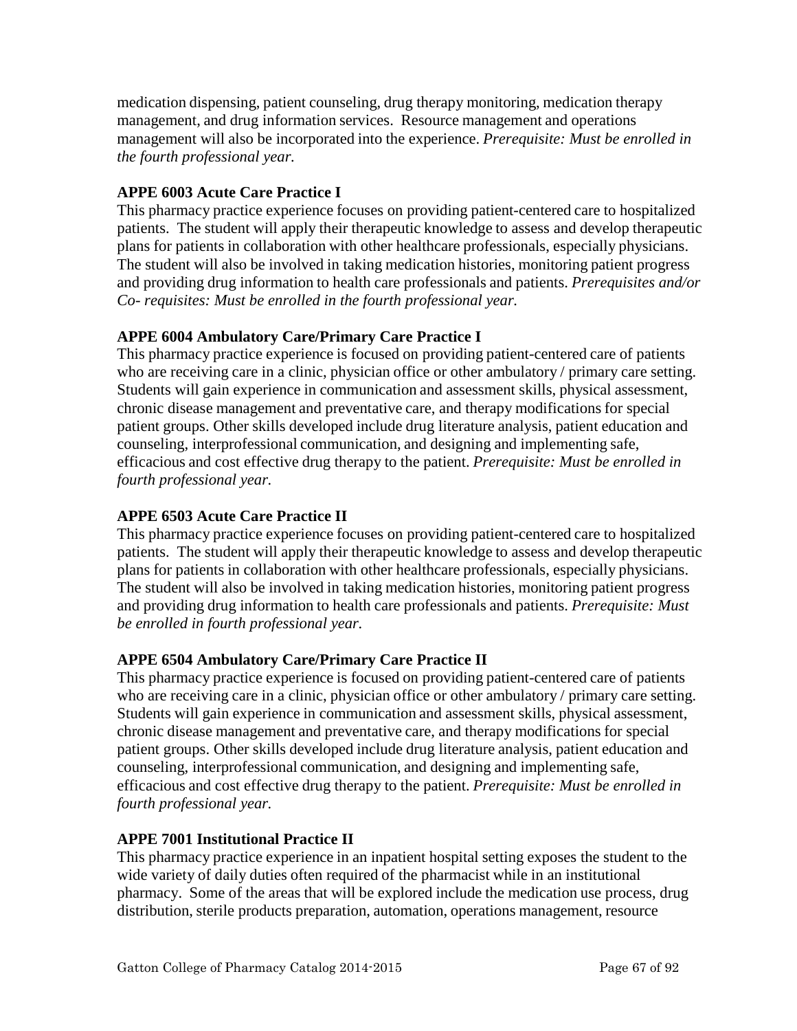medication dispensing, patient counseling, drug therapy monitoring, medication therapy management, and drug information services. Resource management and operations management will also be incorporated into the experience. *Prerequisite: Must be enrolled in the fourth professional year.*

**APPE 6003 Acute Care Practice I**

This pharmacy practice experience focuses on providing patient-centered care to hospitalized patients. The student will apply their therapeutic knowledge to assess and develop therapeutic plans for patients in collaboration with other healthcare professionals, especially physicians. The student will also be involved in taking medication histories, monitoring patient progress and providing drug information to health care professionals and patients. *Prerequisites and/or Co- requisites: Must be enrolled in the fourth professional year.*

**APPE 6004 Ambulatory Care/Primary Care Practice I**

This pharmacy practice experience is focused on providing patient-centered care of patients who are receiving care in a clinic, physician office or other ambulatory / primary care setting. Students will gain experience in communication and assessment skills, physical assessment, chronic disease management and preventative care, and therapy modifications for special patient groups. Other skills developed include drug literature analysis, patient education and counseling, interprofessional communication, and designing and implementing safe, efficacious and cost effective drug therapy to the patient. *Prerequisite: Must be enrolled in fourth professional year.*

**APPE 6503 Acute Care Practice II**

This pharmacy practice experience focuses on providing patient-centered care to hospitalized patients. The student will apply their therapeutic knowledge to assess and develop therapeutic plans for patients in collaboration with other healthcare professionals, especially physicians. The student will also be involved in taking medication histories, monitoring patient progress and providing drug information to health care professionals and patients. *Prerequisite: Must be enrolled in fourth professional year.*

**APPE 6504 Ambulatory Care/Primary Care Practice II**

This pharmacy practice experience is focused on providing patient-centered care of patients who are receiving care in a clinic, physician office or other ambulatory / primary care setting. Students will gain experience in communication and assessment skills, physical assessment, chronic disease management and preventative care, and therapy modifications for special patient groups. Other skills developed include drug literature analysis, patient education and counseling, interprofessional communication, and designing and implementing safe, efficacious and cost effective drug therapy to the patient. *Prerequisite: Must be enrolled in fourth professional year.*

**APPE 7001 Institutional Practice II**

This pharmacy practice experience in an inpatient hospital setting exposes the student to the wide variety of daily duties often required of the pharmacist while in an institutional pharmacy. Some of the areas that will be explored include the medication use process, drug distribution, sterile products preparation, automation, operations management, resource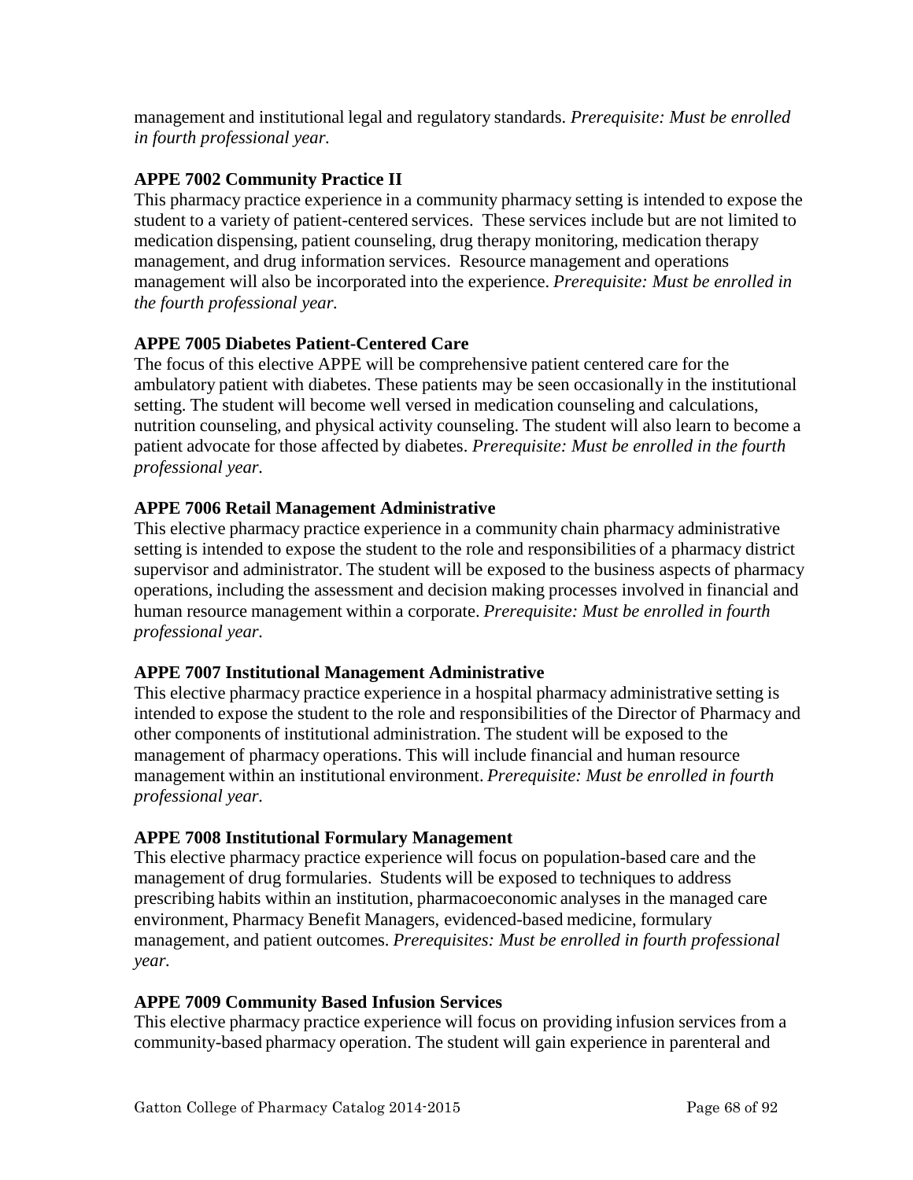management and institutional legal and regulatory standards. *Prerequisite: Must be enrolled in fourth professional year.*

**APPE 7002 Community Practice II**

This pharmacy practice experience in a community pharmacy setting is intended to expose the student to a variety of patient-centered services. These services include but are not limited to medication dispensing, patient counseling, drug therapy monitoring, medication therapy management, and drug information services. Resource management and operations management will also be incorporated into the experience. *Prerequisite: Must be enrolled in the fourth professional year.*

**APPE 7005 Diabetes Patient-Centered Care**

The focus of this elective APPE will be comprehensive patient centered care for the ambulatory patient with diabetes. These patients may be seen occasionally in the institutional setting. The student will become well versed in medication counseling and calculations, nutrition counseling, and physical activity counseling. The student will also learn to become a patient advocate for those affected by diabetes. *Prerequisite: Must be enrolled in the fourth professional year.*

**APPE 7006 Retail Management Administrative**

This elective pharmacy practice experience in a community chain pharmacy administrative setting is intended to expose the student to the role and responsibilities of a pharmacy district supervisor and administrator. The student will be exposed to the business aspects of pharmacy operations, including the assessment and decision making processes involved in financial and human resource management within a corporate. *Prerequisite: Must be enrolled in fourth professional year.*

**APPE 7007 Institutional Management Administrative**

This elective pharmacy practice experience in a hospital pharmacy administrative setting is intended to expose the student to the role and responsibilities of the Director of Pharmacy and other components of institutional administration. The student will be exposed to the management of pharmacy operations. This will include financial and human resource management within an institutional environment. *Prerequisite: Must be enrolled in fourth professional year.*

**APPE 7008 Institutional Formulary Management**

This elective pharmacy practice experience will focus on population-based care and the management of drug formularies. Students will be exposed to techniques to address prescribing habits within an institution, pharmacoeconomic analyses in the managed care environment, Pharmacy Benefit Managers, evidenced-based medicine, formulary management, and patient outcomes. *Prerequisites: Must be enrolled in fourth professional year.*

**APPE 7009 Community Based Infusion Services**

This elective pharmacy practice experience will focus on providing infusion services from a community-based pharmacy operation. The student will gain experience in parenteral and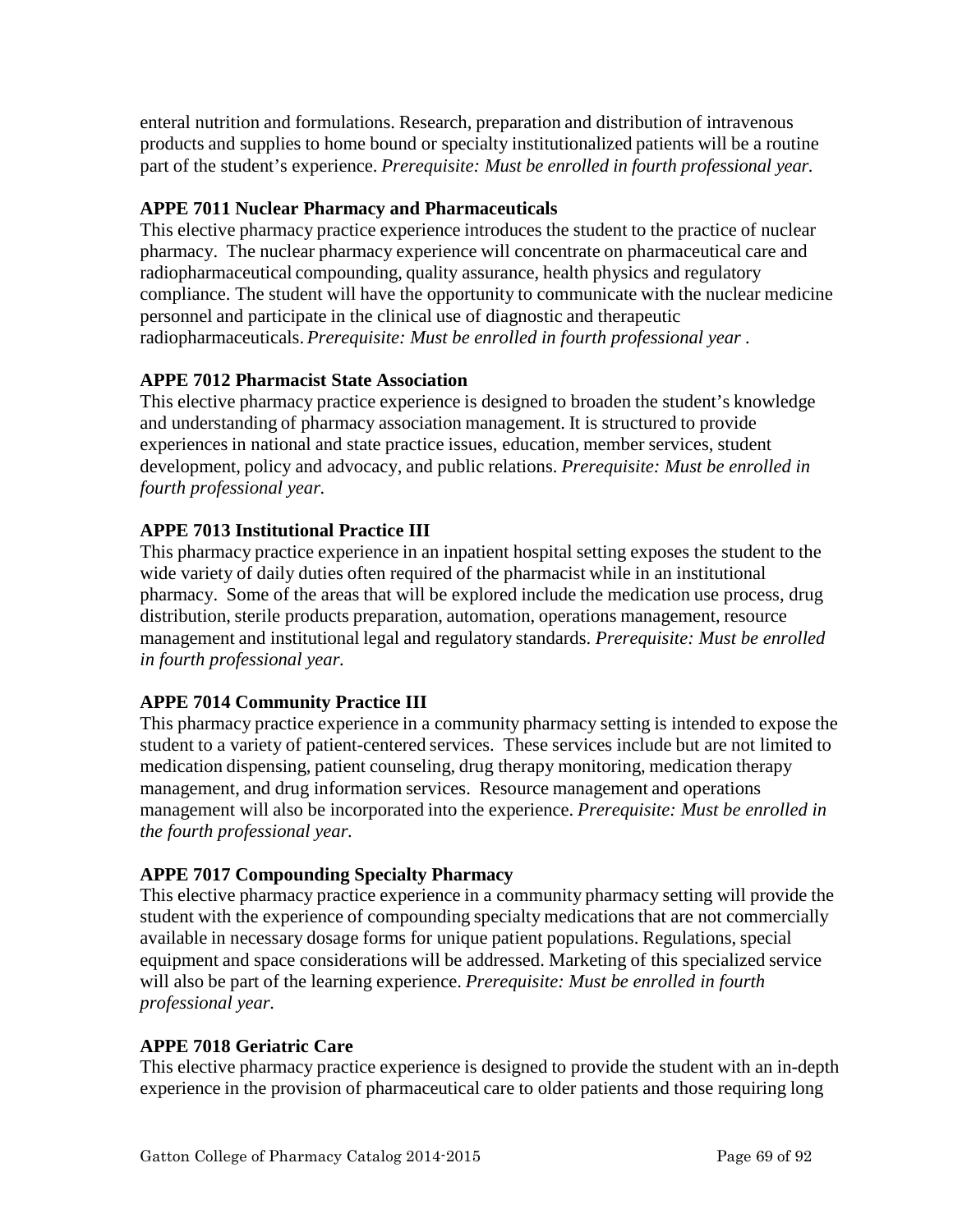enteral nutrition and formulations. Research, preparation and distribution of intravenous products and supplies to home bound or specialty institutionalized patients will be a routine part of the student's experience. *Prerequisite: Must be enrolled in fourth professional year.*

**APPE 7011 Nuclear Pharmacy and Pharmaceuticals**

This elective pharmacy practice experience introduces the student to the practice of nuclear pharmacy. The nuclear pharmacy experience will concentrate on pharmaceutical care and radiopharmaceutical compounding, quality assurance, health physics and regulatory compliance. The student will have the opportunity to communicate with the nuclear medicine personnel and participate in the clinical use of diagnostic and therapeutic radiopharmaceuticals. *Prerequisite: Must be enrolled in fourth professional year .*

**APPE 7012 Pharmacist State Association**

This elective pharmacy practice experience is designed to broaden the student's knowledge and understanding of pharmacy association management. It is structured to provide experiences in national and state practice issues, education, member services, student development, policy and advocacy, and public relations. *Prerequisite: Must be enrolled in fourth professional year.*

**APPE 7013 Institutional Practice III**

This pharmacy practice experience in an inpatient hospital setting exposes the student to the wide variety of daily duties often required of the pharmacist while in an institutional pharmacy. Some of the areas that will be explored include the medication use process, drug distribution, sterile products preparation, automation, operations management, resource management and institutional legal and regulatory standards. *Prerequisite: Must be enrolled in fourth professional year.*

**APPE 7014 Community Practice III**

This pharmacy practice experience in a community pharmacy setting is intended to expose the student to a variety of patient-centered services. These services include but are not limited to medication dispensing, patient counseling, drug therapy monitoring, medication therapy management, and drug information services. Resource management and operations management will also be incorporated into the experience. *Prerequisite: Must be enrolled in the fourth professional year.*

**APPE 7017 Compounding Specialty Pharmacy**

This elective pharmacy practice experience in a community pharmacy setting will provide the student with the experience of compounding specialty medications that are not commercially available in necessary dosage forms for unique patient populations. Regulations, special equipment and space considerations will be addressed. Marketing of this specialized service will also be part of the learning experience. *Prerequisite: Must be enrolled in fourth professional year.*

**APPE 7018 Geriatric Care**

This elective pharmacy practice experience is designed to provide the student with an in-depth experience in the provision of pharmaceutical care to older patients and those requiring long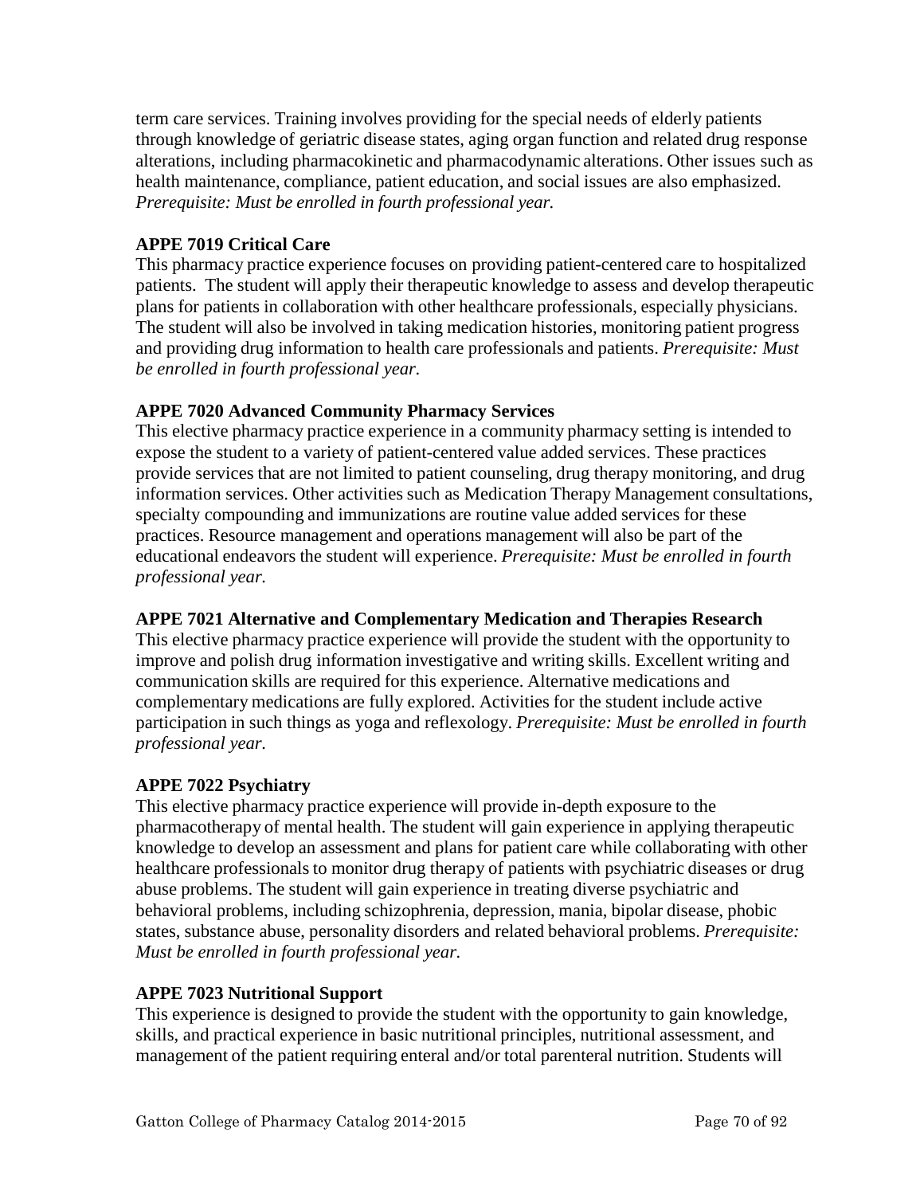term care services. Training involves providing for the special needs of elderly patients through knowledge of geriatric disease states, aging organ function and related drug response alterations, including pharmacokinetic and pharmacodynamic alterations. Other issues such as health maintenance, compliance, patient education, and social issues are also emphasized. *Prerequisite: Must be enrolled in fourth professional year.*

**APPE 7019 Critical Care**

This pharmacy practice experience focuses on providing patient-centered care to hospitalized patients. The student will apply their therapeutic knowledge to assess and develop therapeutic plans for patients in collaboration with other healthcare professionals, especially physicians. The student will also be involved in taking medication histories, monitoring patient progress and providing drug information to health care professionals and patients. *Prerequisite: Must be enrolled in fourth professional year.*

**APPE 7020 Advanced Community Pharmacy Services**

This elective pharmacy practice experience in a community pharmacy setting is intended to expose the student to a variety of patient-centered value added services. These practices provide services that are not limited to patient counseling, drug therapy monitoring, and drug information services. Other activities such as Medication Therapy Management consultations, specialty compounding and immunizations are routine value added services for these practices. Resource management and operations management will also be part of the educational endeavors the student will experience. *Prerequisite: Must be enrolled in fourth professional year.*

**APPE 7021 Alternative and Complementary Medication and Therapies Research**

This elective pharmacy practice experience will provide the student with the opportunity to improve and polish drug information investigative and writing skills. Excellent writing and communication skills are required for this experience. Alternative medications and complementary medications are fully explored. Activities for the student include active participation in such things as yoga and reflexology. *Prerequisite: Must be enrolled in fourth professional year.*

**APPE 7022 Psychiatry**

This elective pharmacy practice experience will provide in-depth exposure to the pharmacotherapy of mental health. The student will gain experience in applying therapeutic knowledge to develop an assessment and plans for patient care while collaborating with other healthcare professionals to monitor drug therapy of patients with psychiatric diseases or drug abuse problems. The student will gain experience in treating diverse psychiatric and behavioral problems, including schizophrenia, depression, mania, bipolar disease, phobic states, substance abuse, personality disorders and related behavioral problems. *Prerequisite: Must be enrolled in fourth professional year.*

**APPE 7023 Nutritional Support**

This experience is designed to provide the student with the opportunity to gain knowledge, skills, and practical experience in basic nutritional principles, nutritional assessment, and management of the patient requiring enteral and/or total parenteral nutrition. Students will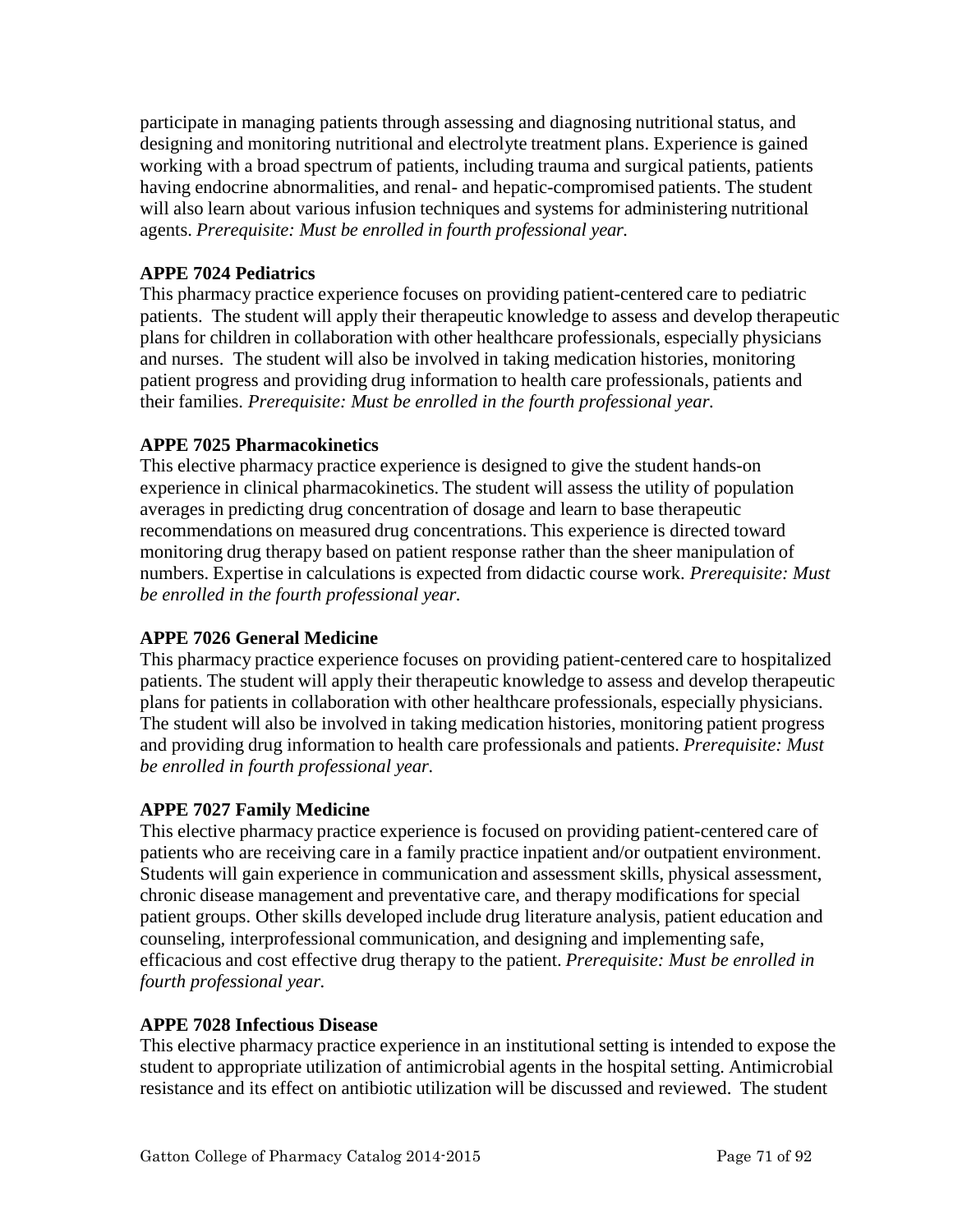participate in managing patients through assessing and diagnosing nutritional status, and designing and monitoring nutritional and electrolyte treatment plans. Experience is gained working with a broad spectrum of patients, including trauma and surgical patients, patients having endocrine abnormalities, and renal- and hepatic-compromised patients. The student will also learn about various infusion techniques and systems for administering nutritional agents. *Prerequisite: Must be enrolled in fourth professional year.*

**APPE 7024 Pediatrics**

This pharmacy practice experience focuses on providing patient-centered care to pediatric patients. The student will apply their therapeutic knowledge to assess and develop therapeutic plans for children in collaboration with other healthcare professionals, especially physicians and nurses. The student will also be involved in taking medication histories, monitoring patient progress and providing drug information to health care professionals, patients and their families. *Prerequisite: Must be enrolled in the fourth professional year.*

**APPE 7025 Pharmacokinetics**

This elective pharmacy practice experience is designed to give the student hands-on experience in clinical pharmacokinetics. The student will assess the utility of population averages in predicting drug concentration of dosage and learn to base therapeutic recommendations on measured drug concentrations. This experience is directed toward monitoring drug therapy based on patient response rather than the sheer manipulation of numbers. Expertise in calculations is expected from didactic course work. *Prerequisite: Must be enrolled in the fourth professional year.*

**APPE 7026 General Medicine**

This pharmacy practice experience focuses on providing patient-centered care to hospitalized patients. The student will apply their therapeutic knowledge to assess and develop therapeutic plans for patients in collaboration with other healthcare professionals, especially physicians. The student will also be involved in taking medication histories, monitoring patient progress and providing drug information to health care professionals and patients. *Prerequisite: Must be enrolled in fourth professional year.*

**APPE 7027 Family Medicine**

This elective pharmacy practice experience is focused on providing patient-centered care of patients who are receiving care in a family practice inpatient and/or outpatient environment. Students will gain experience in communication and assessment skills, physical assessment, chronic disease management and preventative care, and therapy modifications for special patient groups. Other skills developed include drug literature analysis, patient education and counseling, interprofessional communication, and designing and implementing safe, efficacious and cost effective drug therapy to the patient. *Prerequisite: Must be enrolled in fourth professional year.*

**APPE 7028 Infectious Disease**

This elective pharmacy practice experience in an institutional setting is intended to expose the student to appropriate utilization of antimicrobial agents in the hospital setting. Antimicrobial resistance and its effect on antibiotic utilization will be discussed and reviewed. The student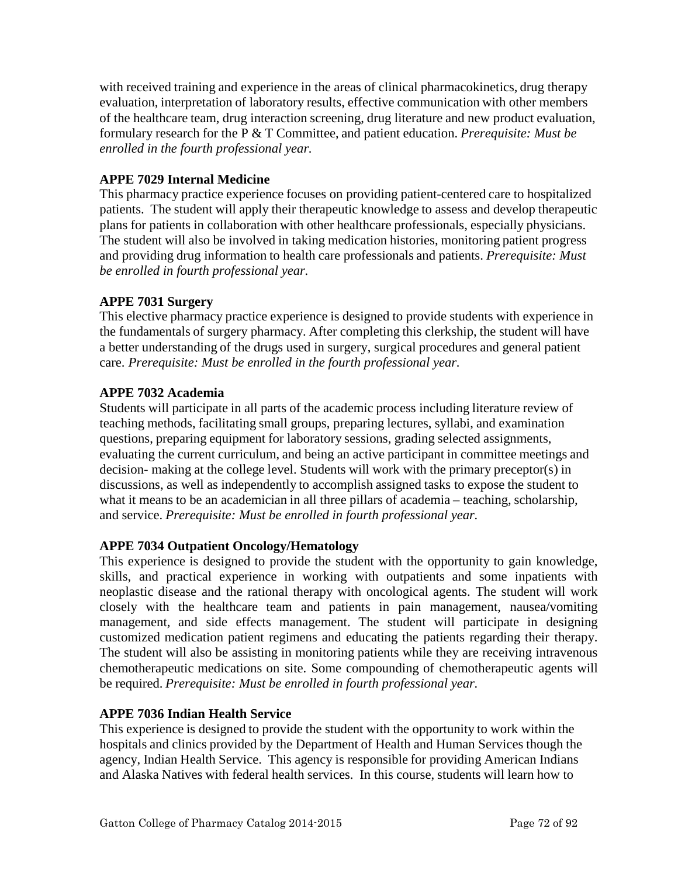with received training and experience in the areas of clinical pharmacokinetics, drug therapy evaluation, interpretation of laboratory results, effective communication with other members of the healthcare team, drug interaction screening, drug literature and new product evaluation, formulary research for the P & T Committee, and patient education. *Prerequisite: Must be enrolled in the fourth professional year.*

**APPE 7029 Internal Medicine**

This pharmacy practice experience focuses on providing patient-centered care to hospitalized patients. The student will apply their therapeutic knowledge to assess and develop therapeutic plans for patients in collaboration with other healthcare professionals, especially physicians. The student will also be involved in taking medication histories, monitoring patient progress and providing drug information to health care professionals and patients. *Prerequisite: Must be enrolled in fourth professional year.*

**APPE 7031 Surgery**

This elective pharmacy practice experience is designed to provide students with experience in the fundamentals of surgery pharmacy. After completing this clerkship, the student will have a better understanding of the drugs used in surgery, surgical procedures and general patient care. *Prerequisite: Must be enrolled in the fourth professional year.*

**APPE 7032 Academia**

Students will participate in all parts of the academic process including literature review of teaching methods, facilitating small groups, preparing lectures, syllabi, and examination questions, preparing equipment for laboratory sessions, grading selected assignments, evaluating the current curriculum, and being an active participant in committee meetings and decision- making at the college level. Students will work with the primary preceptor(s) in discussions, as well as independently to accomplish assigned tasks to expose the student to what it means to be an academician in all three pillars of academia – teaching, scholarship, and service. *Prerequisite: Must be enrolled in fourth professional year.*

**APPE 7034 Outpatient Oncology/Hematology**

This experience is designed to provide the student with the opportunity to gain knowledge, skills, and practical experience in working with outpatients and some inpatients with neoplastic disease and the rational therapy with oncological agents. The student will work closely with the healthcare team and patients in pain management, nausea/vomiting management, and side effects management. The student will participate in designing customized medication patient regimens and educating the patients regarding their therapy. The student will also be assisting in monitoring patients while they are receiving intravenous chemotherapeutic medications on site. Some compounding of chemotherapeutic agents will be required. *Prerequisite: Must be enrolled in fourth professional year.*

**APPE 7036 Indian Health Service**

This experience is designed to provide the student with the opportunity to work within the hospitals and clinics provided by the Department of Health and Human Services though the agency, Indian Health Service. This agency is responsible for providing American Indians and Alaska Natives with federal health services. In this course, students will learn how to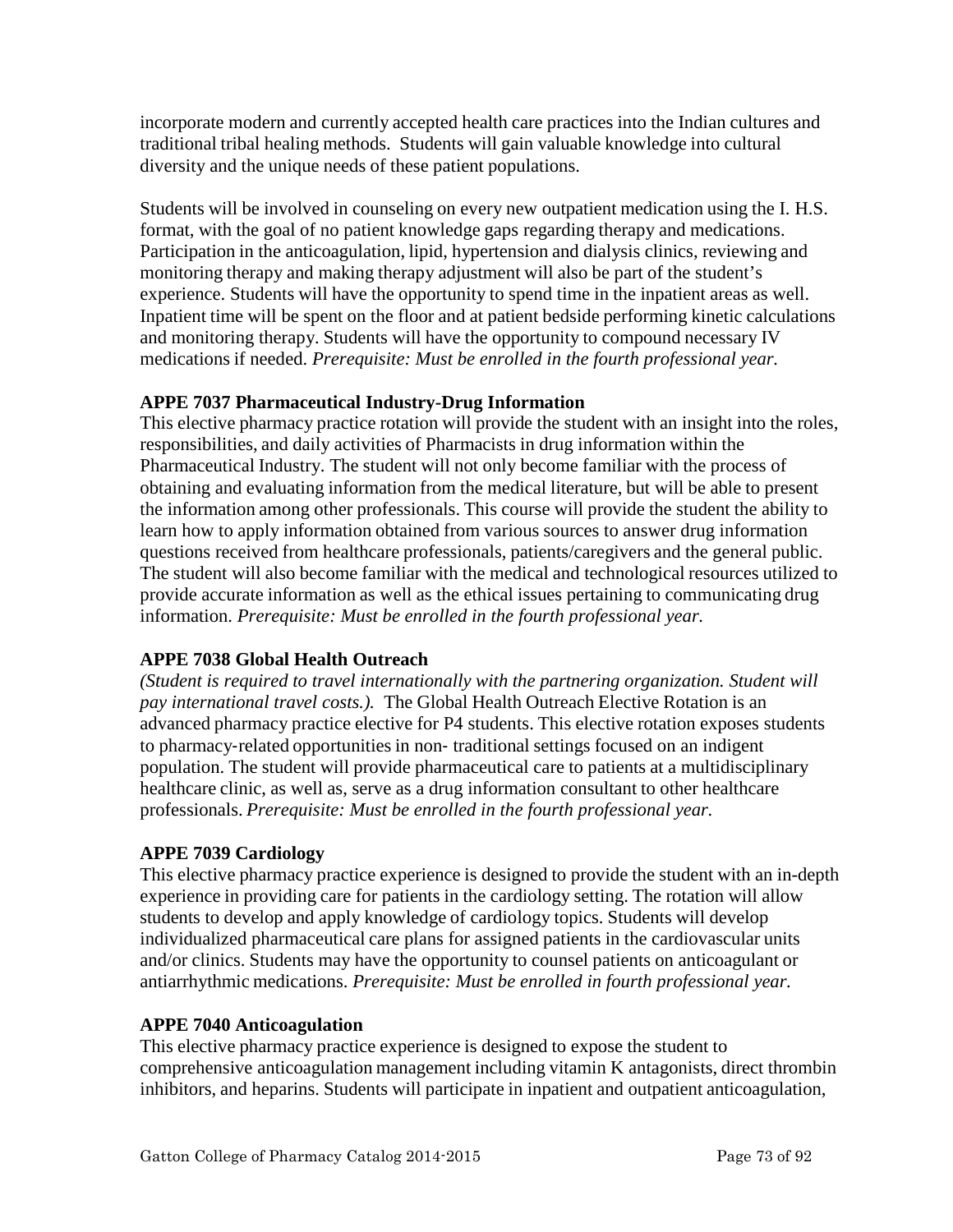incorporate modern and currently accepted health care practices into the Indian cultures and traditional tribal healing methods. Students will gain valuable knowledge into cultural diversity and the unique needs of these patient populations.

Students will be involved in counseling on every new outpatient medication using the I. H.S. format, with the goal of no patient knowledge gaps regarding therapy and medications. Participation in the anticoagulation, lipid, hypertension and dialysis clinics, reviewing and monitoring therapy and making therapy adjustment will also be part of the student's experience. Students will have the opportunity to spend time in the inpatient areas as well. Inpatient time will be spent on the floor and at patient bedside performing kinetic calculations and monitoring therapy. Students will have the opportunity to compound necessary IV medications if needed. *Prerequisite: Must be enrolled in the fourth professional year.*

**APPE 7037 Pharmaceutical Industry-Drug Information**

This elective pharmacy practice rotation will provide the student with an insight into the roles, responsibilities, and daily activities of Pharmacists in drug information within the Pharmaceutical Industry. The student will not only become familiar with the process of obtaining and evaluating information from the medical literature, but will be able to present the information among other professionals. This course will provide the student the ability to learn how to apply information obtained from various sources to answer drug information questions received from healthcare professionals, patients/caregivers and the general public. The student will also become familiar with the medical and technological resources utilized to provide accurate information as well as the ethical issues pertaining to communicating drug information. *Prerequisite: Must be enrolled in the fourth professional year.*

**APPE 7038 Global Health Outreach**

*(Student is required to travel internationally with the partnering organization. Student will pay international travel costs.).* The Global Health Outreach Elective Rotation is an advanced pharmacy practice elective for P4 students. This elective rotation exposes students to pharmacy-related opportunities in non- traditional settings focused on an indigent population. The student will provide pharmaceutical care to patients at a multidisciplinary healthcare clinic, as well as, serve as a drug information consultant to other healthcare professionals. *Prerequisite: Must be enrolled in the fourth professional year.*

**APPE 7039 Cardiology**

This elective pharmacy practice experience is designed to provide the student with an in-depth experience in providing care for patients in the cardiology setting. The rotation will allow students to develop and apply knowledge of cardiology topics. Students will develop individualized pharmaceutical care plans for assigned patients in the cardiovascular units and/or clinics. Students may have the opportunity to counsel patients on anticoagulant or antiarrhythmic medications. *Prerequisite: Must be enrolled in fourth professional year.*

**APPE 7040 Anticoagulation**

This elective pharmacy practice experience is designed to expose the student to comprehensive anticoagulation management including vitamin K antagonists, direct thrombin inhibitors, and heparins. Students will participate in inpatient and outpatient anticoagulation,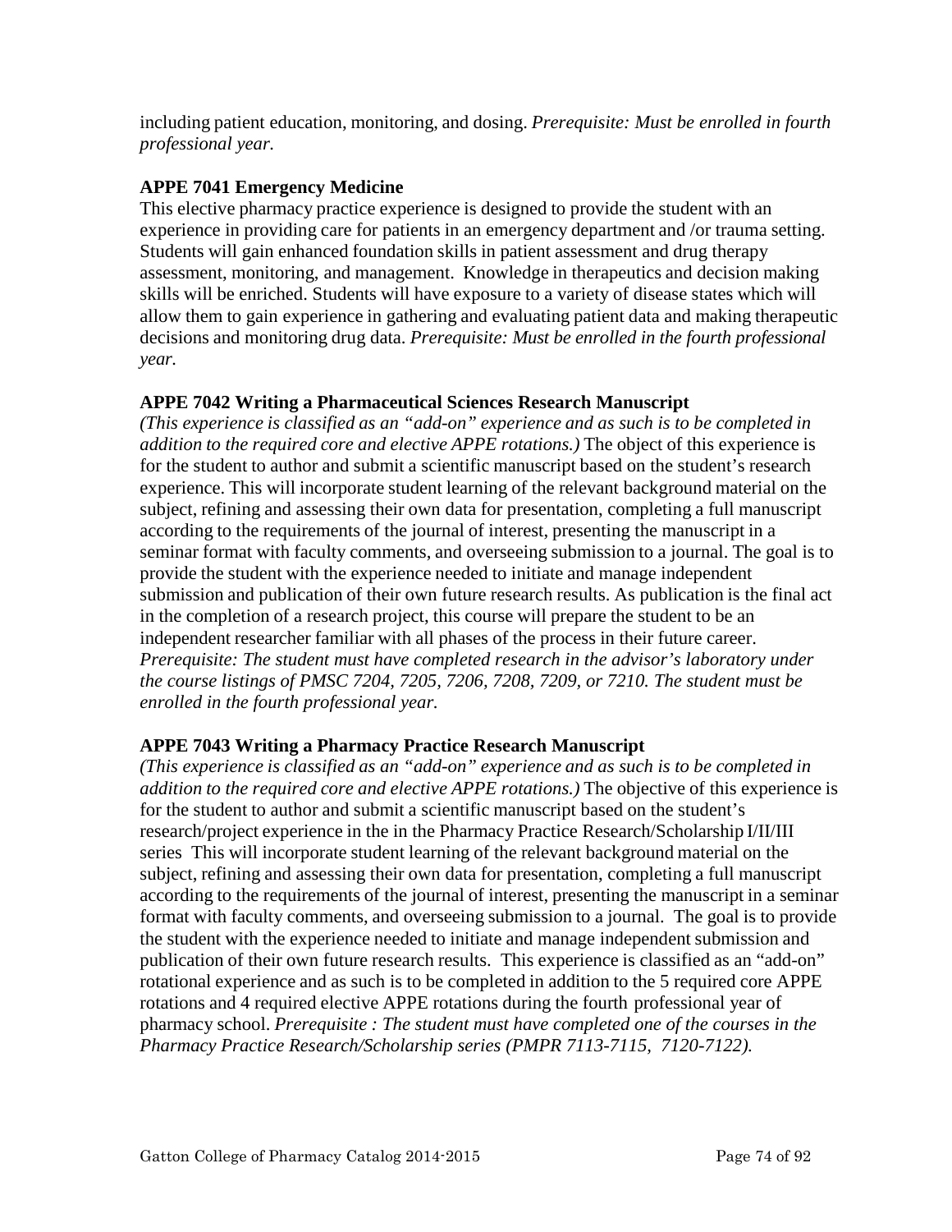including patient education, monitoring, and dosing. *Prerequisite: Must be enrolled in fourth professional year.*

**APPE 7041 Emergency Medicine**

This elective pharmacy practice experience is designed to provide the student with an experience in providing care for patients in an emergency department and /or trauma setting. Students will gain enhanced foundation skills in patient assessment and drug therapy assessment, monitoring, and management. Knowledge in therapeutics and decision making skills will be enriched. Students will have exposure to a variety of disease states which will allow them to gain experience in gathering and evaluating patient data and making therapeutic decisions and monitoring drug data. *Prerequisite: Must be enrolled in the fourth professional year.*

**APPE 7042 Writing a Pharmaceutical Sciences Research Manuscript**

*(This experience is classified as an "add-on" experience and as such is to be completed in addition to the required core and elective APPE rotations.)* The object of this experience is for the student to author and submit a scientific manuscript based on the student's research experience. This will incorporate student learning of the relevant background material on the subject, refining and assessing their own data for presentation, completing a full manuscript according to the requirements of the journal of interest, presenting the manuscript in a seminar format with faculty comments, and overseeing submission to a journal. The goal is to provide the student with the experience needed to initiate and manage independent submission and publication of their own future research results. As publication is the final act in the completion of a research project, this course will prepare the student to be an independent researcher familiar with all phases of the process in their future career. *Prerequisite: The student must have completed research in the advisor's laboratory under the course listings of PMSC 7204, 7205, 7206, 7208, 7209, or 7210. The student must be enrolled in the fourth professional year.*

**APPE 7043 Writing a Pharmacy Practice Research Manuscript**

*(This experience is classified as an "add-on" experience and as such is to be completed in addition to the required core and elective APPE rotations.)* The objective of this experience is for the student to author and submit a scientific manuscript based on the student's research/project experience in the in the Pharmacy Practice Research/Scholarship I/II/III series This will incorporate student learning of the relevant background material on the subject, refining and assessing their own data for presentation, completing a full manuscript according to the requirements of the journal of interest, presenting the manuscript in a seminar format with faculty comments, and overseeing submission to a journal. The goal is to provide the student with the experience needed to initiate and manage independent submission and publication of their own future research results. This experience is classified as an "add-on" rotational experience and as such is to be completed in addition to the 5 required core APPE rotations and 4 required elective APPE rotations during the fourth professional year of pharmacy school. *Prerequisite : The student must have completed one of the courses in the Pharmacy Practice Research/Scholarship series (PMPR 7113-7115, 7120-7122).*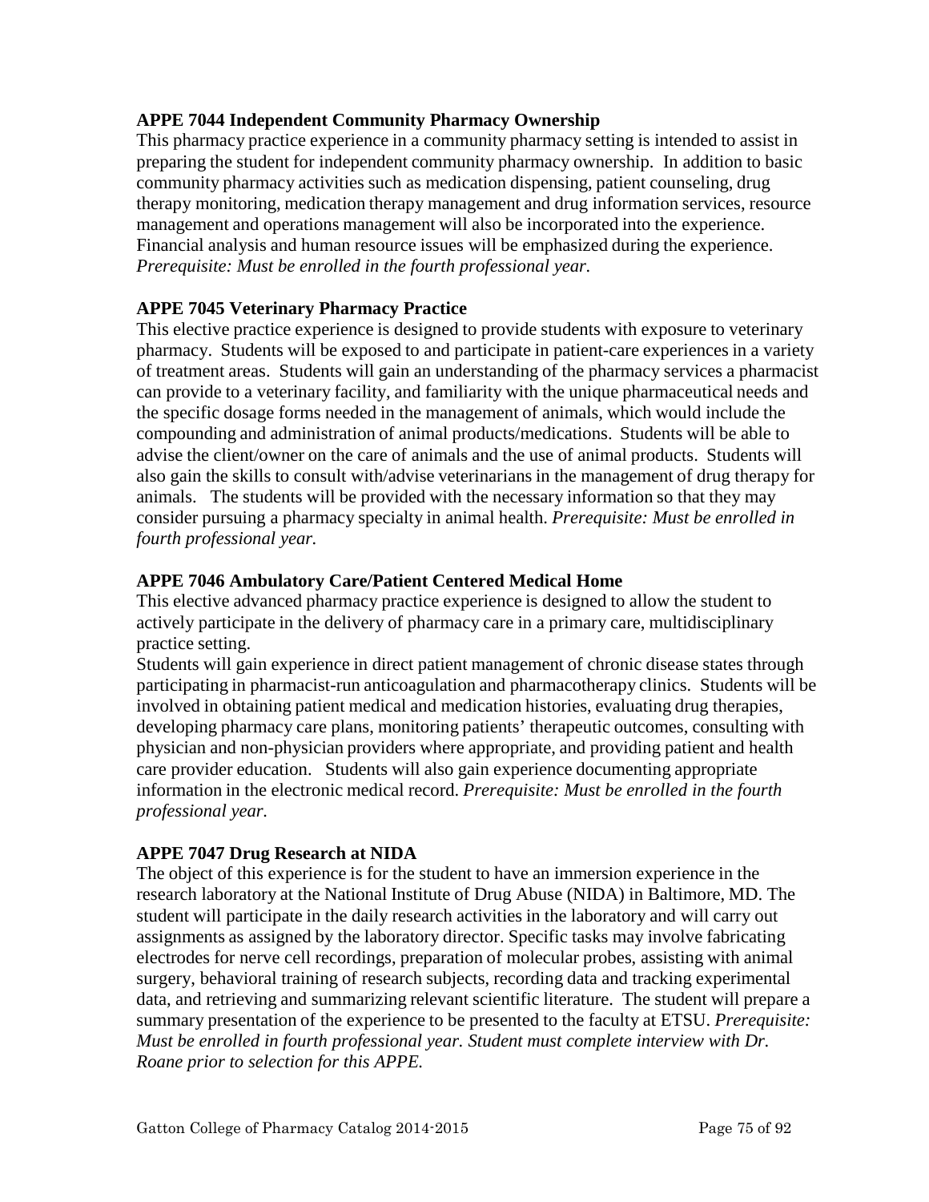**APPE 7044 Independent Community Pharmacy Ownership**

This pharmacy practice experience in a community pharmacy setting is intended to assist in preparing the student for independent community pharmacy ownership. In addition to basic community pharmacy activities such as medication dispensing, patient counseling, drug therapy monitoring, medication therapy management and drug information services, resource management and operations management will also be incorporated into the experience. Financial analysis and human resource issues will be emphasized during the experience. *Prerequisite: Must be enrolled in the fourth professional year.*

**APPE 7045 Veterinary Pharmacy Practice**

This elective practice experience is designed to provide students with exposure to veterinary pharmacy. Students will be exposed to and participate in patient-care experiences in a variety of treatment areas. Students will gain an understanding of the pharmacy services a pharmacist can provide to a veterinary facility, and familiarity with the unique pharmaceutical needs and the specific dosage forms needed in the management of animals, which would include the compounding and administration of animal products/medications. Students will be able to advise the client/owner on the care of animals and the use of animal products. Students will also gain the skills to consult with/advise veterinarians in the management of drug therapy for animals. The students will be provided with the necessary information so that they may consider pursuing a pharmacy specialty in animal health. *Prerequisite: Must be enrolled in fourth professional year.*

**APPE 7046 Ambulatory Care/Patient Centered Medical Home**

This elective advanced pharmacy practice experience is designed to allow the student to actively participate in the delivery of pharmacy care in a primary care, multidisciplinary practice setting.

Students will gain experience in direct patient management of chronic disease states through participating in pharmacist-run anticoagulation and pharmacotherapy clinics. Students will be involved in obtaining patient medical and medication histories, evaluating drug therapies, developing pharmacy care plans, monitoring patients' therapeutic outcomes, consulting with physician and non-physician providers where appropriate, and providing patient and health care provider education. Students will also gain experience documenting appropriate information in the electronic medical record. *Prerequisite: Must be enrolled in the fourth professional year.*

**APPE 7047 Drug Research at NIDA**

The object of this experience is for the student to have an immersion experience in the research laboratory at the National Institute of Drug Abuse (NIDA) in Baltimore, MD. The student will participate in the daily research activities in the laboratory and will carry out assignments as assigned by the laboratory director. Specific tasks may involve fabricating electrodes for nerve cell recordings, preparation of molecular probes, assisting with animal surgery, behavioral training of research subjects, recording data and tracking experimental data, and retrieving and summarizing relevant scientific literature. The student will prepare a summary presentation of the experience to be presented to the faculty at ETSU. *Prerequisite: Must be enrolled in fourth professional year. Student must complete interview with Dr. Roane prior to selection for this APPE.*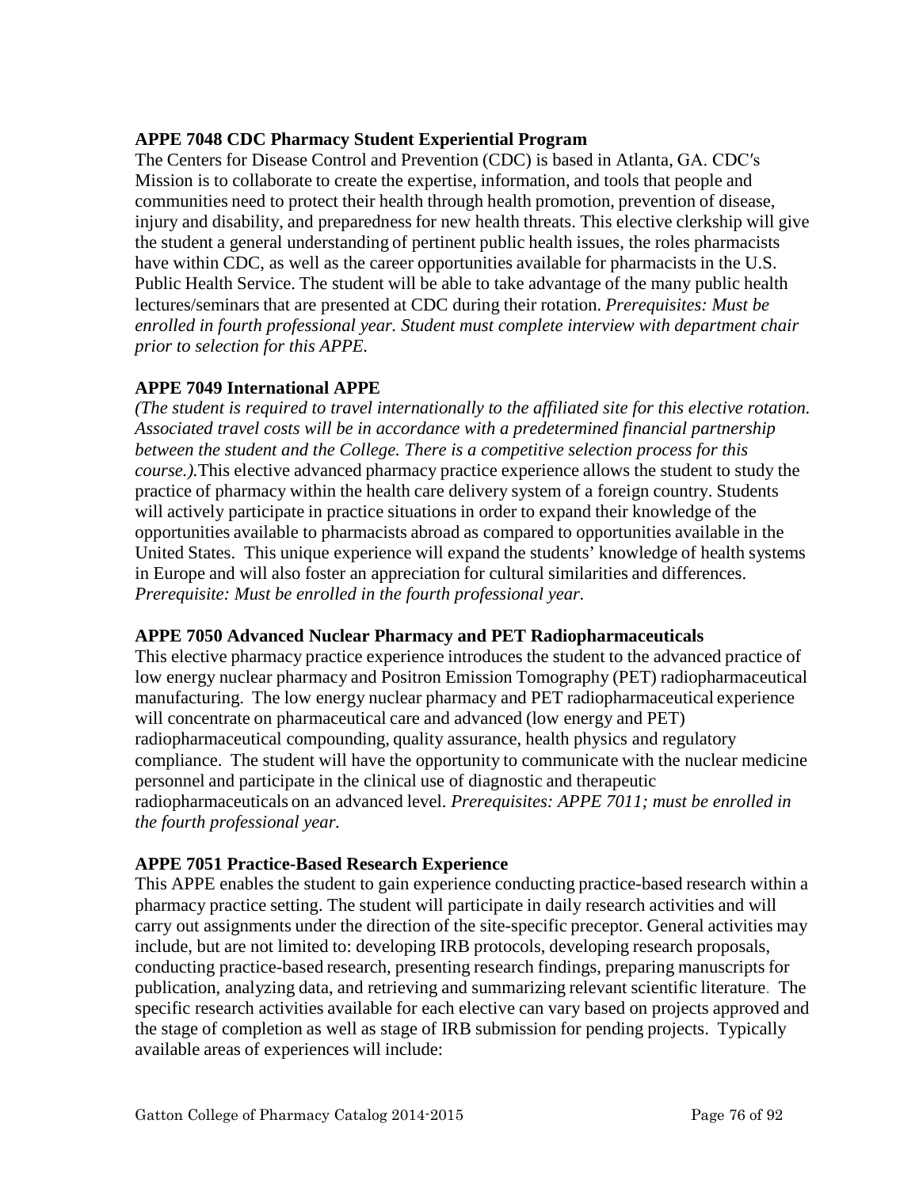**APPE 7048 CDC Pharmacy Student Experiential Program**

The Centers for Disease Control and Prevention (CDC) is based in Atlanta, GA. CDC′s Mission is to collaborate to create the expertise, information, and tools that people and communities need to protect their health through health promotion, prevention of disease, injury and disability, and preparedness for new health threats. This elective clerkship will give the student a general understanding of pertinent public health issues, the roles pharmacists have within CDC, as well as the career opportunities available for pharmacists in the U.S. Public Health Service. The student will be able to take advantage of the many public health lectures/seminars that are presented at CDC during their rotation. *Prerequisites: Must be enrolled in fourth professional year. Student must complete interview with department chair prior to selection for this APPE.*

**APPE 7049 International APPE**

*(The student is required to travel internationally to the affiliated site for this elective rotation. Associated travel costs will be in accordance with a predetermined financial partnership between the student and the College. There is a competitive selection process for this course.).*This elective advanced pharmacy practice experience allows the student to study the practice of pharmacy within the health care delivery system of a foreign country. Students will actively participate in practice situations in order to expand their knowledge of the opportunities available to pharmacists abroad as compared to opportunities available in the United States. This unique experience will expand the students' knowledge of health systems in Europe and will also foster an appreciation for cultural similarities and differences. *Prerequisite: Must be enrolled in the fourth professional year.*

**APPE 7050 Advanced Nuclear Pharmacy and PET Radiopharmaceuticals**

This elective pharmacy practice experience introduces the student to the advanced practice of low energy nuclear pharmacy and Positron Emission Tomography (PET) radiopharmaceutical manufacturing. The low energy nuclear pharmacy and PET radiopharmaceutical experience will concentrate on pharmaceutical care and advanced (low energy and PET) radiopharmaceutical compounding, quality assurance, health physics and regulatory compliance. The student will have the opportunity to communicate with the nuclear medicine personnel and participate in the clinical use of diagnostic and therapeutic radiopharmaceuticals on an advanced level. *Prerequisites: APPE 7011; must be enrolled in the fourth professional year.*

**APPE 7051 Practice-Based Research Experience**

This APPE enables the student to gain experience conducting practice-based research within a pharmacy practice setting. The student will participate in daily research activities and will carry out assignments under the direction of the site-specific preceptor. General activities may include, but are not limited to: developing IRB protocols, developing research proposals, conducting practice-based research, presenting research findings, preparing manuscripts for publication, analyzing data, and retrieving and summarizing relevant scientific literature. The specific research activities available for each elective can vary based on projects approved and the stage of completion as well as stage of IRB submission for pending projects. Typically available areas of experiences will include: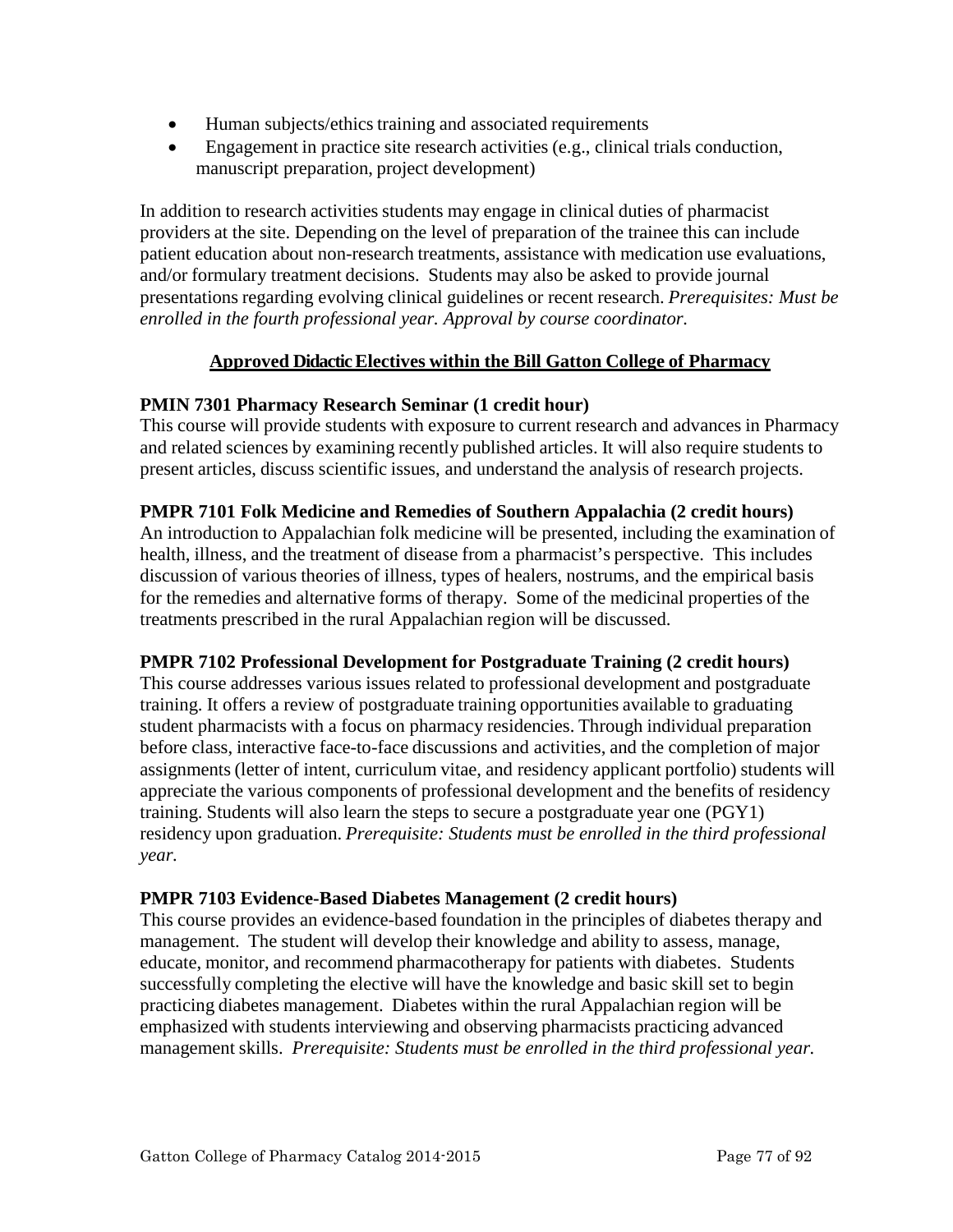- Human subjects/ethics training and associated requirements
- Engagement in practice site research activities (e.g., clinical trials conduction, manuscript preparation, project development)

In addition to research activities students may engage in clinical duties of pharmacist providers at the site. Depending on the level of preparation of the trainee this can include patient education about non-research treatments, assistance with medication use evaluations, and/or formulary treatment decisions. Students may also be asked to provide journal presentations regarding evolving clinical guidelines or recent research. *Prerequisites: Must be enrolled in the fourth professional year. Approval by course coordinator.*

## Approved Didactic Electives within the Bill Gatton College of Pharmacy

**PMIN 7301 Pharmacy Research Seminar (1 credit hour)**
This course will provide students with exposure to current research and advances in Pharmacy and related sciences by examining recently published articles. It will also require students to present articles, discuss scientific issues, and understand the analysis of research projects.

**PMPR 7101 Folk Medicine and Remedies of Southern Appalachia (2 credit hours)**
An introduction to Appalachian folk medicine will be presented, including the examination of health, illness, and the treatment of disease from a pharmacist's perspective. This includes discussion of various theories of illness, types of healers, nostrums, and the empirical basis for the remedies and alternative forms of therapy. Some of the medicinal properties of the treatments prescribed in the rural Appalachian region will be discussed.

**PMPR 7102 Professional Development for Postgraduate Training (2 credit hours)**
This course addresses various issues related to professional development and postgraduate training. It offers a review of postgraduate training opportunities available to graduating student pharmacists with a focus on pharmacy residencies. Through individual preparation before class, interactive face-to-face discussions and activities, and the completion of major assignments (letter of intent, curriculum vitae, and residency applicant portfolio) students will appreciate the various components of professional development and the benefits of residency training. Students will also learn the steps to secure a postgraduate year one (PGY1) residency upon graduation. *Prerequisite: Students must be enrolled in the third professional year.*

**PMPR 7103 Evidence-Based Diabetes Management (2 credit hours)**
This course provides an evidence-based foundation in the principles of diabetes therapy and management. The student will develop their knowledge and ability to assess, manage, educate, monitor, and recommend pharmacotherapy for patients with diabetes. Students successfully completing the elective will have the knowledge and basic skill set to begin practicing diabetes management. Diabetes within the rural Appalachian region will be emphasized with students interviewing and observing pharmacists practicing advanced management skills. *Prerequisite: Students must be enrolled in the third professional year.*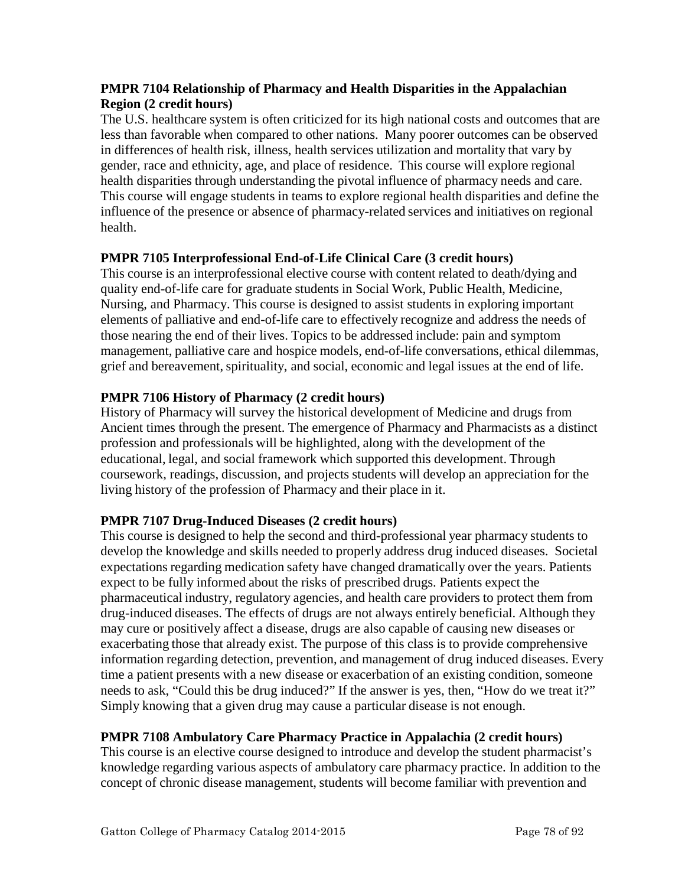**PMPR 7104 Relationship of Pharmacy and Health Disparities in the Appalachian Region (2 credit hours)**

The U.S. healthcare system is often criticized for its high national costs and outcomes that are less than favorable when compared to other nations. Many poorer outcomes can be observed in differences of health risk, illness, health services utilization and mortality that vary by gender, race and ethnicity, age, and place of residence. This course will explore regional health disparities through understanding the pivotal influence of pharmacy needs and care. This course will engage students in teams to explore regional health disparities and define the influence of the presence or absence of pharmacy-related services and initiatives on regional health.

**PMPR 7105 Interprofessional End-of-Life Clinical Care (3 credit hours)**

This course is an interprofessional elective course with content related to death/dying and quality end-of-life care for graduate students in Social Work, Public Health, Medicine, Nursing, and Pharmacy. This course is designed to assist students in exploring important elements of palliative and end-of-life care to effectively recognize and address the needs of those nearing the end of their lives. Topics to be addressed include: pain and symptom management, palliative care and hospice models, end-of-life conversations, ethical dilemmas, grief and bereavement, spirituality, and social, economic and legal issues at the end of life.

**PMPR 7106 History of Pharmacy (2 credit hours)**

History of Pharmacy will survey the historical development of Medicine and drugs from Ancient times through the present. The emergence of Pharmacy and Pharmacists as a distinct profession and professionals will be highlighted, along with the development of the educational, legal, and social framework which supported this development. Through coursework, readings, discussion, and projects students will develop an appreciation for the living history of the profession of Pharmacy and their place in it.

**PMPR 7107 Drug-Induced Diseases (2 credit hours)**

This course is designed to help the second and third-professional year pharmacy students to develop the knowledge and skills needed to properly address drug induced diseases. Societal expectations regarding medication safety have changed dramatically over the years. Patients expect to be fully informed about the risks of prescribed drugs. Patients expect the pharmaceutical industry, regulatory agencies, and health care providers to protect them from drug-induced diseases. The effects of drugs are not always entirely beneficial. Although they may cure or positively affect a disease, drugs are also capable of causing new diseases or exacerbating those that already exist. The purpose of this class is to provide comprehensive information regarding detection, prevention, and management of drug induced diseases. Every time a patient presents with a new disease or exacerbation of an existing condition, someone needs to ask, "Could this be drug induced?" If the answer is yes, then, "How do we treat it?" Simply knowing that a given drug may cause a particular disease is not enough.

**PMPR 7108 Ambulatory Care Pharmacy Practice in Appalachia (2 credit hours)**

This course is an elective course designed to introduce and develop the student pharmacist's knowledge regarding various aspects of ambulatory care pharmacy practice. In addition to the concept of chronic disease management, students will become familiar with prevention and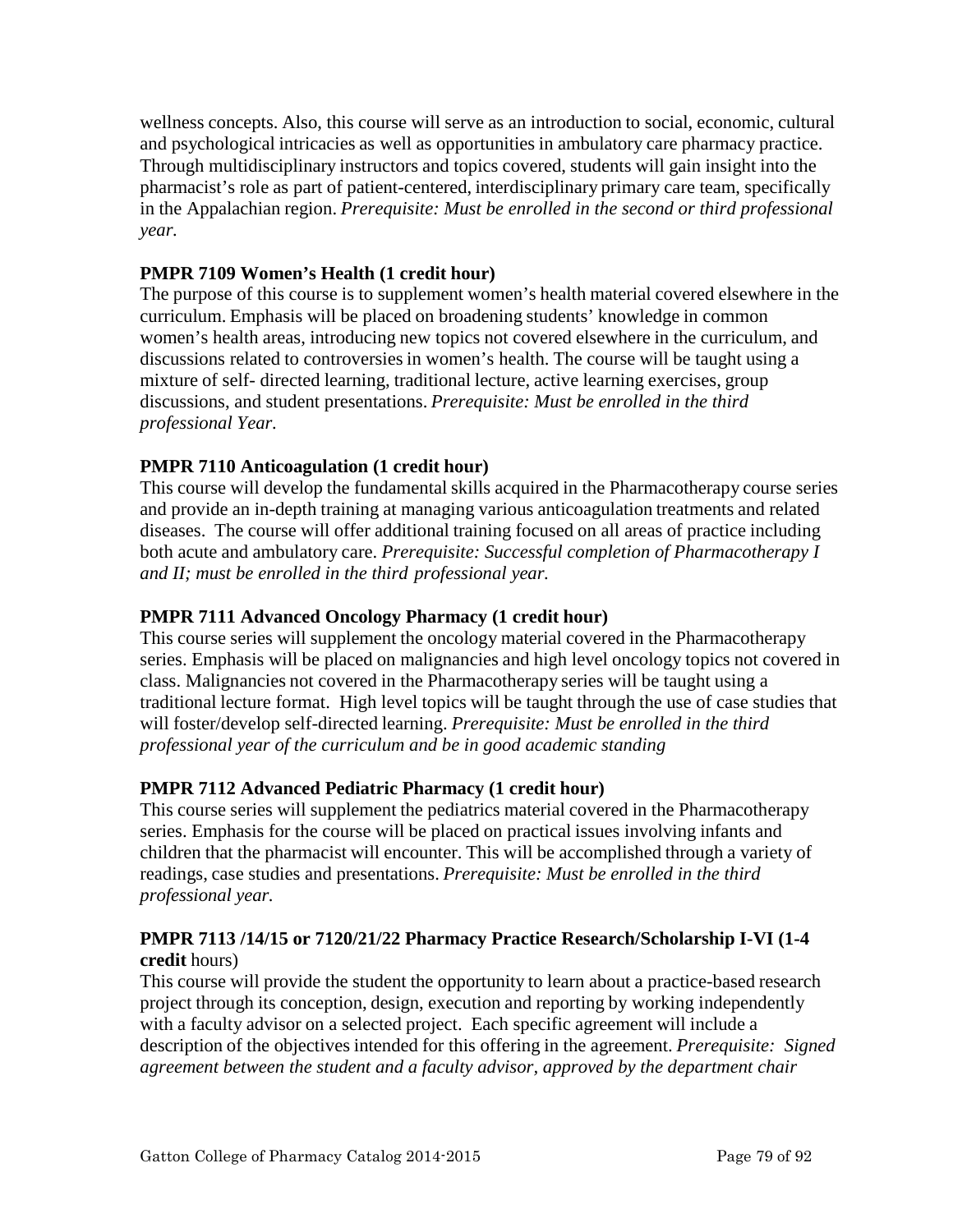wellness concepts. Also, this course will serve as an introduction to social, economic, cultural and psychological intricacies as well as opportunities in ambulatory care pharmacy practice. Through multidisciplinary instructors and topics covered, students will gain insight into the pharmacist's role as part of patient-centered, interdisciplinary primary care team, specifically in the Appalachian region. *Prerequisite: Must be enrolled in the second or third professional year.*

**PMPR 7109 Women's Health (1 credit hour)**
The purpose of this course is to supplement women's health material covered elsewhere in the curriculum. Emphasis will be placed on broadening students' knowledge in common women's health areas, introducing new topics not covered elsewhere in the curriculum, and discussions related to controversies in women's health. The course will be taught using a mixture of self- directed learning, traditional lecture, active learning exercises, group discussions, and student presentations. *Prerequisite: Must be enrolled in the third professional Year.*

**PMPR 7110 Anticoagulation (1 credit hour)**
This course will develop the fundamental skills acquired in the Pharmacotherapy course series and provide an in-depth training at managing various anticoagulation treatments and related diseases. The course will offer additional training focused on all areas of practice including both acute and ambulatory care. *Prerequisite: Successful completion of Pharmacotherapy I and II; must be enrolled in the third professional year.*

**PMPR 7111 Advanced Oncology Pharmacy (1 credit hour)**
This course series will supplement the oncology material covered in the Pharmacotherapy series. Emphasis will be placed on malignancies and high level oncology topics not covered in class. Malignancies not covered in the Pharmacotherapy series will be taught using a traditional lecture format. High level topics will be taught through the use of case studies that will foster/develop self-directed learning. *Prerequisite: Must be enrolled in the third professional year of the curriculum and be in good academic standing*

**PMPR 7112 Advanced Pediatric Pharmacy (1 credit hour)**
This course series will supplement the pediatrics material covered in the Pharmacotherapy series. Emphasis for the course will be placed on practical issues involving infants and children that the pharmacist will encounter. This will be accomplished through a variety of readings, case studies and presentations. *Prerequisite: Must be enrolled in the third professional year.*

**PMPR 7113 /14/15 or 7120/21/22 Pharmacy Practice Research/Scholarship I-VI (1-4 credit** hours)
This course will provide the student the opportunity to learn about a practice-based research project through its conception, design, execution and reporting by working independently with a faculty advisor on a selected project. Each specific agreement will include a description of the objectives intended for this offering in the agreement. *Prerequisite: Signed agreement between the student and a faculty advisor, approved by the department chair*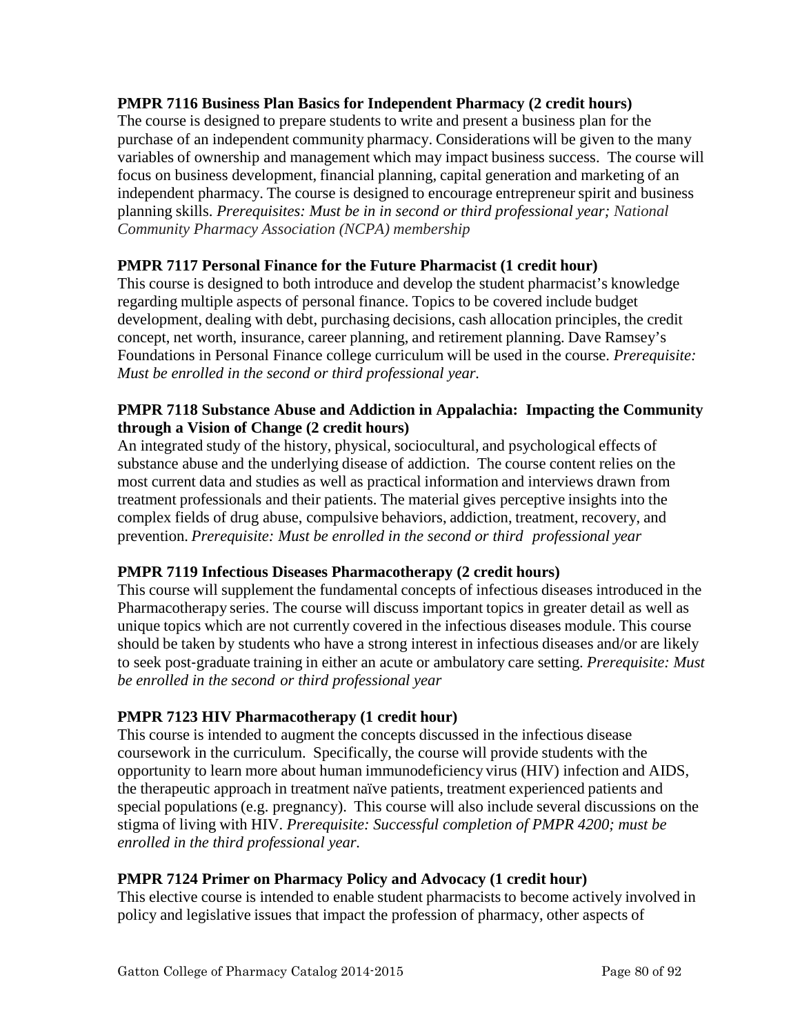**PMPR 7116 Business Plan Basics for Independent Pharmacy (2 credit hours)**
The course is designed to prepare students to write and present a business plan for the purchase of an independent community pharmacy. Considerations will be given to the many variables of ownership and management which may impact business success. The course will focus on business development, financial planning, capital generation and marketing of an independent pharmacy. The course is designed to encourage entrepreneur spirit and business planning skills. *Prerequisites: Must be in in second or third professional year; National Community Pharmacy Association (NCPA) membership*

**PMPR 7117 Personal Finance for the Future Pharmacist (1 credit hour)**
This course is designed to both introduce and develop the student pharmacist's knowledge regarding multiple aspects of personal finance. Topics to be covered include budget development, dealing with debt, purchasing decisions, cash allocation principles, the credit concept, net worth, insurance, career planning, and retirement planning. Dave Ramsey's Foundations in Personal Finance college curriculum will be used in the course. *Prerequisite: Must be enrolled in the second or third professional year.*

**PMPR 7118 Substance Abuse and Addiction in Appalachia: Impacting the Community through a Vision of Change (2 credit hours)**
An integrated study of the history, physical, sociocultural, and psychological effects of substance abuse and the underlying disease of addiction. The course content relies on the most current data and studies as well as practical information and interviews drawn from treatment professionals and their patients. The material gives perceptive insights into the complex fields of drug abuse, compulsive behaviors, addiction, treatment, recovery, and prevention. *Prerequisite: Must be enrolled in the second or third professional year*

**PMPR 7119 Infectious Diseases Pharmacotherapy (2 credit hours)**
This course will supplement the fundamental concepts of infectious diseases introduced in the Pharmacotherapy series. The course will discuss important topics in greater detail as well as unique topics which are not currently covered in the infectious diseases module. This course should be taken by students who have a strong interest in infectious diseases and/or are likely to seek post-graduate training in either an acute or ambulatory care setting. *Prerequisite: Must be enrolled in the second or third professional year*

**PMPR 7123 HIV Pharmacotherapy (1 credit hour)**
This course is intended to augment the concepts discussed in the infectious disease coursework in the curriculum. Specifically, the course will provide students with the opportunity to learn more about human immunodeficiency virus (HIV) infection and AIDS, the therapeutic approach in treatment naïve patients, treatment experienced patients and special populations (e.g. pregnancy). This course will also include several discussions on the stigma of living with HIV. *Prerequisite: Successful completion of PMPR 4200; must be enrolled in the third professional year.*

**PMPR 7124 Primer on Pharmacy Policy and Advocacy (1 credit hour)**
This elective course is intended to enable student pharmacists to become actively involved in policy and legislative issues that impact the profession of pharmacy, other aspects of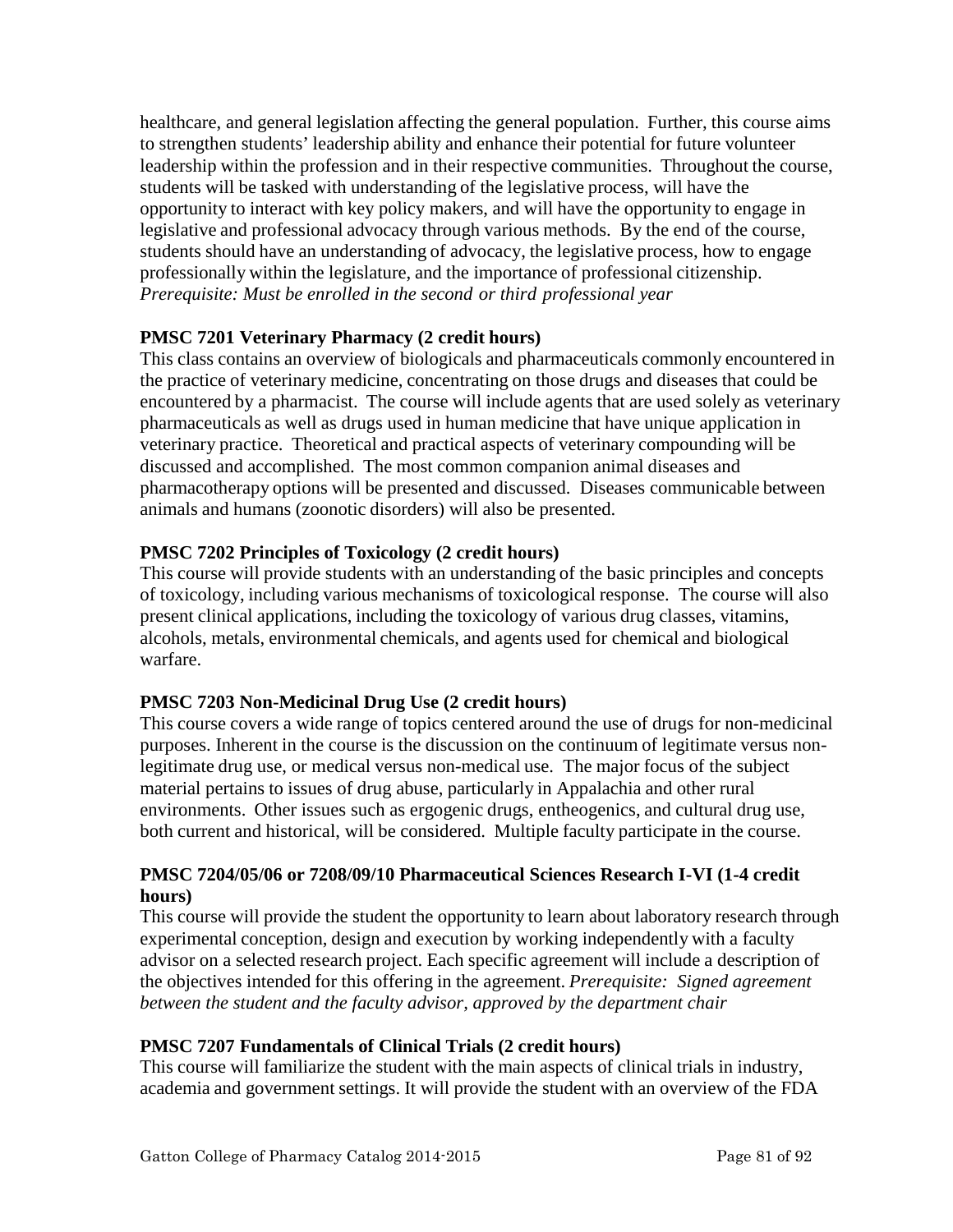healthcare, and general legislation affecting the general population. Further, this course aims to strengthen students' leadership ability and enhance their potential for future volunteer leadership within the profession and in their respective communities. Throughout the course, students will be tasked with understanding of the legislative process, will have the opportunity to interact with key policy makers, and will have the opportunity to engage in legislative and professional advocacy through various methods. By the end of the course, students should have an understanding of advocacy, the legislative process, how to engage professionally within the legislature, and the importance of professional citizenship. *Prerequisite: Must be enrolled in the second or third professional year*

**PMSC 7201 Veterinary Pharmacy (2 credit hours)**

This class contains an overview of biologicals and pharmaceuticals commonly encountered in the practice of veterinary medicine, concentrating on those drugs and diseases that could be encountered by a pharmacist. The course will include agents that are used solely as veterinary pharmaceuticals as well as drugs used in human medicine that have unique application in veterinary practice. Theoretical and practical aspects of veterinary compounding will be discussed and accomplished. The most common companion animal diseases and pharmacotherapy options will be presented and discussed. Diseases communicable between animals and humans (zoonotic disorders) will also be presented.

**PMSC 7202 Principles of Toxicology (2 credit hours)**

This course will provide students with an understanding of the basic principles and concepts of toxicology, including various mechanisms of toxicological response. The course will also present clinical applications, including the toxicology of various drug classes, vitamins, alcohols, metals, environmental chemicals, and agents used for chemical and biological warfare.

**PMSC 7203 Non-Medicinal Drug Use (2 credit hours)**

This course covers a wide range of topics centered around the use of drugs for non-medicinal purposes. Inherent in the course is the discussion on the continuum of legitimate versus non-legitimate drug use, or medical versus non-medical use. The major focus of the subject material pertains to issues of drug abuse, particularly in Appalachia and other rural environments. Other issues such as ergogenic drugs, entheogenics, and cultural drug use, both current and historical, will be considered. Multiple faculty participate in the course.

**PMSC 7204/05/06 or 7208/09/10 Pharmaceutical Sciences Research I-VI (1-4 credit hours)**

This course will provide the student the opportunity to learn about laboratory research through experimental conception, design and execution by working independently with a faculty advisor on a selected research project. Each specific agreement will include a description of the objectives intended for this offering in the agreement. *Prerequisite: Signed agreement between the student and the faculty advisor, approved by the department chair*

**PMSC 7207 Fundamentals of Clinical Trials (2 credit hours)**

This course will familiarize the student with the main aspects of clinical trials in industry, academia and government settings. It will provide the student with an overview of the FDA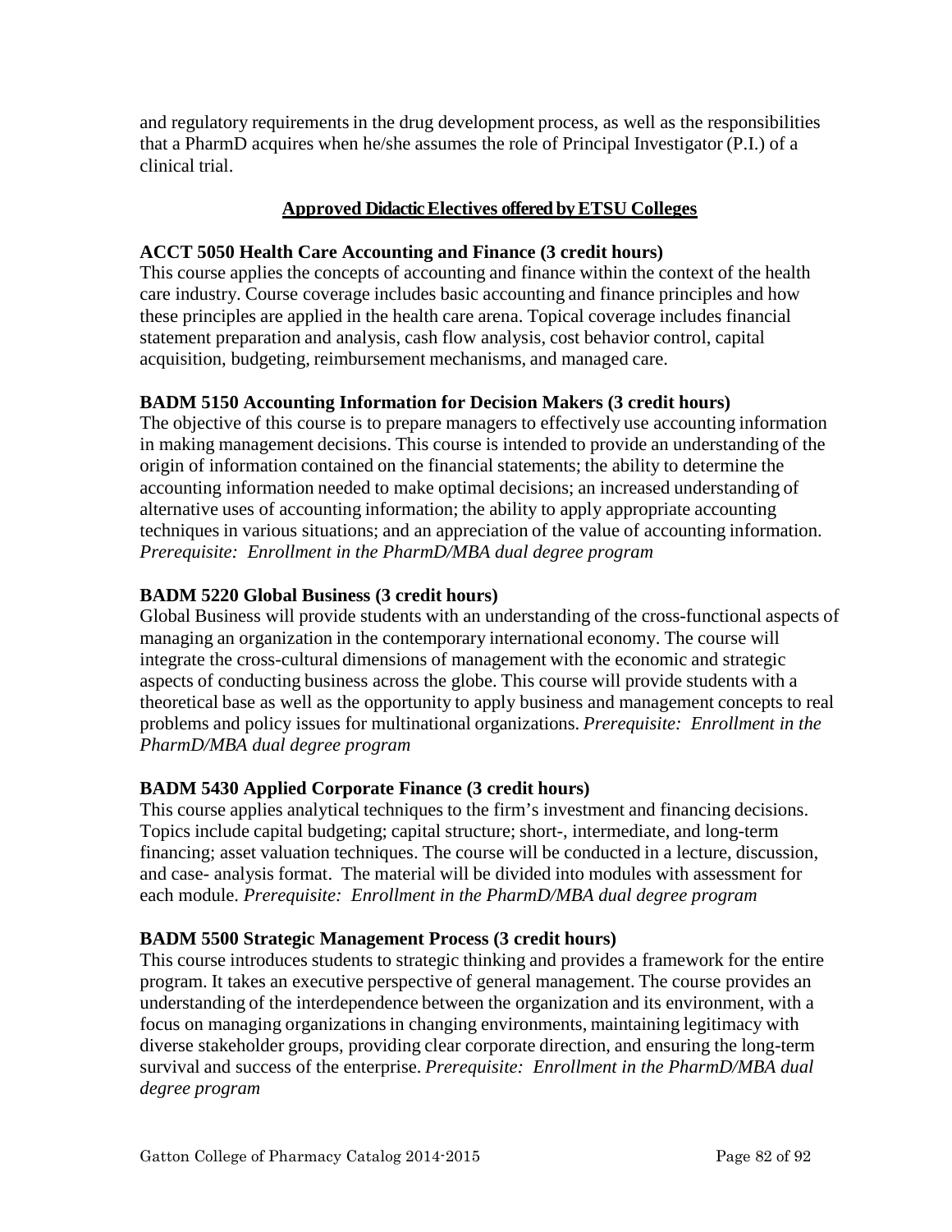and regulatory requirements in the drug development process, as well as the responsibilities that a PharmD acquires when he/she assumes the role of Principal Investigator (P.I.) of a clinical trial.

## Approved Didactic Electives offered by ETSU Colleges

**ACCT 5050 Health Care Accounting and Finance (3 credit hours)**
This course applies the concepts of accounting and finance within the context of the health care industry. Course coverage includes basic accounting and finance principles and how these principles are applied in the health care arena. Topical coverage includes financial statement preparation and analysis, cash flow analysis, cost behavior control, capital acquisition, budgeting, reimbursement mechanisms, and managed care.

**BADM 5150 Accounting Information for Decision Makers (3 credit hours)**
The objective of this course is to prepare managers to effectively use accounting information in making management decisions. This course is intended to provide an understanding of the origin of information contained on the financial statements; the ability to determine the accounting information needed to make optimal decisions; an increased understanding of alternative uses of accounting information; the ability to apply appropriate accounting techniques in various situations; and an appreciation of the value of accounting information. *Prerequisite: Enrollment in the PharmD/MBA dual degree program*

**BADM 5220 Global Business (3 credit hours)**
Global Business will provide students with an understanding of the cross-functional aspects of managing an organization in the contemporary international economy. The course will integrate the cross-cultural dimensions of management with the economic and strategic aspects of conducting business across the globe. This course will provide students with a theoretical base as well as the opportunity to apply business and management concepts to real problems and policy issues for multinational organizations. *Prerequisite: Enrollment in the PharmD/MBA dual degree program*

**BADM 5430 Applied Corporate Finance (3 credit hours)**
This course applies analytical techniques to the firm's investment and financing decisions. Topics include capital budgeting; capital structure; short-, intermediate, and long-term financing; asset valuation techniques. The course will be conducted in a lecture, discussion, and case- analysis format. The material will be divided into modules with assessment for each module. *Prerequisite: Enrollment in the PharmD/MBA dual degree program*

**BADM 5500 Strategic Management Process (3 credit hours)**
This course introduces students to strategic thinking and provides a framework for the entire program. It takes an executive perspective of general management. The course provides an understanding of the interdependence between the organization and its environment, with a focus on managing organizations in changing environments, maintaining legitimacy with diverse stakeholder groups, providing clear corporate direction, and ensuring the long-term survival and success of the enterprise. *Prerequisite: Enrollment in the PharmD/MBA dual degree program*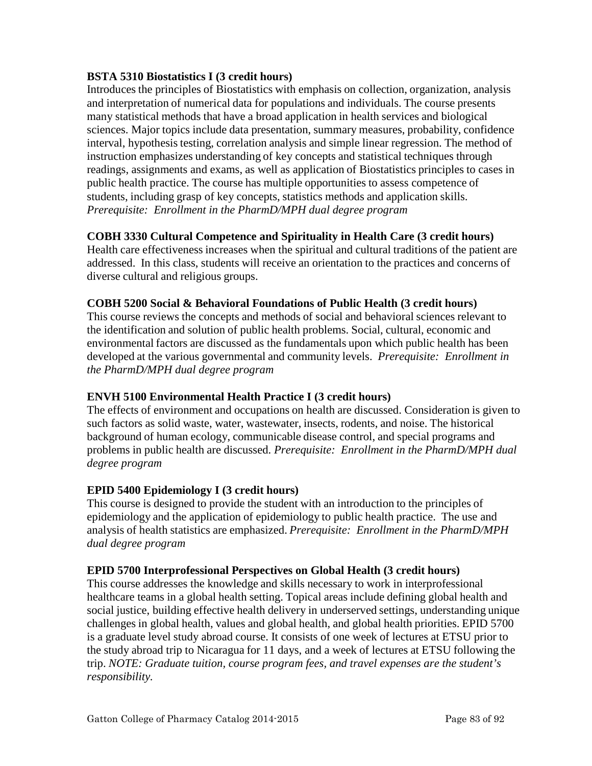**BSTA 5310 Biostatistics I (3 credit hours)**

Introduces the principles of Biostatistics with emphasis on collection, organization, analysis and interpretation of numerical data for populations and individuals. The course presents many statistical methods that have a broad application in health services and biological sciences. Major topics include data presentation, summary measures, probability, confidence interval, hypothesis testing, correlation analysis and simple linear regression. The method of instruction emphasizes understanding of key concepts and statistical techniques through readings, assignments and exams, as well as application of Biostatistics principles to cases in public health practice. The course has multiple opportunities to assess competence of students, including grasp of key concepts, statistics methods and application skills. *Prerequisite: Enrollment in the PharmD/MPH dual degree program*

**COBH 3330 Cultural Competence and Spirituality in Health Care (3 credit hours)**

Health care effectiveness increases when the spiritual and cultural traditions of the patient are addressed. In this class, students will receive an orientation to the practices and concerns of diverse cultural and religious groups.

**COBH 5200 Social & Behavioral Foundations of Public Health (3 credit hours)**

This course reviews the concepts and methods of social and behavioral sciences relevant to the identification and solution of public health problems. Social, cultural, economic and environmental factors are discussed as the fundamentals upon which public health has been developed at the various governmental and community levels. *Prerequisite: Enrollment in the PharmD/MPH dual degree program*

**ENVH 5100 Environmental Health Practice I (3 credit hours)**

The effects of environment and occupations on health are discussed. Consideration is given to such factors as solid waste, water, wastewater, insects, rodents, and noise. The historical background of human ecology, communicable disease control, and special programs and problems in public health are discussed. *Prerequisite: Enrollment in the PharmD/MPH dual degree program*

**EPID 5400 Epidemiology I (3 credit hours)**

This course is designed to provide the student with an introduction to the principles of epidemiology and the application of epidemiology to public health practice. The use and analysis of health statistics are emphasized. *Prerequisite: Enrollment in the PharmD/MPH dual degree program*

**EPID 5700 Interprofessional Perspectives on Global Health (3 credit hours)**

This course addresses the knowledge and skills necessary to work in interprofessional healthcare teams in a global health setting. Topical areas include defining global health and social justice, building effective health delivery in underserved settings, understanding unique challenges in global health, values and global health, and global health priorities. EPID 5700 is a graduate level study abroad course. It consists of one week of lectures at ETSU prior to the study abroad trip to Nicaragua for 11 days, and a week of lectures at ETSU following the trip. *NOTE: Graduate tuition, course program fees, and travel expenses are the student's responsibility.*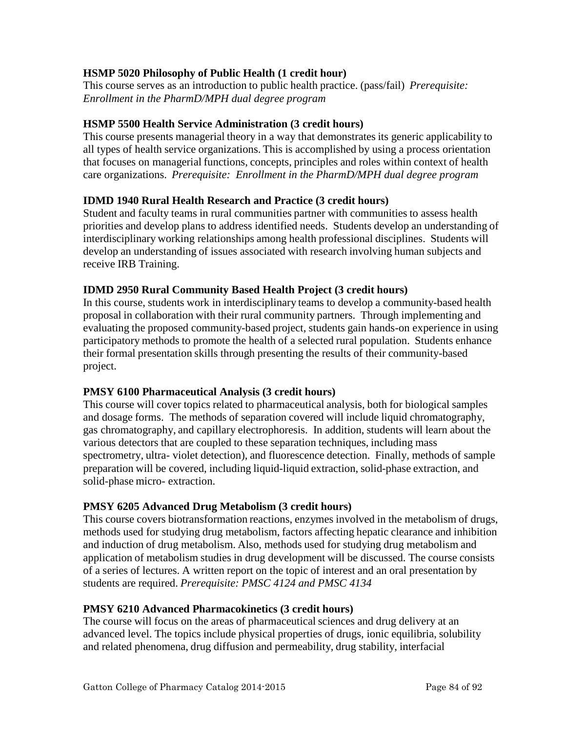**HSMP 5020 Philosophy of Public Health (1 credit hour)**
This course serves as an introduction to public health practice. (pass/fail) *Prerequisite: Enrollment in the PharmD/MPH dual degree program*

**HSMP 5500 Health Service Administration (3 credit hours)**
This course presents managerial theory in a way that demonstrates its generic applicability to all types of health service organizations. This is accomplished by using a process orientation that focuses on managerial functions, concepts, principles and roles within context of health care organizations. *Prerequisite: Enrollment in the PharmD/MPH dual degree program*

**IDMD 1940 Rural Health Research and Practice (3 credit hours)**
Student and faculty teams in rural communities partner with communities to assess health priorities and develop plans to address identified needs. Students develop an understanding of interdisciplinary working relationships among health professional disciplines. Students will develop an understanding of issues associated with research involving human subjects and receive IRB Training.

**IDMD 2950 Rural Community Based Health Project (3 credit hours)**
In this course, students work in interdisciplinary teams to develop a community-based health proposal in collaboration with their rural community partners. Through implementing and evaluating the proposed community-based project, students gain hands-on experience in using participatory methods to promote the health of a selected rural population. Students enhance their formal presentation skills through presenting the results of their community-based project.

**PMSY 6100 Pharmaceutical Analysis (3 credit hours)**
This course will cover topics related to pharmaceutical analysis, both for biological samples and dosage forms. The methods of separation covered will include liquid chromatography, gas chromatography, and capillary electrophoresis. In addition, students will learn about the various detectors that are coupled to these separation techniques, including mass spectrometry, ultra- violet detection), and fluorescence detection. Finally, methods of sample preparation will be covered, including liquid-liquid extraction, solid-phase extraction, and solid-phase micro- extraction.

**PMSY 6205 Advanced Drug Metabolism (3 credit hours)**
This course covers biotransformation reactions, enzymes involved in the metabolism of drugs, methods used for studying drug metabolism, factors affecting hepatic clearance and inhibition and induction of drug metabolism. Also, methods used for studying drug metabolism and application of metabolism studies in drug development will be discussed. The course consists of a series of lectures. A written report on the topic of interest and an oral presentation by students are required. *Prerequisite: PMSC 4124 and PMSC 4134*

**PMSY 6210 Advanced Pharmacokinetics (3 credit hours)**
The course will focus on the areas of pharmaceutical sciences and drug delivery at an advanced level. The topics include physical properties of drugs, ionic equilibria, solubility and related phenomena, drug diffusion and permeability, drug stability, interfacial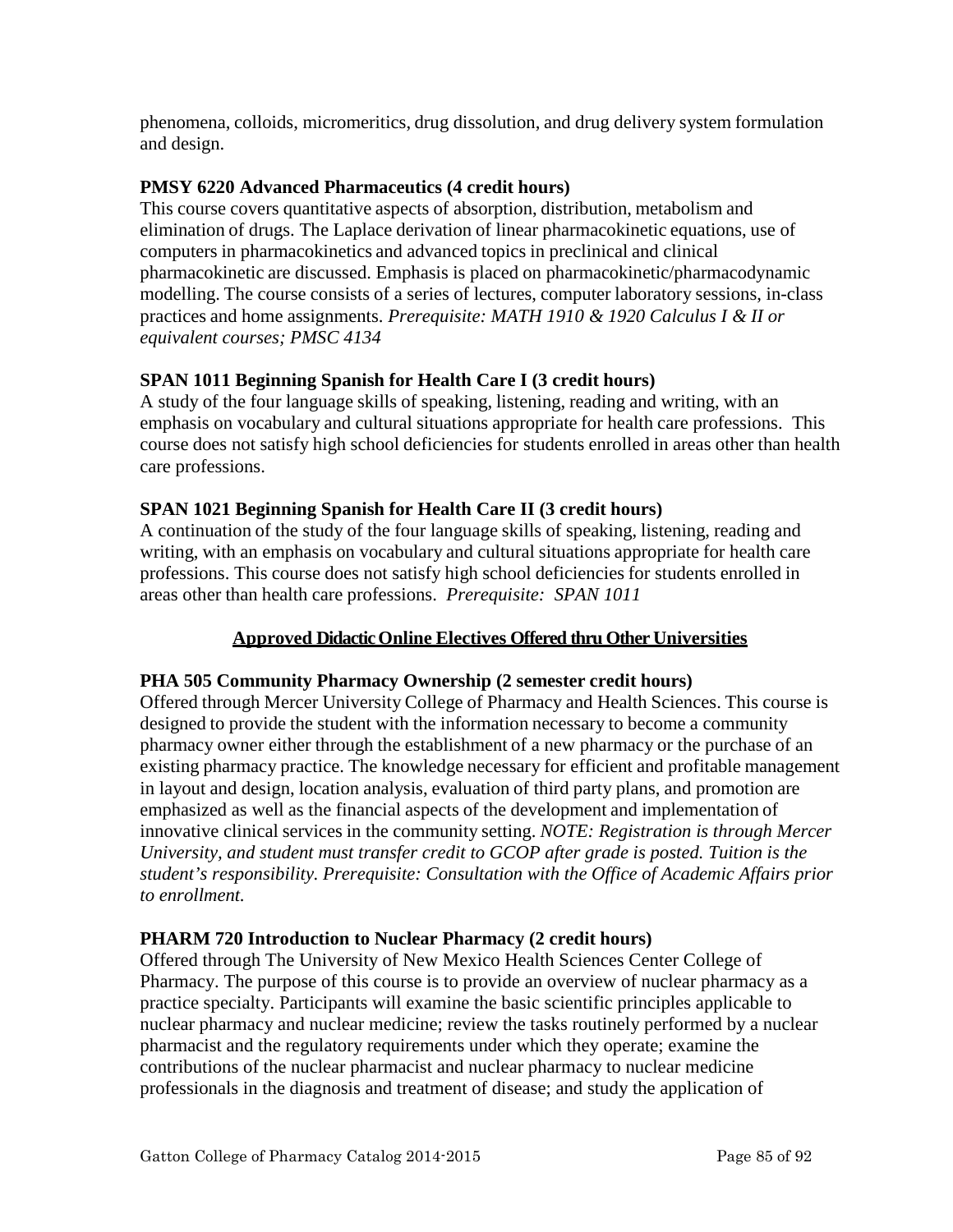phenomena, colloids, micromeritics, drug dissolution, and drug delivery system formulation and design.

**PMSY 6220 Advanced Pharmaceutics (4 credit hours)**
This course covers quantitative aspects of absorption, distribution, metabolism and elimination of drugs. The Laplace derivation of linear pharmacokinetic equations, use of computers in pharmacokinetics and advanced topics in preclinical and clinical pharmacokinetic are discussed. Emphasis is placed on pharmacokinetic/pharmacodynamic modelling. The course consists of a series of lectures, computer laboratory sessions, in-class practices and home assignments. *Prerequisite: MATH 1910 & 1920 Calculus I & II or equivalent courses; PMSC 4134*

**SPAN 1011 Beginning Spanish for Health Care I (3 credit hours)**
A study of the four language skills of speaking, listening, reading and writing, with an emphasis on vocabulary and cultural situations appropriate for health care professions. This course does not satisfy high school deficiencies for students enrolled in areas other than health care professions.

**SPAN 1021 Beginning Spanish for Health Care II (3 credit hours)**
A continuation of the study of the four language skills of speaking, listening, reading and writing, with an emphasis on vocabulary and cultural situations appropriate for health care professions. This course does not satisfy high school deficiencies for students enrolled in areas other than health care professions. *Prerequisite: SPAN 1011*

## Approved Didactic Online Electives Offered thru Other Universities

**PHA 505 Community Pharmacy Ownership (2 semester credit hours)**
Offered through Mercer University College of Pharmacy and Health Sciences. This course is designed to provide the student with the information necessary to become a community pharmacy owner either through the establishment of a new pharmacy or the purchase of an existing pharmacy practice. The knowledge necessary for efficient and profitable management in layout and design, location analysis, evaluation of third party plans, and promotion are emphasized as well as the financial aspects of the development and implementation of innovative clinical services in the community setting. *NOTE: Registration is through Mercer University, and student must transfer credit to GCOP after grade is posted. Tuition is the student's responsibility. Prerequisite: Consultation with the Office of Academic Affairs prior to enrollment.*

**PHARM 720 Introduction to Nuclear Pharmacy (2 credit hours)**
Offered through The University of New Mexico Health Sciences Center College of Pharmacy. The purpose of this course is to provide an overview of nuclear pharmacy as a practice specialty. Participants will examine the basic scientific principles applicable to nuclear pharmacy and nuclear medicine; review the tasks routinely performed by a nuclear pharmacist and the regulatory requirements under which they operate; examine the contributions of the nuclear pharmacist and nuclear pharmacy to nuclear medicine professionals in the diagnosis and treatment of disease; and study the application of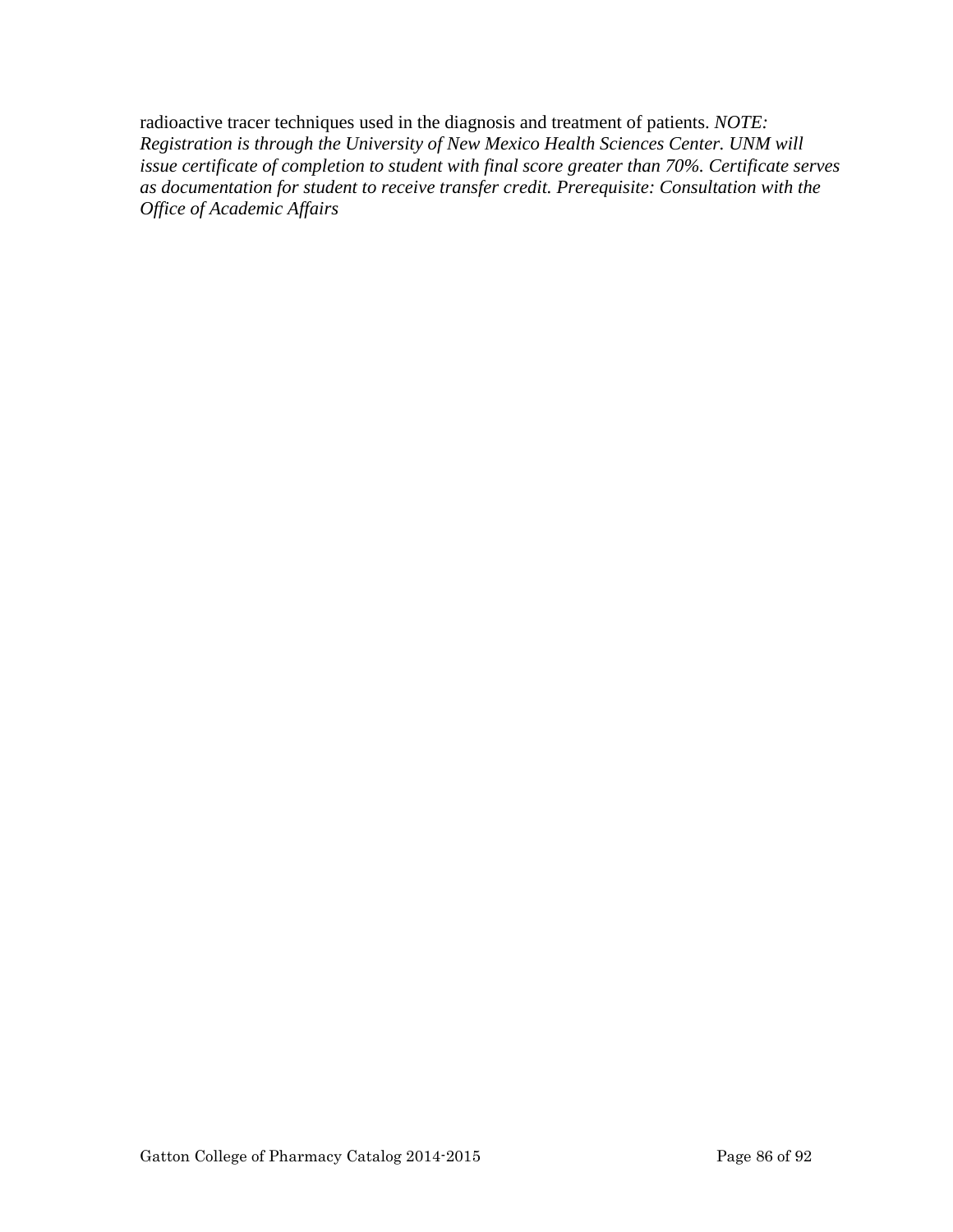radioactive tracer techniques used in the diagnosis and treatment of patients. *NOTE: Registration is through the University of New Mexico Health Sciences Center. UNM will issue certificate of completion to student with final score greater than 70%. Certificate serves as documentation for student to receive transfer credit. Prerequisite: Consultation with the Office of Academic Affairs*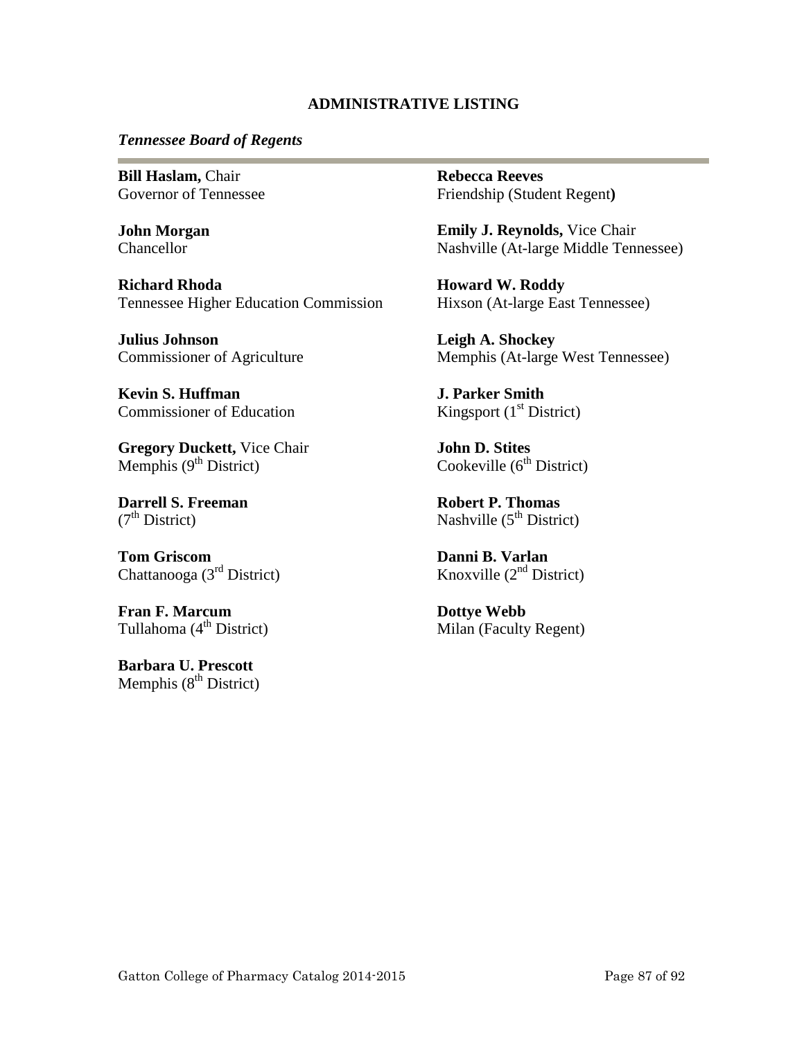## ADMINISTRATIVE LISTING

### *Tennessee Board of Regents*

**Bill Haslam,** Chair
Governor of Tennessee

**John Morgan**
Chancellor

**Richard Rhoda**
Tennessee Higher Education Commission

**Julius Johnson**
Commissioner of Agriculture

**Kevin S. Huffman**
Commissioner of Education

**Gregory Duckett,** Vice Chair
Memphis (9th District)

**Darrell S. Freeman**
(7th District)

**Tom Griscom**
Chattanooga (3rd District)

**Fran F. Marcum**
Tullahoma (4th District)

**Barbara U. Prescott**
Memphis (8th District)

**Rebecca Reeves**
Friendship (Student Regent)

**Emily J. Reynolds,** Vice Chair
Nashville (At-large Middle Tennessee)

**Howard W. Roddy**
Hixson (At-large East Tennessee)

**Leigh A. Shockey**
Memphis (At-large West Tennessee)

**J. Parker Smith**
Kingsport (1st District)

**John D. Stites**
Cookeville (6th District)

**Robert P. Thomas**
Nashville (5th District)

**Danni B. Varlan**
Knoxville (2nd District)

**Dottye Webb**
Milan (Faculty Regent)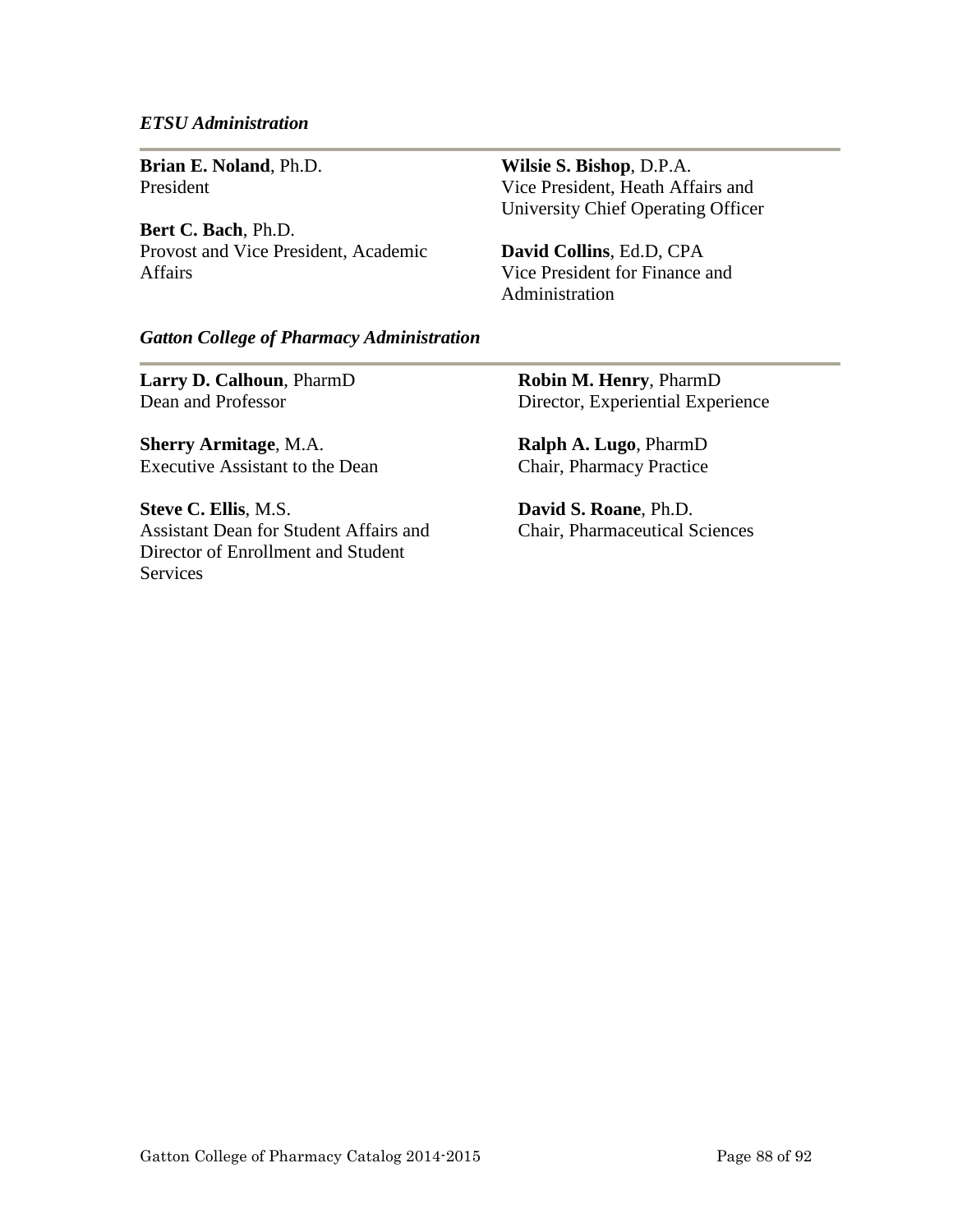*ETSU Administration*

**Brian E. Noland**, Ph.D.
President

**Bert C. Bach**, Ph.D.
Provost and Vice President, Academic Affairs

**Wilsie S. Bishop**, D.P.A.
Vice President, Heath Affairs and University Chief Operating Officer

**David Collins**, Ed.D, CPA
Vice President for Finance and Administration

*Gatton College of Pharmacy Administration*

**Larry D. Calhoun**, PharmD
Dean and Professor

**Sherry Armitage**, M.A.
Executive Assistant to the Dean

**Steve C. Ellis**, M.S.
Assistant Dean for Student Affairs and Director of Enrollment and Student Services

**Robin M. Henry**, PharmD
Director, Experiential Experience

**Ralph A. Lugo**, PharmD
Chair, Pharmacy Practice

**David S. Roane**, Ph.D.
Chair, Pharmaceutical Sciences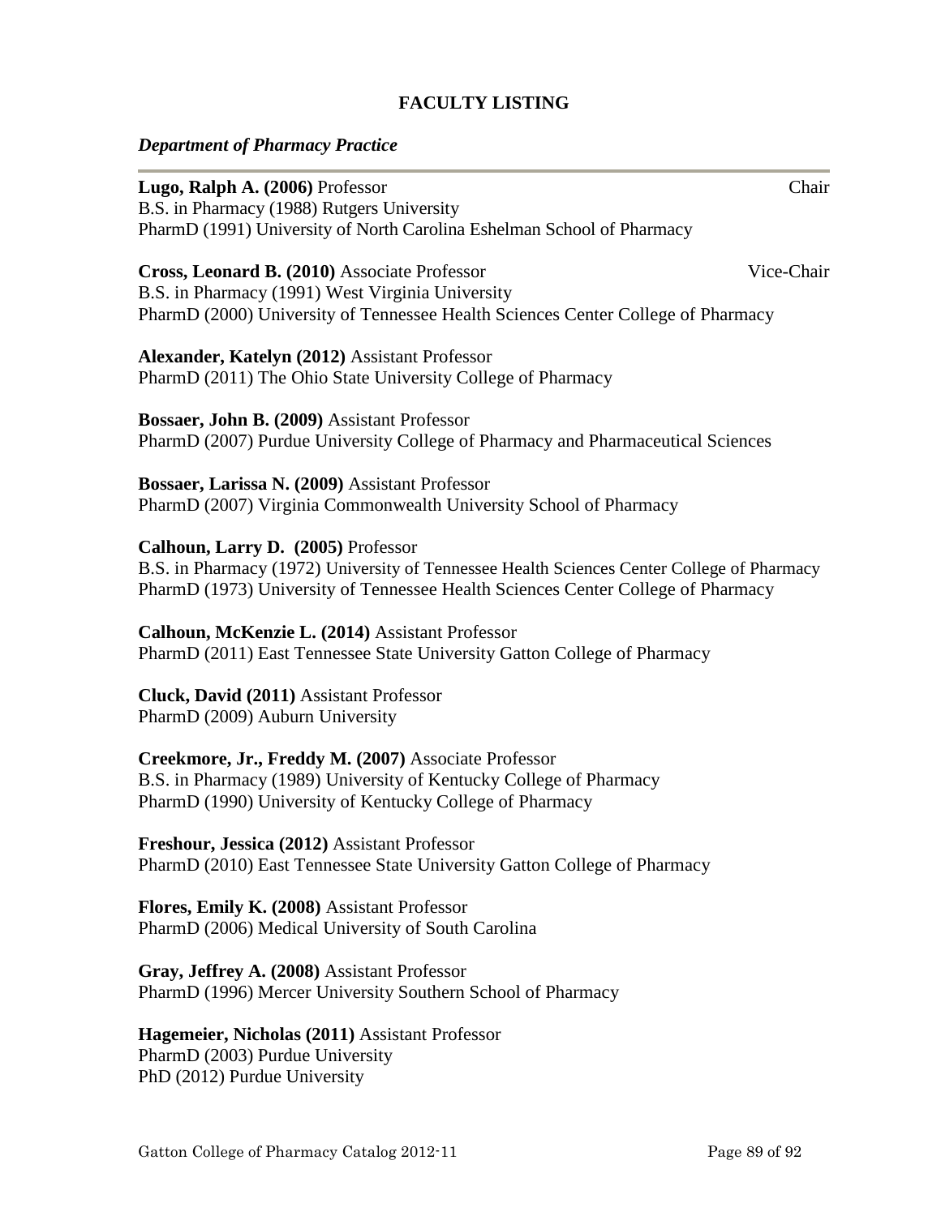## FACULTY LISTING

### *Department of Pharmacy Practice*

---

**Lugo, Ralph A. (2006)** Professor — Chair
B.S. in Pharmacy (1988) Rutgers University
PharmD (1991) University of North Carolina Eshelman School of Pharmacy

**Cross, Leonard B. (2010)** Associate Professor — Vice-Chair
B.S. in Pharmacy (1991) West Virginia University
PharmD (2000) University of Tennessee Health Sciences Center College of Pharmacy

**Alexander, Katelyn (2012)** Assistant Professor
PharmD (2011) The Ohio State University College of Pharmacy

**Bossaer, John B. (2009)** Assistant Professor
PharmD (2007) Purdue University College of Pharmacy and Pharmaceutical Sciences

**Bossaer, Larissa N. (2009)** Assistant Professor
PharmD (2007) Virginia Commonwealth University School of Pharmacy

**Calhoun, Larry D. (2005)** Professor
B.S. in Pharmacy (1972) University of Tennessee Health Sciences Center College of Pharmacy
PharmD (1973) University of Tennessee Health Sciences Center College of Pharmacy

**Calhoun, McKenzie L. (2014)** Assistant Professor
PharmD (2011) East Tennessee State University Gatton College of Pharmacy

**Cluck, David (2011)** Assistant Professor
PharmD (2009) Auburn University

**Creekmore, Jr., Freddy M. (2007)** Associate Professor
B.S. in Pharmacy (1989) University of Kentucky College of Pharmacy
PharmD (1990) University of Kentucky College of Pharmacy

**Freshour, Jessica (2012)** Assistant Professor
PharmD (2010) East Tennessee State University Gatton College of Pharmacy

**Flores, Emily K. (2008)** Assistant Professor
PharmD (2006) Medical University of South Carolina

**Gray, Jeffrey A. (2008)** Assistant Professor
PharmD (1996) Mercer University Southern School of Pharmacy

**Hagemeier, Nicholas (2011)** Assistant Professor
PharmD (2003) Purdue University
PhD (2012) Purdue University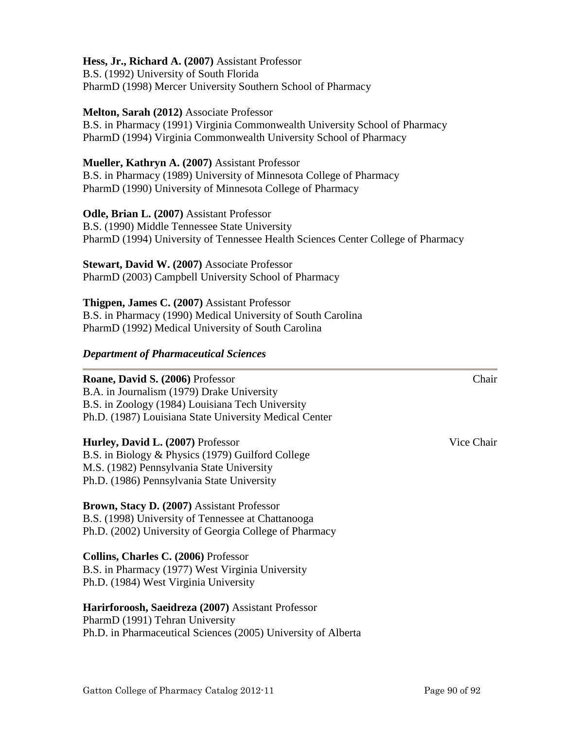**Hess, Jr., Richard A. (2007)** Assistant Professor
B.S. (1992) University of South Florida
PharmD (1998) Mercer University Southern School of Pharmacy

**Melton, Sarah (2012)** Associate Professor
B.S. in Pharmacy (1991) Virginia Commonwealth University School of Pharmacy
PharmD (1994) Virginia Commonwealth University School of Pharmacy

**Mueller, Kathryn A. (2007)** Assistant Professor
B.S. in Pharmacy (1989) University of Minnesota College of Pharmacy
PharmD (1990) University of Minnesota College of Pharmacy

**Odle, Brian L. (2007)** Assistant Professor
B.S. (1990) Middle Tennessee State University
PharmD (1994) University of Tennessee Health Sciences Center College of Pharmacy

**Stewart, David W. (2007)** Associate Professor
PharmD (2003) Campbell University School of Pharmacy

**Thigpen, James C. (2007)** Assistant Professor
B.S. in Pharmacy (1990) Medical University of South Carolina
PharmD (1992) Medical University of South Carolina

### *Department of Pharmaceutical Sciences*

**Roane, David S. (2006)** Professor — Chair
B.A. in Journalism (1979) Drake University
B.S. in Zoology (1984) Louisiana Tech University
Ph.D. (1987) Louisiana State University Medical Center

**Hurley, David L. (2007)** Professor — Vice Chair
B.S. in Biology & Physics (1979) Guilford College
M.S. (1982) Pennsylvania State University
Ph.D. (1986) Pennsylvania State University

**Brown, Stacy D. (2007)** Assistant Professor
B.S. (1998) University of Tennessee at Chattanooga
Ph.D. (2002) University of Georgia College of Pharmacy

**Collins, Charles C. (2006)** Professor
B.S. in Pharmacy (1977) West Virginia University
Ph.D. (1984) West Virginia University

**Harirforoosh, Saeidreza (2007)** Assistant Professor
PharmD (1991) Tehran University
Ph.D. in Pharmaceutical Sciences (2005) University of Alberta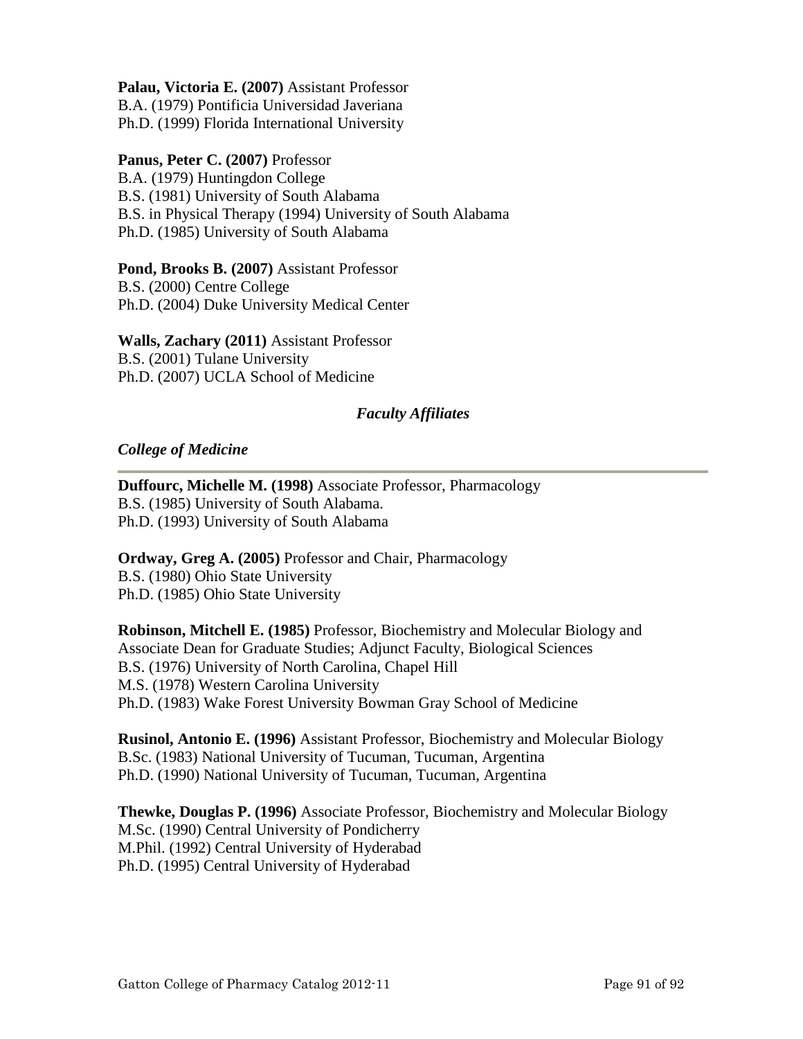**Palau, Victoria E. (2007)** Assistant Professor
B.A. (1979) Pontificia Universidad Javeriana
Ph.D. (1999) Florida International University

**Panus, Peter C. (2007)** Professor
B.A. (1979) Huntingdon College
B.S. (1981) University of South Alabama
B.S. in Physical Therapy (1994) University of South Alabama
Ph.D. (1985) University of South Alabama

**Pond, Brooks B. (2007)** Assistant Professor
B.S. (2000) Centre College
Ph.D. (2004) Duke University Medical Center

**Walls, Zachary (2011)** Assistant Professor
B.S. (2001) Tulane University
Ph.D. (2007) UCLA School of Medicine

### *Faculty Affiliates*

#### *College of Medicine*

---

**Duffourc, Michelle M. (1998)** Associate Professor, Pharmacology
B.S. (1985) University of South Alabama.
Ph.D. (1993) University of South Alabama

**Ordway, Greg A. (2005)** Professor and Chair, Pharmacology
B.S. (1980) Ohio State University
Ph.D. (1985) Ohio State University

**Robinson, Mitchell E. (1985)** Professor, Biochemistry and Molecular Biology and Associate Dean for Graduate Studies; Adjunct Faculty, Biological Sciences
B.S. (1976) University of North Carolina, Chapel Hill
M.S. (1978) Western Carolina University
Ph.D. (1983) Wake Forest University Bowman Gray School of Medicine

**Rusinol, Antonio E. (1996)** Assistant Professor, Biochemistry and Molecular Biology
B.Sc. (1983) National University of Tucuman, Tucuman, Argentina
Ph.D. (1990) National University of Tucuman, Tucuman, Argentina

**Thewke, Douglas P. (1996)** Associate Professor, Biochemistry and Molecular Biology
M.Sc. (1990) Central University of Pondicherry
M.Phil. (1992) Central University of Hyderabad
Ph.D. (1995) Central University of Hyderabad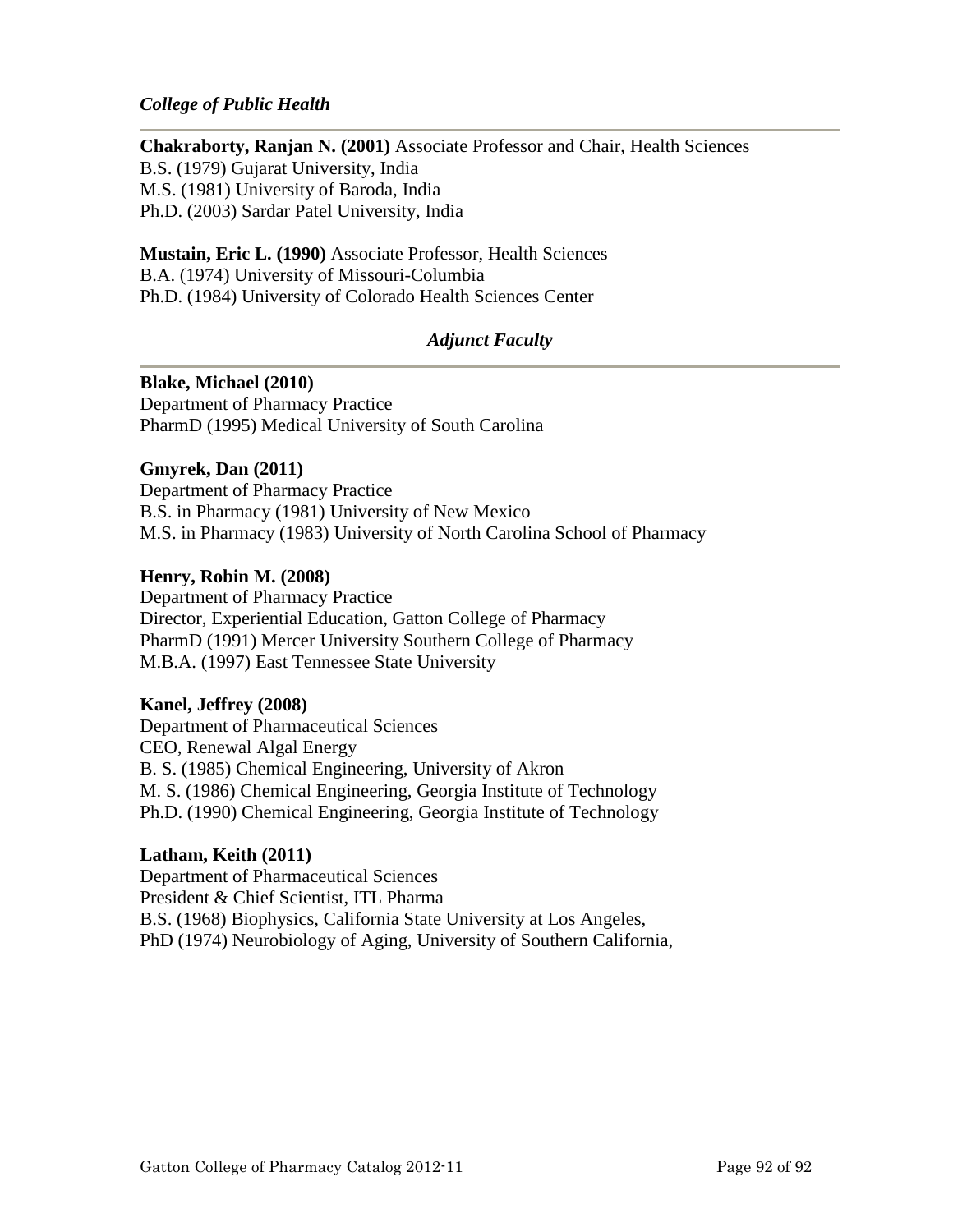*College of Public Health*

**Chakraborty, Ranjan N. (2001)** Associate Professor and Chair, Health Sciences
B.S. (1979) Gujarat University, India
M.S. (1981) University of Baroda, India
Ph.D. (2003) Sardar Patel University, India

**Mustain, Eric L. (1990)** Associate Professor, Health Sciences
B.A. (1974) University of Missouri-Columbia
Ph.D. (1984) University of Colorado Health Sciences Center

## *Adjunct Faculty*

**Blake, Michael (2010)**
Department of Pharmacy Practice
PharmD (1995) Medical University of South Carolina

**Gmyrek, Dan (2011)**
Department of Pharmacy Practice
B.S. in Pharmacy (1981) University of New Mexico
M.S. in Pharmacy (1983) University of North Carolina School of Pharmacy

**Henry, Robin M. (2008)**
Department of Pharmacy Practice
Director, Experiential Education, Gatton College of Pharmacy
PharmD (1991) Mercer University Southern College of Pharmacy
M.B.A. (1997) East Tennessee State University

**Kanel, Jeffrey (2008)**
Department of Pharmaceutical Sciences
CEO, Renewal Algal Energy
B. S. (1985) Chemical Engineering, University of Akron
M. S. (1986) Chemical Engineering, Georgia Institute of Technology
Ph.D. (1990) Chemical Engineering, Georgia Institute of Technology

**Latham, Keith (2011)**
Department of Pharmaceutical Sciences
President & Chief Scientist, ITL Pharma
B.S. (1968) Biophysics, California State University at Los Angeles,
PhD (1974) Neurobiology of Aging, University of Southern California,